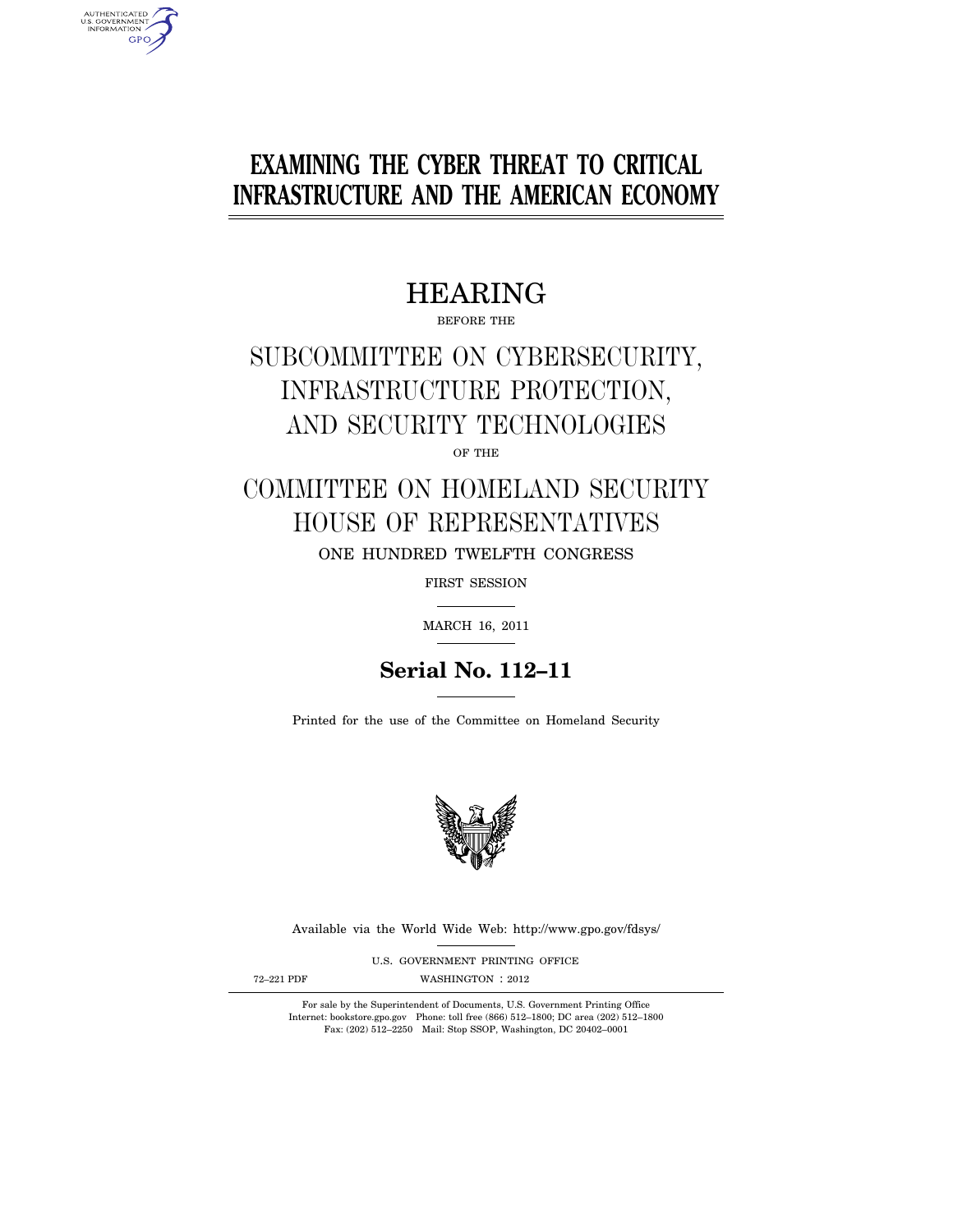# EXAMINING THE CYBER THREAT TO CRITICAL INFRASTRUCTURE AND THE AMERICAN ECONOMY

## HEARING

BEFORE THE

## SUBCOMMITTEE ON CYBERSECURITY, INFRASTRUCTURE PROTECTION, AND SECURITY TECHNOLOGIES

OF THE

## COMMITTEE ON HOMELAND SECURITY HOUSE OF REPRESENTATIVES

ONE HUNDRED TWELFTH CONGRESS

FIRST SESSION

MARCH 16, 2011

**Serial No. 112–11**

Printed for the use of the Committee on Homeland Security

Available via the World Wide Web: http://www.gpo.gov/fdsys/

U.S. GOVERNMENT PRINTING OFFICE

72–221 PDF WASHINGTON : 2012

For sale by the Superintendent of Documents, U.S. Government Printing Office
Internet: bookstore.gpo.gov Phone: toll free (866) 512–1800; DC area (202) 512–1800
Fax: (202) 512–2250 Mail: Stop SSOP, Washington, DC 20402–0001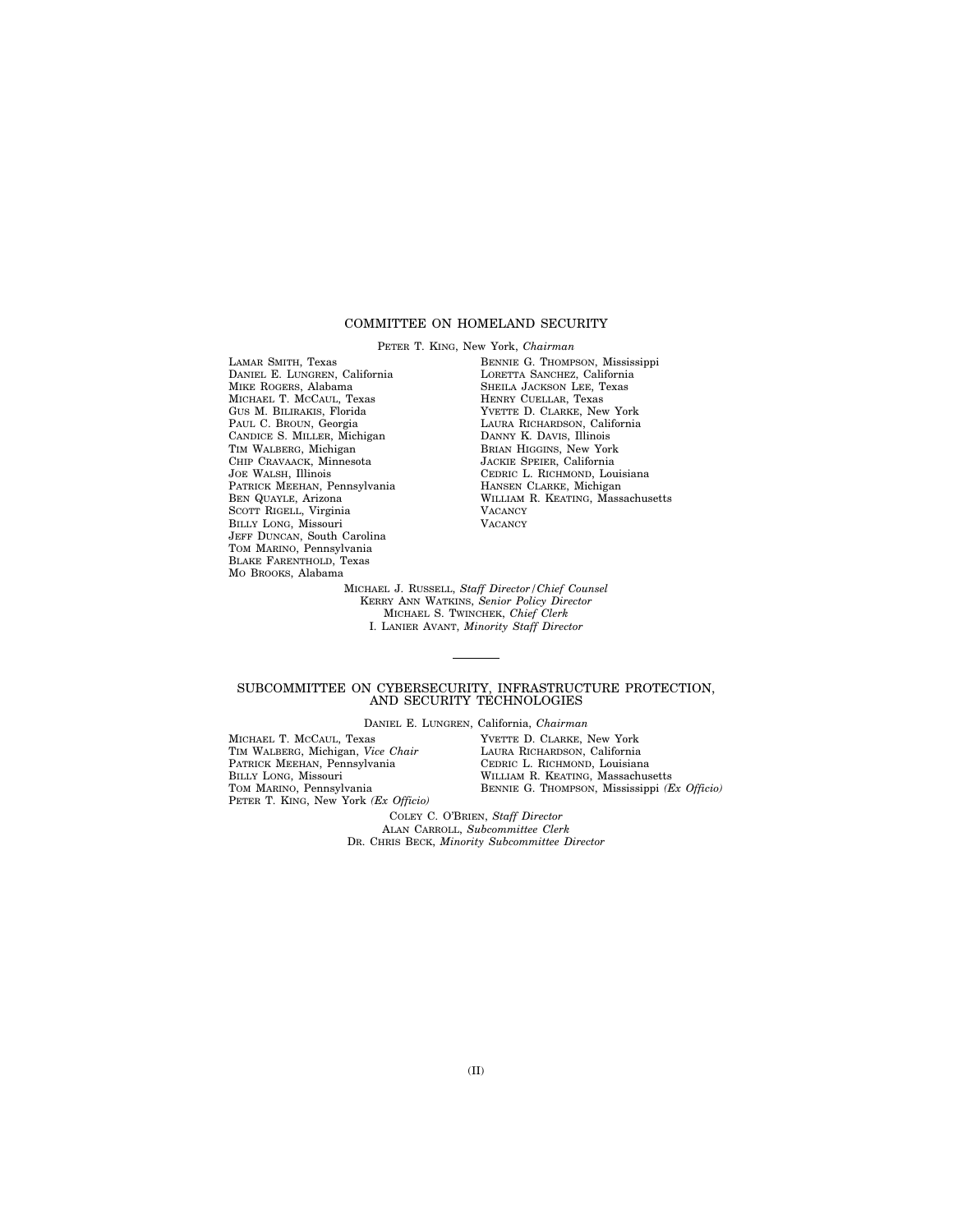## COMMITTEE ON HOMELAND SECURITY

PETER T. KING, New York, *Chairman*

LAMAR SMITH, Texas
DANIEL E. LUNGREN, California
MIKE ROGERS, Alabama
MICHAEL T. MCCAUL, Texas
GUS M. BILIRAKIS, Florida
PAUL C. BROUN, Georgia
CANDICE S. MILLER, Michigan
TIM WALBERG, Michigan
CHIP CRAVAACK, Minnesota
JOE WALSH, Illinois
PATRICK MEEHAN, Pennsylvania
BEN QUAYLE, Arizona
SCOTT RIGELL, Virginia
BILLY LONG, Missouri
JEFF DUNCAN, South Carolina
TOM MARINO, Pennsylvania
BLAKE FARENTHOLD, Texas
MO BROOKS, Alabama

BENNIE G. THOMPSON, Mississippi
LORETTA SANCHEZ, California
SHEILA JACKSON LEE, Texas
HENRY CUELLAR, Texas
YVETTE D. CLARKE, New York
LAURA RICHARDSON, California
DANNY K. DAVIS, Illinois
BRIAN HIGGINS, New York
JACKIE SPEIER, California
CEDRIC L. RICHMOND, Louisiana
HANSEN CLARKE, Michigan
WILLIAM R. KEATING, Massachusetts
VACANCY
VACANCY

MICHAEL J. RUSSELL, *Staff Director/Chief Counsel*
KERRY ANN WATKINS, *Senior Policy Director*
MICHAEL S. TWINCHEK, *Chief Clerk*
I. LANIER AVANT, *Minority Staff Director*

---

## SUBCOMMITTEE ON CYBERSECURITY, INFRASTRUCTURE PROTECTION, AND SECURITY TECHNOLOGIES

DANIEL E. LUNGREN, California, *Chairman*

MICHAEL T. MCCAUL, Texas
TIM WALBERG, Michigan, *Vice Chair*
PATRICK MEEHAN, Pennsylvania
BILLY LONG, Missouri
TOM MARINO, Pennsylvania
PETER T. KING, New York *(Ex Officio)*

YVETTE D. CLARKE, New York
LAURA RICHARDSON, California
CEDRIC L. RICHMOND, Louisiana
WILLIAM R. KEATING, Massachusetts
BENNIE G. THOMPSON, Mississippi *(Ex Officio)*

COLEY C. O'BRIEN, *Staff Director*
ALAN CARROLL, *Subcommittee Clerk*
DR. CHRIS BECK, *Minority Subcommittee Director*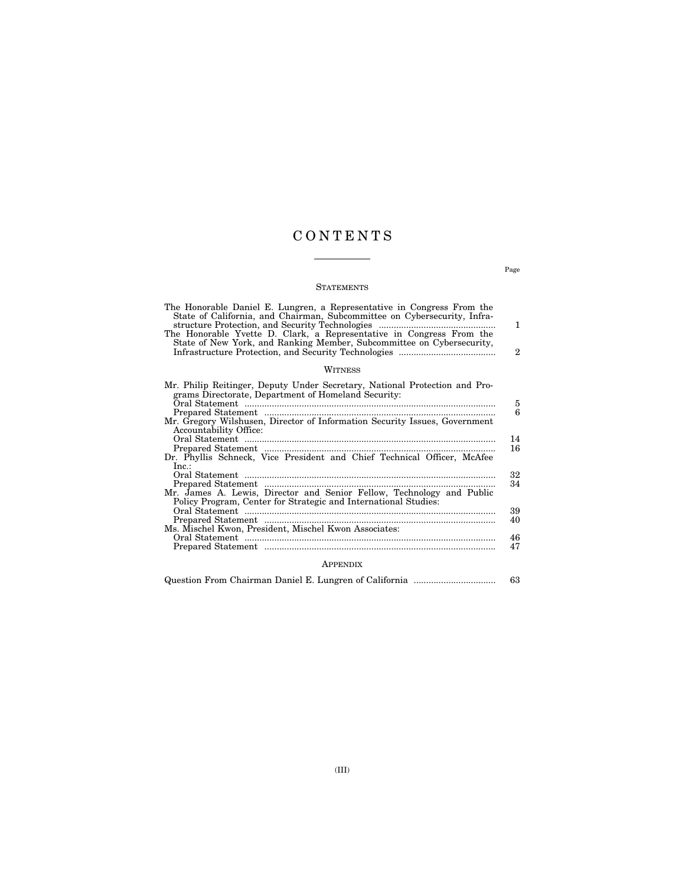# CONTENTS

Page

## STATEMENTS

| | Page |
|---|---|
| The Honorable Daniel E. Lungren, a Representative in Congress From the State of California, and Chairman, Subcommittee on Cybersecurity, Infrastructure Protection, and Security Technologies | 1 |
| The Honorable Yvette D. Clark, a Representative in Congress From the State of New York, and Ranking Member, Subcommittee on Cybersecurity, Infrastructure Protection, and Security Technologies | 2 |

## WITNESS

| | Page |
|---|---|
| Mr. Philip Reitinger, Deputy Under Secretary, National Protection and Programs Directorate, Department of Homeland Security: | |
| Oral Statement | 5 |
| Prepared Statement | 6 |
| Mr. Gregory Wilshusen, Director of Information Security Issues, Government Accountability Office: | |
| Oral Statement | 14 |
| Prepared Statement | 16 |
| Dr. Phyllis Schneck, Vice President and Chief Technical Officer, McAfee Inc.: | |
| Oral Statement | 32 |
| Prepared Statement | 34 |
| Mr. James A. Lewis, Director and Senior Fellow, Technology and Public Policy Program, Center for Strategic and International Studies: | |
| Oral Statement | 39 |
| Prepared Statement | 40 |
| Ms. Mischel Kwon, President, Mischel Kwon Associates: | |
| Oral Statement | 46 |
| Prepared Statement | 47 |

## APPENDIX

| | Page |
|---|---|
| Question From Chairman Daniel E. Lungren of California | 63 |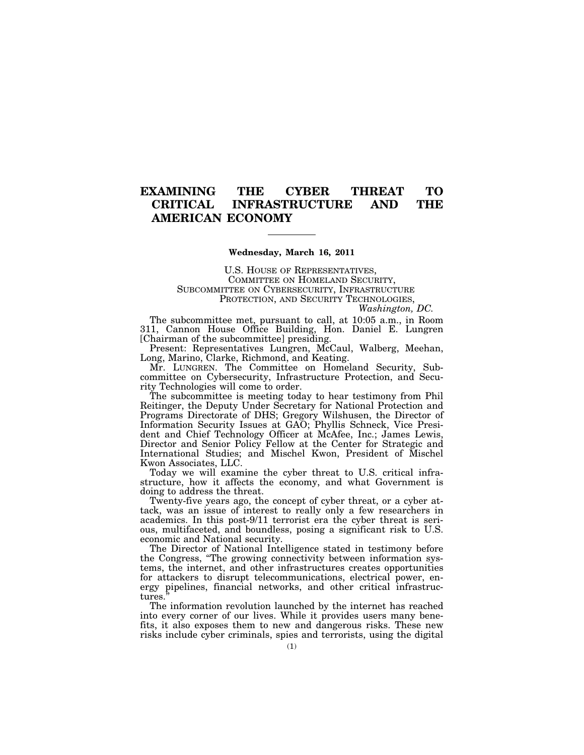# EXAMINING THE CYBER THREAT TO CRITICAL INFRASTRUCTURE AND THE AMERICAN ECONOMY

**Wednesday, March 16, 2011**

U.S. HOUSE OF REPRESENTATIVES,
COMMITTEE ON HOMELAND SECURITY,
SUBCOMMITTEE ON CYBERSECURITY, INFRASTRUCTURE PROTECTION, AND SECURITY TECHNOLOGIES,
*Washington, DC.*

The subcommittee met, pursuant to call, at 10:05 a.m., in Room 311, Cannon House Office Building, Hon. Daniel E. Lungren [Chairman of the subcommittee] presiding.

Present: Representatives Lungren, McCaul, Walberg, Meehan, Long, Marino, Clarke, Richmond, and Keating.

Mr. LUNGREN. The Committee on Homeland Security, Subcommittee on Cybersecurity, Infrastructure Protection, and Security Technologies will come to order.

The subcommittee is meeting today to hear testimony from Phil Reitinger, the Deputy Under Secretary for National Protection and Programs Directorate of DHS; Gregory Wilshusen, the Director of Information Security Issues at GAO; Phyllis Schneck, Vice President and Chief Technology Officer at McAfee, Inc.; James Lewis, Director and Senior Policy Fellow at the Center for Strategic and International Studies; and Mischel Kwon, President of Mischel Kwon Associates, LLC.

Today we will examine the cyber threat to U.S. critical infrastructure, how it affects the economy, and what Government is doing to address the threat.

Twenty-five years ago, the concept of cyber threat, or a cyber attack, was an issue of interest to really only a few researchers in academics. In this post-9/11 terrorist era the cyber threat is serious, multifaceted, and boundless, posing a significant risk to U.S. economic and National security.

The Director of National Intelligence stated in testimony before the Congress, "The growing connectivity between information systems, the internet, and other infrastructures creates opportunities for attackers to disrupt telecommunications, electrical power, energy pipelines, financial networks, and other critical infrastructures."

The information revolution launched by the internet has reached into every corner of our lives. While it provides users many benefits, it also exposes them to new and dangerous risks. These new risks include cyber criminals, spies and terrorists, using the digital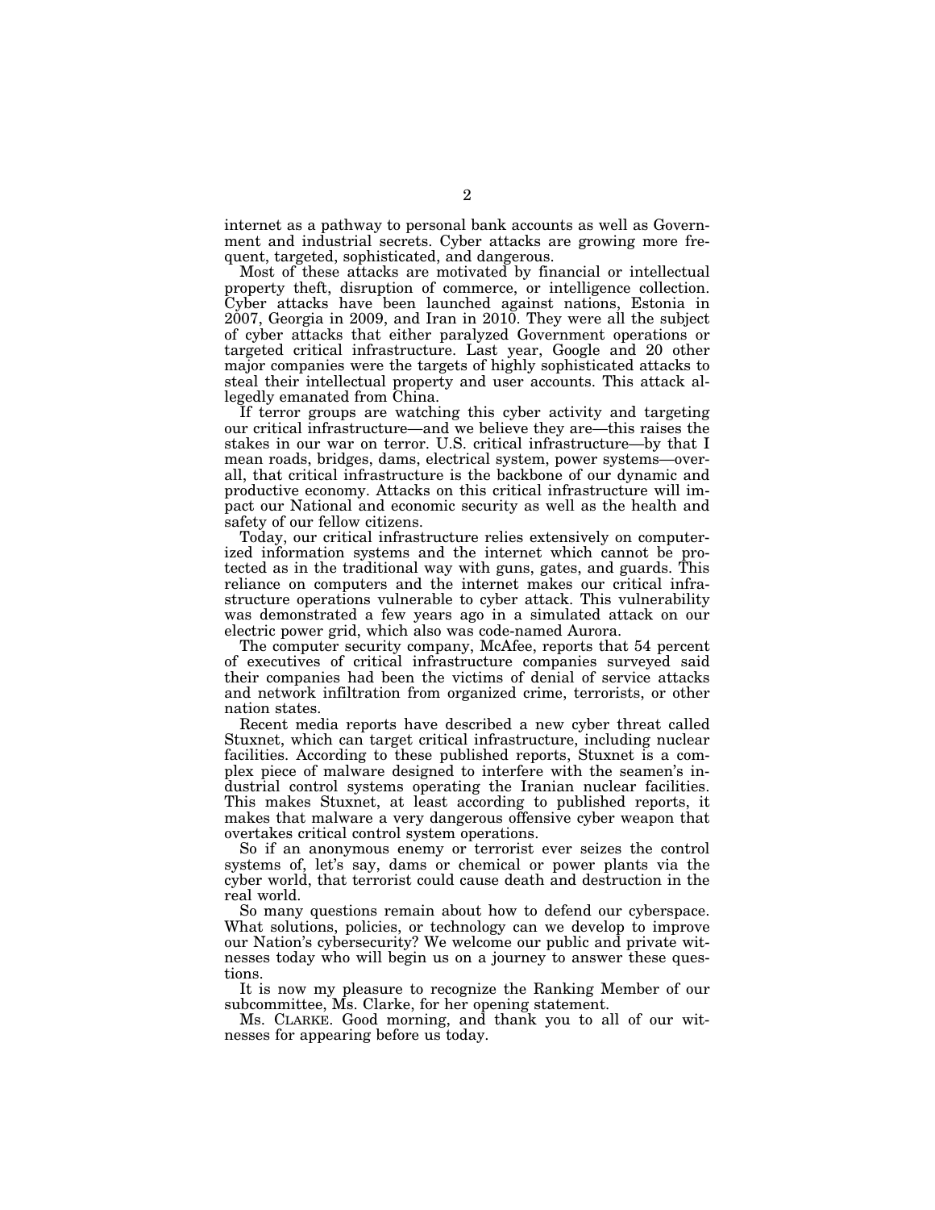internet as a pathway to personal bank accounts as well as Government and industrial secrets. Cyber attacks are growing more frequent, targeted, sophisticated, and dangerous.

Most of these attacks are motivated by financial or intellectual property theft, disruption of commerce, or intelligence collection. Cyber attacks have been launched against nations, Estonia in 2007, Georgia in 2009, and Iran in 2010. They were all the subject of cyber attacks that either paralyzed Government operations or targeted critical infrastructure. Last year, Google and 20 other major companies were the targets of highly sophisticated attacks to steal their intellectual property and user accounts. This attack allegedly emanated from China.

If terror groups are watching this cyber activity and targeting our critical infrastructure—and we believe they are—this raises the stakes in our war on terror. U.S. critical infrastructure—by that I mean roads, bridges, dams, electrical system, power systems—overall, that critical infrastructure is the backbone of our dynamic and productive economy. Attacks on this critical infrastructure will impact our National and economic security as well as the health and safety of our fellow citizens.

Today, our critical infrastructure relies extensively on computerized information systems and the internet which cannot be protected as in the traditional way with guns, gates, and guards. This reliance on computers and the internet makes our critical infrastructure operations vulnerable to cyber attack. This vulnerability was demonstrated a few years ago in a simulated attack on our electric power grid, which also was code-named Aurora.

The computer security company, McAfee, reports that 54 percent of executives of critical infrastructure companies surveyed said their companies had been the victims of denial of service attacks and network infiltration from organized crime, terrorists, or other nation states.

Recent media reports have described a new cyber threat called Stuxnet, which can target critical infrastructure, including nuclear facilities. According to these published reports, Stuxnet is a complex piece of malware designed to interfere with the seamen's industrial control systems operating the Iranian nuclear facilities. This makes Stuxnet, at least according to published reports, it makes that malware a very dangerous offensive cyber weapon that overtakes critical control system operations.

So if an anonymous enemy or terrorist ever seizes the control systems of, let's say, dams or chemical or power plants via the cyber world, that terrorist could cause death and destruction in the real world.

So many questions remain about how to defend our cyberspace. What solutions, policies, or technology can we develop to improve our Nation's cybersecurity? We welcome our public and private witnesses today who will begin us on a journey to answer these questions.

It is now my pleasure to recognize the Ranking Member of our subcommittee, Ms. Clarke, for her opening statement.

Ms. CLARKE. Good morning, and thank you to all of our witnesses for appearing before us today.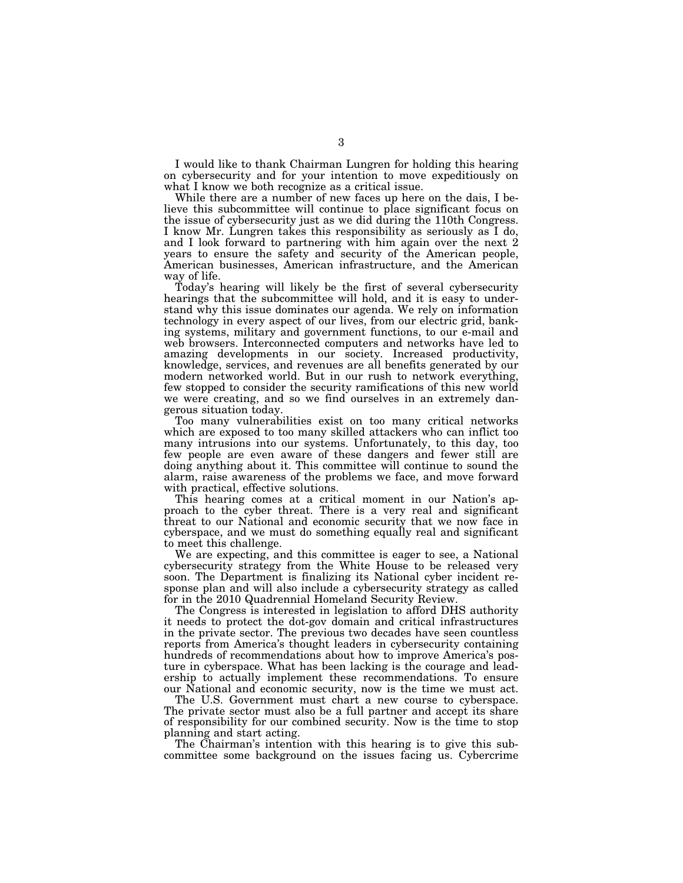I would like to thank Chairman Lungren for holding this hearing on cybersecurity and for your intention to move expeditiously on what I know we both recognize as a critical issue.

While there are a number of new faces up here on the dais, I believe this subcommittee will continue to place significant focus on the issue of cybersecurity just as we did during the 110th Congress. I know Mr. Lungren takes this responsibility as seriously as I do, and I look forward to partnering with him again over the next 2 years to ensure the safety and security of the American people, American businesses, American infrastructure, and the American way of life.

Today's hearing will likely be the first of several cybersecurity hearings that the subcommittee will hold, and it is easy to understand why this issue dominates our agenda. We rely on information technology in every aspect of our lives, from our electric grid, banking systems, military and government functions, to our e-mail and web browsers. Interconnected computers and networks have led to amazing developments in our society. Increased productivity, knowledge, services, and revenues are all benefits generated by our modern networked world. But in our rush to network everything, few stopped to consider the security ramifications of this new world we were creating, and so we find ourselves in an extremely dangerous situation today.

Too many vulnerabilities exist on too many critical networks which are exposed to too many skilled attackers who can inflict too many intrusions into our systems. Unfortunately, to this day, too few people are even aware of these dangers and fewer still are doing anything about it. This committee will continue to sound the alarm, raise awareness of the problems we face, and move forward with practical, effective solutions.

This hearing comes at a critical moment in our Nation's approach to the cyber threat. There is a very real and significant threat to our National and economic security that we now face in cyberspace, and we must do something equally real and significant to meet this challenge.

We are expecting, and this committee is eager to see, a National cybersecurity strategy from the White House to be released very soon. The Department is finalizing its National cyber incident response plan and will also include a cybersecurity strategy as called for in the 2010 Quadrennial Homeland Security Review.

The Congress is interested in legislation to afford DHS authority it needs to protect the dot-gov domain and critical infrastructures in the private sector. The previous two decades have seen countless reports from America's thought leaders in cybersecurity containing hundreds of recommendations about how to improve America's posture in cyberspace. What has been lacking is the courage and leadership to actually implement these recommendations. To ensure our National and economic security, now is the time we must act.

The U.S. Government must chart a new course to cyberspace. The private sector must also be a full partner and accept its share of responsibility for our combined security. Now is the time to stop planning and start acting.

The Chairman's intention with this hearing is to give this subcommittee some background on the issues facing us. Cybercrime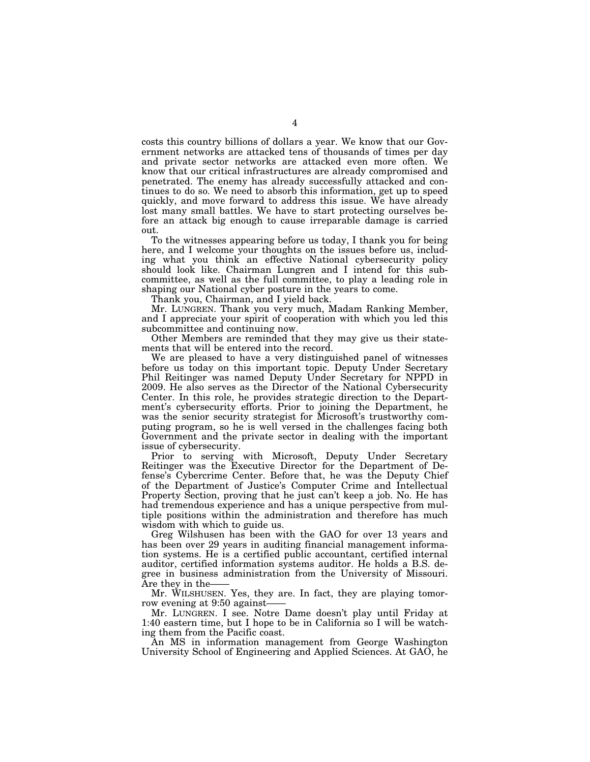costs this country billions of dollars a year. We know that our Government networks are attacked tens of thousands of times per day and private sector networks are attacked even more often. We know that our critical infrastructures are already compromised and penetrated. The enemy has already successfully attacked and continues to do so. We need to absorb this information, get up to speed quickly, and move forward to address this issue. We have already lost many small battles. We have to start protecting ourselves before an attack big enough to cause irreparable damage is carried out.

To the witnesses appearing before us today, I thank you for being here, and I welcome your thoughts on the issues before us, including what you think an effective National cybersecurity policy should look like. Chairman Lungren and I intend for this subcommittee, as well as the full committee, to play a leading role in shaping our National cyber posture in the years to come.

Thank you, Chairman, and I yield back.

Mr. LUNGREN. Thank you very much, Madam Ranking Member, and I appreciate your spirit of cooperation with which you led this subcommittee and continuing now.

Other Members are reminded that they may give us their statements that will be entered into the record.

We are pleased to have a very distinguished panel of witnesses before us today on this important topic. Deputy Under Secretary Phil Reitinger was named Deputy Under Secretary for NPPD in 2009. He also serves as the Director of the National Cybersecurity Center. In this role, he provides strategic direction to the Department's cybersecurity efforts. Prior to joining the Department, he was the senior security strategist for Microsoft's trustworthy computing program, so he is well versed in the challenges facing both Government and the private sector in dealing with the important issue of cybersecurity.

Prior to serving with Microsoft, Deputy Under Secretary Reitinger was the Executive Director for the Department of Defense's Cybercrime Center. Before that, he was the Deputy Chief of the Department of Justice's Computer Crime and Intellectual Property Section, proving that he just can't keep a job. No. He has had tremendous experience and has a unique perspective from multiple positions within the administration and therefore has much wisdom with which to guide us.

Greg Wilshusen has been with the GAO for over 13 years and has been over 29 years in auditing financial management information systems. He is a certified public accountant, certified internal auditor, certified information systems auditor. He holds a B.S. degree in business administration from the University of Missouri. Are they in the——

Mr. WILSHUSEN. Yes, they are. In fact, they are playing tomorrow evening at 9:50 against——

Mr. LUNGREN. I see. Notre Dame doesn't play until Friday at 1:40 eastern time, but I hope to be in California so I will be watching them from the Pacific coast.

An MS in information management from George Washington University School of Engineering and Applied Sciences. At GAO, he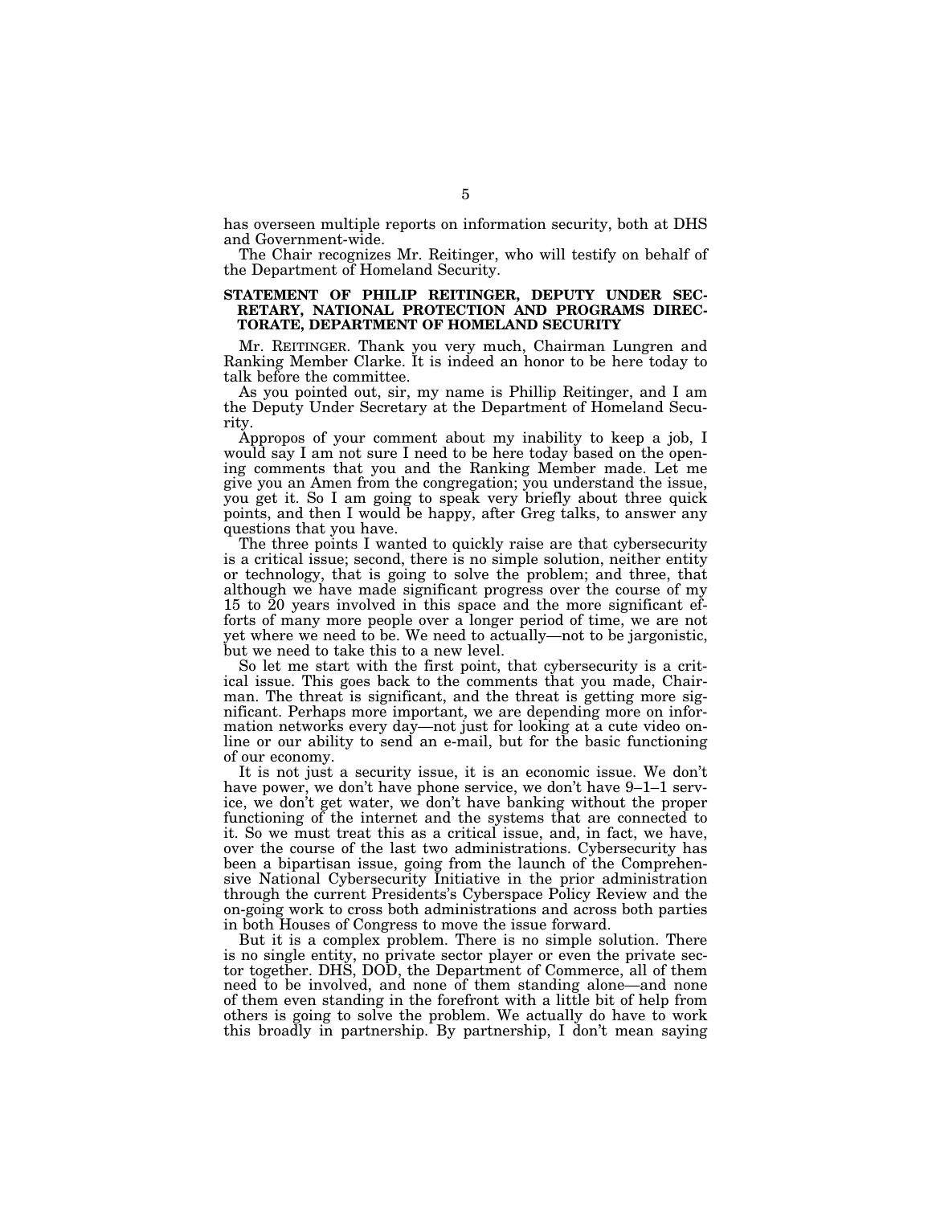has overseen multiple reports on information security, both at DHS and Government-wide.

The Chair recognizes Mr. Reitinger, who will testify on behalf of the Department of Homeland Security.

## STATEMENT OF PHILIP REITINGER, DEPUTY UNDER SECRETARY, NATIONAL PROTECTION AND PROGRAMS DIRECTORATE, DEPARTMENT OF HOMELAND SECURITY

Mr. REITINGER. Thank you very much, Chairman Lungren and Ranking Member Clarke. It is indeed an honor to be here today to talk before the committee.

As you pointed out, sir, my name is Phillip Reitinger, and I am the Deputy Under Secretary at the Department of Homeland Security.

Appropos of your comment about my inability to keep a job, I would say I am not sure I need to be here today based on the opening comments that you and the Ranking Member made. Let me give you an Amen from the congregation; you understand the issue, you get it. So I am going to speak very briefly about three quick points, and then I would be happy, after Greg talks, to answer any questions that you have.

The three points I wanted to quickly raise are that cybersecurity is a critical issue; second, there is no simple solution, neither entity or technology, that is going to solve the problem; and three, that although we have made significant progress over the course of my 15 to 20 years involved in this space and the more significant efforts of many more people over a longer period of time, we are not yet where we need to be. We need to actually—not to be jargonistic, but we need to take this to a new level.

So let me start with the first point, that cybersecurity is a critical issue. This goes back to the comments that you made, Chairman. The threat is significant, and the threat is getting more significant. Perhaps more important, we are depending more on information networks every day—not just for looking at a cute video online or our ability to send an e-mail, but for the basic functioning of our economy.

It is not just a security issue, it is an economic issue. We don't have power, we don't have phone service, we don't have 9–1–1 service, we don't get water, we don't have banking without the proper functioning of the internet and the systems that are connected to it. So we must treat this as a critical issue, and, in fact, we have, over the course of the last two administrations. Cybersecurity has been a bipartisan issue, going from the launch of the Comprehensive National Cybersecurity Initiative in the prior administration through the current Presidents's Cyberspace Policy Review and the on-going work to cross both administrations and across both parties in both Houses of Congress to move the issue forward.

But it is a complex problem. There is no simple solution. There is no single entity, no private sector player or even the private sector together. DHS, DOD, the Department of Commerce, all of them need to be involved, and none of them standing alone—and none of them even standing in the forefront with a little bit of help from others is going to solve the problem. We actually do have to work this broadly in partnership. By partnership, I don't mean saying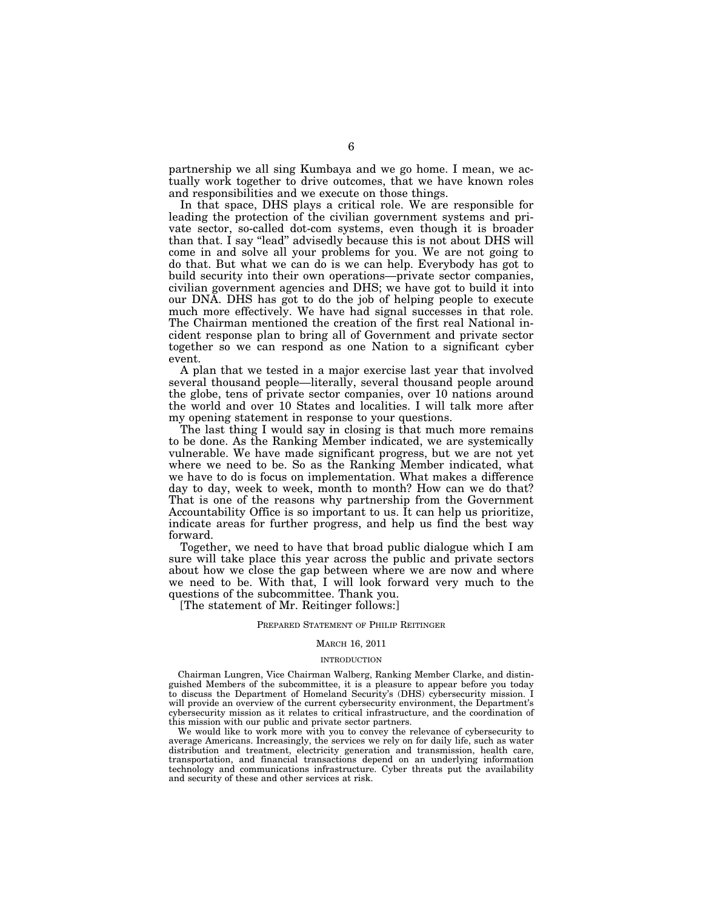partnership we all sing Kumbaya and we go home. I mean, we actually work together to drive outcomes, that we have known roles and responsibilities and we execute on those things.

In that space, DHS plays a critical role. We are responsible for leading the protection of the civilian government systems and private sector, so-called dot-com systems, even though it is broader than that. I say "lead" advisedly because this is not about DHS will come in and solve all your problems for you. We are not going to do that. But what we can do is we can help. Everybody has got to build security into their own operations—private sector companies, civilian government agencies and DHS; we have got to build it into our DNA. DHS has got to do the job of helping people to execute much more effectively. We have had signal successes in that role. The Chairman mentioned the creation of the first real National incident response plan to bring all of Government and private sector together so we can respond as one Nation to a significant cyber event.

A plan that we tested in a major exercise last year that involved several thousand people—literally, several thousand people around the globe, tens of private sector companies, over 10 nations around the world and over 10 States and localities. I will talk more after my opening statement in response to your questions.

The last thing I would say in closing is that much more remains to be done. As the Ranking Member indicated, we are systemically vulnerable. We have made significant progress, but we are not yet where we need to be. So as the Ranking Member indicated, what we have to do is focus on implementation. What makes a difference day to day, week to week, month to month? How can we do that? That is one of the reasons why partnership from the Government Accountability Office is so important to us. It can help us prioritize, indicate areas for further progress, and help us find the best way forward.

Together, we need to have that broad public dialogue which I am sure will take place this year across the public and private sectors about how we close the gap between where we are now and where we need to be. With that, I will look forward very much to the questions of the subcommittee. Thank you.

[The statement of Mr. Reitinger follows:]

## PREPARED STATEMENT OF PHILIP REITINGER

MARCH 16, 2011

### INTRODUCTION

Chairman Lungren, Vice Chairman Walberg, Ranking Member Clarke, and distinguished Members of the subcommittee, it is a pleasure to appear before you today to discuss the Department of Homeland Security's (DHS) cybersecurity mission. I will provide an overview of the current cybersecurity environment, the Department's cybersecurity mission as it relates to critical infrastructure, and the coordination of this mission with our public and private sector partners.

We would like to work more with you to convey the relevance of cybersecurity to average Americans. Increasingly, the services we rely on for daily life, such as water distribution and treatment, electricity generation and transmission, health care, transportation, and financial transactions depend on an underlying information technology and communications infrastructure. Cyber threats put the availability and security of these and other services at risk.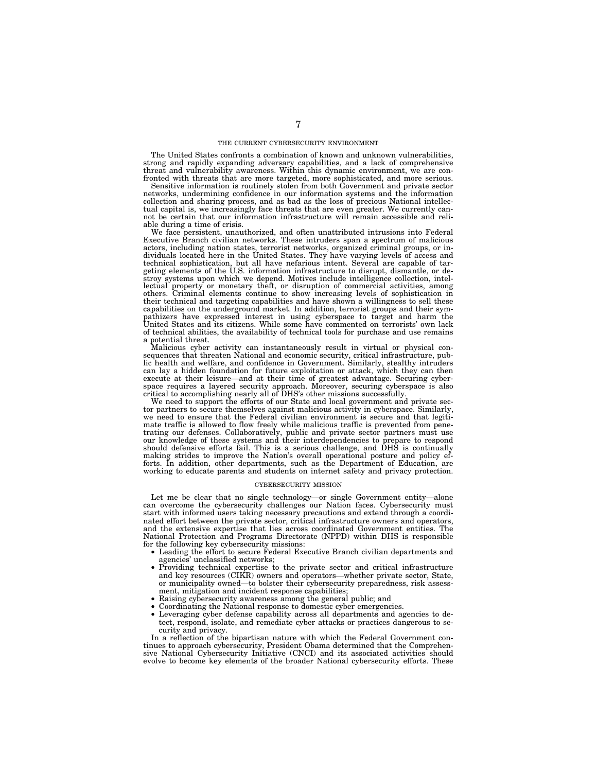## THE CURRENT CYBERSECURITY ENVIRONMENT

The United States confronts a combination of known and unknown vulnerabilities, strong and rapidly expanding adversary capabilities, and a lack of comprehensive threat and vulnerability awareness. Within this dynamic environment, we are confronted with threats that are more targeted, more sophisticated, and more serious.

Sensitive information is routinely stolen from both Government and private sector networks, undermining confidence in our information systems and the information collection and sharing process, and as bad as the loss of precious National intellectual capital is, we increasingly face threats that are even greater. We currently cannot be certain that our information infrastructure will remain accessible and reliable during a time of crisis.

We face persistent, unauthorized, and often unattributed intrusions into Federal Executive Branch civilian networks. These intruders span a spectrum of malicious actors, including nation states, terrorist networks, organized criminal groups, or individuals located here in the United States. They have varying levels of access and technical sophistication, but all have nefarious intent. Several are capable of targeting elements of the U.S. information infrastructure to disrupt, dismantle, or destroy systems upon which we depend. Motives include intelligence collection, intellectual property or monetary theft, or disruption of commercial activities, among others. Criminal elements continue to show increasing levels of sophistication in their technical and targeting capabilities and have shown a willingness to sell these capabilities on the underground market. In addition, terrorist groups and their sympathizers have expressed interest in using cyberspace to target and harm the United States and its citizens. While some have commented on terrorists' own lack of technical abilities, the availability of technical tools for purchase and use remains a potential threat.

Malicious cyber activity can instantaneously result in virtual or physical consequences that threaten National and economic security, critical infrastructure, public health and welfare, and confidence in Government. Similarly, stealthy intruders can lay a hidden foundation for future exploitation or attack, which they can then execute at their leisure—and at their time of greatest advantage. Securing cyberspace requires a layered security approach. Moreover, securing cyberspace is also critical to accomplishing nearly all of DHS's other missions successfully.

We need to support the efforts of our State and local government and private sector partners to secure themselves against malicious activity in cyberspace. Similarly, we need to ensure that the Federal civilian environment is secure and that legitimate traffic is allowed to flow freely while malicious traffic is prevented from penetrating our defenses. Collaboratively, public and private sector partners must use our knowledge of these systems and their interdependencies to prepare to respond should defensive efforts fail. This is a serious challenge, and DHS is continually making strides to improve the Nation's overall operational posture and policy efforts. In addition, other departments, such as the Department of Education, are working to educate parents and students on internet safety and privacy protection.

## CYBERSECURITY MISSION

Let me be clear that no single technology—or single Government entity—alone can overcome the cybersecurity challenges our Nation faces. Cybersecurity must start with informed users taking necessary precautions and extend through a coordinated effort between the private sector, critical infrastructure owners and operators, and the extensive expertise that lies across coordinated Government entities. The National Protection and Programs Directorate (NPPD) within DHS is responsible for the following key cybersecurity missions:

- Leading the effort to secure Federal Executive Branch civilian departments and agencies' unclassified networks;
- Providing technical expertise to the private sector and critical infrastructure and key resources (CIKR) owners and operators—whether private sector, State, or municipality owned—to bolster their cybersecurity preparedness, risk assessment, mitigation and incident response capabilities;
- Raising cybersecurity awareness among the general public; and
- Coordinating the National response to domestic cyber emergencies.
- Leveraging cyber defense capability across all departments and agencies to detect, respond, isolate, and remediate cyber attacks or practices dangerous to security and privacy.

In a reflection of the bipartisan nature with which the Federal Government continues to approach cybersecurity, President Obama determined that the Comprehensive National Cybersecurity Initiative (CNCI) and its associated activities should evolve to become key elements of the broader National cybersecurity efforts. These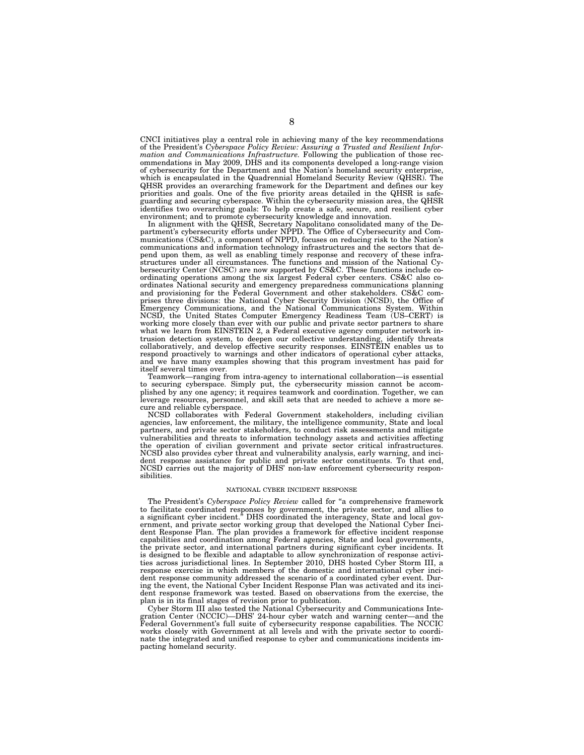CNCI initiatives play a central role in achieving many of the key recommendations of the President's *Cyberspace Policy Review: Assuring a Trusted and Resilient Information and Communications Infrastructure.* Following the publication of those recommendations in May 2009, DHS and its components developed a long-range vision of cybersecurity for the Department and the Nation's homeland security enterprise, which is encapsulated in the Quadrennial Homeland Security Review (QHSR). The QHSR provides an overarching framework for the Department and defines our key priorities and goals. One of the five priority areas detailed in the QHSR is safeguarding and securing cyberspace. Within the cybersecurity mission area, the QHSR identifies two overarching goals: To help create a safe, secure, and resilient cyber environment; and to promote cybersecurity knowledge and innovation.

In alignment with the QHSR, Secretary Napolitano consolidated many of the Department's cybersecurity efforts under NPPD. The Office of Cybersecurity and Communications (CS&C), a component of NPPD, focuses on reducing risk to the Nation's communications and information technology infrastructures and the sectors that depend upon them, as well as enabling timely response and recovery of these infrastructures under all circumstances. The functions and mission of the National Cybersecurity Center (NCSC) are now supported by CS&C. These functions include coordinating operations among the six largest Federal cyber centers. CS&C also coordinates National security and emergency preparedness communications planning and provisioning for the Federal Government and other stakeholders. CS&C comprises three divisions: the National Cyber Security Division (NCSD), the Office of Emergency Communications, and the National Communications System. Within NCSD, the United States Computer Emergency Readiness Team (US–CERT) is working more closely than ever with our public and private sector partners to share what we learn from EINSTEIN 2, a Federal executive agency computer network intrusion detection system, to deepen our collective understanding, identify threats collaboratively, and develop effective security responses. EINSTEIN enables us to respond proactively to warnings and other indicators of operational cyber attacks, and we have many examples showing that this program investment has paid for itself several times over.

Teamwork—ranging from intra-agency to international collaboration—is essential to securing cyberspace. Simply put, the cybersecurity mission cannot be accomplished by any one agency; it requires teamwork and coordination. Together, we can leverage resources, personnel, and skill sets that are needed to achieve a more secure and reliable cyberspace.

NCSD collaborates with Federal Government stakeholders, including civilian agencies, law enforcement, the military, the intelligence community, State and local partners, and private sector stakeholders, to conduct risk assessments and mitigate vulnerabilities and threats to information technology assets and activities affecting the operation of civilian government and private sector critical infrastructures. NCSD also provides cyber threat and vulnerability analysis, early warning, and incident response assistance for public and private sector constituents. To that end, NCSD carries out the majority of DHS' non-law enforcement cybersecurity responsibilities.

## NATIONAL CYBER INCIDENT RESPONSE

The President's *Cyberspace Policy Review* called for "a comprehensive framework to facilitate coordinated responses by government, the private sector, and allies to a significant cyber incident." DHS coordinated the interagency, State and local government, and private sector working group that developed the National Cyber Incident Response Plan. The plan provides a framework for effective incident response capabilities and coordination among Federal agencies, State and local governments, the private sector, and international partners during significant cyber incidents. It is designed to be flexible and adaptable to allow synchronization of response activities across jurisdictional lines. In September 2010, DHS hosted Cyber Storm III, a response exercise in which members of the domestic and international cyber incident response community addressed the scenario of a coordinated cyber event. During the event, the National Cyber Incident Response Plan was activated and its incident response framework was tested. Based on observations from the exercise, the plan is in its final stages of revision prior to publication.

Cyber Storm III also tested the National Cybersecurity and Communications Integration Center (NCCIC)—DHS' 24-hour cyber watch and warning center—and the Federal Government's full suite of cybersecurity response capabilities. The NCCIC works closely with Government at all levels and with the private sector to coordinate the integrated and unified response to cyber and communications incidents impacting homeland security.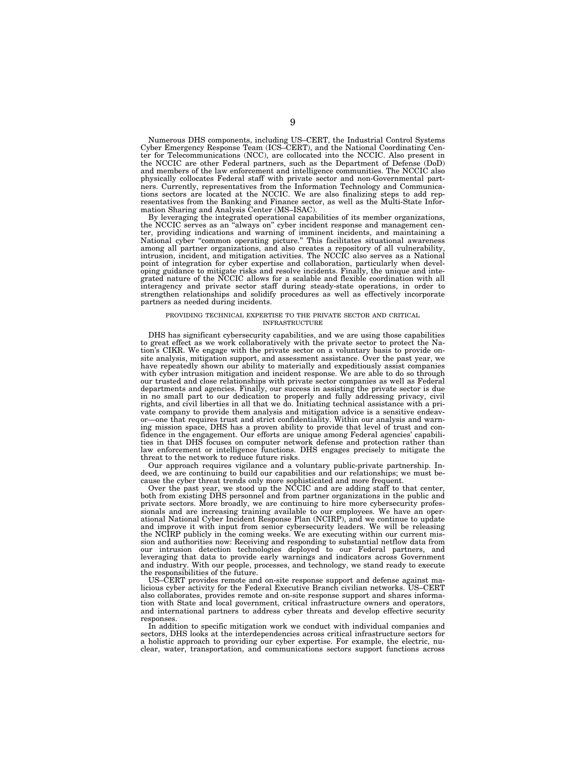Numerous DHS components, including US–CERT, the Industrial Control Systems Cyber Emergency Response Team (ICS–CERT), and the National Coordinating Center for Telecommunications (NCC), are collocated into the NCCIC. Also present in the NCCIC are other Federal partners, such as the Department of Defense (DoD) and members of the law enforcement and intelligence communities. The NCCIC also physically collocates Federal staff with private sector and non-Governmental partners. Currently, representatives from the Information Technology and Communications sectors are located at the NCCIC. We are also finalizing steps to add representatives from the Banking and Finance sector, as well as the Multi-State Information Sharing and Analysis Center (MS–ISAC).

By leveraging the integrated operational capabilities of its member organizations, the NCCIC serves as an "always on" cyber incident response and management center, providing indications and warning of imminent incidents, and maintaining a National cyber "common operating picture." This facilitates situational awareness among all partner organizations, and also creates a repository of all vulnerability, intrusion, incident, and mitigation activities. The NCCIC also serves as a National point of integration for cyber expertise and collaboration, particularly when developing guidance to mitigate risks and resolve incidents. Finally, the unique and integrated nature of the NCCIC allows for a scalable and flexible coordination with all interagency and private sector staff during steady-state operations, in order to strengthen relationships and solidify procedures as well as effectively incorporate partners as needed during incidents.

## PROVIDING TECHNICAL EXPERTISE TO THE PRIVATE SECTOR AND CRITICAL INFRASTRUCTURE

DHS has significant cybersecurity capabilities, and we are using those capabilities to great effect as we work collaboratively with the private sector to protect the Nation's CIKR. We engage with the private sector on a voluntary basis to provide on-site analysis, mitigation support, and assessment assistance. Over the past year, we have repeatedly shown our ability to materially and expeditiously assist companies with cyber intrusion mitigation and incident response. We are able to do so through our trusted and close relationships with private sector companies as well as Federal departments and agencies. Finally, our success in assisting the private sector is due in no small part to our dedication to properly and fully addressing privacy, civil rights, and civil liberties in all that we do. Initiating technical assistance with a private company to provide them analysis and mitigation advice is a sensitive endeavor—one that requires trust and strict confidentiality. Within our analysis and warning mission space, DHS has a proven ability to provide that level of trust and confidence in the engagement. Our efforts are unique among Federal agencies' capabilities in that DHS focuses on computer network defense and protection rather than law enforcement or intelligence functions. DHS engages precisely to mitigate the threat to the network to reduce future risks.

Our approach requires vigilance and a voluntary public-private partnership. Indeed, we are continuing to build our capabilities and our relationships; we must because the cyber threat trends only more sophisticated and more frequent.

Over the past year, we stood up the NCCIC and are adding staff to that center, both from existing DHS personnel and from partner organizations in the public and private sectors. More broadly, we are continuing to hire more cybersecurity professionals and are increasing training available to our employees. We have an operational National Cyber Incident Response Plan (NCIRP), and we continue to update and improve it with input from senior cybersecurity leaders. We will be releasing the NCIRP publicly in the coming weeks. We are executing within our current mission and authorities now: Receiving and responding to substantial netflow data from our intrusion detection technologies deployed to our Federal partners, and leveraging that data to provide early warnings and indicators across Government and industry. With our people, processes, and technology, we stand ready to execute the responsibilities of the future.

US–CERT provides remote and on-site response support and defense against malicious cyber activity for the Federal Executive Branch civilian networks. US–CERT also collaborates, provides remote and on-site response support and shares information with State and local government, critical infrastructure owners and operators, and international partners to address cyber threats and develop effective security responses.

In addition to specific mitigation work we conduct with individual companies and sectors, DHS looks at the interdependencies across critical infrastructure sectors for a holistic approach to providing our cyber expertise. For example, the electric, nuclear, water, transportation, and communications sectors support functions across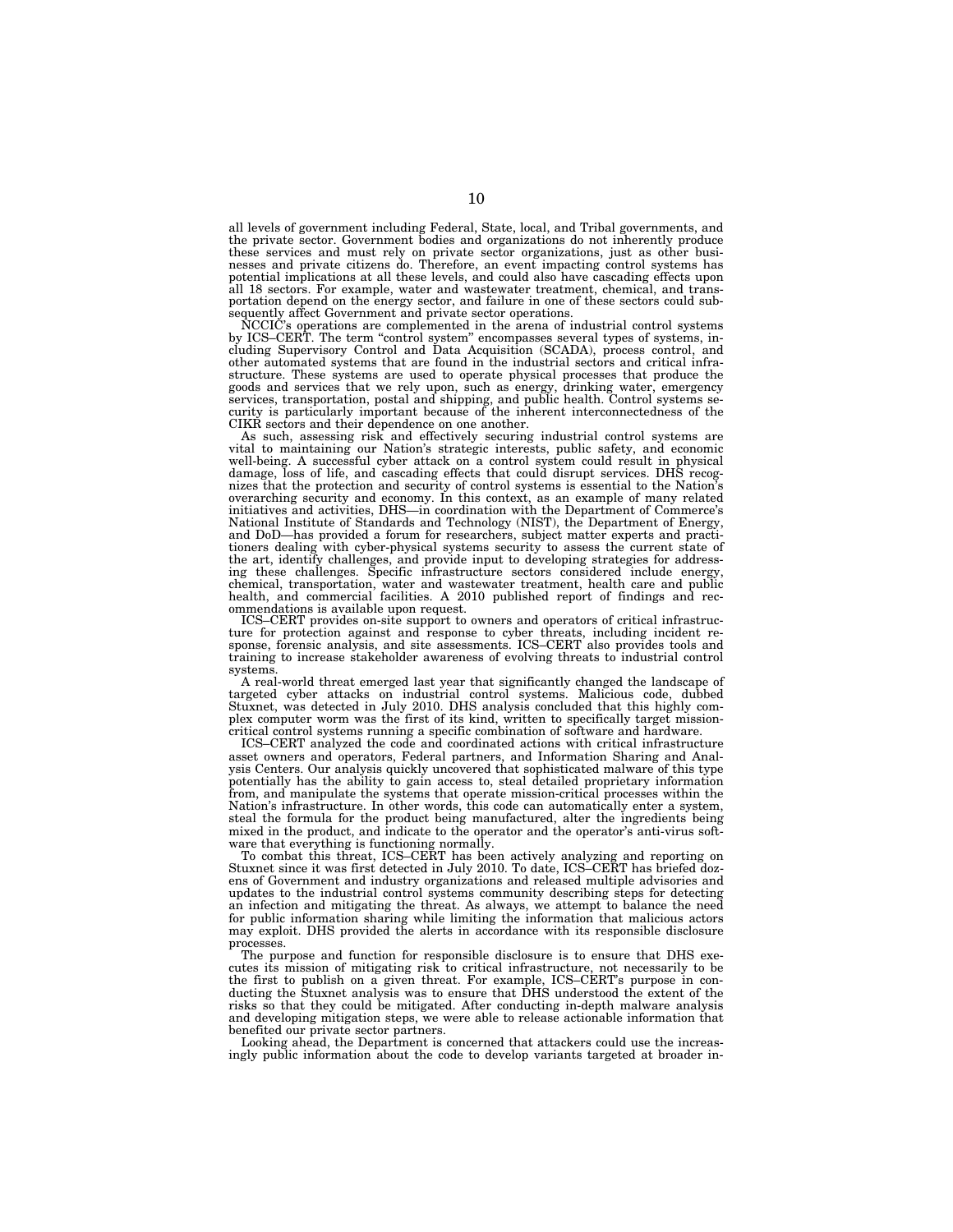all levels of government including Federal, State, local, and Tribal governments, and the private sector. Government bodies and organizations do not inherently produce these services and must rely on private sector organizations, just as other businesses and private citizens do. Therefore, an event impacting control systems has potential implications at all these levels, and could also have cascading effects upon all 18 sectors. For example, water and wastewater treatment, chemical, and transportation depend on the energy sector, and failure in one of these sectors could subsequently affect Government and private sector operations.

NCCIC's operations are complemented in the arena of industrial control systems by ICS–CERT. The term "control system" encompasses several types of systems, including Supervisory Control and Data Acquisition (SCADA), process control, and other automated systems that are found in the industrial sectors and critical infrastructure. These systems are used to operate physical processes that produce the goods and services that we rely upon, such as energy, drinking water, emergency services, transportation, postal and shipping, and public health. Control systems security is particularly important because of the inherent interconnectedness of the CIKR sectors and their dependence on one another.

As such, assessing risk and effectively securing industrial control systems are vital to maintaining our Nation's strategic interests, public safety, and economic well-being. A successful cyber attack on a control system could result in physical damage, loss of life, and cascading effects that could disrupt services. DHS recognizes that the protection and security of control systems is essential to the Nation's overarching security and economy. In this context, as an example of many related initiatives and activities, DHS—in coordination with the Department of Commerce's National Institute of Standards and Technology (NIST), the Department of Energy, and DoD—has provided a forum for researchers, subject matter experts and practitioners dealing with cyber-physical systems security to assess the current state of the art, identify challenges, and provide input to developing strategies for addressing these challenges. Specific infrastructure sectors considered include energy, chemical, transportation, water and wastewater treatment, health care and public health, and commercial facilities. A 2010 published report of findings and recommendations is available upon request.

ICS–CERT provides on-site support to owners and operators of critical infrastructure for protection against and response to cyber threats, including incident response, forensic analysis, and site assessments. ICS–CERT also provides tools and training to increase stakeholder awareness of evolving threats to industrial control systems.

A real-world threat emerged last year that significantly changed the landscape of targeted cyber attacks on industrial control systems. Malicious code, dubbed Stuxnet, was detected in July 2010. DHS analysis concluded that this highly complex computer worm was the first of its kind, written to specifically target mission-critical control systems running a specific combination of software and hardware.

ICS–CERT analyzed the code and coordinated actions with critical infrastructure asset owners and operators, Federal partners, and Information Sharing and Analysis Centers. Our analysis quickly uncovered that sophisticated malware of this type potentially has the ability to gain access to, steal detailed proprietary information from, and manipulate the systems that operate mission-critical processes within the Nation's infrastructure. In other words, this code can automatically enter a system, steal the formula for the product being manufactured, alter the ingredients being mixed in the product, and indicate to the operator and the operator's anti-virus software that everything is functioning normally.

To combat this threat, ICS–CERT has been actively analyzing and reporting on Stuxnet since it was first detected in July 2010. To date, ICS–CERT has briefed dozens of Government and industry organizations and released multiple advisories and updates to the industrial control systems community describing steps for detecting an infection and mitigating the threat. As always, we attempt to balance the need for public information sharing while limiting the information that malicious actors may exploit. DHS provided the alerts in accordance with its responsible disclosure processes.

The purpose and function for responsible disclosure is to ensure that DHS executes its mission of mitigating risk to critical infrastructure, not necessarily to be the first to publish on a given threat. For example, ICS–CERT's purpose in conducting the Stuxnet analysis was to ensure that DHS understood the extent of the risks so that they could be mitigated. After conducting in-depth malware analysis and developing mitigation steps, we were able to release actionable information that benefited our private sector partners.

Looking ahead, the Department is concerned that attackers could use the increasingly public information about the code to develop variants targeted at broader in-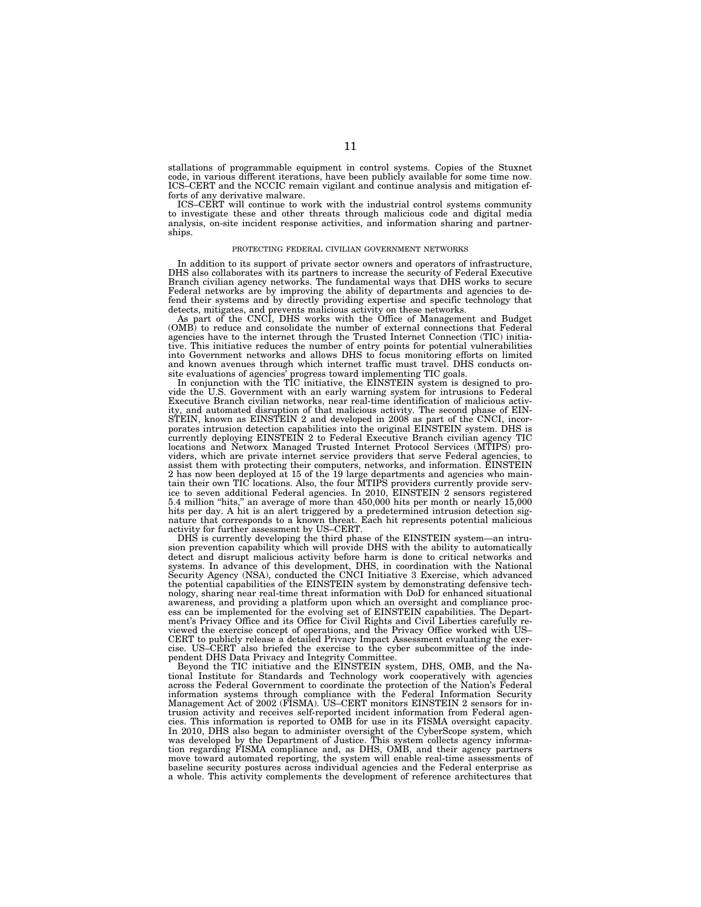stallations of programmable equipment in control systems. Copies of the Stuxnet code, in various different iterations, have been publicly available for some time now. ICS–CERT and the NCCIC remain vigilant and continue analysis and mitigation efforts of any derivative malware.

ICS–CERT will continue to work with the industrial control systems community to investigate these and other threats through malicious code and digital media analysis, on-site incident response activities, and information sharing and partnerships.

PROTECTING FEDERAL CIVILIAN GOVERNMENT NETWORKS

In addition to its support of private sector owners and operators of infrastructure, DHS also collaborates with its partners to increase the security of Federal Executive Branch civilian agency networks. The fundamental ways that DHS works to secure Federal networks are by improving the ability of departments and agencies to defend their systems and by directly providing expertise and specific technology that detects, mitigates, and prevents malicious activity on these networks.

As part of the CNCI, DHS works with the Office of Management and Budget (OMB) to reduce and consolidate the number of external connections that Federal agencies have to the internet through the Trusted Internet Connection (TIC) initiative. This initiative reduces the number of entry points for potential vulnerabilities into Government networks and allows DHS to focus monitoring efforts on limited and known avenues through which internet traffic must travel. DHS conducts on-site evaluations of agencies' progress toward implementing TIC goals.

In conjunction with the TIC initiative, the EINSTEIN system is designed to provide the U.S. Government with an early warning system for intrusions to Federal Executive Branch civilian networks, near real-time identification of malicious activity, and automated disruption of that malicious activity. The second phase of EINSTEIN, known as EINSTEIN 2 and developed in 2008 as part of the CNCI, incorporates intrusion detection capabilities into the original EINSTEIN system. DHS is currently deploying EINSTEIN 2 to Federal Executive Branch civilian agency TIC locations and Networx Managed Trusted Internet Protocol Services (MTIPS) providers, which are private internet service providers that serve Federal agencies, to assist them with protecting their computers, networks, and information. EINSTEIN 2 has now been deployed at 15 of the 19 large departments and agencies who maintain their own TIC locations. Also, the four MTIPS providers currently provide service to seven additional Federal agencies. In 2010, EINSTEIN 2 sensors registered 5.4 million "hits," an average of more than 450,000 hits per month or nearly 15,000 hits per day. A hit is an alert triggered by a predetermined intrusion detection signature that corresponds to a known threat. Each hit represents potential malicious activity for further assessment by US–CERT.

DHS is currently developing the third phase of the EINSTEIN system—an intrusion prevention capability which will provide DHS with the ability to automatically detect and disrupt malicious activity before harm is done to critical networks and systems. In advance of this development, DHS, in coordination with the National Security Agency (NSA), conducted the CNCI Initiative 3 Exercise, which advanced the potential capabilities of the EINSTEIN system by demonstrating defensive technology, sharing near real-time threat information with DoD for enhanced situational awareness, and providing a platform upon which an oversight and compliance process can be implemented for the evolving set of EINSTEIN capabilities. The Department's Privacy Office and its Office for Civil Rights and Civil Liberties carefully reviewed the exercise concept of operations, and the Privacy Office worked with US–CERT to publicly release a detailed Privacy Impact Assessment evaluating the exercise. US–CERT also briefed the exercise to the cyber subcommittee of the independent DHS Data Privacy and Integrity Committee.

Beyond the TIC initiative and the EINSTEIN system, DHS, OMB, and the National Institute for Standards and Technology work cooperatively with agencies across the Federal Government to coordinate the protection of the Nation's Federal information systems through compliance with the Federal Information Security Management Act of 2002 (FISMA). US–CERT monitors EINSTEIN 2 sensors for intrusion activity and receives self-reported incident information from Federal agencies. This information is reported to OMB for use in its FISMA oversight capacity. In 2010, DHS also began to administer oversight of the CyberScope system, which was developed by the Department of Justice. This system collects agency information regarding FISMA compliance and, as DHS, OMB, and their agency partners move toward automated reporting, the system will enable real-time assessments of baseline security postures across individual agencies and the Federal enterprise as a whole. This activity complements the development of reference architectures that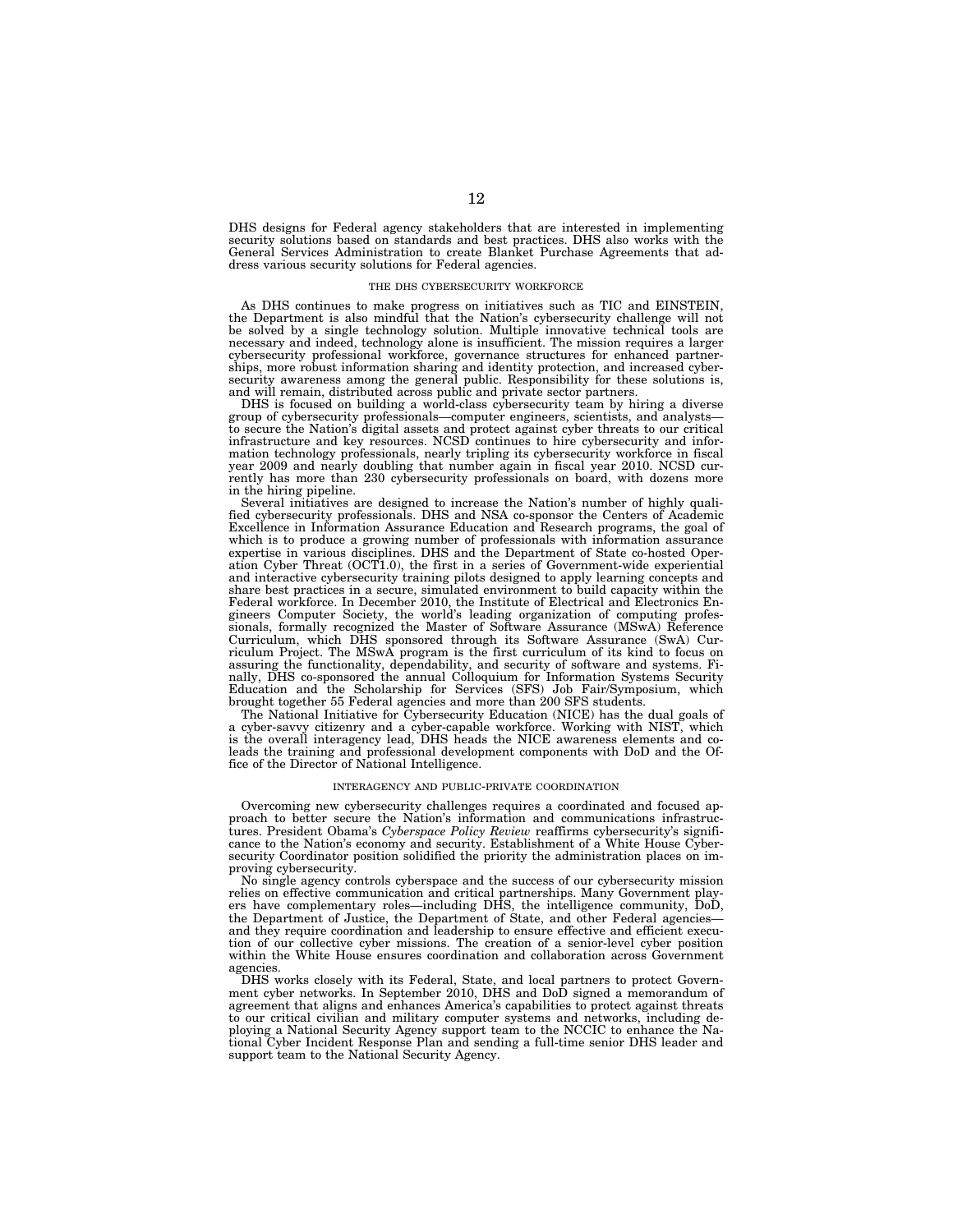DHS designs for Federal agency stakeholders that are interested in implementing security solutions based on standards and best practices. DHS also works with the General Services Administration to create Blanket Purchase Agreements that address various security solutions for Federal agencies.

### THE DHS CYBERSECURITY WORKFORCE

As DHS continues to make progress on initiatives such as TIC and EINSTEIN, the Department is also mindful that the Nation's cybersecurity challenge will not be solved by a single technology solution. Multiple innovative technical tools are necessary and indeed, technology alone is insufficient. The mission requires a larger cybersecurity professional workforce, governance structures for enhanced partnerships, more robust information sharing and identity protection, and increased cybersecurity awareness among the general public. Responsibility for these solutions is, and will remain, distributed across public and private sector partners.

DHS is focused on building a world-class cybersecurity team by hiring a diverse group of cybersecurity professionals—computer engineers, scientists, and analysts—to secure the Nation's digital assets and protect against cyber threats to our critical infrastructure and key resources. NCSD continues to hire cybersecurity and information technology professionals, nearly tripling its cybersecurity workforce in fiscal year 2009 and nearly doubling that number again in fiscal year 2010. NCSD currently has more than 230 cybersecurity professionals on board, with dozens more in the hiring pipeline.

Several initiatives are designed to increase the Nation's number of highly qualified cybersecurity professionals. DHS and NSA co-sponsor the Centers of Academic Excellence in Information Assurance Education and Research programs, the goal of which is to produce a growing number of professionals with information assurance expertise in various disciplines. DHS and the Department of State co-hosted Operation Cyber Threat (OCT1.0), the first in a series of Government-wide experiential and interactive cybersecurity training pilots designed to apply learning concepts and share best practices in a secure, simulated environment to build capacity within the Federal workforce. In December 2010, the Institute of Electrical and Electronics Engineers Computer Society, the world's leading organization of computing professionals, formally recognized the Master of Software Assurance (MSwA) Reference Curriculum, which DHS sponsored through its Software Assurance (SwA) Curriculum Project. The MSwA program is the first curriculum of its kind to focus on assuring the functionality, dependability, and security of software and systems. Finally, DHS co-sponsored the annual Colloquium for Information Systems Security Education and the Scholarship for Services (SFS) Job Fair/Symposium, which brought together 55 Federal agencies and more than 200 SFS students.

The National Initiative for Cybersecurity Education (NICE) has the dual goals of a cyber-savvy citizenry and a cyber-capable workforce. Working with NIST, which is the overall interagency lead, DHS heads the NICE awareness elements and co-leads the training and professional development components with DoD and the Office of the Director of National Intelligence.

### INTERAGENCY AND PUBLIC-PRIVATE COORDINATION

Overcoming new cybersecurity challenges requires a coordinated and focused approach to better secure the Nation's information and communications infrastructures. President Obama's *Cyberspace Policy Review* reaffirms cybersecurity's significance to the Nation's economy and security. Establishment of a White House Cybersecurity Coordinator position solidified the priority the administration places on improving cybersecurity.

No single agency controls cyberspace and the success of our cybersecurity mission relies on effective communication and critical partnerships. Many Government players have complementary roles—including DHS, the intelligence community, DoD, the Department of Justice, the Department of State, and other Federal agencies—and they require coordination and leadership to ensure effective and efficient execution of our collective cyber missions. The creation of a senior-level cyber position within the White House ensures coordination and collaboration across Government agencies.

DHS works closely with its Federal, State, and local partners to protect Government cyber networks. In September 2010, DHS and DoD signed a memorandum of agreement that aligns and enhances America's capabilities to protect against threats to our critical civilian and military computer systems and networks, including deploying a National Security Agency support team to the NCCIC to enhance the National Cyber Incident Response Plan and sending a full-time senior DHS leader and support team to the National Security Agency.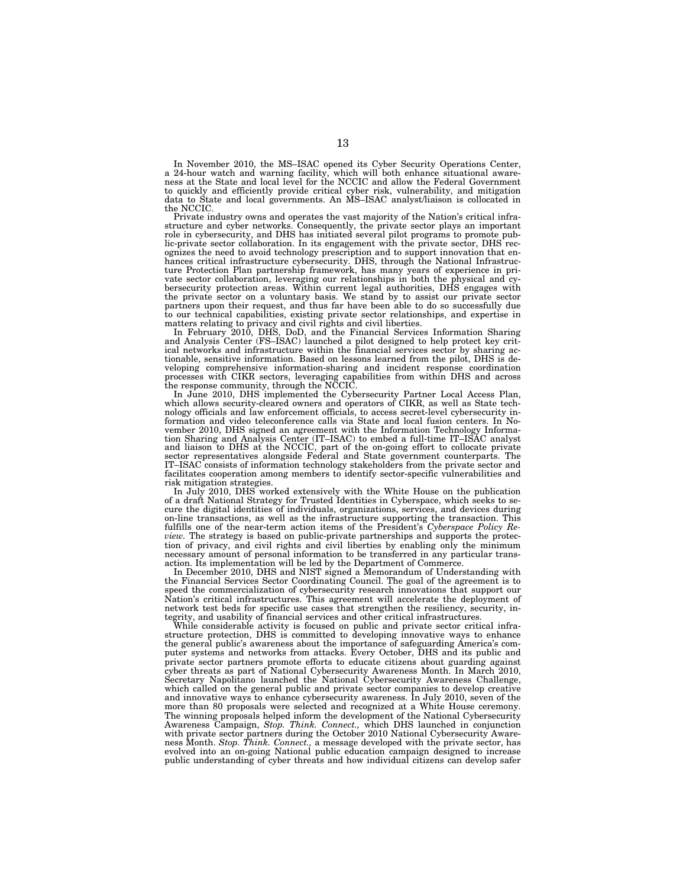In November 2010, the MS–ISAC opened its Cyber Security Operations Center, a 24-hour watch and warning facility, which will both enhance situational awareness at the State and local level for the NCCIC and allow the Federal Government to quickly and efficiently provide critical cyber risk, vulnerability, and mitigation data to State and local governments. An MS–ISAC analyst/liaison is collocated in the NCCIC.

Private industry owns and operates the vast majority of the Nation's critical infrastructure and cyber networks. Consequently, the private sector plays an important role in cybersecurity, and DHS has initiated several pilot programs to promote public-private sector collaboration. In its engagement with the private sector, DHS recognizes the need to avoid technology prescription and to support innovation that enhances critical infrastructure cybersecurity. DHS, through the National Infrastructure Protection Plan partnership framework, has many years of experience in private sector collaboration, leveraging our relationships in both the physical and cybersecurity protection areas. Within current legal authorities, DHS engages with the private sector on a voluntary basis. We stand by to assist our private sector partners upon their request, and thus far have been able to do so successfully due to our technical capabilities, existing private sector relationships, and expertise in matters relating to privacy and civil rights and civil liberties.

In February 2010, DHS, DoD, and the Financial Services Information Sharing and Analysis Center (FS–ISAC) launched a pilot designed to help protect key critical networks and infrastructure within the financial services sector by sharing actionable, sensitive information. Based on lessons learned from the pilot, DHS is developing comprehensive information-sharing and incident response coordination processes with CIKR sectors, leveraging capabilities from within DHS and across the response community, through the NCCIC.

In June 2010, DHS implemented the Cybersecurity Partner Local Access Plan, which allows security-cleared owners and operators of CIKR, as well as State technology officials and law enforcement officials, to access secret-level cybersecurity information and video teleconference calls via State and local fusion centers. In November 2010, DHS signed an agreement with the Information Technology Information Sharing and Analysis Center (IT–ISAC) to embed a full-time IT–ISAC analyst and liaison to DHS at the NCCIC, part of the on-going effort to collocate private sector representatives alongside Federal and State government counterparts. The IT–ISAC consists of information technology stakeholders from the private sector and facilitates cooperation among members to identify sector-specific vulnerabilities and risk mitigation strategies.

In July 2010, DHS worked extensively with the White House on the publication of a draft National Strategy for Trusted Identities in Cyberspace, which seeks to secure the digital identities of individuals, organizations, services, and devices during on-line transactions, as well as the infrastructure supporting the transaction. This fulfills one of the near-term action items of the President's *Cyberspace Policy Review.* The strategy is based on public-private partnerships and supports the protection of privacy, and civil rights and civil liberties by enabling only the minimum necessary amount of personal information to be transferred in any particular transaction. Its implementation will be led by the Department of Commerce.

In December 2010, DHS and NIST signed a Memorandum of Understanding with the Financial Services Sector Coordinating Council. The goal of the agreement is to speed the commercialization of cybersecurity research innovations that support our Nation's critical infrastructures. This agreement will accelerate the deployment of network test beds for specific use cases that strengthen the resiliency, security, integrity, and usability of financial services and other critical infrastructures.

While considerable activity is focused on public and private sector critical infrastructure protection, DHS is committed to developing innovative ways to enhance the general public's awareness about the importance of safeguarding America's computer systems and networks from attacks. Every October, DHS and its public and private sector partners promote efforts to educate citizens about guarding against cyber threats as part of National Cybersecurity Awareness Month. In March 2010, Secretary Napolitano launched the National Cybersecurity Awareness Challenge, which called on the general public and private sector companies to develop creative and innovative ways to enhance cybersecurity awareness. In July 2010, seven of the more than 80 proposals were selected and recognized at a White House ceremony. The winning proposals helped inform the development of the National Cybersecurity Awareness Campaign, *Stop. Think. Connect.,* which DHS launched in conjunction with private sector partners during the October 2010 National Cybersecurity Awareness Month. *Stop. Think. Connect.,* a message developed with the private sector, has evolved into an on-going National public education campaign designed to increase public understanding of cyber threats and how individual citizens can develop safer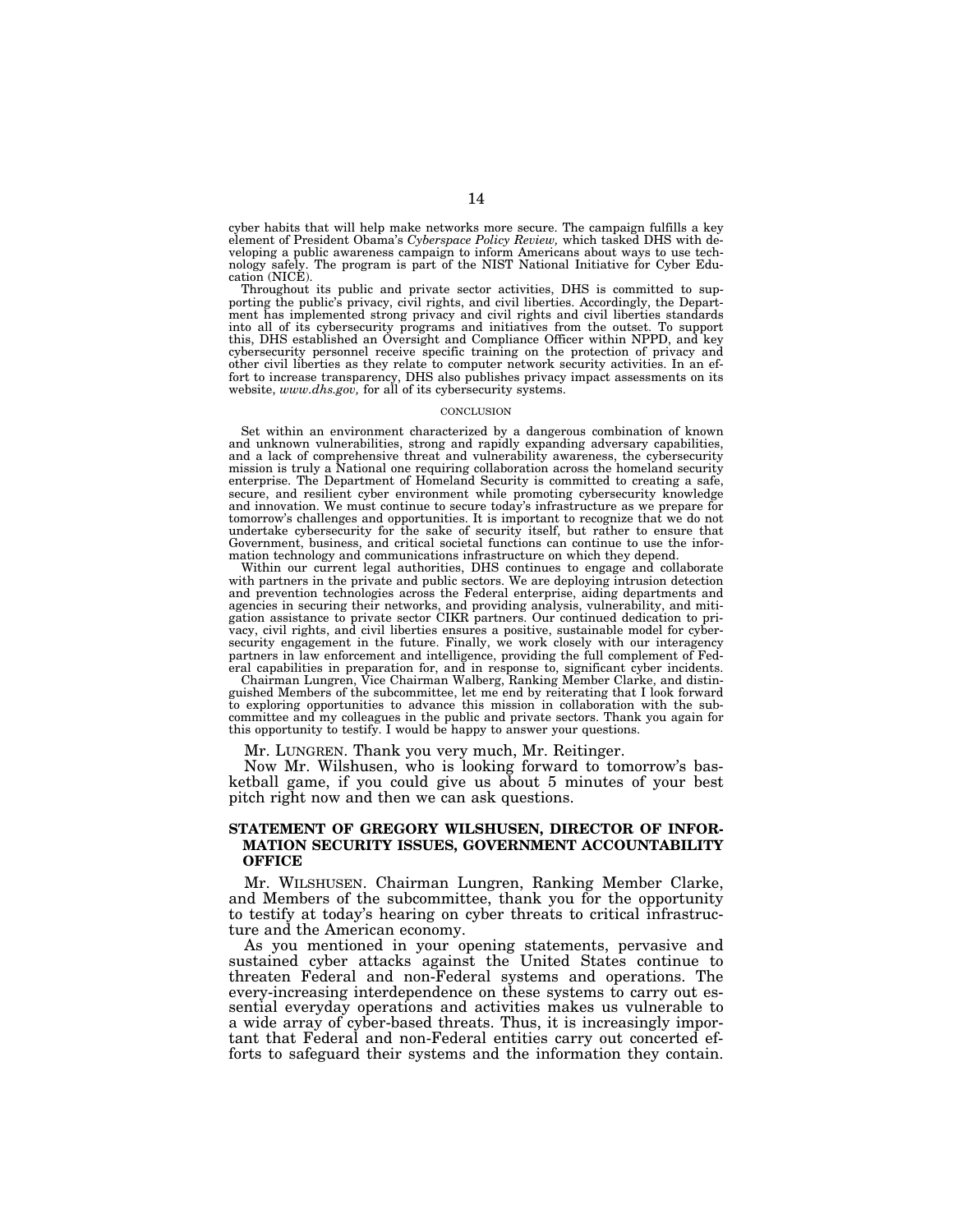cyber habits that will help make networks more secure. The campaign fulfills a key element of President Obama's *Cyberspace Policy Review,* which tasked DHS with developing a public awareness campaign to inform Americans about ways to use technology safely. The program is part of the NIST National Initiative for Cyber Education (NICE).

Throughout its public and private sector activities, DHS is committed to supporting the public's privacy, civil rights, and civil liberties. Accordingly, the Department has implemented strong privacy and civil rights and civil liberties standards into all of its cybersecurity programs and initiatives from the outset. To support this, DHS established an Oversight and Compliance Officer within NPPD, and key cybersecurity personnel receive specific training on the protection of privacy and other civil liberties as they relate to computer network security activities. In an effort to increase transparency, DHS also publishes privacy impact assessments on its website, *www.dhs.gov,* for all of its cybersecurity systems.

CONCLUSION

Set within an environment characterized by a dangerous combination of known and unknown vulnerabilities, strong and rapidly expanding adversary capabilities, and a lack of comprehensive threat and vulnerability awareness, the cybersecurity mission is truly a National one requiring collaboration across the homeland security enterprise. The Department of Homeland Security is committed to creating a safe, secure, and resilient cyber environment while promoting cybersecurity knowledge and innovation. We must continue to secure today's infrastructure as we prepare for tomorrow's challenges and opportunities. It is important to recognize that we do not undertake cybersecurity for the sake of security itself, but rather to ensure that Government, business, and critical societal functions can continue to use the information technology and communications infrastructure on which they depend.

Within our current legal authorities, DHS continues to engage and collaborate with partners in the private and public sectors. We are deploying intrusion detection and prevention technologies across the Federal enterprise, aiding departments and agencies in securing their networks, and providing analysis, vulnerability, and mitigation assistance to private sector CIKR partners. Our continued dedication to privacy, civil rights, and civil liberties ensures a positive, sustainable model for cybersecurity engagement in the future. Finally, we work closely with our interagency partners in law enforcement and intelligence, providing the full complement of Federal capabilities in preparation for, and in response to, significant cyber incidents.

Chairman Lungren, Vice Chairman Walberg, Ranking Member Clarke, and distinguished Members of the subcommittee, let me end by reiterating that I look forward to exploring opportunities to advance this mission in collaboration with the subcommittee and my colleagues in the public and private sectors. Thank you again for this opportunity to testify. I would be happy to answer your questions.

Mr. LUNGREN. Thank you very much, Mr. Reitinger.

Now Mr. Wilshusen, who is looking forward to tomorrow's basketball game, if you could give us about 5 minutes of your best pitch right now and then we can ask questions.

## STATEMENT OF GREGORY WILSHUSEN, DIRECTOR OF INFORMATION SECURITY ISSUES, GOVERNMENT ACCOUNTABILITY OFFICE

Mr. WILSHUSEN. Chairman Lungren, Ranking Member Clarke, and Members of the subcommittee, thank you for the opportunity to testify at today's hearing on cyber threats to critical infrastructure and the American economy.

As you mentioned in your opening statements, pervasive and sustained cyber attacks against the United States continue to threaten Federal and non-Federal systems and operations. The every-increasing interdependence on these systems to carry out essential everyday operations and activities makes us vulnerable to a wide array of cyber-based threats. Thus, it is increasingly important that Federal and non-Federal entities carry out concerted efforts to safeguard their systems and the information they contain.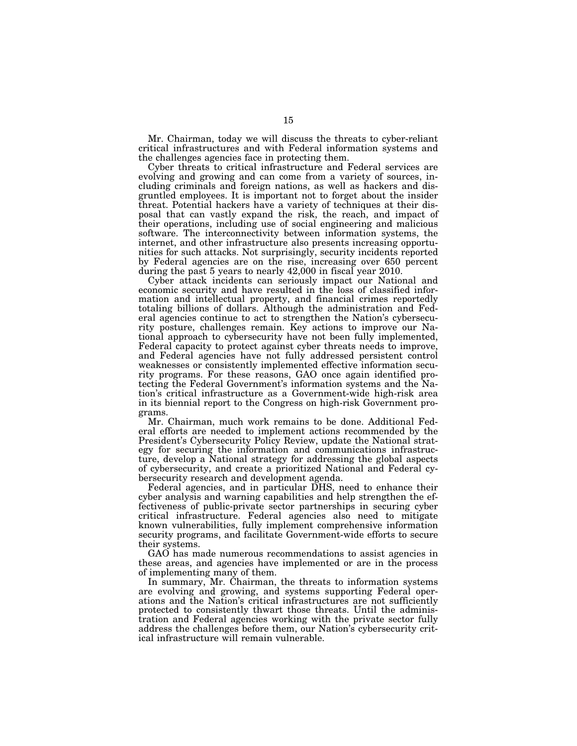Mr. Chairman, today we will discuss the threats to cyber-reliant critical infrastructures and with Federal information systems and the challenges agencies face in protecting them.

Cyber threats to critical infrastructure and Federal services are evolving and growing and can come from a variety of sources, including criminals and foreign nations, as well as hackers and disgruntled employees. It is important not to forget about the insider threat. Potential hackers have a variety of techniques at their disposal that can vastly expand the risk, the reach, and impact of their operations, including use of social engineering and malicious software. The interconnectivity between information systems, the internet, and other infrastructure also presents increasing opportunities for such attacks. Not surprisingly, security incidents reported by Federal agencies are on the rise, increasing over 650 percent during the past 5 years to nearly 42,000 in fiscal year 2010.

Cyber attack incidents can seriously impact our National and economic security and have resulted in the loss of classified information and intellectual property, and financial crimes reportedly totaling billions of dollars. Although the administration and Federal agencies continue to act to strengthen the Nation's cybersecurity posture, challenges remain. Key actions to improve our National approach to cybersecurity have not been fully implemented, Federal capacity to protect against cyber threats needs to improve, and Federal agencies have not fully addressed persistent control weaknesses or consistently implemented effective information security programs. For these reasons, GAO once again identified protecting the Federal Government's information systems and the Nation's critical infrastructure as a Government-wide high-risk area in its biennial report to the Congress on high-risk Government programs.

Mr. Chairman, much work remains to be done. Additional Federal efforts are needed to implement actions recommended by the President's Cybersecurity Policy Review, update the National strategy for securing the information and communications infrastructure, develop a National strategy for addressing the global aspects of cybersecurity, and create a prioritized National and Federal cybersecurity research and development agenda.

Federal agencies, and in particular DHS, need to enhance their cyber analysis and warning capabilities and help strengthen the effectiveness of public-private sector partnerships in securing cyber critical infrastructure. Federal agencies also need to mitigate known vulnerabilities, fully implement comprehensive information security programs, and facilitate Government-wide efforts to secure their systems.

GAO has made numerous recommendations to assist agencies in these areas, and agencies have implemented or are in the process of implementing many of them.

In summary, Mr. Chairman, the threats to information systems are evolving and growing, and systems supporting Federal operations and the Nation's critical infrastructures are not sufficiently protected to consistently thwart those threats. Until the administration and Federal agencies working with the private sector fully address the challenges before them, our Nation's cybersecurity critical infrastructure will remain vulnerable.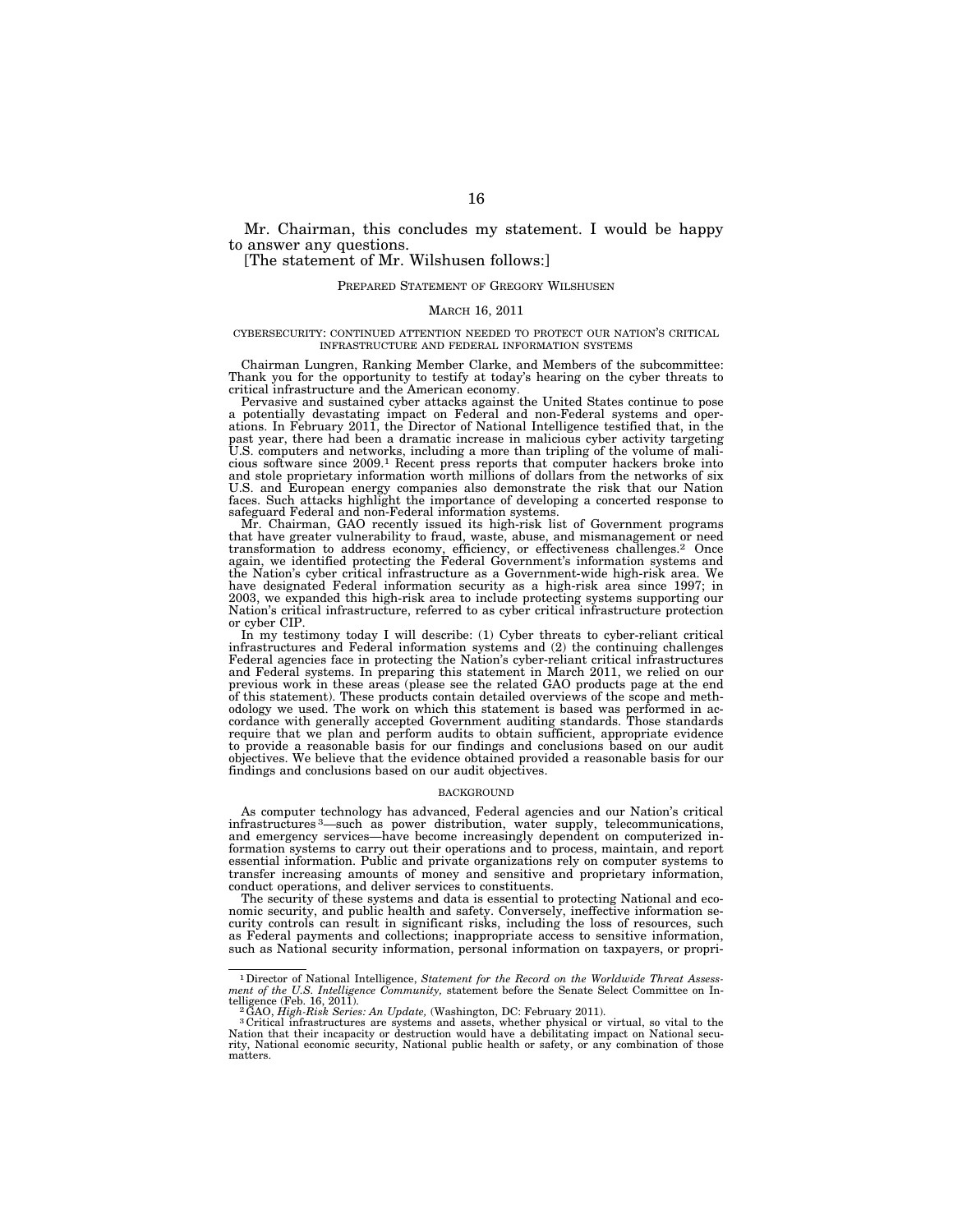Mr. Chairman, this concludes my statement. I would be happy to answer any questions.

[The statement of Mr. Wilshusen follows:]

PREPARED STATEMENT OF GREGORY WILSHUSEN

MARCH 16, 2011

CYBERSECURITY: CONTINUED ATTENTION NEEDED TO PROTECT OUR NATION'S CRITICAL INFRASTRUCTURE AND FEDERAL INFORMATION SYSTEMS

Chairman Lungren, Ranking Member Clarke, and Members of the subcommittee: Thank you for the opportunity to testify at today's hearing on the cyber threats to critical infrastructure and the American economy.

Pervasive and sustained cyber attacks against the United States continue to pose a potentially devastating impact on Federal and non-Federal systems and operations. In February 2011, the Director of National Intelligence testified that, in the past year, there had been a dramatic increase in malicious cyber activity targeting U.S. computers and networks, including a more than tripling of the volume of malicious software since 2009.[1] Recent press reports that computer hackers broke into and stole proprietary information worth millions of dollars from the networks of six U.S. and European energy companies also demonstrate the risk that our Nation faces. Such attacks highlight the importance of developing a concerted response to safeguard Federal and non-Federal information systems.

Mr. Chairman, GAO recently issued its high-risk list of Government programs that have greater vulnerability to fraud, waste, abuse, and mismanagement or need transformation to address economy, efficiency, or effectiveness challenges.[2] Once again, we identified protecting the Federal Government's information systems and the Nation's cyber critical infrastructure as a Government-wide high-risk area. We have designated Federal information security as a high-risk area since 1997; in 2003, we expanded this high-risk area to include protecting systems supporting our Nation's critical infrastructure, referred to as cyber critical infrastructure protection or cyber CIP.

In my testimony today I will describe: (1) Cyber threats to cyber-reliant critical infrastructures and Federal information systems and (2) the continuing challenges Federal agencies face in protecting the Nation's cyber-reliant critical infrastructures and Federal systems. In preparing this statement in March 2011, we relied on our previous work in these areas (please see the related GAO products page at the end of this statement). These products contain detailed overviews of the scope and methodology we used. The work on which this statement is based was performed in accordance with generally accepted Government auditing standards. Those standards require that we plan and perform audits to obtain sufficient, appropriate evidence to provide a reasonable basis for our findings and conclusions based on our audit objectives. We believe that the evidence obtained provided a reasonable basis for our findings and conclusions based on our audit objectives.

## BACKGROUND

As computer technology has advanced, Federal agencies and our Nation's critical infrastructures[3]—such as power distribution, water supply, telecommunications, and emergency services—have become increasingly dependent on computerized information systems to carry out their operations and to process, maintain, and report essential information. Public and private organizations rely on computer systems to transfer increasing amounts of money and sensitive and proprietary information, conduct operations, and deliver services to constituents.

The security of these systems and data is essential to protecting National and economic security, and public health and safety. Conversely, ineffective information security controls can result in significant risks, including the loss of resources, such as Federal payments and collections; inappropriate access to sensitive information, such as National security information, personal information on taxpayers, or propri-

---

[1] Director of National Intelligence, *Statement for the Record on the Worldwide Threat Assessment of the U.S. Intelligence Community,* statement before the Senate Select Committee on Intelligence (Feb. 16, 2011).

[2] GAO, *High-Risk Series: An Update,* (Washington, DC: February 2011).

[3] Critical infrastructures are systems and assets, whether physical or virtual, so vital to the Nation that their incapacity or destruction would have a debilitating impact on National security, National economic security, National public health or safety, or any combination of those matters.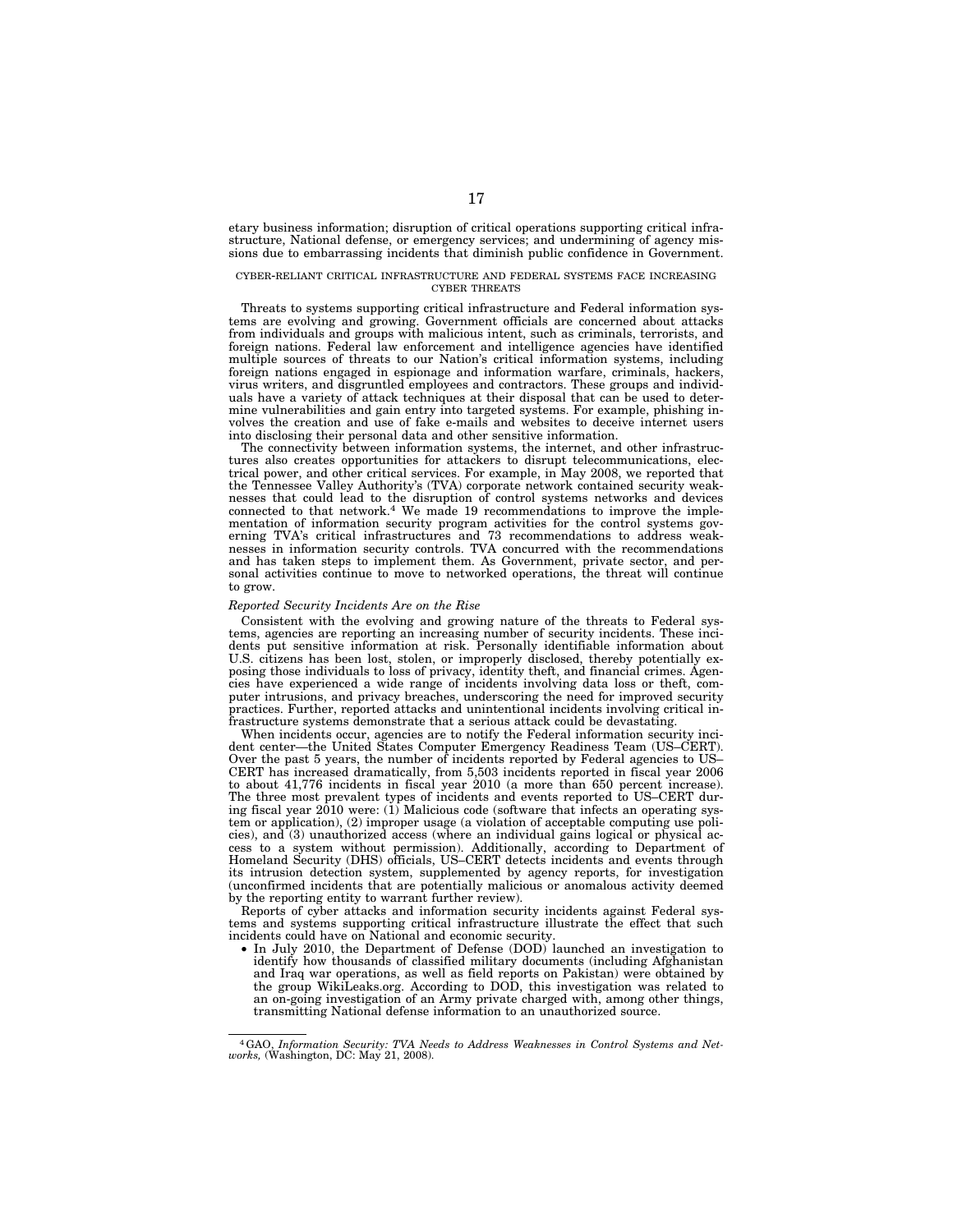etary business information; disruption of critical operations supporting critical infrastructure, National defense, or emergency services; and undermining of agency missions due to embarrassing incidents that diminish public confidence in Government.

CYBER-RELIANT CRITICAL INFRASTRUCTURE AND FEDERAL SYSTEMS FACE INCREASING CYBER THREATS

Threats to systems supporting critical infrastructure and Federal information systems are evolving and growing. Government officials are concerned about attacks from individuals and groups with malicious intent, such as criminals, terrorists, and foreign nations. Federal law enforcement and intelligence agencies have identified multiple sources of threats to our Nation's critical information systems, including foreign nations engaged in espionage and information warfare, criminals, hackers, virus writers, and disgruntled employees and contractors. These groups and individuals have a variety of attack techniques at their disposal that can be used to determine vulnerabilities and gain entry into targeted systems. For example, phishing involves the creation and use of fake e-mails and websites to deceive internet users into disclosing their personal data and other sensitive information.

The connectivity between information systems, the internet, and other infrastructures also creates opportunities for attackers to disrupt telecommunications, electrical power, and other critical services. For example, in May 2008, we reported that the Tennessee Valley Authority's (TVA) corporate network contained security weaknesses that could lead to the disruption of control systems networks and devices connected to that network.[4] We made 19 recommendations to improve the implementation of information security program activities for the control systems governing TVA's critical infrastructures and 73 recommendations to address weaknesses in information security controls. TVA concurred with the recommendations and has taken steps to implement them. As Government, private sector, and personal activities continue to move to networked operations, the threat will continue to grow.

*Reported Security Incidents Are on the Rise*

Consistent with the evolving and growing nature of the threats to Federal systems, agencies are reporting an increasing number of security incidents. These incidents put sensitive information at risk. Personally identifiable information about U.S. citizens has been lost, stolen, or improperly disclosed, thereby potentially exposing those individuals to loss of privacy, identity theft, and financial crimes. Agencies have experienced a wide range of incidents involving data loss or theft, computer intrusions, and privacy breaches, underscoring the need for improved security practices. Further, reported attacks and unintentional incidents involving critical infrastructure systems demonstrate that a serious attack could be devastating.

When incidents occur, agencies are to notify the Federal information security incident center—the United States Computer Emergency Readiness Team (US–CERT). Over the past 5 years, the number of incidents reported by Federal agencies to US–CERT has increased dramatically, from 5,503 incidents reported in fiscal year 2006 to about 41,776 incidents in fiscal year 2010 (a more than 650 percent increase). The three most prevalent types of incidents and events reported to US–CERT during fiscal year 2010 were: (1) Malicious code (software that infects an operating system or application), (2) improper usage (a violation of acceptable computing use policies), and (3) unauthorized access (where an individual gains logical or physical access to a system without permission). Additionally, according to Department of Homeland Security (DHS) officials, US–CERT detects incidents and events through its intrusion detection system, supplemented by agency reports, for investigation (unconfirmed incidents that are potentially malicious or anomalous activity deemed by the reporting entity to warrant further review).

Reports of cyber attacks and information security incidents against Federal systems and systems supporting critical infrastructure illustrate the effect that such incidents could have on National and economic security.

- In July 2010, the Department of Defense (DOD) launched an investigation to identify how thousands of classified military documents (including Afghanistan and Iraq war operations, as well as field reports on Pakistan) were obtained by the group WikiLeaks.org. According to DOD, this investigation was related to an on-going investigation of an Army private charged with, among other things, transmitting National defense information to an unauthorized source.

---

[4] GAO, *Information Security: TVA Needs to Address Weaknesses in Control Systems and Networks,* (Washington, DC: May 21, 2008).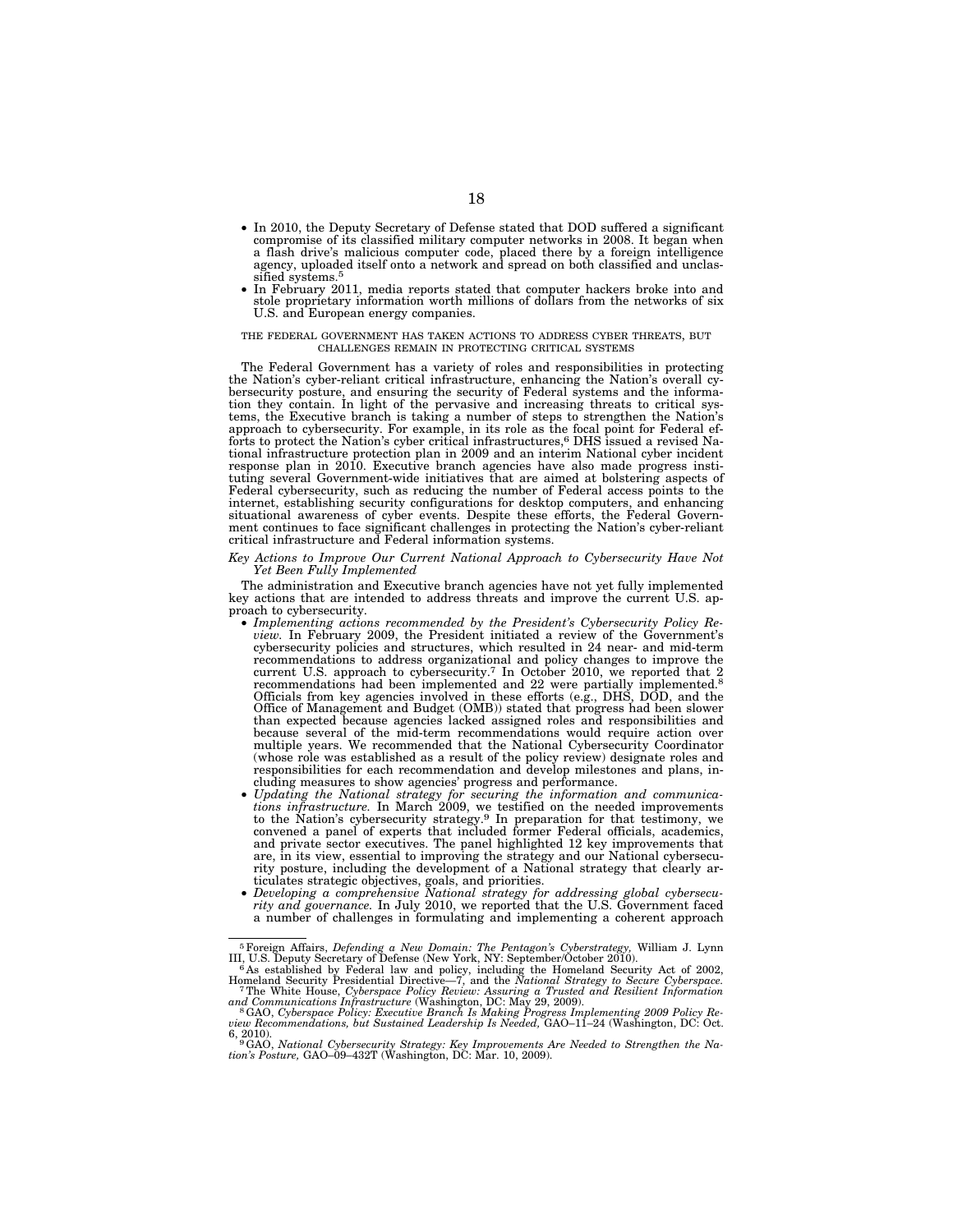- In 2010, the Deputy Secretary of Defense stated that DOD suffered a significant compromise of its classified military computer networks in 2008. It began when a flash drive's malicious computer code, placed there by a foreign intelligence agency, uploaded itself onto a network and spread on both classified and unclassified systems.[5]
- In February 2011, media reports stated that computer hackers broke into and stole proprietary information worth millions of dollars from the networks of six U.S. and European energy companies.

### THE FEDERAL GOVERNMENT HAS TAKEN ACTIONS TO ADDRESS CYBER THREATS, BUT CHALLENGES REMAIN IN PROTECTING CRITICAL SYSTEMS

The Federal Government has a variety of roles and responsibilities in protecting the Nation's cyber-reliant critical infrastructure, enhancing the Nation's overall cybersecurity posture, and ensuring the security of Federal systems and the information they contain. In light of the pervasive and increasing threats to critical systems, the Executive branch is taking a number of steps to strengthen the Nation's approach to cybersecurity. For example, in its role as the focal point for Federal efforts to protect the Nation's cyber critical infrastructures,[6] DHS issued a revised National infrastructure protection plan in 2009 and an interim National cyber incident response plan in 2010. Executive branch agencies have also made progress instituting several Government-wide initiatives that are aimed at bolstering aspects of Federal cybersecurity, such as reducing the number of Federal access points to the internet, establishing security configurations for desktop computers, and enhancing situational awareness of cyber events. Despite these efforts, the Federal Government continues to face significant challenges in protecting the Nation's cyber-reliant critical infrastructure and Federal information systems.

#### *Key Actions to Improve Our Current National Approach to Cybersecurity Have Not Yet Been Fully Implemented*

The administration and Executive branch agencies have not yet fully implemented key actions that are intended to address threats and improve the current U.S. approach to cybersecurity.

- *Implementing actions recommended by the President's Cybersecurity Policy Review.* In February 2009, the President initiated a review of the Government's cybersecurity policies and structures, which resulted in 24 near- and mid-term recommendations to address organizational and policy changes to improve the current U.S. approach to cybersecurity.[7] In October 2010, we reported that 2 recommendations had been implemented and 22 were partially implemented.[8] Officials from key agencies involved in these efforts (e.g., DHS, DOD, and the Office of Management and Budget (OMB)) stated that progress had been slower than expected because agencies lacked assigned roles and responsibilities and because several of the mid-term recommendations would require action over multiple years. We recommended that the National Cybersecurity Coordinator (whose role was established as a result of the policy review) designate roles and responsibilities for each recommendation and develop milestones and plans, including measures to show agencies' progress and performance.
- *Updating the National strategy for securing the information and communications infrastructure.* In March 2009, we testified on the needed improvements to the Nation's cybersecurity strategy.[9] In preparation for that testimony, we convened a panel of experts that included former Federal officials, academics, and private sector executives. The panel highlighted 12 key improvements that are, in its view, essential to improving the strategy and our National cybersecurity posture, including the development of a National strategy that clearly articulates strategic objectives, goals, and priorities.
- *Developing a comprehensive National strategy for addressing global cybersecurity and governance.* In July 2010, we reported that the U.S. Government faced a number of challenges in formulating and implementing a coherent approach

---

[5] Foreign Affairs, *Defending a New Domain: The Pentagon's Cyberstrategy,* William J. Lynn III, U.S. Deputy Secretary of Defense (New York, NY: September/October 2010).

[6] As established by Federal law and policy, including the Homeland Security Act of 2002, Homeland Security Presidential Directive—7, and the *National Strategy to Secure Cyberspace.*

[7] The White House, *Cyberspace Policy Review: Assuring a Trusted and Resilient Information and Communications Infrastructure* (Washington, DC: May 29, 2009).

[8] GAO, *Cyberspace Policy: Executive Branch Is Making Progress Implementing 2009 Policy Review Recommendations, but Sustained Leadership Is Needed,* GAO–11–24 (Washington, DC: Oct. 6, 2010).

[9] GAO, *National Cybersecurity Strategy: Key Improvements Are Needed to Strengthen the Nation's Posture,* GAO–09–432T (Washington, DC: Mar. 10, 2009).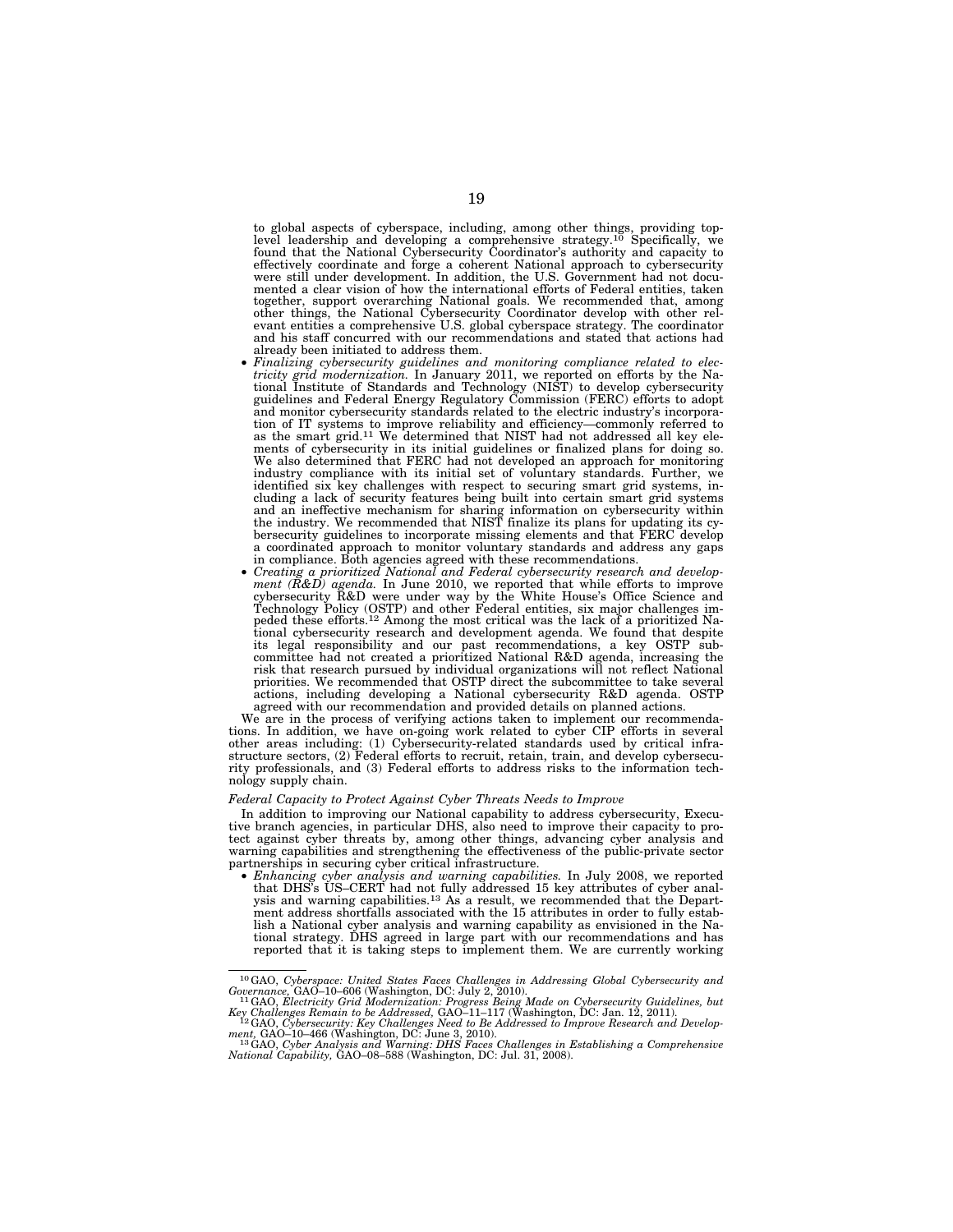to global aspects of cyberspace, including, among other things, providing top-level leadership and developing a comprehensive strategy.[10] Specifically, we found that the National Cybersecurity Coordinator's authority and capacity to effectively coordinate and forge a coherent National approach to cybersecurity were still under development. In addition, the U.S. Government had not documented a clear vision of how the international efforts of Federal entities, taken together, support overarching National goals. We recommended that, among other things, the National Cybersecurity Coordinator develop with other relevant entities a comprehensive U.S. global cyberspace strategy. The coordinator and his staff concurred with our recommendations and stated that actions had already been initiated to address them.

- *Finalizing cybersecurity guidelines and monitoring compliance related to electricity grid modernization.* In January 2011, we reported on efforts by the National Institute of Standards and Technology (NIST) to develop cybersecurity guidelines and Federal Energy Regulatory Commission (FERC) efforts to adopt and monitor cybersecurity standards related to the electric industry's incorporation of IT systems to improve reliability and efficiency—commonly referred to as the smart grid.[11] We determined that NIST had not addressed all key elements of cybersecurity in its initial guidelines or finalized plans for doing so. We also determined that FERC had not developed an approach for monitoring industry compliance with its initial set of voluntary standards. Further, we identified six key challenges with respect to securing smart grid systems, including a lack of security features being built into certain smart grid systems and an ineffective mechanism for sharing information on cybersecurity within the industry. We recommended that NIST finalize its plans for updating its cybersecurity guidelines to incorporate missing elements and that FERC develop a coordinated approach to monitor voluntary standards and address any gaps in compliance. Both agencies agreed with these recommendations.
- *Creating a prioritized National and Federal cybersecurity research and development (R&D) agenda.* In June 2010, we reported that while efforts to improve cybersecurity R&D were under way by the White House's Office Science and Technology Policy (OSTP) and other Federal entities, six major challenges impeded these efforts.[12] Among the most critical was the lack of a prioritized National cybersecurity research and development agenda. We found that despite its legal responsibility and our past recommendations, a key OSTP subcommittee had not created a prioritized National R&D agenda, increasing the risk that research pursued by individual organizations will not reflect National priorities. We recommended that OSTP direct the subcommittee to take several actions, including developing a National cybersecurity R&D agenda. OSTP agreed with our recommendation and provided details on planned actions.

We are in the process of verifying actions taken to implement our recommendations. In addition, we have on-going work related to cyber CIP efforts in several other areas including: (1) Cybersecurity-related standards used by critical infrastructure sectors, (2) Federal efforts to recruit, retain, train, and develop cybersecurity professionals, and (3) Federal efforts to address risks to the information technology supply chain.

*Federal Capacity to Protect Against Cyber Threats Needs to Improve*

In addition to improving our National capability to address cybersecurity, Executive branch agencies, in particular DHS, also need to improve their capacity to protect against cyber threats by, among other things, advancing cyber analysis and warning capabilities and strengthening the effectiveness of the public-private sector partnerships in securing cyber critical infrastructure.

- *Enhancing cyber analysis and warning capabilities.* In July 2008, we reported that DHS's US–CERT had not fully addressed 15 key attributes of cyber analysis and warning capabilities.[13] As a result, we recommended that the Department address shortfalls associated with the 15 attributes in order to fully establish a National cyber analysis and warning capability as envisioned in the National strategy. DHS agreed in large part with our recommendations and has reported that it is taking steps to implement them. We are currently working

---

[10] GAO, *Cyberspace: United States Faces Challenges in Addressing Global Cybersecurity and Governance,* GAO–10–606 (Washington, DC: July 2, 2010).

[11] GAO, *Electricity Grid Modernization: Progress Being Made on Cybersecurity Guidelines, but Key Challenges Remain to be Addressed,* GAO–11–117 (Washington, DC: Jan. 12, 2011).

[12] GAO, *Cybersecurity: Key Challenges Need to Be Addressed to Improve Research and Development,* GAO–10–466 (Washington, DC: June 3, 2010).

[13] GAO, *Cyber Analysis and Warning: DHS Faces Challenges in Establishing a Comprehensive National Capability,* GAO–08–588 (Washington, DC: Jul. 31, 2008).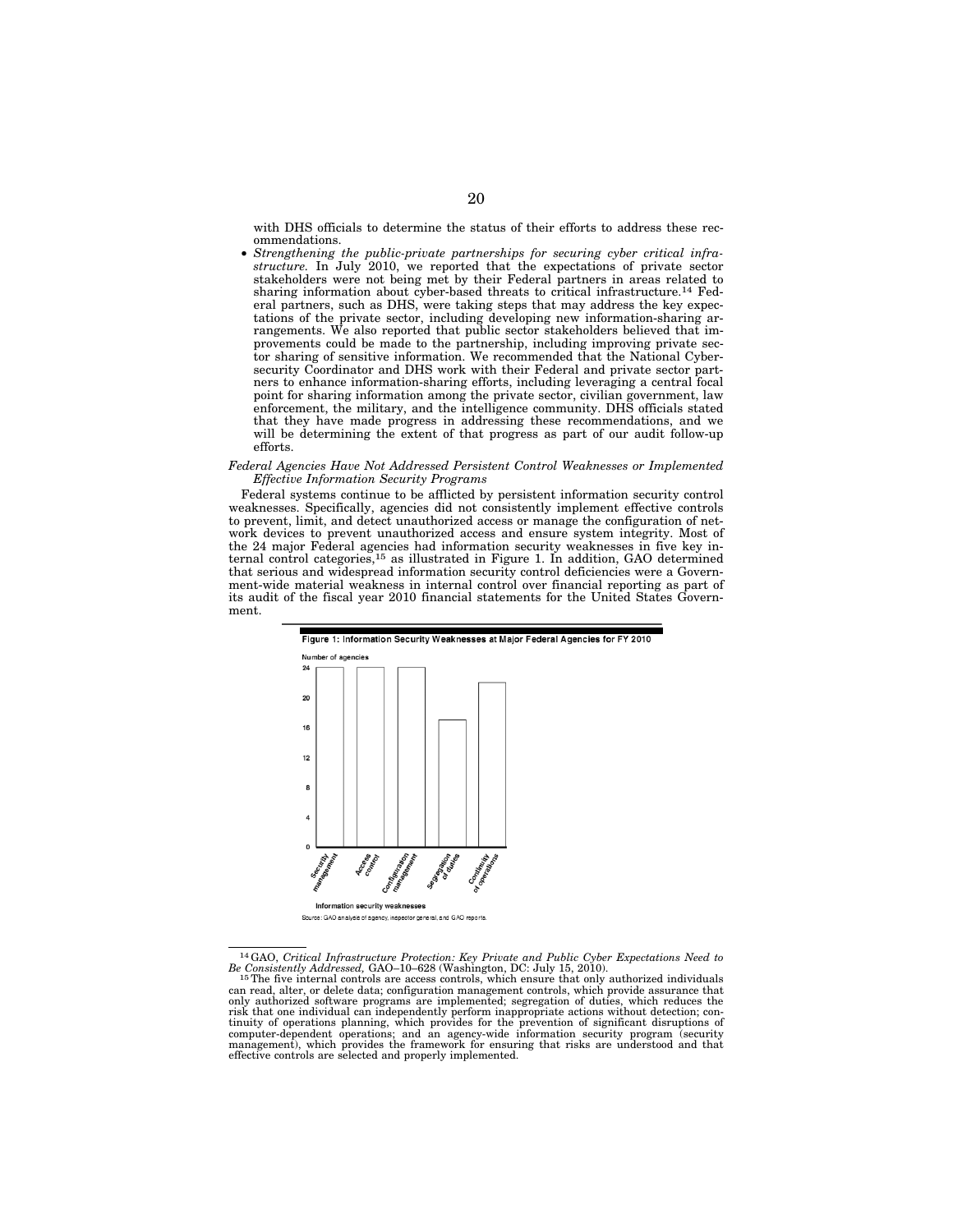with DHS officials to determine the status of their efforts to address these recommendations.

- *Strengthening the public-private partnerships for securing cyber critical infrastructure.* In July 2010, we reported that the expectations of private sector stakeholders were not being met by their Federal partners in areas related to sharing information about cyber-based threats to critical infrastructure.[14] Federal partners, such as DHS, were taking steps that may address the key expectations of the private sector, including developing new information-sharing arrangements. We also reported that public sector stakeholders believed that improvements could be made to the partnership, including improving private sector sharing of sensitive information. We recommended that the National Cybersecurity Coordinator and DHS work with their Federal and private sector partners to enhance information-sharing efforts, including leveraging a central focal point for sharing information among the private sector, civilian government, law enforcement, the military, and the intelligence community. DHS officials stated that they have made progress in addressing these recommendations, and we will be determining the extent of that progress as part of our audit follow-up efforts.

*Federal Agencies Have Not Addressed Persistent Control Weaknesses or Implemented Effective Information Security Programs*

Federal systems continue to be afflicted by persistent information security control weaknesses. Specifically, agencies did not consistently implement effective controls to prevent, limit, and detect unauthorized access or manage the configuration of network devices to prevent unauthorized access and ensure system integrity. Most of the 24 major Federal agencies had information security weaknesses in five key internal control categories,[15] as illustrated in Figure 1. In addition, GAO determined that serious and widespread information security control deficiencies were a Government-wide material weakness in internal control over financial reporting as part of its audit of the fiscal year 2010 financial statements for the United States Government.

**Figure 1: Information Security Weaknesses at Major Federal Agencies for FY 2010**

Number of agencies

24
20
16
12
8
4
0

Security management | Access control | Configuration management | Segregation of duties | Continuity of operations

Information security weaknesses

Source: GAO analysis of agency, inspector general, and GAO reports.

---

[14] GAO, *Critical Infrastructure Protection: Key Private and Public Cyber Expectations Need to Be Consistently Addressed,* GAO–10–628 (Washington, DC: July 15, 2010).

[15] The five internal controls are access controls, which ensure that only authorized individuals can read, alter, or delete data; configuration management controls, which provide assurance that only authorized software programs are implemented; segregation of duties, which reduces the risk that one individual can independently perform inappropriate actions without detection; continuity of operations planning, which provides for the prevention of significant disruptions of computer-dependent operations; and an agency-wide information security program (security management), which provides the framework for ensuring that risks are understood and that effective controls are selected and properly implemented.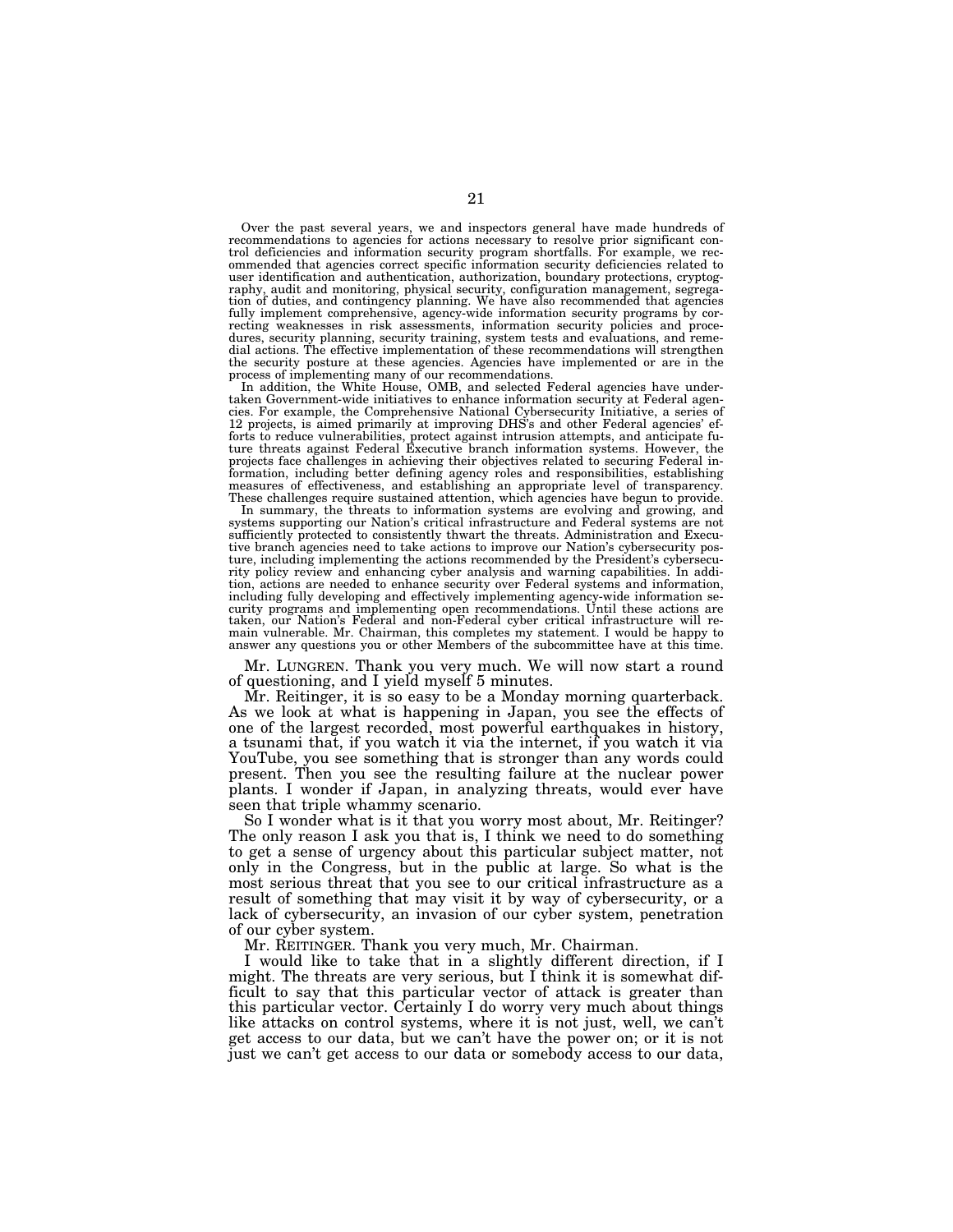Over the past several years, we and inspectors general have made hundreds of recommendations to agencies for actions necessary to resolve prior significant control deficiencies and information security program shortfalls. For example, we recommended that agencies correct specific information security deficiencies related to user identification and authentication, authorization, boundary protections, cryptography, audit and monitoring, physical security, configuration management, segregation of duties, and contingency planning. We have also recommended that agencies fully implement comprehensive, agency-wide information security programs by correcting weaknesses in risk assessments, information security policies and procedures, security planning, security training, system tests and evaluations, and remedial actions. The effective implementation of these recommendations will strengthen the security posture at these agencies. Agencies have implemented or are in the process of implementing many of our recommendations.

In addition, the White House, OMB, and selected Federal agencies have undertaken Government-wide initiatives to enhance information security at Federal agencies. For example, the Comprehensive National Cybersecurity Initiative, a series of 12 projects, is aimed primarily at improving DHS's and other Federal agencies' efforts to reduce vulnerabilities, protect against intrusion attempts, and anticipate future threats against Federal Executive branch information systems. However, the projects face challenges in achieving their objectives related to securing Federal information, including better defining agency roles and responsibilities, establishing measures of effectiveness, and establishing an appropriate level of transparency. These challenges require sustained attention, which agencies have begun to provide.

In summary, the threats to information systems are evolving and growing, and systems supporting our Nation's critical infrastructure and Federal systems are not sufficiently protected to consistently thwart the threats. Administration and Executive branch agencies need to take actions to improve our Nation's cybersecurity posture, including implementing the actions recommended by the President's cybersecurity policy review and enhancing cyber analysis and warning capabilities. In addition, actions are needed to enhance security over Federal systems and information, including fully developing and effectively implementing agency-wide information security programs and implementing open recommendations. Until these actions are taken, our Nation's Federal and non-Federal cyber critical infrastructure will remain vulnerable. Mr. Chairman, this completes my statement. I would be happy to answer any questions you or other Members of the subcommittee have at this time.

Mr. LUNGREN. Thank you very much. We will now start a round of questioning, and I yield myself 5 minutes.

Mr. Reitinger, it is so easy to be a Monday morning quarterback. As we look at what is happening in Japan, you see the effects of one of the largest recorded, most powerful earthquakes in history, a tsunami that, if you watch it via the internet, if you watch it via YouTube, you see something that is stronger than any words could present. Then you see the resulting failure at the nuclear power plants. I wonder if Japan, in analyzing threats, would ever have seen that triple whammy scenario.

So I wonder what is it that you worry most about, Mr. Reitinger? The only reason I ask you that is, I think we need to do something to get a sense of urgency about this particular subject matter, not only in the Congress, but in the public at large. So what is the most serious threat that you see to our critical infrastructure as a result of something that may visit it by way of cybersecurity, or a lack of cybersecurity, an invasion of our cyber system, penetration of our cyber system.

Mr. REITINGER. Thank you very much, Mr. Chairman.

I would like to take that in a slightly different direction, if I might. The threats are very serious, but I think it is somewhat difficult to say that this particular vector of attack is greater than this particular vector. Certainly I do worry very much about things like attacks on control systems, where it is not just, well, we can't get access to our data, but we can't have the power on; or it is not just we can't get access to our data or somebody access to our data,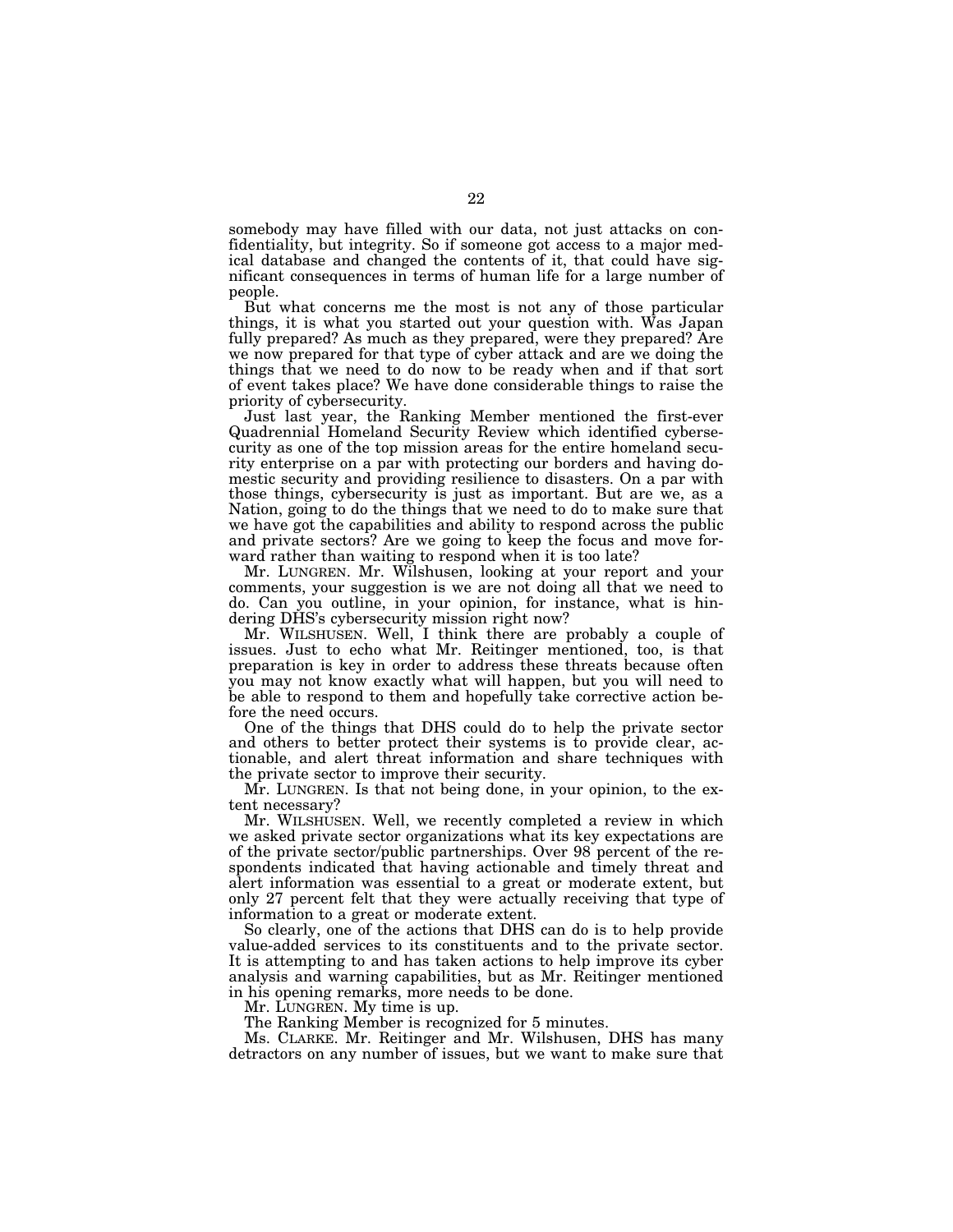somebody may have filled with our data, not just attacks on confidentiality, but integrity. So if someone got access to a major medical database and changed the contents of it, that could have significant consequences in terms of human life for a large number of people.

But what concerns me the most is not any of those particular things, it is what you started out your question with. Was Japan fully prepared? As much as they prepared, were they prepared? Are we now prepared for that type of cyber attack and are we doing the things that we need to do now to be ready when and if that sort of event takes place? We have done considerable things to raise the priority of cybersecurity.

Just last year, the Ranking Member mentioned the first-ever Quadrennial Homeland Security Review which identified cybersecurity as one of the top mission areas for the entire homeland security enterprise on a par with protecting our borders and having domestic security and providing resilience to disasters. On a par with those things, cybersecurity is just as important. But are we, as a Nation, going to do the things that we need to do to make sure that we have got the capabilities and ability to respond across the public and private sectors? Are we going to keep the focus and move forward rather than waiting to respond when it is too late?

Mr. LUNGREN. Mr. Wilshusen, looking at your report and your comments, your suggestion is we are not doing all that we need to do. Can you outline, in your opinion, for instance, what is hindering DHS's cybersecurity mission right now?

Mr. WILSHUSEN. Well, I think there are probably a couple of issues. Just to echo what Mr. Reitinger mentioned, too, is that preparation is key in order to address these threats because often you may not know exactly what will happen, but you will need to be able to respond to them and hopefully take corrective action before the need occurs.

One of the things that DHS could do to help the private sector and others to better protect their systems is to provide clear, actionable, and alert threat information and share techniques with the private sector to improve their security.

Mr. LUNGREN. Is that not being done, in your opinion, to the extent necessary?

Mr. WILSHUSEN. Well, we recently completed a review in which we asked private sector organizations what its key expectations are of the private sector/public partnerships. Over 98 percent of the respondents indicated that having actionable and timely threat and alert information was essential to a great or moderate extent, but only 27 percent felt that they were actually receiving that type of information to a great or moderate extent.

So clearly, one of the actions that DHS can do is to help provide value-added services to its constituents and to the private sector. It is attempting to and has taken actions to help improve its cyber analysis and warning capabilities, but as Mr. Reitinger mentioned in his opening remarks, more needs to be done.

Mr. LUNGREN. My time is up.

The Ranking Member is recognized for 5 minutes.

Ms. CLARKE. Mr. Reitinger and Mr. Wilshusen, DHS has many detractors on any number of issues, but we want to make sure that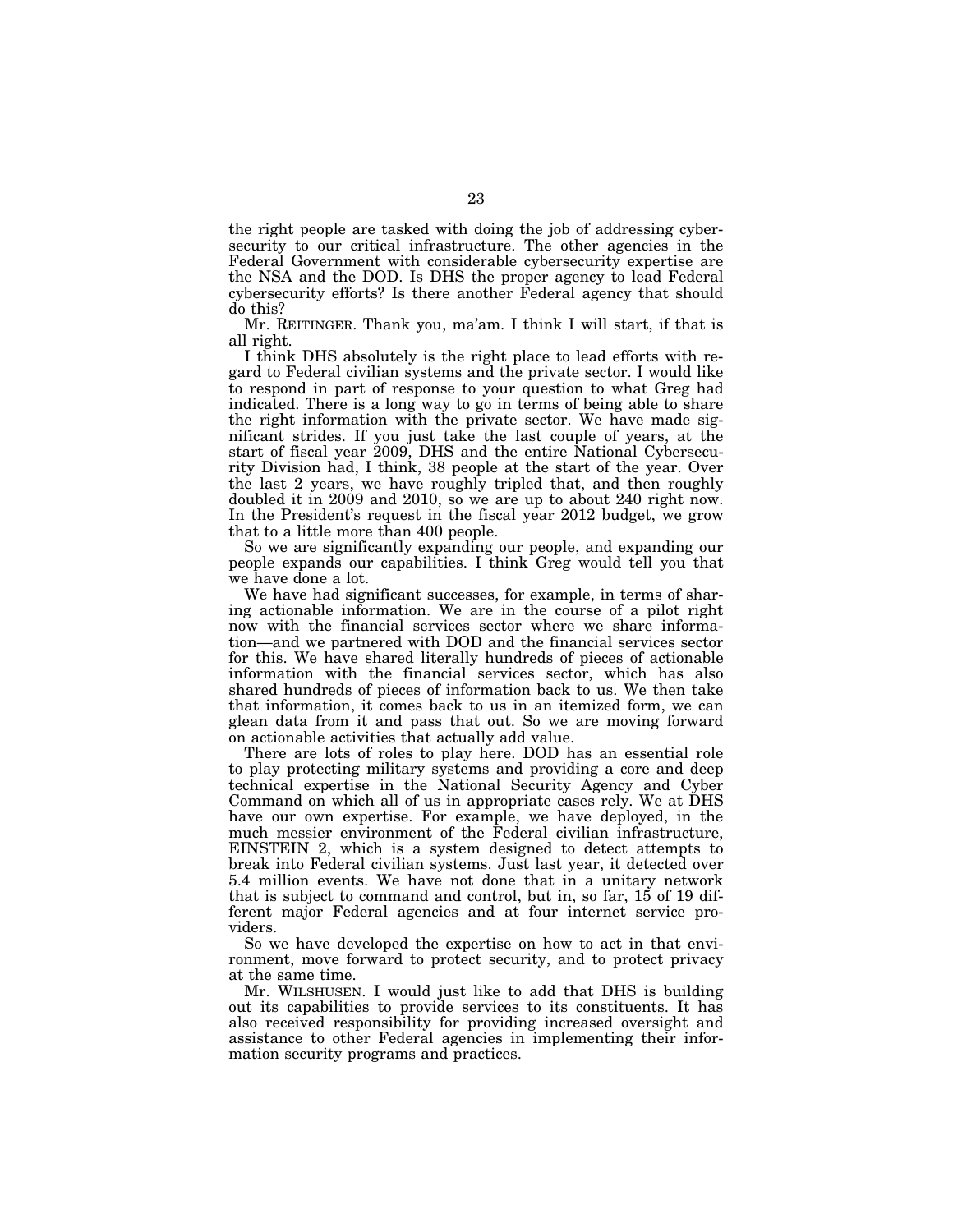the right people are tasked with doing the job of addressing cybersecurity to our critical infrastructure. The other agencies in the Federal Government with considerable cybersecurity expertise are the NSA and the DOD. Is DHS the proper agency to lead Federal cybersecurity efforts? Is there another Federal agency that should do this?

Mr. REITINGER. Thank you, ma'am. I think I will start, if that is all right.

I think DHS absolutely is the right place to lead efforts with regard to Federal civilian systems and the private sector. I would like to respond in part of response to your question to what Greg had indicated. There is a long way to go in terms of being able to share the right information with the private sector. We have made significant strides. If you just take the last couple of years, at the start of fiscal year 2009, DHS and the entire National Cybersecurity Division had, I think, 38 people at the start of the year. Over the last 2 years, we have roughly tripled that, and then roughly doubled it in 2009 and 2010, so we are up to about 240 right now. In the President's request in the fiscal year 2012 budget, we grow that to a little more than 400 people.

So we are significantly expanding our people, and expanding our people expands our capabilities. I think Greg would tell you that we have done a lot.

We have had significant successes, for example, in terms of sharing actionable information. We are in the course of a pilot right now with the financial services sector where we share information—and we partnered with DOD and the financial services sector for this. We have shared literally hundreds of pieces of actionable information with the financial services sector, which has also shared hundreds of pieces of information back to us. We then take that information, it comes back to us in an itemized form, we can glean data from it and pass that out. So we are moving forward on actionable activities that actually add value.

There are lots of roles to play here. DOD has an essential role to play protecting military systems and providing a core and deep technical expertise in the National Security Agency and Cyber Command on which all of us in appropriate cases rely. We at DHS have our own expertise. For example, we have deployed, in the much messier environment of the Federal civilian infrastructure, EINSTEIN 2, which is a system designed to detect attempts to break into Federal civilian systems. Just last year, it detected over 5.4 million events. We have not done that in a unitary network that is subject to command and control, but in, so far, 15 of 19 different major Federal agencies and at four internet service providers.

So we have developed the expertise on how to act in that environment, move forward to protect security, and to protect privacy at the same time.

Mr. WILSHUSEN. I would just like to add that DHS is building out its capabilities to provide services to its constituents. It has also received responsibility for providing increased oversight and assistance to other Federal agencies in implementing their information security programs and practices.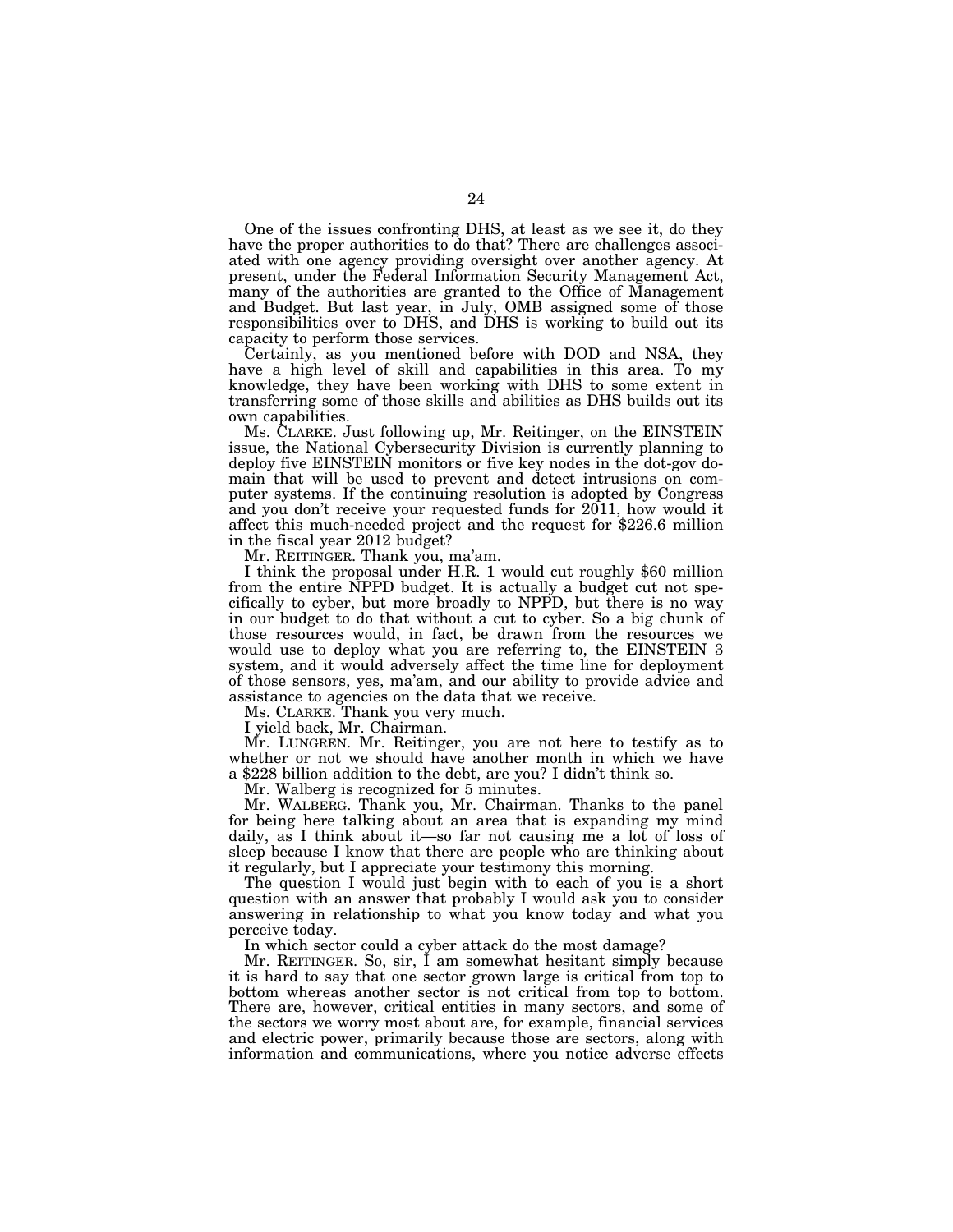One of the issues confronting DHS, at least as we see it, do they have the proper authorities to do that? There are challenges associated with one agency providing oversight over another agency. At present, under the Federal Information Security Management Act, many of the authorities are granted to the Office of Management and Budget. But last year, in July, OMB assigned some of those responsibilities over to DHS, and DHS is working to build out its capacity to perform those services.

Certainly, as you mentioned before with DOD and NSA, they have a high level of skill and capabilities in this area. To my knowledge, they have been working with DHS to some extent in transferring some of those skills and abilities as DHS builds out its own capabilities.

Ms. CLARKE. Just following up, Mr. Reitinger, on the EINSTEIN issue, the National Cybersecurity Division is currently planning to deploy five EINSTEIN monitors or five key nodes in the dot-gov domain that will be used to prevent and detect intrusions on computer systems. If the continuing resolution is adopted by Congress and you don't receive your requested funds for 2011, how would it affect this much-needed project and the request for $226.6 million in the fiscal year 2012 budget?

Mr. REITINGER. Thank you, ma'am.

I think the proposal under H.R. 1 would cut roughly $60 million from the entire NPPD budget. It is actually a budget cut not specifically to cyber, but more broadly to NPPD, but there is no way in our budget to do that without a cut to cyber. So a big chunk of those resources would, in fact, be drawn from the resources we would use to deploy what you are referring to, the EINSTEIN 3 system, and it would adversely affect the time line for deployment of those sensors, yes, ma'am, and our ability to provide advice and assistance to agencies on the data that we receive.

Ms. CLARKE. Thank you very much.

I yield back, Mr. Chairman.

Mr. LUNGREN. Mr. Reitinger, you are not here to testify as to whether or not we should have another month in which we have a $228 billion addition to the debt, are you? I didn't think so.

Mr. Walberg is recognized for 5 minutes.

Mr. WALBERG. Thank you, Mr. Chairman. Thanks to the panel for being here talking about an area that is expanding my mind daily, as I think about it—so far not causing me a lot of loss of sleep because I know that there are people who are thinking about it regularly, but I appreciate your testimony this morning.

The question I would just begin with to each of you is a short question with an answer that probably I would ask you to consider answering in relationship to what you know today and what you perceive today.

In which sector could a cyber attack do the most damage?

Mr. REITINGER. So, sir, I am somewhat hesitant simply because it is hard to say that one sector grown large is critical from top to bottom whereas another sector is not critical from top to bottom. There are, however, critical entities in many sectors, and some of the sectors we worry most about are, for example, financial services and electric power, primarily because those are sectors, along with information and communications, where you notice adverse effects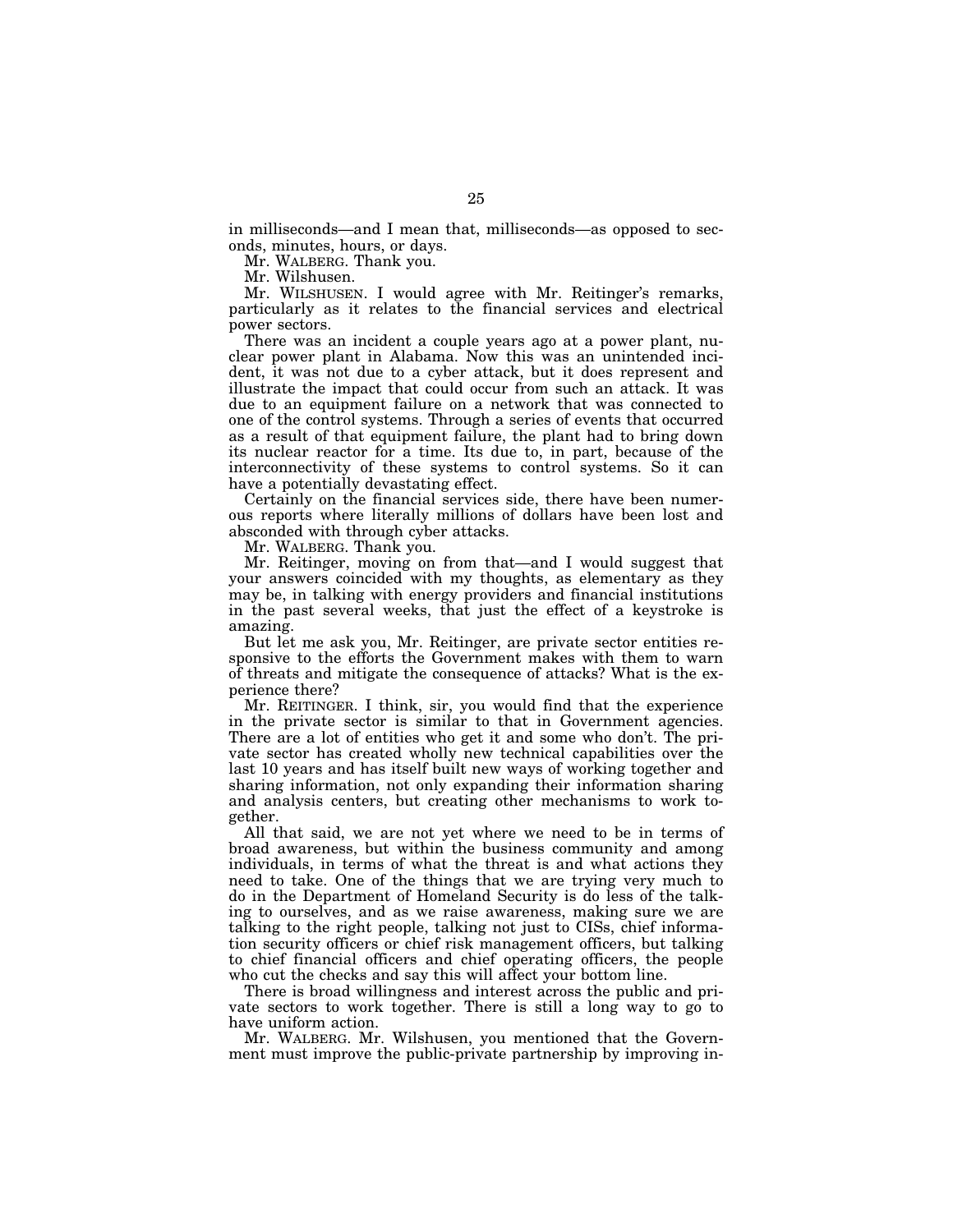in milliseconds—and I mean that, milliseconds—as opposed to seconds, minutes, hours, or days.

Mr. WALBERG. Thank you.

Mr. Wilshusen.

Mr. WILSHUSEN. I would agree with Mr. Reitinger's remarks, particularly as it relates to the financial services and electrical power sectors.

There was an incident a couple years ago at a power plant, nuclear power plant in Alabama. Now this was an unintended incident, it was not due to a cyber attack, but it does represent and illustrate the impact that could occur from such an attack. It was due to an equipment failure on a network that was connected to one of the control systems. Through a series of events that occurred as a result of that equipment failure, the plant had to bring down its nuclear reactor for a time. Its due to, in part, because of the interconnectivity of these systems to control systems. So it can have a potentially devastating effect.

Certainly on the financial services side, there have been numerous reports where literally millions of dollars have been lost and absconded with through cyber attacks.

Mr. WALBERG. Thank you.

Mr. Reitinger, moving on from that—and I would suggest that your answers coincided with my thoughts, as elementary as they may be, in talking with energy providers and financial institutions in the past several weeks, that just the effect of a keystroke is amazing.

But let me ask you, Mr. Reitinger, are private sector entities responsive to the efforts the Government makes with them to warn of threats and mitigate the consequence of attacks? What is the experience there?

Mr. REITINGER. I think, sir, you would find that the experience in the private sector is similar to that in Government agencies. There are a lot of entities who get it and some who don't. The private sector has created wholly new technical capabilities over the last 10 years and has itself built new ways of working together and sharing information, not only expanding their information sharing and analysis centers, but creating other mechanisms to work together.

All that said, we are not yet where we need to be in terms of broad awareness, but within the business community and among individuals, in terms of what the threat is and what actions they need to take. One of the things that we are trying very much to do in the Department of Homeland Security is do less of the talking to ourselves, and as we raise awareness, making sure we are talking to the right people, talking not just to CISs, chief information security officers or chief risk management officers, but talking to chief financial officers and chief operating officers, the people who cut the checks and say this will affect your bottom line.

There is broad willingness and interest across the public and private sectors to work together. There is still a long way to go to have uniform action.

Mr. WALBERG. Mr. Wilshusen, you mentioned that the Government must improve the public-private partnership by improving in-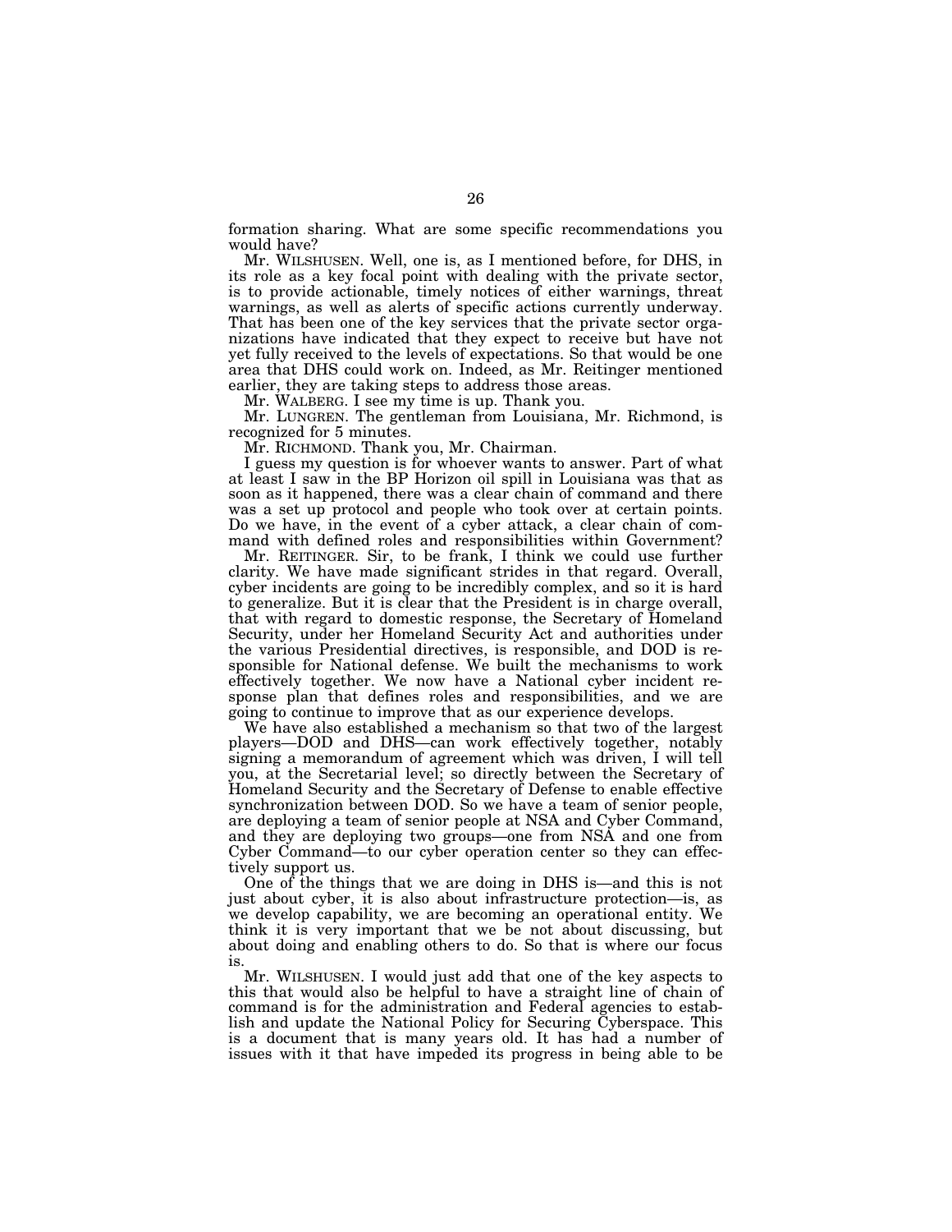formation sharing. What are some specific recommendations you would have?

Mr. WILSHUSEN. Well, one is, as I mentioned before, for DHS, in its role as a key focal point with dealing with the private sector, is to provide actionable, timely notices of either warnings, threat warnings, as well as alerts of specific actions currently underway. That has been one of the key services that the private sector organizations have indicated that they expect to receive but have not yet fully received to the levels of expectations. So that would be one area that DHS could work on. Indeed, as Mr. Reitinger mentioned earlier, they are taking steps to address those areas.

Mr. WALBERG. I see my time is up. Thank you.

Mr. LUNGREN. The gentleman from Louisiana, Mr. Richmond, is recognized for 5 minutes.

Mr. RICHMOND. Thank you, Mr. Chairman.

I guess my question is for whoever wants to answer. Part of what at least I saw in the BP Horizon oil spill in Louisiana was that as soon as it happened, there was a clear chain of command and there was a set up protocol and people who took over at certain points. Do we have, in the event of a cyber attack, a clear chain of command with defined roles and responsibilities within Government?

Mr. REITINGER. Sir, to be frank, I think we could use further clarity. We have made significant strides in that regard. Overall, cyber incidents are going to be incredibly complex, and so it is hard to generalize. But it is clear that the President is in charge overall, that with regard to domestic response, the Secretary of Homeland Security, under her Homeland Security Act and authorities under the various Presidential directives, is responsible, and DOD is responsible for National defense. We built the mechanisms to work effectively together. We now have a National cyber incident response plan that defines roles and responsibilities, and we are going to continue to improve that as our experience develops.

We have also established a mechanism so that two of the largest players—DOD and DHS—can work effectively together, notably signing a memorandum of agreement which was driven, I will tell you, at the Secretarial level; so directly between the Secretary of Homeland Security and the Secretary of Defense to enable effective synchronization between DOD. So we have a team of senior people, are deploying a team of senior people at NSA and Cyber Command, and they are deploying two groups—one from NSA and one from Cyber Command—to our cyber operation center so they can effectively support us.

One of the things that we are doing in DHS is—and this is not just about cyber, it is also about infrastructure protection—is, as we develop capability, we are becoming an operational entity. We think it is very important that we be not about discussing, but about doing and enabling others to do. So that is where our focus is.

Mr. WILSHUSEN. I would just add that one of the key aspects to this that would also be helpful to have a straight line of chain of command is for the administration and Federal agencies to establish and update the National Policy for Securing Cyberspace. This is a document that is many years old. It has had a number of issues with it that have impeded its progress in being able to be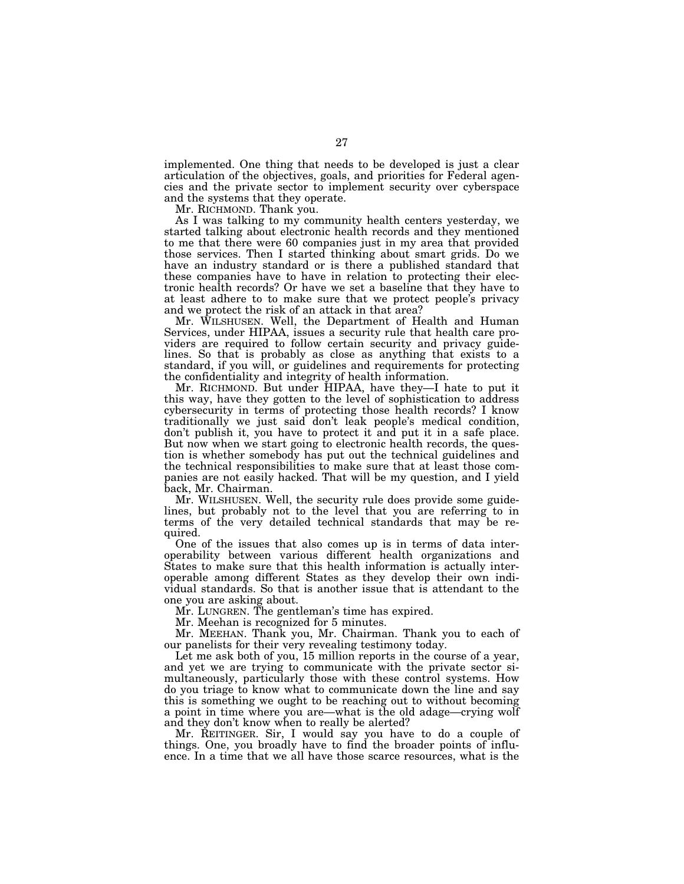implemented. One thing that needs to be developed is just a clear articulation of the objectives, goals, and priorities for Federal agencies and the private sector to implement security over cyberspace and the systems that they operate.

Mr. RICHMOND. Thank you.

As I was talking to my community health centers yesterday, we started talking about electronic health records and they mentioned to me that there were 60 companies just in my area that provided those services. Then I started thinking about smart grids. Do we have an industry standard or is there a published standard that these companies have to have in relation to protecting their electronic health records? Or have we set a baseline that they have to at least adhere to to make sure that we protect people's privacy and we protect the risk of an attack in that area?

Mr. WILSHUSEN. Well, the Department of Health and Human Services, under HIPAA, issues a security rule that health care providers are required to follow certain security and privacy guidelines. So that is probably as close as anything that exists to a standard, if you will, or guidelines and requirements for protecting the confidentiality and integrity of health information.

Mr. RICHMOND. But under HIPAA, have they—I hate to put it this way, have they gotten to the level of sophistication to address cybersecurity in terms of protecting those health records? I know traditionally we just said don't leak people's medical condition, don't publish it, you have to protect it and put it in a safe place. But now when we start going to electronic health records, the question is whether somebody has put out the technical guidelines and the technical responsibilities to make sure that at least those companies are not easily hacked. That will be my question, and I yield back, Mr. Chairman.

Mr. WILSHUSEN. Well, the security rule does provide some guidelines, but probably not to the level that you are referring to in terms of the very detailed technical standards that may be required.

One of the issues that also comes up is in terms of data interoperability between various different health organizations and States to make sure that this health information is actually interoperable among different States as they develop their own individual standards. So that is another issue that is attendant to the one you are asking about.

Mr. LUNGREN. The gentleman's time has expired.

Mr. Meehan is recognized for 5 minutes.

Mr. MEEHAN. Thank you, Mr. Chairman. Thank you to each of our panelists for their very revealing testimony today.

Let me ask both of you, 15 million reports in the course of a year, and yet we are trying to communicate with the private sector simultaneously, particularly those with these control systems. How do you triage to know what to communicate down the line and say this is something we ought to be reaching out to without becoming a point in time where you are—what is the old adage—crying wolf and they don't know when to really be alerted?

Mr. REITINGER. Sir, I would say you have to do a couple of things. One, you broadly have to find the broader points of influence. In a time that we all have those scarce resources, what is the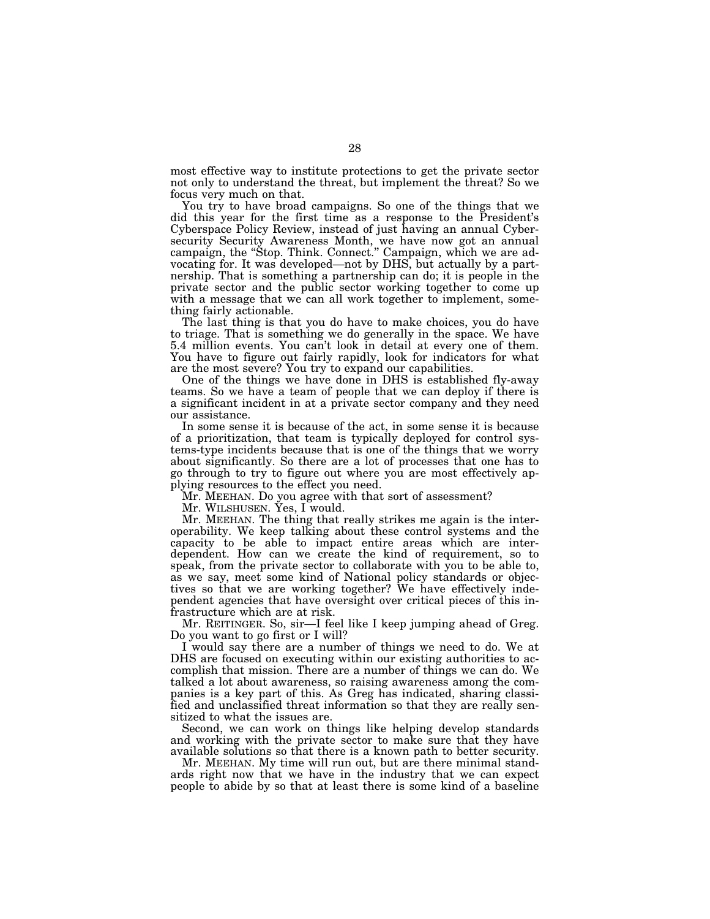most effective way to institute protections to get the private sector not only to understand the threat, but implement the threat? So we focus very much on that.

You try to have broad campaigns. So one of the things that we did this year for the first time as a response to the President's Cyberspace Policy Review, instead of just having an annual Cybersecurity Security Awareness Month, we have now got an annual campaign, the "Stop. Think. Connect." Campaign, which we are advocating for. It was developed—not by DHS, but actually by a partnership. That is something a partnership can do; it is people in the private sector and the public sector working together to come up with a message that we can all work together to implement, something fairly actionable.

The last thing is that you do have to make choices, you do have to triage. That is something we do generally in the space. We have 5.4 million events. You can't look in detail at every one of them. You have to figure out fairly rapidly, look for indicators for what are the most severe? You try to expand our capabilities.

One of the things we have done in DHS is established fly-away teams. So we have a team of people that we can deploy if there is a significant incident in at a private sector company and they need our assistance.

In some sense it is because of the act, in some sense it is because of a prioritization, that team is typically deployed for control systems-type incidents because that is one of the things that we worry about significantly. So there are a lot of processes that one has to go through to try to figure out where you are most effectively applying resources to the effect you need.

Mr. MEEHAN. Do you agree with that sort of assessment?

Mr. WILSHUSEN. Yes, I would.

Mr. MEEHAN. The thing that really strikes me again is the interoperability. We keep talking about these control systems and the capacity to be able to impact entire areas which are interdependent. How can we create the kind of requirement, so to speak, from the private sector to collaborate with you to be able to, as we say, meet some kind of National policy standards or objectives so that we are working together? We have effectively independent agencies that have oversight over critical pieces of this infrastructure which are at risk.

Mr. REITINGER. So, sir—I feel like I keep jumping ahead of Greg. Do you want to go first or I will?

I would say there are a number of things we need to do. We at DHS are focused on executing within our existing authorities to accomplish that mission. There are a number of things we can do. We talked a lot about awareness, so raising awareness among the companies is a key part of this. As Greg has indicated, sharing classified and unclassified threat information so that they are really sensitized to what the issues are.

Second, we can work on things like helping develop standards and working with the private sector to make sure that they have available solutions so that there is a known path to better security.

Mr. MEEHAN. My time will run out, but are there minimal standards right now that we have in the industry that we can expect people to abide by so that at least there is some kind of a baseline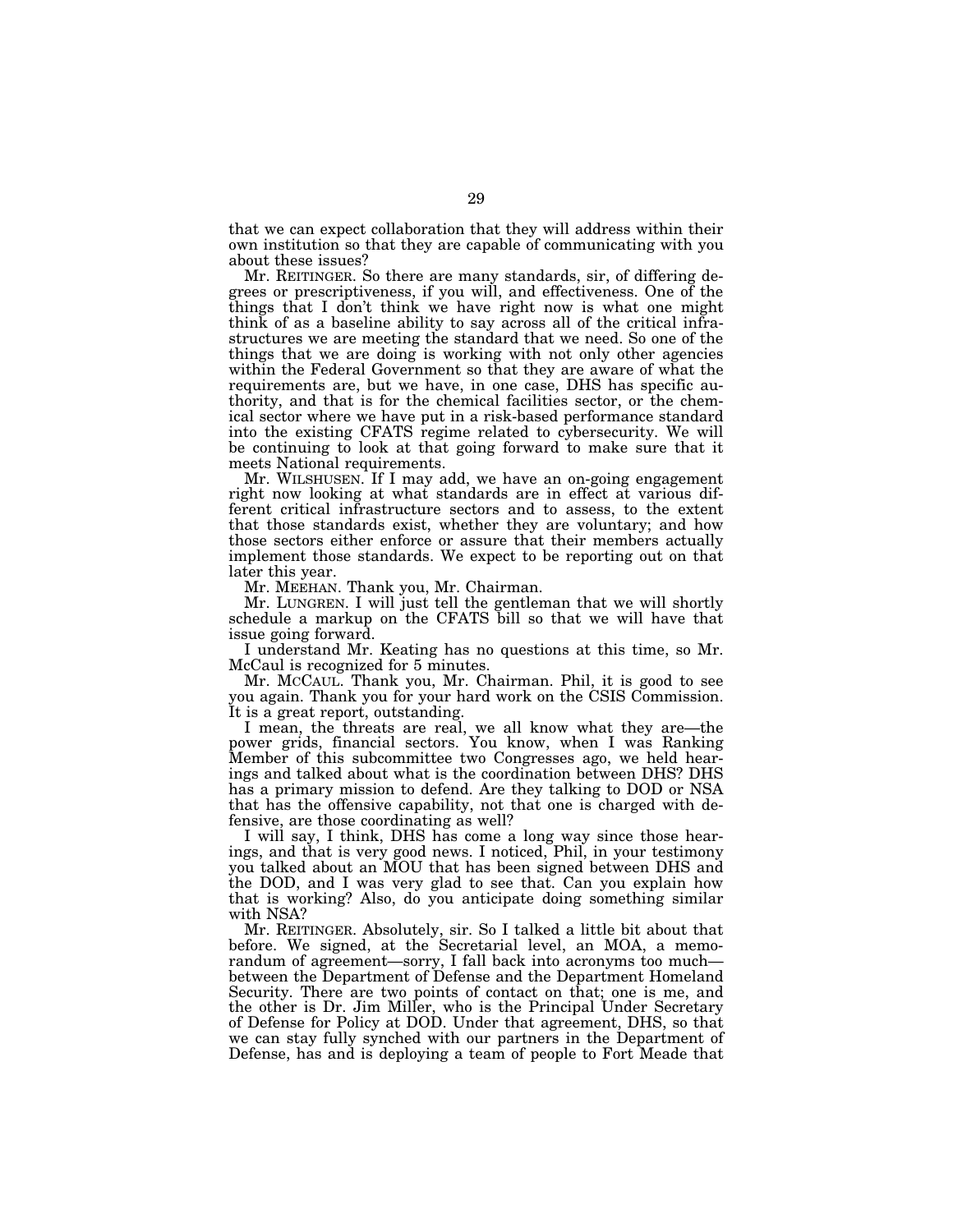that we can expect collaboration that they will address within their own institution so that they are capable of communicating with you about these issues?

Mr. REITINGER. So there are many standards, sir, of differing degrees or prescriptiveness, if you will, and effectiveness. One of the things that I don't think we have right now is what one might think of as a baseline ability to say across all of the critical infrastructures we are meeting the standard that we need. So one of the things that we are doing is working with not only other agencies within the Federal Government so that they are aware of what the requirements are, but we have, in one case, DHS has specific authority, and that is for the chemical facilities sector, or the chemical sector where we have put in a risk-based performance standard into the existing CFATS regime related to cybersecurity. We will be continuing to look at that going forward to make sure that it meets National requirements.

Mr. WILSHUSEN. If I may add, we have an on-going engagement right now looking at what standards are in effect at various different critical infrastructure sectors and to assess, to the extent that those standards exist, whether they are voluntary; and how those sectors either enforce or assure that their members actually implement those standards. We expect to be reporting out on that later this year.

Mr. MEEHAN. Thank you, Mr. Chairman.

Mr. LUNGREN. I will just tell the gentleman that we will shortly schedule a markup on the CFATS bill so that we will have that issue going forward.

I understand Mr. Keating has no questions at this time, so Mr. McCaul is recognized for 5 minutes.

Mr. MCCAUL. Thank you, Mr. Chairman. Phil, it is good to see you again. Thank you for your hard work on the CSIS Commission. It is a great report, outstanding.

I mean, the threats are real, we all know what they are—the power grids, financial sectors. You know, when I was Ranking Member of this subcommittee two Congresses ago, we held hearings and talked about what is the coordination between DHS? DHS has a primary mission to defend. Are they talking to DOD or NSA that has the offensive capability, not that one is charged with defensive, are those coordinating as well?

I will say, I think, DHS has come a long way since those hearings, and that is very good news. I noticed, Phil, in your testimony you talked about an MOU that has been signed between DHS and the DOD, and I was very glad to see that. Can you explain how that is working? Also, do you anticipate doing something similar with NSA?

Mr. REITINGER. Absolutely, sir. So I talked a little bit about that before. We signed, at the Secretarial level, an MOA, a memorandum of agreement—sorry, I fall back into acronyms too much—between the Department of Defense and the Department Homeland Security. There are two points of contact on that; one is me, and the other is Dr. Jim Miller, who is the Principal Under Secretary of Defense for Policy at DOD. Under that agreement, DHS, so that we can stay fully synched with our partners in the Department of Defense, has and is deploying a team of people to Fort Meade that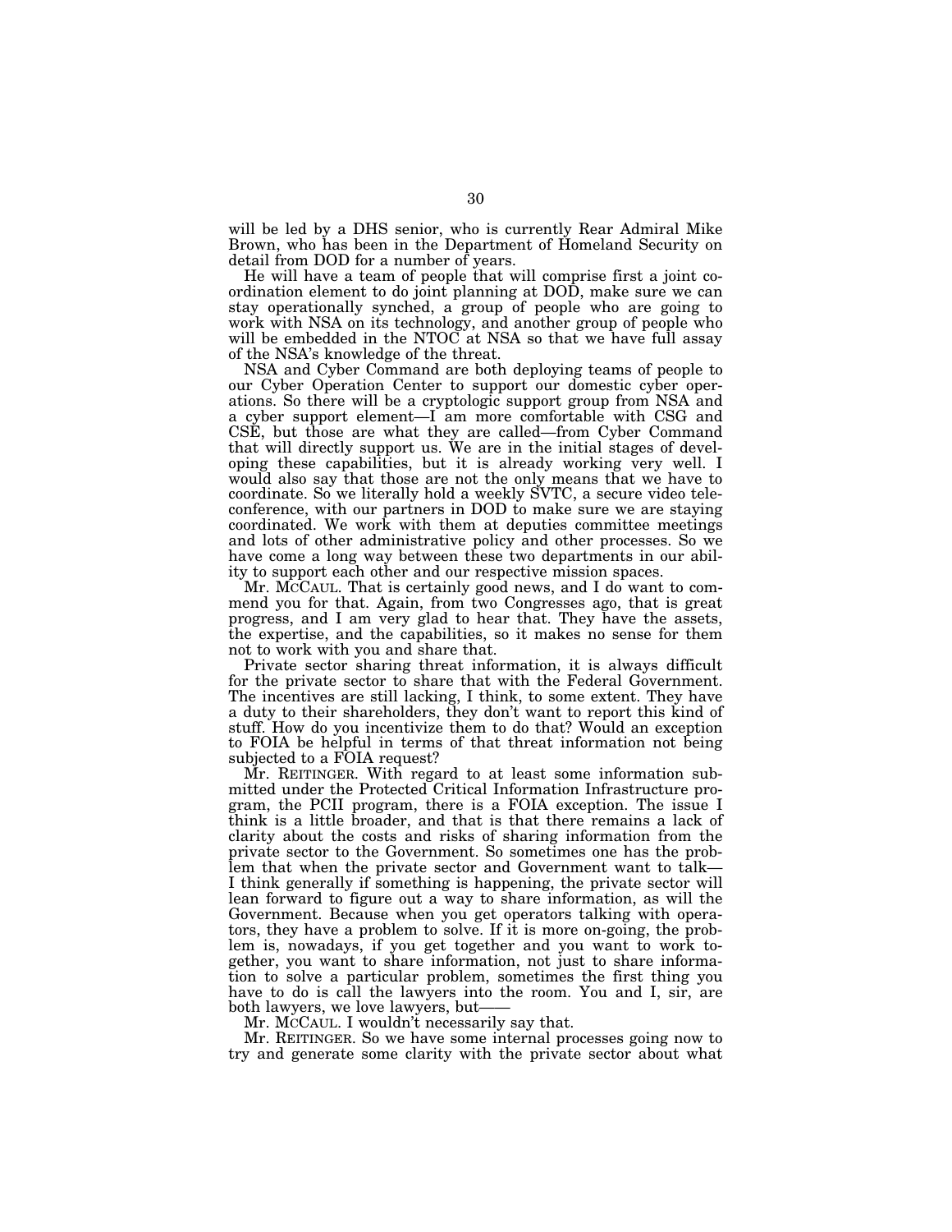will be led by a DHS senior, who is currently Rear Admiral Mike Brown, who has been in the Department of Homeland Security on detail from DOD for a number of years.

He will have a team of people that will comprise first a joint coordination element to do joint planning at DOD, make sure we can stay operationally synched, a group of people who are going to work with NSA on its technology, and another group of people who will be embedded in the NTOC at NSA so that we have full assay of the NSA's knowledge of the threat.

NSA and Cyber Command are both deploying teams of people to our Cyber Operation Center to support our domestic cyber operations. So there will be a cryptologic support group from NSA and a cyber support element—I am more comfortable with CSG and CSE, but those are what they are called—from Cyber Command that will directly support us. We are in the initial stages of developing these capabilities, but it is already working very well. I would also say that those are not the only means that we have to coordinate. So we literally hold a weekly SVTC, a secure video teleconference, with our partners in DOD to make sure we are staying coordinated. We work with them at deputies committee meetings and lots of other administrative policy and other processes. So we have come a long way between these two departments in our ability to support each other and our respective mission spaces.

Mr. MCCAUL. That is certainly good news, and I do want to commend you for that. Again, from two Congresses ago, that is great progress, and I am very glad to hear that. They have the assets, the expertise, and the capabilities, so it makes no sense for them not to work with you and share that.

Private sector sharing threat information, it is always difficult for the private sector to share that with the Federal Government. The incentives are still lacking, I think, to some extent. They have a duty to their shareholders, they don't want to report this kind of stuff. How do you incentivize them to do that? Would an exception to FOIA be helpful in terms of that threat information not being subjected to a FOIA request?

Mr. REITINGER. With regard to at least some information submitted under the Protected Critical Information Infrastructure program, the PCII program, there is a FOIA exception. The issue I think is a little broader, and that is that there remains a lack of clarity about the costs and risks of sharing information from the private sector to the Government. So sometimes one has the problem that when the private sector and Government want to talk—I think generally if something is happening, the private sector will lean forward to figure out a way to share information, as will the Government. Because when you get operators talking with operators, they have a problem to solve. If it is more on-going, the problem is, nowadays, if you get together and you want to work together, you want to share information, not just to share information to solve a particular problem, sometimes the first thing you have to do is call the lawyers into the room. You and I, sir, are both lawyers, we love lawyers, but——

Mr. MCCAUL. I wouldn't necessarily say that.

Mr. REITINGER. So we have some internal processes going now to try and generate some clarity with the private sector about what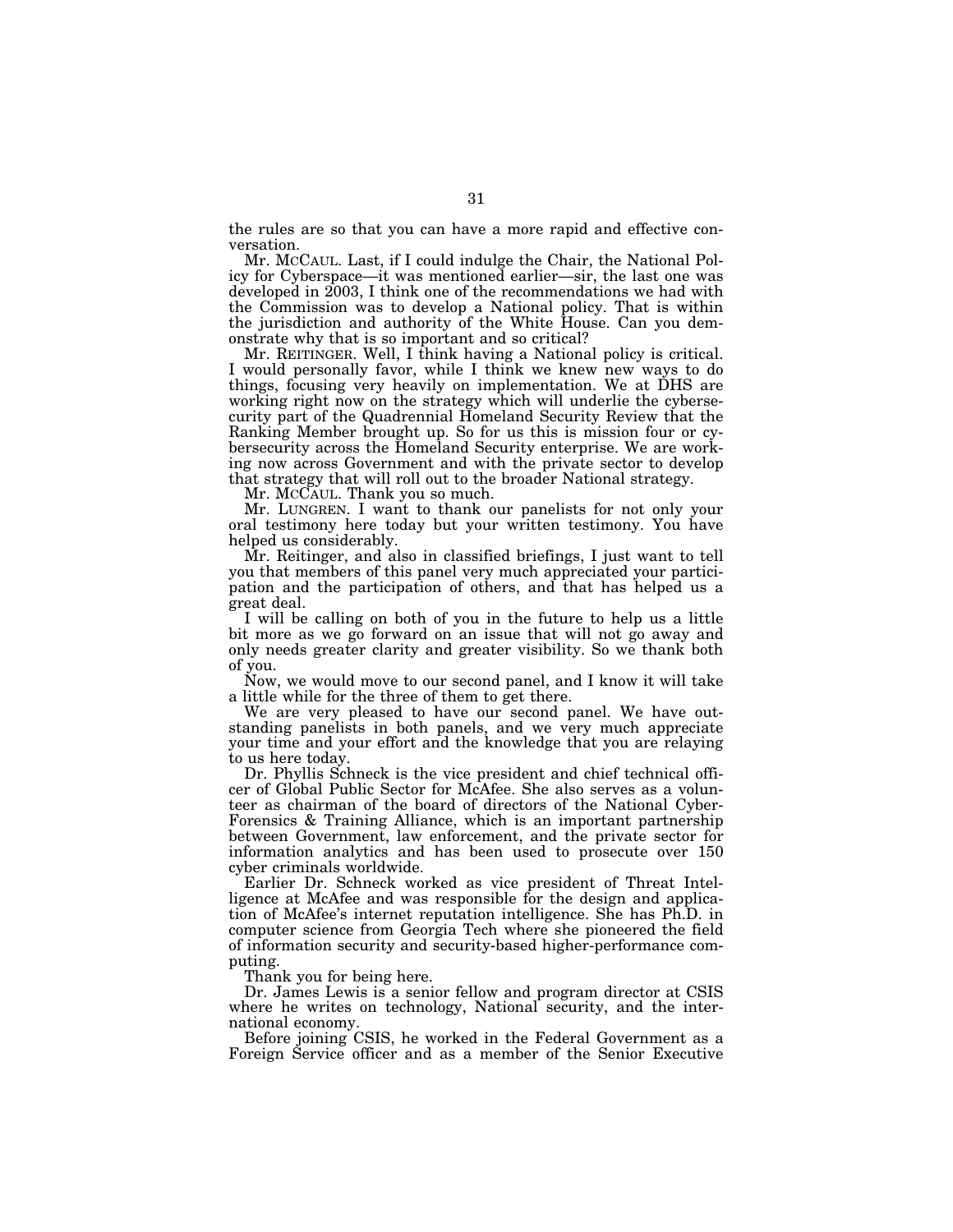the rules are so that you can have a more rapid and effective conversation.

Mr. MCCAUL. Last, if I could indulge the Chair, the National Policy for Cyberspace—it was mentioned earlier—sir, the last one was developed in 2003, I think one of the recommendations we had with the Commission was to develop a National policy. That is within the jurisdiction and authority of the White House. Can you demonstrate why that is so important and so critical?

Mr. REITINGER. Well, I think having a National policy is critical. I would personally favor, while I think we knew new ways to do things, focusing very heavily on implementation. We at DHS are working right now on the strategy which will underlie the cybersecurity part of the Quadrennial Homeland Security Review that the Ranking Member brought up. So for us this is mission four or cybersecurity across the Homeland Security enterprise. We are working now across Government and with the private sector to develop that strategy that will roll out to the broader National strategy.

Mr. MCCAUL. Thank you so much.

Mr. LUNGREN. I want to thank our panelists for not only your oral testimony here today but your written testimony. You have helped us considerably.

Mr. Reitinger, and also in classified briefings, I just want to tell you that members of this panel very much appreciated your participation and the participation of others, and that has helped us a great deal.

I will be calling on both of you in the future to help us a little bit more as we go forward on an issue that will not go away and only needs greater clarity and greater visibility. So we thank both of you.

Now, we would move to our second panel, and I know it will take a little while for the three of them to get there.

We are very pleased to have our second panel. We have outstanding panelists in both panels, and we very much appreciate your time and your effort and the knowledge that you are relaying to us here today.

Dr. Phyllis Schneck is the vice president and chief technical officer of Global Public Sector for McAfee. She also serves as a volunteer as chairman of the board of directors of the National Cyber-Forensics & Training Alliance, which is an important partnership between Government, law enforcement, and the private sector for information analytics and has been used to prosecute over 150 cyber criminals worldwide.

Earlier Dr. Schneck worked as vice president of Threat Intelligence at McAfee and was responsible for the design and application of McAfee's internet reputation intelligence. She has Ph.D. in computer science from Georgia Tech where she pioneered the field of information security and security-based higher-performance computing.

Thank you for being here.

Dr. James Lewis is a senior fellow and program director at CSIS where he writes on technology, National security, and the international economy.

Before joining CSIS, he worked in the Federal Government as a Foreign Service officer and as a member of the Senior Executive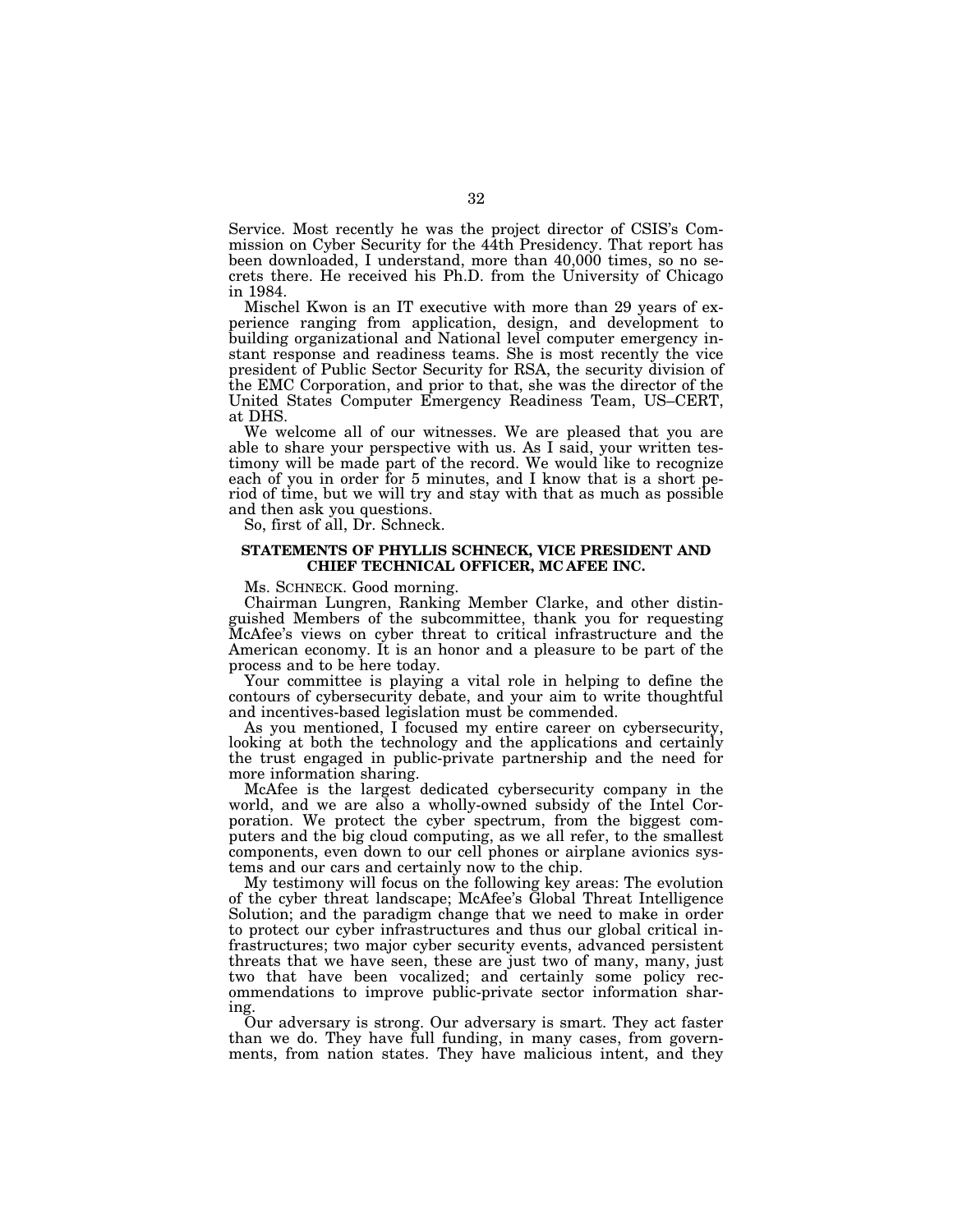Service. Most recently he was the project director of CSIS's Commission on Cyber Security for the 44th Presidency. That report has been downloaded, I understand, more than 40,000 times, so no secrets there. He received his Ph.D. from the University of Chicago in 1984.

Mischel Kwon is an IT executive with more than 29 years of experience ranging from application, design, and development to building organizational and National level computer emergency instant response and readiness teams. She is most recently the vice president of Public Sector Security for RSA, the security division of the EMC Corporation, and prior to that, she was the director of the United States Computer Emergency Readiness Team, US–CERT, at DHS.

We welcome all of our witnesses. We are pleased that you are able to share your perspective with us. As I said, your written testimony will be made part of the record. We would like to recognize each of you in order for 5 minutes, and I know that is a short period of time, but we will try and stay with that as much as possible and then ask you questions.

So, first of all, Dr. Schneck.

**STATEMENTS OF PHYLLIS SCHNECK, VICE PRESIDENT AND CHIEF TECHNICAL OFFICER, MC AFEE INC.**

Ms. SCHNECK. Good morning.

Chairman Lungren, Ranking Member Clarke, and other distinguished Members of the subcommittee, thank you for requesting McAfee's views on cyber threat to critical infrastructure and the American economy. It is an honor and a pleasure to be part of the process and to be here today.

Your committee is playing a vital role in helping to define the contours of cybersecurity debate, and your aim to write thoughtful and incentives-based legislation must be commended.

As you mentioned, I focused my entire career on cybersecurity, looking at both the technology and the applications and certainly the trust engaged in public-private partnership and the need for more information sharing.

McAfee is the largest dedicated cybersecurity company in the world, and we are also a wholly-owned subsidy of the Intel Corporation. We protect the cyber spectrum, from the biggest computers and the big cloud computing, as we all refer, to the smallest components, even down to our cell phones or airplane avionics systems and our cars and certainly now to the chip.

My testimony will focus on the following key areas: The evolution of the cyber threat landscape; McAfee's Global Threat Intelligence Solution; and the paradigm change that we need to make in order to protect our cyber infrastructures and thus our global critical infrastructures; two major cyber security events, advanced persistent threats that we have seen, these are just two of many, many, just two that have been vocalized; and certainly some policy recommendations to improve public-private sector information sharing.

Our adversary is strong. Our adversary is smart. They act faster than we do. They have full funding, in many cases, from governments, from nation states. They have malicious intent, and they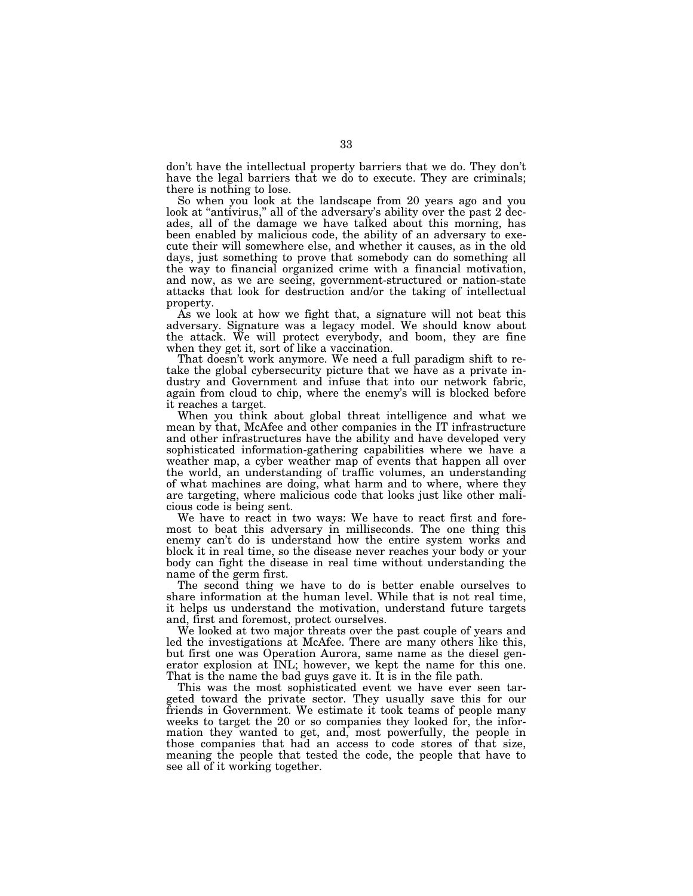don't have the intellectual property barriers that we do. They don't have the legal barriers that we do to execute. They are criminals; there is nothing to lose.

So when you look at the landscape from 20 years ago and you look at "antivirus," all of the adversary's ability over the past 2 decades, all of the damage we have talked about this morning, has been enabled by malicious code, the ability of an adversary to execute their will somewhere else, and whether it causes, as in the old days, just something to prove that somebody can do something all the way to financial organized crime with a financial motivation, and now, as we are seeing, government-structured or nation-state attacks that look for destruction and/or the taking of intellectual property.

As we look at how we fight that, a signature will not beat this adversary. Signature was a legacy model. We should know about the attack. We will protect everybody, and boom, they are fine when they get it, sort of like a vaccination.

That doesn't work anymore. We need a full paradigm shift to retake the global cybersecurity picture that we have as a private industry and Government and infuse that into our network fabric, again from cloud to chip, where the enemy's will is blocked before it reaches a target.

When you think about global threat intelligence and what we mean by that, McAfee and other companies in the IT infrastructure and other infrastructures have the ability and have developed very sophisticated information-gathering capabilities where we have a weather map, a cyber weather map of events that happen all over the world, an understanding of traffic volumes, an understanding of what machines are doing, what harm and to where, where they are targeting, where malicious code that looks just like other malicious code is being sent.

We have to react in two ways: We have to react first and foremost to beat this adversary in milliseconds. The one thing this enemy can't do is understand how the entire system works and block it in real time, so the disease never reaches your body or your body can fight the disease in real time without understanding the name of the germ first.

The second thing we have to do is better enable ourselves to share information at the human level. While that is not real time, it helps us understand the motivation, understand future targets and, first and foremost, protect ourselves.

We looked at two major threats over the past couple of years and led the investigations at McAfee. There are many others like this, but first one was Operation Aurora, same name as the diesel generator explosion at INL; however, we kept the name for this one. That is the name the bad guys gave it. It is in the file path.

This was the most sophisticated event we have ever seen targeted toward the private sector. They usually save this for our friends in Government. We estimate it took teams of people many weeks to target the 20 or so companies they looked for, the information they wanted to get, and, most powerfully, the people in those companies that had an access to code stores of that size, meaning the people that tested the code, the people that have to see all of it working together.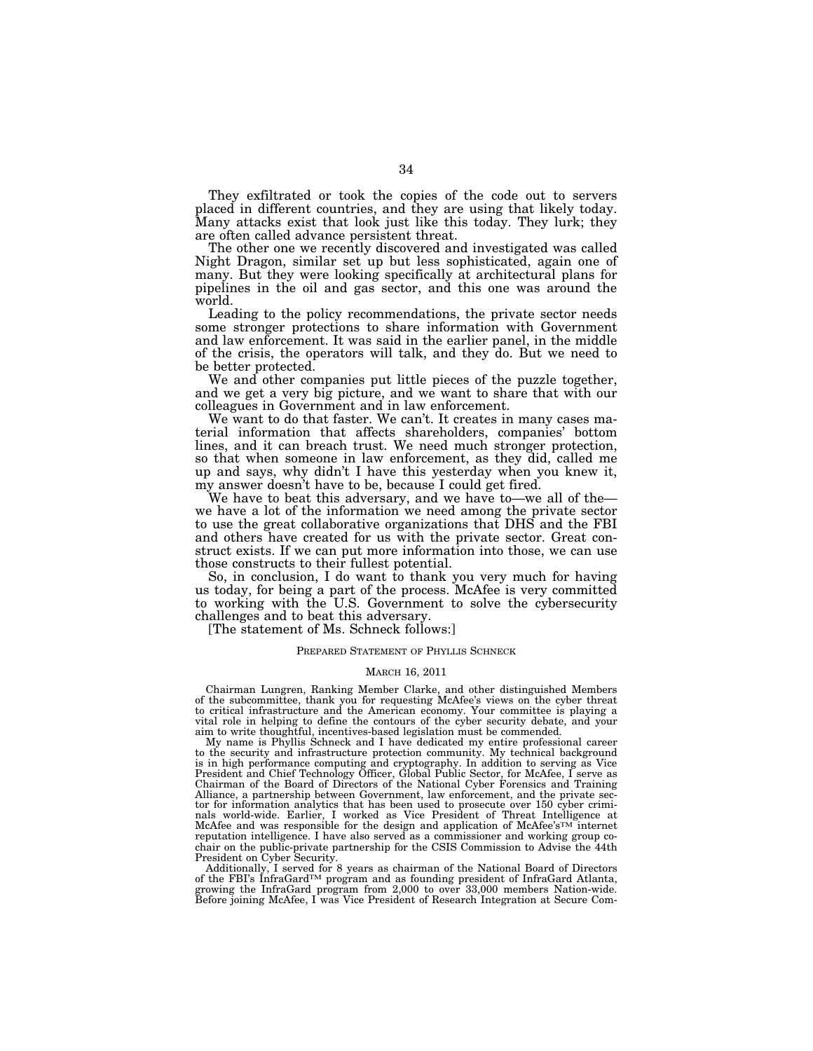They exfiltrated or took the copies of the code out to servers placed in different countries, and they are using that likely today. Many attacks exist that look just like this today. They lurk; they are often called advance persistent threat.

The other one we recently discovered and investigated was called Night Dragon, similar set up but less sophisticated, again one of many. But they were looking specifically at architectural plans for pipelines in the oil and gas sector, and this one was around the world.

Leading to the policy recommendations, the private sector needs some stronger protections to share information with Government and law enforcement. It was said in the earlier panel, in the middle of the crisis, the operators will talk, and they do. But we need to be better protected.

We and other companies put little pieces of the puzzle together, and we get a very big picture, and we want to share that with our colleagues in Government and in law enforcement.

We want to do that faster. We can't. It creates in many cases material information that affects shareholders, companies' bottom lines, and it can breach trust. We need much stronger protection, so that when someone in law enforcement, as they did, called me up and says, why didn't I have this yesterday when you knew it, my answer doesn't have to be, because I could get fired.

We have to beat this adversary, and we have to—we all of the—we have a lot of the information we need among the private sector to use the great collaborative organizations that DHS and the FBI and others have created for us with the private sector. Great construct exists. If we can put more information into those, we can use those constructs to their fullest potential.

So, in conclusion, I do want to thank you very much for having us today, for being a part of the process. McAfee is very committed to working with the U.S. Government to solve the cybersecurity challenges and to beat this adversary.

[The statement of Ms. Schneck follows:]

PREPARED STATEMENT OF PHYLLIS SCHNECK

MARCH 16, 2011

Chairman Lungren, Ranking Member Clarke, and other distinguished Members of the subcommittee, thank you for requesting McAfee's views on the cyber threat to critical infrastructure and the American economy. Your committee is playing a vital role in helping to define the contours of the cyber security debate, and your aim to write thoughtful, incentives-based legislation must be commended.

My name is Phyllis Schneck and I have dedicated my entire professional career to the security and infrastructure protection community. My technical background is in high performance computing and cryptography. In addition to serving as Vice President and Chief Technology Officer, Global Public Sector, for McAfee, I serve as Chairman of the Board of Directors of the National Cyber Forensics and Training Alliance, a partnership between Government, law enforcement, and the private sector for information analytics that has been used to prosecute over 150 cyber criminals world-wide. Earlier, I worked as Vice President of Threat Intelligence at McAfee and was responsible for the design and application of McAfee's™ internet reputation intelligence. I have also served as a commissioner and working group co-chair on the public-private partnership for the CSIS Commission to Advise the 44th President on Cyber Security.

Additionally, I served for 8 years as chairman of the National Board of Directors of the FBI's InfraGard™ program and as founding president of InfraGard Atlanta, growing the InfraGard program from 2,000 to over 33,000 members Nation-wide. Before joining McAfee, I was Vice President of Research Integration at Secure Com-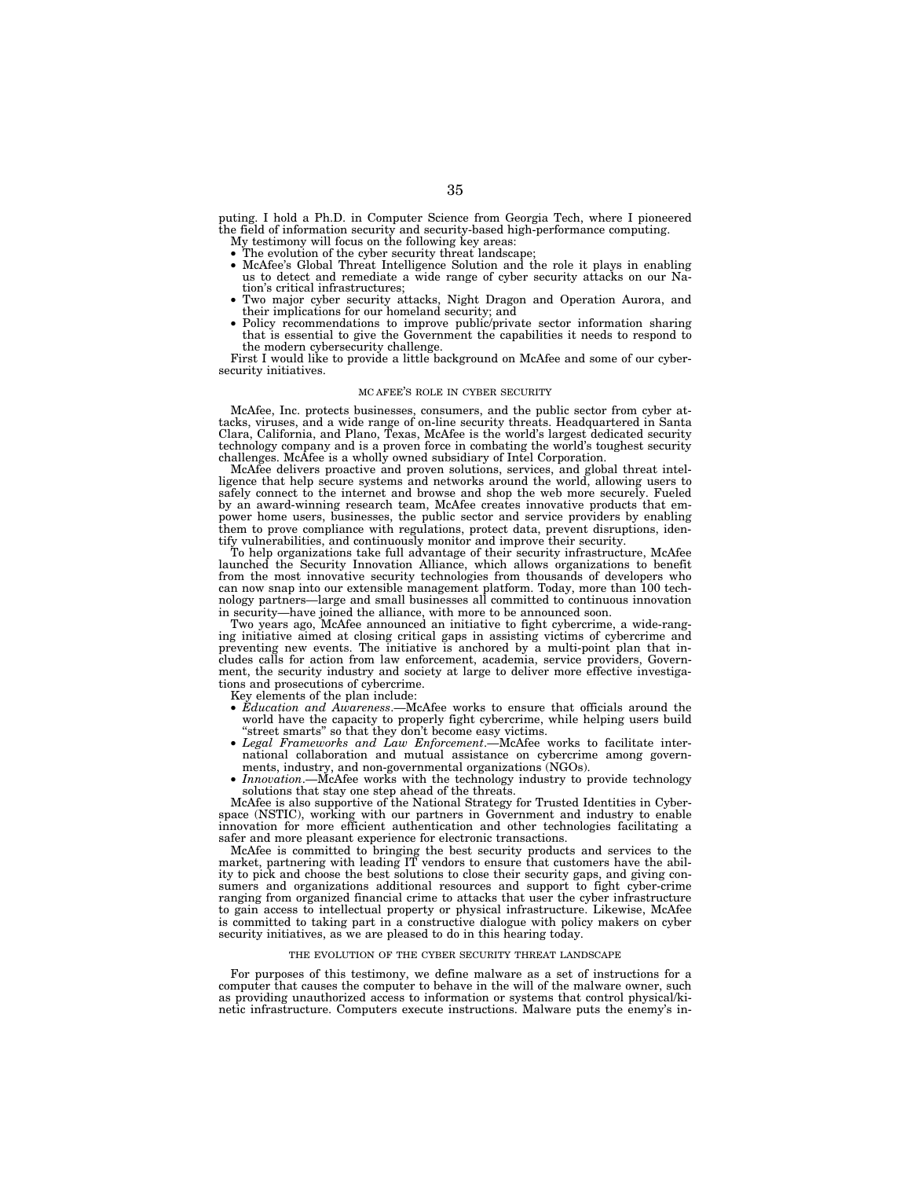puting. I hold a Ph.D. in Computer Science from Georgia Tech, where I pioneered the field of information security and security-based high-performance computing.

My testimony will focus on the following key areas:

- The evolution of the cyber security threat landscape;
- McAfee's Global Threat Intelligence Solution and the role it plays in enabling us to detect and remediate a wide range of cyber security attacks on our Nation's critical infrastructures;
- Two major cyber security attacks, Night Dragon and Operation Aurora, and their implications for our homeland security; and
- Policy recommendations to improve public/private sector information sharing that is essential to give the Government the capabilities it needs to respond to the modern cybersecurity challenge.

First I would like to provide a little background on McAfee and some of our cybersecurity initiatives.

## MCAFEE'S ROLE IN CYBER SECURITY

McAfee, Inc. protects businesses, consumers, and the public sector from cyber attacks, viruses, and a wide range of on-line security threats. Headquartered in Santa Clara, California, and Plano, Texas, McAfee is the world's largest dedicated security technology company and is a proven force in combating the world's toughest security challenges. McAfee is a wholly owned subsidiary of Intel Corporation.

McAfee delivers proactive and proven solutions, services, and global threat intelligence that help secure systems and networks around the world, allowing users to safely connect to the internet and browse and shop the web more securely. Fueled by an award-winning research team, McAfee creates innovative products that empower home users, businesses, the public sector and service providers by enabling them to prove compliance with regulations, protect data, prevent disruptions, identify vulnerabilities, and continuously monitor and improve their security.

To help organizations take full advantage of their security infrastructure, McAfee launched the Security Innovation Alliance, which allows organizations to benefit from the most innovative security technologies from thousands of developers who can now snap into our extensible management platform. Today, more than 100 technology partners—large and small businesses all committed to continuous innovation in security—have joined the alliance, with more to be announced soon.

Two years ago, McAfee announced an initiative to fight cybercrime, a wide-ranging initiative aimed at closing critical gaps in assisting victims of cybercrime and preventing new events. The initiative is anchored by a multi-point plan that includes calls for action from law enforcement, academia, service providers, Government, the security industry and society at large to deliver more effective investigations and prosecutions of cybercrime.

Key elements of the plan include:

- *Education and Awareness*.—McAfee works to ensure that officials around the world have the capacity to properly fight cybercrime, while helping users build "street smarts" so that they don't become easy victims.
- *Legal Frameworks and Law Enforcement*.—McAfee works to facilitate international collaboration and mutual assistance on cybercrime among governments, industry, and non-governmental organizations (NGOs).
- *Innovation*.—McAfee works with the technology industry to provide technology solutions that stay one step ahead of the threats.

McAfee is also supportive of the National Strategy for Trusted Identities in Cyberspace (NSTIC), working with our partners in Government and industry to enable innovation for more efficient authentication and other technologies facilitating a safer and more pleasant experience for electronic transactions.

McAfee is committed to bringing the best security products and services to the market, partnering with leading IT vendors to ensure that customers have the ability to pick and choose the best solutions to close their security gaps, and giving consumers and organizations additional resources and support to fight cyber-crime ranging from organized financial crime to attacks that user the cyber infrastructure to gain access to intellectual property or physical infrastructure. Likewise, McAfee is committed to taking part in a constructive dialogue with policy makers on cyber security initiatives, as we are pleased to do in this hearing today.

## THE EVOLUTION OF THE CYBER SECURITY THREAT LANDSCAPE

For purposes of this testimony, we define malware as a set of instructions for a computer that causes the computer to behave in the will of the malware owner, such as providing unauthorized access to information or systems that control physical/kinetic infrastructure. Computers execute instructions. Malware puts the enemy's in-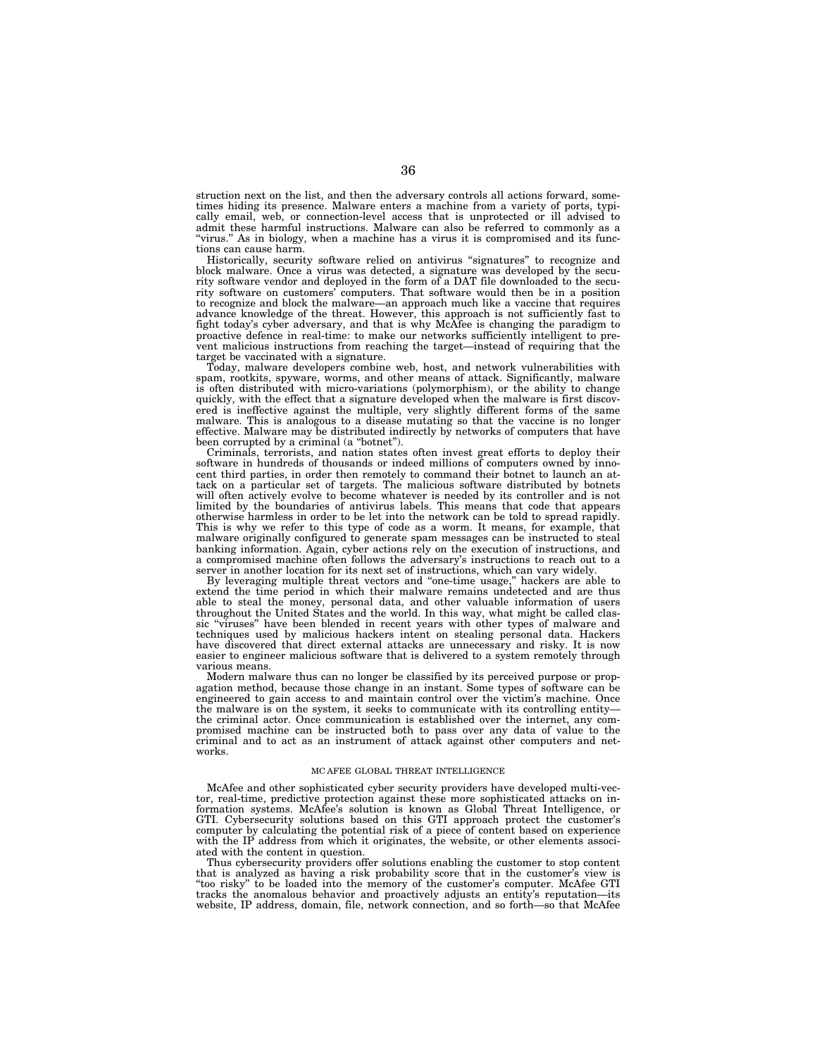struction next on the list, and then the adversary controls all actions forward, sometimes hiding its presence. Malware enters a machine from a variety of ports, typically email, web, or connection-level access that is unprotected or ill advised to admit these harmful instructions. Malware can also be referred to commonly as a "virus." As in biology, when a machine has a virus it is compromised and its functions can cause harm.

Historically, security software relied on antivirus "signatures" to recognize and block malware. Once a virus was detected, a signature was developed by the security software vendor and deployed in the form of a DAT file downloaded to the security software on customers' computers. That software would then be in a position to recognize and block the malware—an approach much like a vaccine that requires advance knowledge of the threat. However, this approach is not sufficiently fast to fight today's cyber adversary, and that is why McAfee is changing the paradigm to proactive defence in real-time: to make our networks sufficiently intelligent to prevent malicious instructions from reaching the target—instead of requiring that the target be vaccinated with a signature.

Today, malware developers combine web, host, and network vulnerabilities with spam, rootkits, spyware, worms, and other means of attack. Significantly, malware is often distributed with micro-variations (polymorphism), or the ability to change quickly, with the effect that a signature developed when the malware is first discovered is ineffective against the multiple, very slightly different forms of the same malware. This is analogous to a disease mutating so that the vaccine is no longer effective. Malware may be distributed indirectly by networks of computers that have been corrupted by a criminal (a "botnet").

Criminals, terrorists, and nation states often invest great efforts to deploy their software in hundreds of thousands or indeed millions of computers owned by innocent third parties, in order then remotely to command their botnet to launch an attack on a particular set of targets. The malicious software distributed by botnets will often actively evolve to become whatever is needed by its controller and is not limited by the boundaries of antivirus labels. This means that code that appears otherwise harmless in order to be let into the network can be told to spread rapidly. This is why we refer to this type of code as a worm. It means, for example, that malware originally configured to generate spam messages can be instructed to steal banking information. Again, cyber actions rely on the execution of instructions, and a compromised machine often follows the adversary's instructions to reach out to a server in another location for its next set of instructions, which can vary widely.

By leveraging multiple threat vectors and "one-time usage," hackers are able to extend the time period in which their malware remains undetected and are thus able to steal the money, personal data, and other valuable information of users throughout the United States and the world. In this way, what might be called classic "viruses" have been blended in recent years with other types of malware and techniques used by malicious hackers intent on stealing personal data. Hackers have discovered that direct external attacks are unnecessary and risky. It is now easier to engineer malicious software that is delivered to a system remotely through various means.

Modern malware thus can no longer be classified by its perceived purpose or propagation method, because those change in an instant. Some types of software can be engineered to gain access to and maintain control over the victim's machine. Once the malware is on the system, it seeks to communicate with its controlling entity—the criminal actor. Once communication is established over the internet, any compromised machine can be instructed both to pass over any data of value to the criminal and to act as an instrument of attack against other computers and networks.

## MCAFEE GLOBAL THREAT INTELLIGENCE

McAfee and other sophisticated cyber security providers have developed multi-vector, real-time, predictive protection against these more sophisticated attacks on information systems. McAfee's solution is known as Global Threat Intelligence, or GTI. Cybersecurity solutions based on this GTI approach protect the customer's computer by calculating the potential risk of a piece of content based on experience with the IP address from which it originates, the website, or other elements associated with the content in question.

Thus cybersecurity providers offer solutions enabling the customer to stop content that is analyzed as having a risk probability score that in the customer's view is "too risky" to be loaded into the memory of the customer's computer. McAfee GTI tracks the anomalous behavior and proactively adjusts an entity's reputation—its website, IP address, domain, file, network connection, and so forth—so that McAfee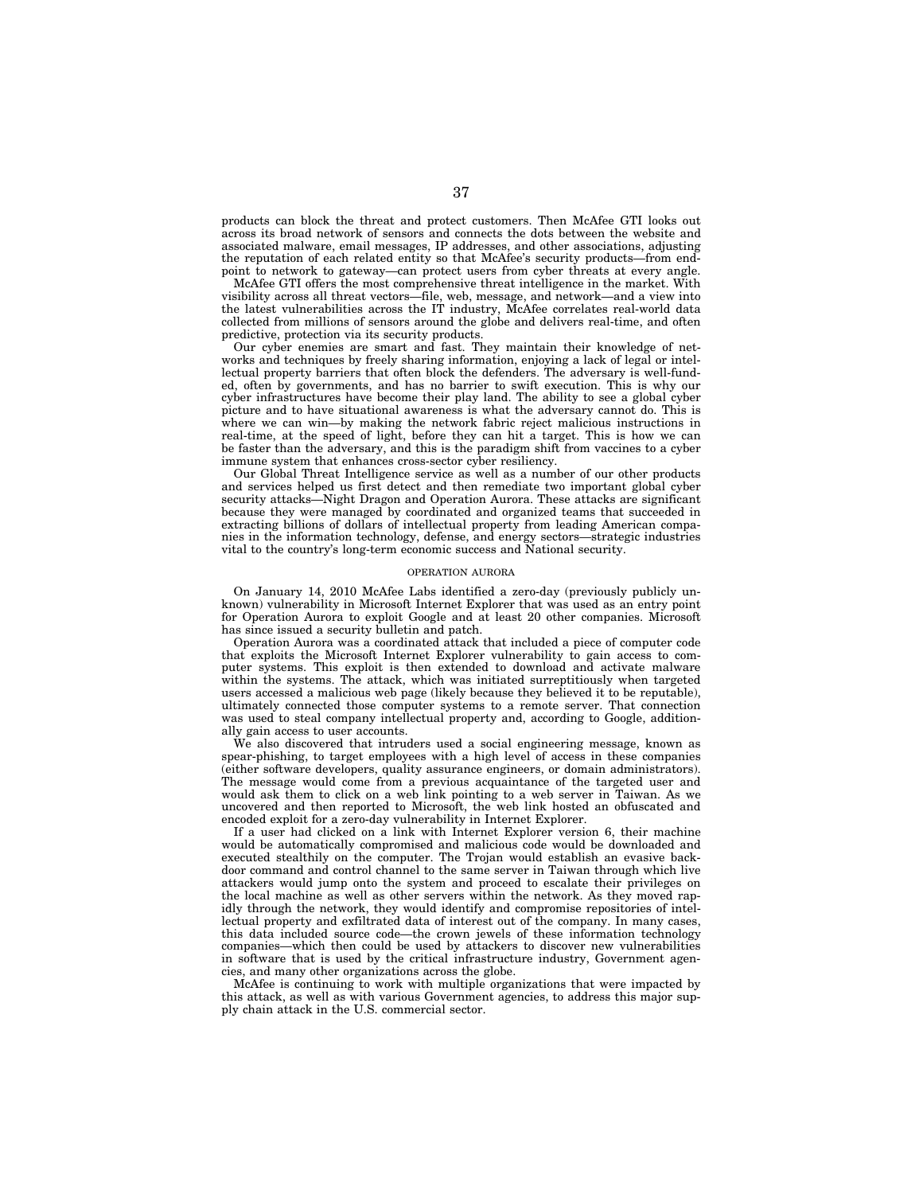products can block the threat and protect customers. Then McAfee GTI looks out across its broad network of sensors and connects the dots between the website and associated malware, email messages, IP addresses, and other associations, adjusting the reputation of each related entity so that McAfee's security products—from endpoint to network to gateway—can protect users from cyber threats at every angle.

McAfee GTI offers the most comprehensive threat intelligence in the market. With visibility across all threat vectors—file, web, message, and network—and a view into the latest vulnerabilities across the IT industry, McAfee correlates real-world data collected from millions of sensors around the globe and delivers real-time, and often predictive, protection via its security products.

Our cyber enemies are smart and fast. They maintain their knowledge of networks and techniques by freely sharing information, enjoying a lack of legal or intellectual property barriers that often block the defenders. The adversary is well-funded, often by governments, and has no barrier to swift execution. This is why our cyber infrastructures have become their play land. The ability to see a global cyber picture and to have situational awareness is what the adversary cannot do. This is where we can win—by making the network fabric reject malicious instructions in real-time, at the speed of light, before they can hit a target. This is how we can be faster than the adversary, and this is the paradigm shift from vaccines to a cyber immune system that enhances cross-sector cyber resiliency.

Our Global Threat Intelligence service as well as a number of our other products and services helped us first detect and then remediate two important global cyber security attacks—Night Dragon and Operation Aurora. These attacks are significant because they were managed by coordinated and organized teams that succeeded in extracting billions of dollars of intellectual property from leading American companies in the information technology, defense, and energy sectors—strategic industries vital to the country's long-term economic success and National security.

## OPERATION AURORA

On January 14, 2010 McAfee Labs identified a zero-day (previously publicly unknown) vulnerability in Microsoft Internet Explorer that was used as an entry point for Operation Aurora to exploit Google and at least 20 other companies. Microsoft has since issued a security bulletin and patch.

Operation Aurora was a coordinated attack that included a piece of computer code that exploits the Microsoft Internet Explorer vulnerability to gain access to computer systems. This exploit is then extended to download and activate malware within the systems. The attack, which was initiated surreptitiously when targeted users accessed a malicious web page (likely because they believed it to be reputable), ultimately connected those computer systems to a remote server. That connection was used to steal company intellectual property and, according to Google, additionally gain access to user accounts.

We also discovered that intruders used a social engineering message, known as spear-phishing, to target employees with a high level of access in these companies (either software developers, quality assurance engineers, or domain administrators). The message would come from a previous acquaintance of the targeted user and would ask them to click on a web link pointing to a web server in Taiwan. As we uncovered and then reported to Microsoft, the web link hosted an obfuscated and encoded exploit for a zero-day vulnerability in Internet Explorer.

If a user had clicked on a link with Internet Explorer version 6, their machine would be automatically compromised and malicious code would be downloaded and executed stealthily on the computer. The Trojan would establish an evasive backdoor command and control channel to the same server in Taiwan through which live attackers would jump onto the system and proceed to escalate their privileges on the local machine as well as other servers within the network. As they moved rapidly through the network, they would identify and compromise repositories of intellectual property and exfiltrated data of interest out of the company. In many cases, this data included source code—the crown jewels of these information technology companies—which then could be used by attackers to discover new vulnerabilities in software that is used by the critical infrastructure industry, Government agencies, and many other organizations across the globe.

McAfee is continuing to work with multiple organizations that were impacted by this attack, as well as with various Government agencies, to address this major supply chain attack in the U.S. commercial sector.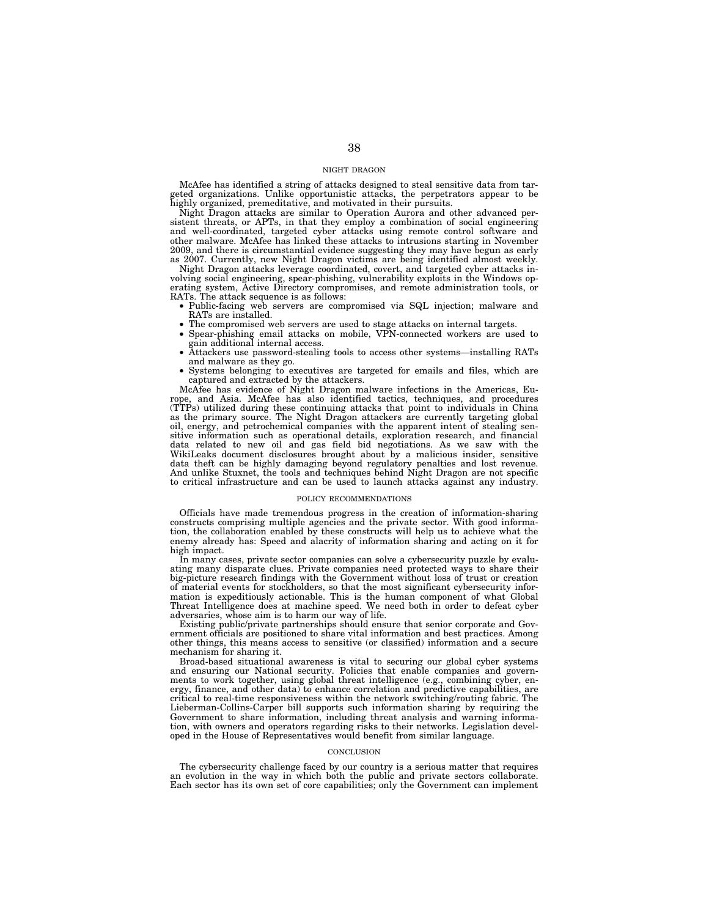## NIGHT DRAGON

McAfee has identified a string of attacks designed to steal sensitive data from targeted organizations. Unlike opportunistic attacks, the perpetrators appear to be highly organized, premeditative, and motivated in their pursuits.

Night Dragon attacks are similar to Operation Aurora and other advanced persistent threats, or APTs, in that they employ a combination of social engineering and well-coordinated, targeted cyber attacks using remote control software and other malware. McAfee has linked these attacks to intrusions starting in November 2009, and there is circumstantial evidence suggesting they may have begun as early as 2007. Currently, new Night Dragon victims are being identified almost weekly.

Night Dragon attacks leverage coordinated, covert, and targeted cyber attacks involving social engineering, spear-phishing, vulnerability exploits in the Windows operating system, Active Directory compromises, and remote administration tools, or RATs. The attack sequence is as follows:

- Public-facing web servers are compromised via SQL injection; malware and RATs are installed.
- The compromised web servers are used to stage attacks on internal targets.
- Spear-phishing email attacks on mobile, VPN-connected workers are used to gain additional internal access.
- Attackers use password-stealing tools to access other systems—installing RATs and malware as they go.
- Systems belonging to executives are targeted for emails and files, which are captured and extracted by the attackers.

McAfee has evidence of Night Dragon malware infections in the Americas, Europe, and Asia. McAfee has also identified tactics, techniques, and procedures (TTPs) utilized during these continuing attacks that point to individuals in China as the primary source. The Night Dragon attackers are currently targeting global oil, energy, and petrochemical companies with the apparent intent of stealing sensitive information such as operational details, exploration research, and financial data related to new oil and gas field bid negotiations. As we saw with the WikiLeaks document disclosures brought about by a malicious insider, sensitive data theft can be highly damaging beyond regulatory penalties and lost revenue. And unlike Stuxnet, the tools and techniques behind Night Dragon are not specific to critical infrastructure and can be used to launch attacks against any industry.

## POLICY RECOMMENDATIONS

Officials have made tremendous progress in the creation of information-sharing constructs comprising multiple agencies and the private sector. With good information, the collaboration enabled by these constructs will help us to achieve what the enemy already has: Speed and alacrity of information sharing and acting on it for high impact.

In many cases, private sector companies can solve a cybersecurity puzzle by evaluating many disparate clues. Private companies need protected ways to share their big-picture research findings with the Government without loss of trust or creation of material events for stockholders, so that the most significant cybersecurity information is expeditiously actionable. This is the human component of what Global Threat Intelligence does at machine speed. We need both in order to defeat cyber adversaries, whose aim is to harm our way of life.

Existing public/private partnerships should ensure that senior corporate and Government officials are positioned to share vital information and best practices. Among other things, this means access to sensitive (or classified) information and a secure mechanism for sharing it.

Broad-based situational awareness is vital to securing our global cyber systems and ensuring our National security. Policies that enable companies and governments to work together, using global threat intelligence (e.g., combining cyber, energy, finance, and other data) to enhance correlation and predictive capabilities, are critical to real-time responsiveness within the network switching/routing fabric. The Lieberman-Collins-Carper bill supports such information sharing by requiring the Government to share information, including threat analysis and warning information, with owners and operators regarding risks to their networks. Legislation developed in the House of Representatives would benefit from similar language.

## CONCLUSION

The cybersecurity challenge faced by our country is a serious matter that requires an evolution in the way in which both the public and private sectors collaborate. Each sector has its own set of core capabilities; only the Government can implement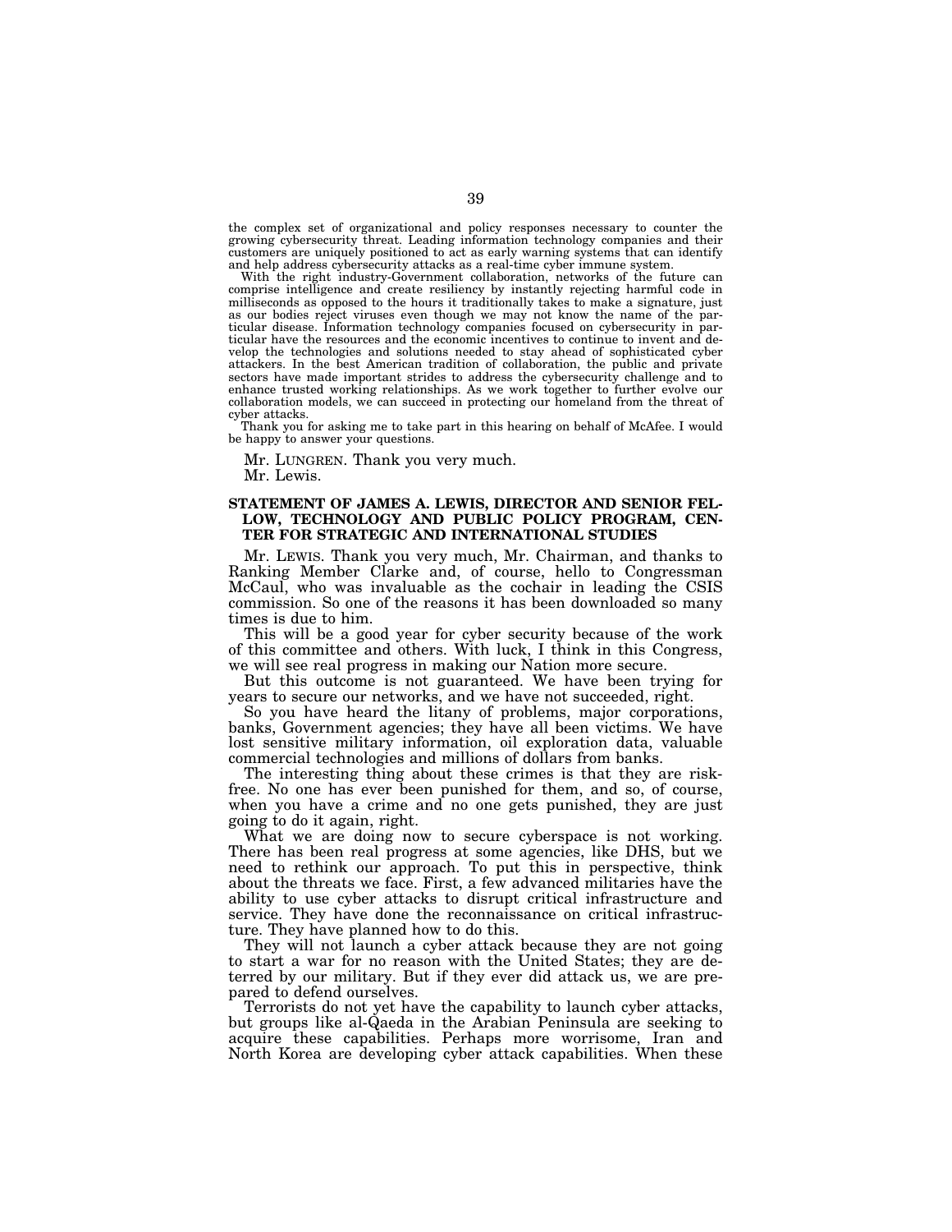the complex set of organizational and policy responses necessary to counter the growing cybersecurity threat. Leading information technology companies and their customers are uniquely positioned to act as early warning systems that can identify and help address cybersecurity attacks as a real-time cyber immune system.

With the right industry-Government collaboration, networks of the future can comprise intelligence and create resiliency by instantly rejecting harmful code in milliseconds as opposed to the hours it traditionally takes to make a signature, just as our bodies reject viruses even though we may not know the name of the particular disease. Information technology companies focused on cybersecurity in particular have the resources and the economic incentives to continue to invent and develop the technologies and solutions needed to stay ahead of sophisticated cyber attackers. In the best American tradition of collaboration, the public and private sectors have made important strides to address the cybersecurity challenge and to enhance trusted working relationships. As we work together to further evolve our collaboration models, we can succeed in protecting our homeland from the threat of cyber attacks.

Thank you for asking me to take part in this hearing on behalf of McAfee. I would be happy to answer your questions.

Mr. LUNGREN. Thank you very much.

Mr. Lewis.

### STATEMENT OF JAMES A. LEWIS, DIRECTOR AND SENIOR FELLOW, TECHNOLOGY AND PUBLIC POLICY PROGRAM, CENTER FOR STRATEGIC AND INTERNATIONAL STUDIES

Mr. LEWIS. Thank you very much, Mr. Chairman, and thanks to Ranking Member Clarke and, of course, hello to Congressman McCaul, who was invaluable as the cochair in leading the CSIS commission. So one of the reasons it has been downloaded so many times is due to him.

This will be a good year for cyber security because of the work of this committee and others. With luck, I think in this Congress, we will see real progress in making our Nation more secure.

But this outcome is not guaranteed. We have been trying for years to secure our networks, and we have not succeeded, right.

So you have heard the litany of problems, major corporations, banks, Government agencies; they have all been victims. We have lost sensitive military information, oil exploration data, valuable commercial technologies and millions of dollars from banks.

The interesting thing about these crimes is that they are risk-free. No one has ever been punished for them, and so, of course, when you have a crime and no one gets punished, they are just going to do it again, right.

What we are doing now to secure cyberspace is not working. There has been real progress at some agencies, like DHS, but we need to rethink our approach. To put this in perspective, think about the threats we face. First, a few advanced militaries have the ability to use cyber attacks to disrupt critical infrastructure and service. They have done the reconnaissance on critical infrastructure. They have planned how to do this.

They will not launch a cyber attack because they are not going to start a war for no reason with the United States; they are deterred by our military. But if they ever did attack us, we are prepared to defend ourselves.

Terrorists do not yet have the capability to launch cyber attacks, but groups like al-Qaeda in the Arabian Peninsula are seeking to acquire these capabilities. Perhaps more worrisome, Iran and North Korea are developing cyber attack capabilities. When these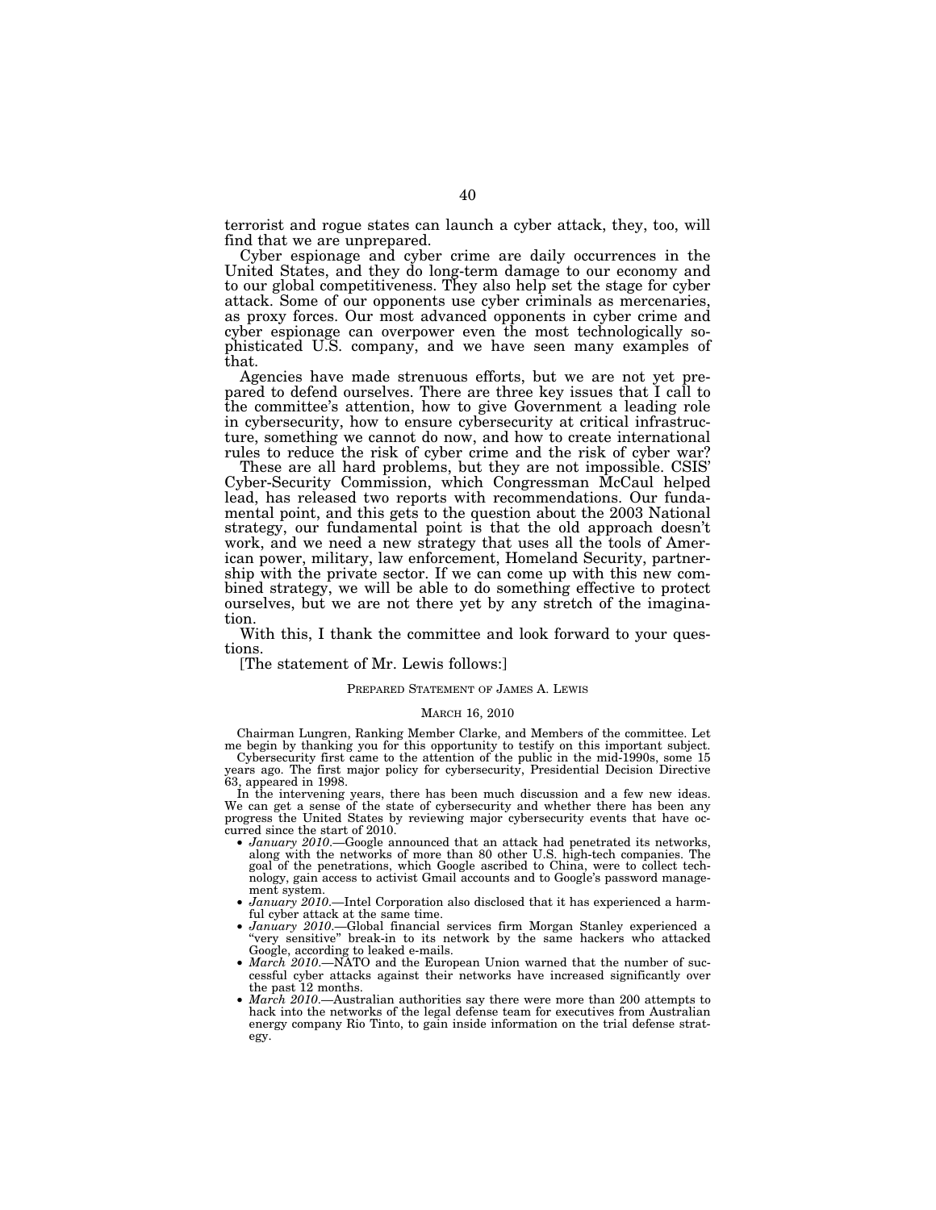terrorist and rogue states can launch a cyber attack, they, too, will find that we are unprepared.

Cyber espionage and cyber crime are daily occurrences in the United States, and they do long-term damage to our economy and to our global competitiveness. They also help set the stage for cyber attack. Some of our opponents use cyber criminals as mercenaries, as proxy forces. Our most advanced opponents in cyber crime and cyber espionage can overpower even the most technologically sophisticated U.S. company, and we have seen many examples of that.

Agencies have made strenuous efforts, but we are not yet prepared to defend ourselves. There are three key issues that I call to the committee's attention, how to give Government a leading role in cybersecurity, how to ensure cybersecurity at critical infrastructure, something we cannot do now, and how to create international rules to reduce the risk of cyber crime and the risk of cyber war?

These are all hard problems, but they are not impossible. CSIS' Cyber-Security Commission, which Congressman McCaul helped lead, has released two reports with recommendations. Our fundamental point, and this gets to the question about the 2003 National strategy, our fundamental point is that the old approach doesn't work, and we need a new strategy that uses all the tools of American power, military, law enforcement, Homeland Security, partnership with the private sector. If we can come up with this new combined strategy, we will be able to do something effective to protect ourselves, but we are not there yet by any stretch of the imagination.

With this, I thank the committee and look forward to your questions.

[The statement of Mr. Lewis follows:]

PREPARED STATEMENT OF JAMES A. LEWIS

MARCH 16, 2010

Chairman Lungren, Ranking Member Clarke, and Members of the committee. Let me begin by thanking you for this opportunity to testify on this important subject.

Cybersecurity first came to the attention of the public in the mid-1990s, some 15 years ago. The first major policy for cybersecurity, Presidential Decision Directive 63, appeared in 1998.

In the intervening years, there has been much discussion and a few new ideas. We can get a sense of the state of cybersecurity and whether there has been any progress the United States by reviewing major cybersecurity events that have occurred since the start of 2010.

- *January 2010*.—Google announced that an attack had penetrated its networks, along with the networks of more than 80 other U.S. high-tech companies. The goal of the penetrations, which Google ascribed to China, were to collect technology, gain access to activist Gmail accounts and to Google's password management system.
- *January 2010*.—Intel Corporation also disclosed that it has experienced a harmful cyber attack at the same time.
- *January 2010*.—Global financial services firm Morgan Stanley experienced a "very sensitive" break-in to its network by the same hackers who attacked Google, according to leaked e-mails.
- *March 2010*.—NATO and the European Union warned that the number of successful cyber attacks against their networks have increased significantly over the past 12 months.
- *March 2010*.—Australian authorities say there were more than 200 attempts to hack into the networks of the legal defense team for executives from Australian energy company Rio Tinto, to gain inside information on the trial defense strategy.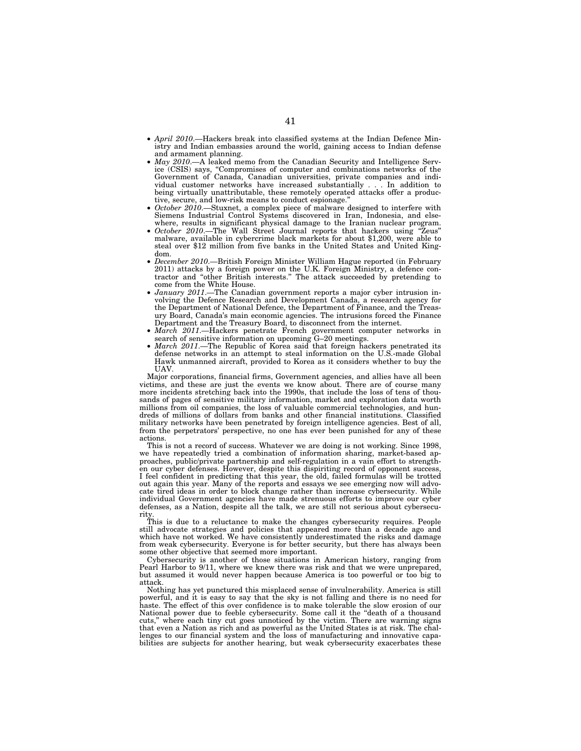- *April 2010*.—Hackers break into classified systems at the Indian Defence Ministry and Indian embassies around the world, gaining access to Indian defense and armament planning.
- *May 2010*.—A leaked memo from the Canadian Security and Intelligence Service (CSIS) says, "Compromises of computer and combinations networks of the Government of Canada, Canadian universities, private companies and individual customer networks have increased substantially . . . In addition to being virtually unattributable, these remotely operated attacks offer a productive, secure, and low-risk means to conduct espionage."
- *October 2010*.—Stuxnet, a complex piece of malware designed to interfere with Siemens Industrial Control Systems discovered in Iran, Indonesia, and elsewhere, results in significant physical damage to the Iranian nuclear program.
- *October 2010*.—The Wall Street Journal reports that hackers using "Zeus" malware, available in cybercrime black markets for about $1,200, were able to steal over $12 million from five banks in the United States and United Kingdom.
- *December 2010*.—British Foreign Minister William Hague reported (in February 2011) attacks by a foreign power on the U.K. Foreign Ministry, a defence contractor and "other British interests." The attack succeeded by pretending to come from the White House.
- *January 2011*.—The Canadian government reports a major cyber intrusion involving the Defence Research and Development Canada, a research agency for the Department of National Defence, the Department of Finance, and the Treasury Board, Canada's main economic agencies. The intrusions forced the Finance Department and the Treasury Board, to disconnect from the internet.
- *March 2011*.—Hackers penetrate French government computer networks in search of sensitive information on upcoming G–20 meetings.
- *March 2011*.—The Republic of Korea said that foreign hackers penetrated its defense networks in an attempt to steal information on the U.S.-made Global Hawk unmanned aircraft, provided to Korea as it considers whether to buy the UAV.

Major corporations, financial firms, Government agencies, and allies have all been victims, and these are just the events we know about. There are of course many more incidents stretching back into the 1990s, that include the loss of tens of thousands of pages of sensitive military information, market and exploration data worth millions from oil companies, the loss of valuable commercial technologies, and hundreds of millions of dollars from banks and other financial institutions. Classified military networks have been penetrated by foreign intelligence agencies. Best of all, from the perpetrators' perspective, no one has ever been punished for any of these actions.

This is not a record of success. Whatever we are doing is not working. Since 1998, we have repeatedly tried a combination of information sharing, market-based approaches, public/private partnership and self-regulation in a vain effort to strengthen our cyber defenses. However, despite this dispiriting record of opponent success, I feel confident in predicting that this year, the old, failed formulas will be trotted out again this year. Many of the reports and essays we see emerging now will advocate tired ideas in order to block change rather than increase cybersecurity. While individual Government agencies have made strenuous efforts to improve our cyber defenses, as a Nation, despite all the talk, we are still not serious about cybersecurity.

This is due to a reluctance to make the changes cybersecurity requires. People still advocate strategies and policies that appeared more than a decade ago and which have not worked. We have consistently underestimated the risks and damage from weak cybersecurity. Everyone is for better security, but there has always been some other objective that seemed more important.

Cybersecurity is another of those situations in American history, ranging from Pearl Harbor to 9/11, where we knew there was risk and that we were unprepared, but assumed it would never happen because America is too powerful or too big to attack.

Nothing has yet punctured this misplaced sense of invulnerability. America is still powerful, and it is easy to say that the sky is not falling and there is no need for haste. The effect of this over confidence is to make tolerable the slow erosion of our National power due to feeble cybersecurity. Some call it the "death of a thousand cuts," where each tiny cut goes unnoticed by the victim. There are warning signs that even a Nation as rich and as powerful as the United States is at risk. The challenges to our financial system and the loss of manufacturing and innovative capabilities are subjects for another hearing, but weak cybersecurity exacerbates these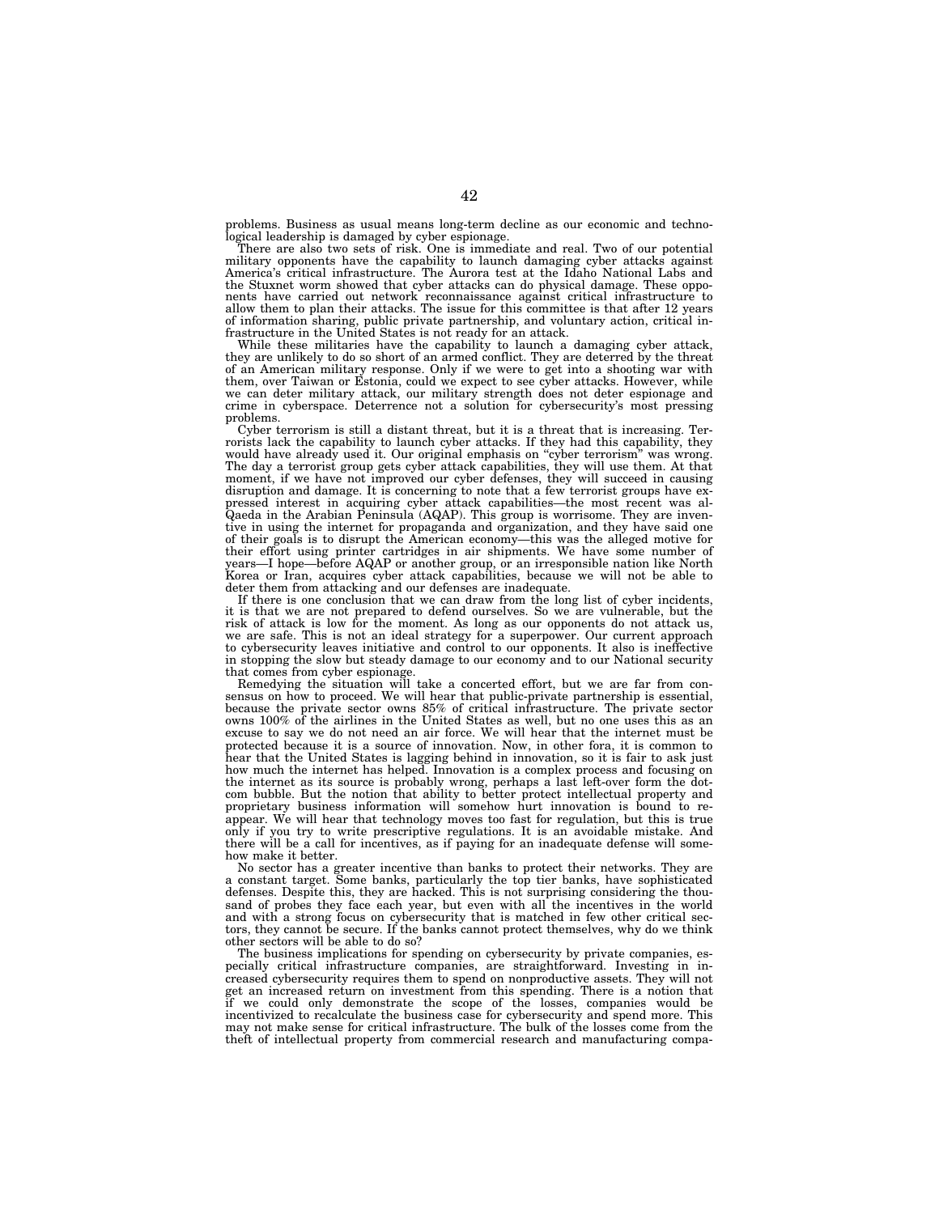problems. Business as usual means long-term decline as our economic and technological leadership is damaged by cyber espionage.

There are also two sets of risk. One is immediate and real. Two of our potential military opponents have the capability to launch damaging cyber attacks against America's critical infrastructure. The Aurora test at the Idaho National Labs and the Stuxnet worm showed that cyber attacks can do physical damage. These opponents have carried out network reconnaissance against critical infrastructure to allow them to plan their attacks. The issue for this committee is that after 12 years of information sharing, public private partnership, and voluntary action, critical infrastructure in the United States is not ready for an attack.

While these militaries have the capability to launch a damaging cyber attack, they are unlikely to do so short of an armed conflict. They are deterred by the threat of an American military response. Only if we were to get into a shooting war with them, over Taiwan or Estonia, could we expect to see cyber attacks. However, while we can deter military attack, our military strength does not deter espionage and crime in cyberspace. Deterrence not a solution for cybersecurity's most pressing problems.

Cyber terrorism is still a distant threat, but it is a threat that is increasing. Terrorists lack the capability to launch cyber attacks. If they had this capability, they would have already used it. Our original emphasis on "cyber terrorism" was wrong. The day a terrorist group gets cyber attack capabilities, they will use them. At that moment, if we have not improved our cyber defenses, they will succeed in causing disruption and damage. It is concerning to note that a few terrorist groups have expressed interest in acquiring cyber attack capabilities—the most recent was al-Qaeda in the Arabian Peninsula (AQAP). This group is worrisome. They are inventive in using the internet for propaganda and organization, and they have said one of their goals is to disrupt the American economy—this was the alleged motive for their effort using printer cartridges in air shipments. We have some number of years—I hope—before AQAP or another group, or an irresponsible nation like North Korea or Iran, acquires cyber attack capabilities, because we will not be able to deter them from attacking and our defenses are inadequate.

If there is one conclusion that we can draw from the long list of cyber incidents, it is that we are not prepared to defend ourselves. So we are vulnerable, but the risk of attack is low for the moment. As long as our opponents do not attack us, we are safe. This is not an ideal strategy for a superpower. Our current approach to cybersecurity leaves initiative and control to our opponents. It also is ineffective in stopping the slow but steady damage to our economy and to our National security that comes from cyber espionage.

Remedying the situation will take a concerted effort, but we are far from consensus on how to proceed. We will hear that public-private partnership is essential, because the private sector owns 85% of critical infrastructure. The private sector owns 100% of the airlines in the United States as well, but no one uses this as an excuse to say we do not need an air force. We will hear that the internet must be protected because it is a source of innovation. Now, in other fora, it is common to hear that the United States is lagging behind in innovation, so it is fair to ask just how much the internet has helped. Innovation is a complex process and focusing on the internet as its source is probably wrong, perhaps a last left-over form the dot-com bubble. But the notion that ability to better protect intellectual property and proprietary business information will somehow hurt innovation is bound to reappear. We will hear that technology moves too fast for regulation, but this is true only if you try to write prescriptive regulations. It is an avoidable mistake. And there will be a call for incentives, as if paying for an inadequate defense will somehow make it better.

No sector has a greater incentive than banks to protect their networks. They are a constant target. Some banks, particularly the top tier banks, have sophisticated defenses. Despite this, they are hacked. This is not surprising considering the thousand of probes they face each year, but even with all the incentives in the world and with a strong focus on cybersecurity that is matched in few other critical sectors, they cannot be secure. If the banks cannot protect themselves, why do we think other sectors will be able to do so?

The business implications for spending on cybersecurity by private companies, especially critical infrastructure companies, are straightforward. Investing in increased cybersecurity requires them to spend on nonproductive assets. They will not get an increased return on investment from this spending. There is a notion that if we could only demonstrate the scope of the losses, companies would be incentivized to recalculate the business case for cybersecurity and spend more. This may not make sense for critical infrastructure. The bulk of the losses come from the theft of intellectual property from commercial research and manufacturing compa-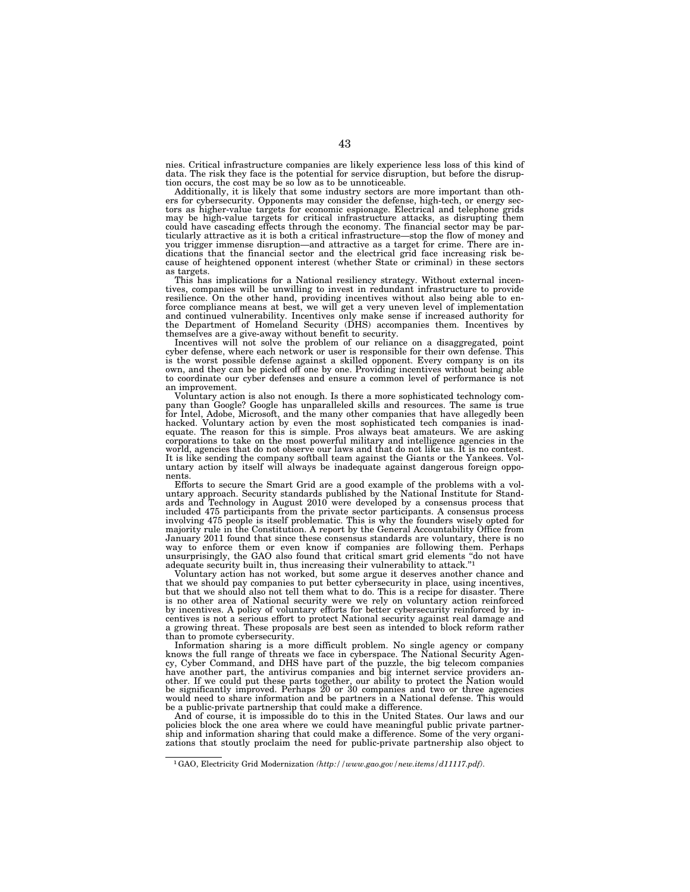nies. Critical infrastructure companies are likely experience less loss of this kind of data. The risk they face is the potential for service disruption, but before the disruption occurs, the cost may be so low as to be unnoticeable.

Additionally, it is likely that some industry sectors are more important than others for cybersecurity. Opponents may consider the defense, high-tech, or energy sectors as higher-value targets for economic espionage. Electrical and telephone grids may be high-value targets for critical infrastructure attacks, as disrupting them could have cascading effects through the economy. The financial sector may be particularly attractive as it is both a critical infrastructure—stop the flow of money and you trigger immense disruption—and attractive as a target for crime. There are indications that the financial sector and the electrical grid face increasing risk because of heightened opponent interest (whether State or criminal) in these sectors as targets.

This has implications for a National resiliency strategy. Without external incentives, companies will be unwilling to invest in redundant infrastructure to provide resilience. On the other hand, providing incentives without also being able to enforce compliance means at best, we will get a very uneven level of implementation and continued vulnerability. Incentives only make sense if increased authority for the Department of Homeland Security (DHS) accompanies them. Incentives by themselves are a give-away without benefit to security.

Incentives will not solve the problem of our reliance on a disaggregated, point cyber defense, where each network or user is responsible for their own defense. This is the worst possible defense against a skilled opponent. Every company is on its own, and they can be picked off one by one. Providing incentives without being able to coordinate our cyber defenses and ensure a common level of performance is not an improvement.

Voluntary action is also not enough. Is there a more sophisticated technology company than Google? Google has unparalleled skills and resources. The same is true for Intel, Adobe, Microsoft, and the many other companies that have allegedly been hacked. Voluntary action by even the most sophisticated tech companies is inadequate. The reason for this is simple. Pros always beat amateurs. We are asking corporations to take on the most powerful military and intelligence agencies in the world, agencies that do not observe our laws and that do not like us. It is no contest. It is like sending the company softball team against the Giants or the Yankees. Voluntary action by itself will always be inadequate against dangerous foreign opponents.

Efforts to secure the Smart Grid are a good example of the problems with a voluntary approach. Security standards published by the National Institute for Standards and Technology in August 2010 were developed by a consensus process that included 475 participants from the private sector participants. A consensus process involving 475 people is itself problematic. This is why the founders wisely opted for majority rule in the Constitution. A report by the General Accountability Office from January 2011 found that since these consensus standards are voluntary, there is no way to enforce them or even know if companies are following them. Perhaps unsurprisingly, the GAO also found that critical smart grid elements "do not have adequate security built in, thus increasing their vulnerability to attack."[1]

Voluntary action has not worked, but some argue it deserves another chance and that we should pay companies to put better cybersecurity in place, using incentives, but that we should also not tell them what to do. This is a recipe for disaster. There is no other area of National security were we rely on voluntary action reinforced by incentives. A policy of voluntary efforts for better cybersecurity reinforced by incentives is not a serious effort to protect National security against real damage and a growing threat. These proposals are best seen as intended to block reform rather than to promote cybersecurity.

Information sharing is a more difficult problem. No single agency or company knows the full range of threats we face in cyberspace. The National Security Agency, Cyber Command, and DHS have part of the puzzle, the big telecom companies have another part, the antivirus companies and big internet service providers another. If we could put these parts together, our ability to protect the Nation would be significantly improved. Perhaps 20 or 30 companies and two or three agencies would need to share information and be partners in a National defense. This would be a public-private partnership that could make a difference.

And of course, it is impossible do to this in the United States. Our laws and our policies block the one area where we could have meaningful public private partnership and information sharing that could make a difference. Some of the very organizations that stoutly proclaim the need for public-private partnership also object to

---

[1] GAO, Electricity Grid Modernization *(http://www.gao.gov/new.items/d11117.pdf)*.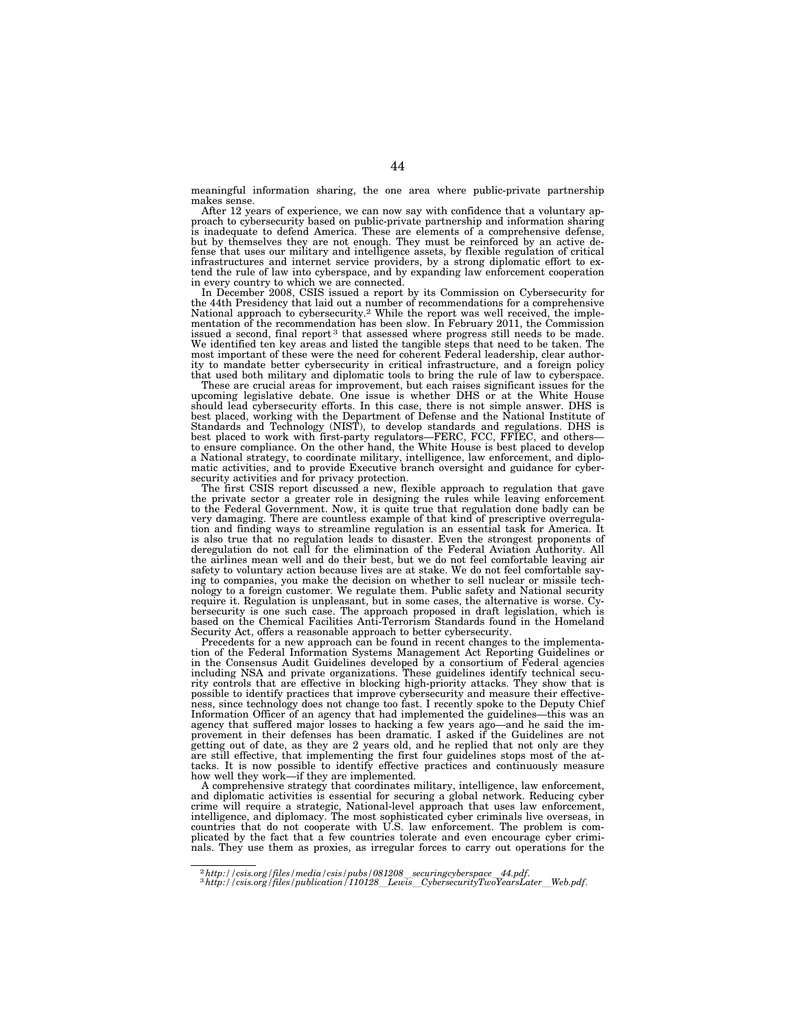meaningful information sharing, the one area where public-private partnership makes sense.

After 12 years of experience, we can now say with confidence that a voluntary approach to cybersecurity based on public-private partnership and information sharing is inadequate to defend America. These are elements of a comprehensive defense, but by themselves they are not enough. They must be reinforced by an active defense that uses our military and intelligence assets, by flexible regulation of critical infrastructures and internet service providers, by a strong diplomatic effort to extend the rule of law into cyberspace, and by expanding law enforcement cooperation in every country to which we are connected.

In December 2008, CSIS issued a report by its Commission on Cybersecurity for the 44th Presidency that laid out a number of recommendations for a comprehensive National approach to cybersecurity.[2] While the report was well received, the implementation of the recommendation has been slow. In February 2011, the Commission issued a second, final report[3] that assessed where progress still needs to be made. We identified ten key areas and listed the tangible steps that need to be taken. The most important of these were the need for coherent Federal leadership, clear authority to mandate better cybersecurity in critical infrastructure, and a foreign policy that used both military and diplomatic tools to bring the rule of law to cyberspace.

These are crucial areas for improvement, but each raises significant issues for the upcoming legislative debate. One issue is whether DHS or at the White House should lead cybersecurity efforts. In this case, there is not simple answer. DHS is best placed, working with the Department of Defense and the National Institute of Standards and Technology (NIST), to develop standards and regulations. DHS is best placed to work with first-party regulators—FERC, FCC, FFIEC, and others—to ensure compliance. On the other hand, the White House is best placed to develop a National strategy, to coordinate military, intelligence, law enforcement, and diplomatic activities, and to provide Executive branch oversight and guidance for cybersecurity activities and for privacy protection.

The first CSIS report discussed a new, flexible approach to regulation that gave the private sector a greater role in designing the rules while leaving enforcement to the Federal Government. Now, it is quite true that regulation done badly can be very damaging. There are countless example of that kind of prescriptive overregulation and finding ways to streamline regulation is an essential task for America. It is also true that no regulation leads to disaster. Even the strongest proponents of deregulation do not call for the elimination of the Federal Aviation Authority. All the airlines mean well and do their best, but we do not feel comfortable leaving air safety to voluntary action because lives are at stake. We do not feel comfortable saying to companies, you make the decision on whether to sell nuclear or missile technology to a foreign customer. We regulate them. Public safety and National security require it. Regulation is unpleasant, but in some cases, the alternative is worse. Cybersecurity is one such case. The approach proposed in draft legislation, which is based on the Chemical Facilities Anti-Terrorism Standards found in the Homeland Security Act, offers a reasonable approach to better cybersecurity.

Precedents for a new approach can be found in recent changes to the implementation of the Federal Information Systems Management Act Reporting Guidelines or in the Consensus Audit Guidelines developed by a consortium of Federal agencies including NSA and private organizations. These guidelines identify technical security controls that are effective in blocking high-priority attacks. They show that is possible to identify practices that improve cybersecurity and measure their effectiveness, since technology does not change too fast. I recently spoke to the Deputy Chief Information Officer of an agency that had implemented the guidelines—this was an agency that suffered major losses to hacking a few years ago—and he said the improvement in their defenses has been dramatic. I asked if the Guidelines are not getting out of date, as they are 2 years old, and he replied that not only are they are still effective, that implementing the first four guidelines stops most of the attacks. It is now possible to identify effective practices and continuously measure how well they work—if they are implemented.

A comprehensive strategy that coordinates military, intelligence, law enforcement, and diplomatic activities is essential for securing a global network. Reducing cyber crime will require a strategic, National-level approach that uses law enforcement, intelligence, and diplomacy. The most sophisticated cyber criminals live overseas, in countries that do not cooperate with U.S. law enforcement. The problem is complicated by the fact that a few countries tolerate and even encourage cyber criminals. They use them as proxies, as irregular forces to carry out operations for the

---

[2] *http://csis.org/files/media/csis/pubs/081208_securingcyberspace_44.pdf.*

[3] *http://csis.org/files/publication/110128_Lewis_CybersecurityTwoYearsLater_Web.pdf.*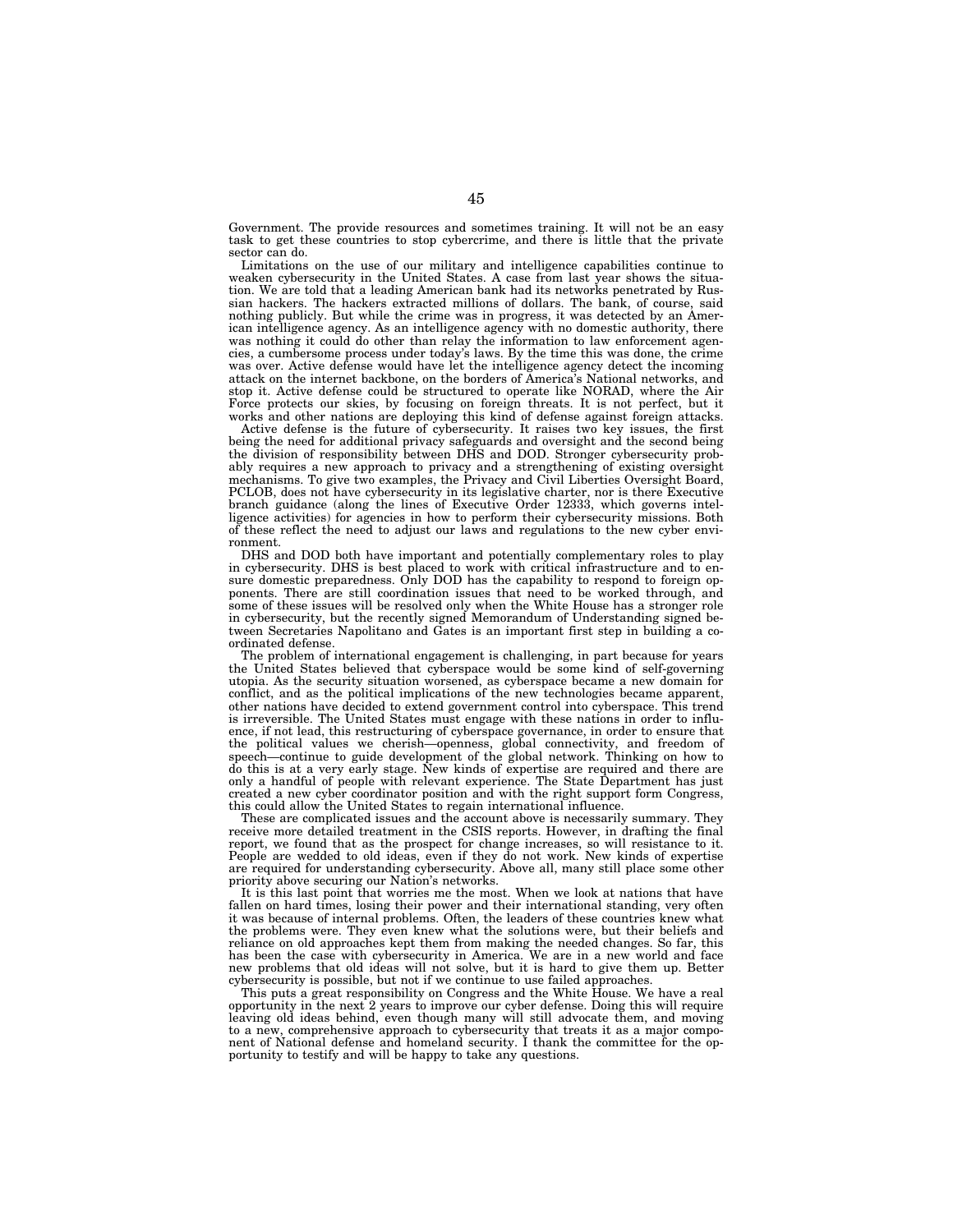Government. The provide resources and sometimes training. It will not be an easy task to get these countries to stop cybercrime, and there is little that the private sector can do.

Limitations on the use of our military and intelligence capabilities continue to weaken cybersecurity in the United States. A case from last year shows the situation. We are told that a leading American bank had its networks penetrated by Russian hackers. The hackers extracted millions of dollars. The bank, of course, said nothing publicly. But while the crime was in progress, it was detected by an American intelligence agency. As an intelligence agency with no domestic authority, there was nothing it could do other than relay the information to law enforcement agencies, a cumbersome process under today's laws. By the time this was done, the crime was over. Active defense would have let the intelligence agency detect the incoming attack on the internet backbone, on the borders of America's National networks, and stop it. Active defense could be structured to operate like NORAD, where the Air Force protects our skies, by focusing on foreign threats. It is not perfect, but it works and other nations are deploying this kind of defense against foreign attacks.

Active defense is the future of cybersecurity. It raises two key issues, the first being the need for additional privacy safeguards and oversight and the second being the division of responsibility between DHS and DOD. Stronger cybersecurity probably requires a new approach to privacy and a strengthening of existing oversight mechanisms. To give two examples, the Privacy and Civil Liberties Oversight Board, PCLOB, does not have cybersecurity in its legislative charter, nor is there Executive branch guidance (along the lines of Executive Order 12333, which governs intelligence activities) for agencies in how to perform their cybersecurity missions. Both of these reflect the need to adjust our laws and regulations to the new cyber environment.

DHS and DOD both have important and potentially complementary roles to play in cybersecurity. DHS is best placed to work with critical infrastructure and to ensure domestic preparedness. Only DOD has the capability to respond to foreign opponents. There are still coordination issues that need to be worked through, and some of these issues will be resolved only when the White House has a stronger role in cybersecurity, but the recently signed Memorandum of Understanding signed between Secretaries Napolitano and Gates is an important first step in building a coordinated defense.

The problem of international engagement is challenging, in part because for years the United States believed that cyberspace would be some kind of self-governing utopia. As the security situation worsened, as cyberspace became a new domain for conflict, and as the political implications of the new technologies became apparent, other nations have decided to extend government control into cyberspace. This trend is irreversible. The United States must engage with these nations in order to influence, if not lead, this restructuring of cyberspace governance, in order to ensure that the political values we cherish—openness, global connectivity, and freedom of speech—continue to guide development of the global network. Thinking on how to do this is at a very early stage. New kinds of expertise are required and there are only a handful of people with relevant experience. The State Department has just created a new cyber coordinator position and with the right support form Congress, this could allow the United States to regain international influence.

These are complicated issues and the account above is necessarily summary. They receive more detailed treatment in the CSIS reports. However, in drafting the final report, we found that as the prospect for change increases, so will resistance to it. People are wedded to old ideas, even if they do not work. New kinds of expertise are required for understanding cybersecurity. Above all, many still place some other priority above securing our Nation's networks.

It is this last point that worries me the most. When we look at nations that have fallen on hard times, losing their power and their international standing, very often it was because of internal problems. Often, the leaders of these countries knew what the problems were. They even knew what the solutions were, but their beliefs and reliance on old approaches kept them from making the needed changes. So far, this has been the case with cybersecurity in America. We are in a new world and face new problems that old ideas will not solve, but it is hard to give them up. Better cybersecurity is possible, but not if we continue to use failed approaches.

This puts a great responsibility on Congress and the White House. We have a real opportunity in the next 2 years to improve our cyber defense. Doing this will require leaving old ideas behind, even though many will still advocate them, and moving to a new, comprehensive approach to cybersecurity that treats it as a major component of National defense and homeland security. I thank the committee for the opportunity to testify and will be happy to take any questions.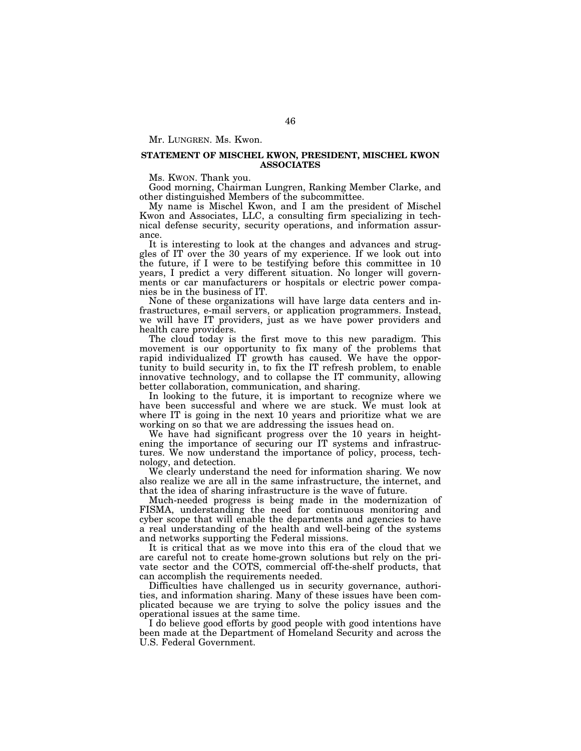Mr. LUNGREN. Ms. Kwon.

## STATEMENT OF MISCHEL KWON, PRESIDENT, MISCHEL KWON ASSOCIATES

Ms. KWON. Thank you.

Good morning, Chairman Lungren, Ranking Member Clarke, and other distinguished Members of the subcommittee.

My name is Mischel Kwon, and I am the president of Mischel Kwon and Associates, LLC, a consulting firm specializing in technical defense security, security operations, and information assurance.

It is interesting to look at the changes and advances and struggles of IT over the 30 years of my experience. If we look out into the future, if I were to be testifying before this committee in 10 years, I predict a very different situation. No longer will governments or car manufacturers or hospitals or electric power companies be in the business of IT.

None of these organizations will have large data centers and infrastructures, e-mail servers, or application programmers. Instead, we will have IT providers, just as we have power providers and health care providers.

The cloud today is the first move to this new paradigm. This movement is our opportunity to fix many of the problems that rapid individualized IT growth has caused. We have the opportunity to build security in, to fix the IT refresh problem, to enable innovative technology, and to collapse the IT community, allowing better collaboration, communication, and sharing.

In looking to the future, it is important to recognize where we have been successful and where we are stuck. We must look at where IT is going in the next 10 years and prioritize what we are working on so that we are addressing the issues head on.

We have had significant progress over the 10 years in heightening the importance of securing our IT systems and infrastructures. We now understand the importance of policy, process, technology, and detection.

We clearly understand the need for information sharing. We now also realize we are all in the same infrastructure, the internet, and that the idea of sharing infrastructure is the wave of future.

Much-needed progress is being made in the modernization of FISMA, understanding the need for continuous monitoring and cyber scope that will enable the departments and agencies to have a real understanding of the health and well-being of the systems and networks supporting the Federal missions.

It is critical that as we move into this era of the cloud that we are careful not to create home-grown solutions but rely on the private sector and the COTS, commercial off-the-shelf products, that can accomplish the requirements needed.

Difficulties have challenged us in security governance, authorities, and information sharing. Many of these issues have been complicated because we are trying to solve the policy issues and the operational issues at the same time.

I do believe good efforts by good people with good intentions have been made at the Department of Homeland Security and across the U.S. Federal Government.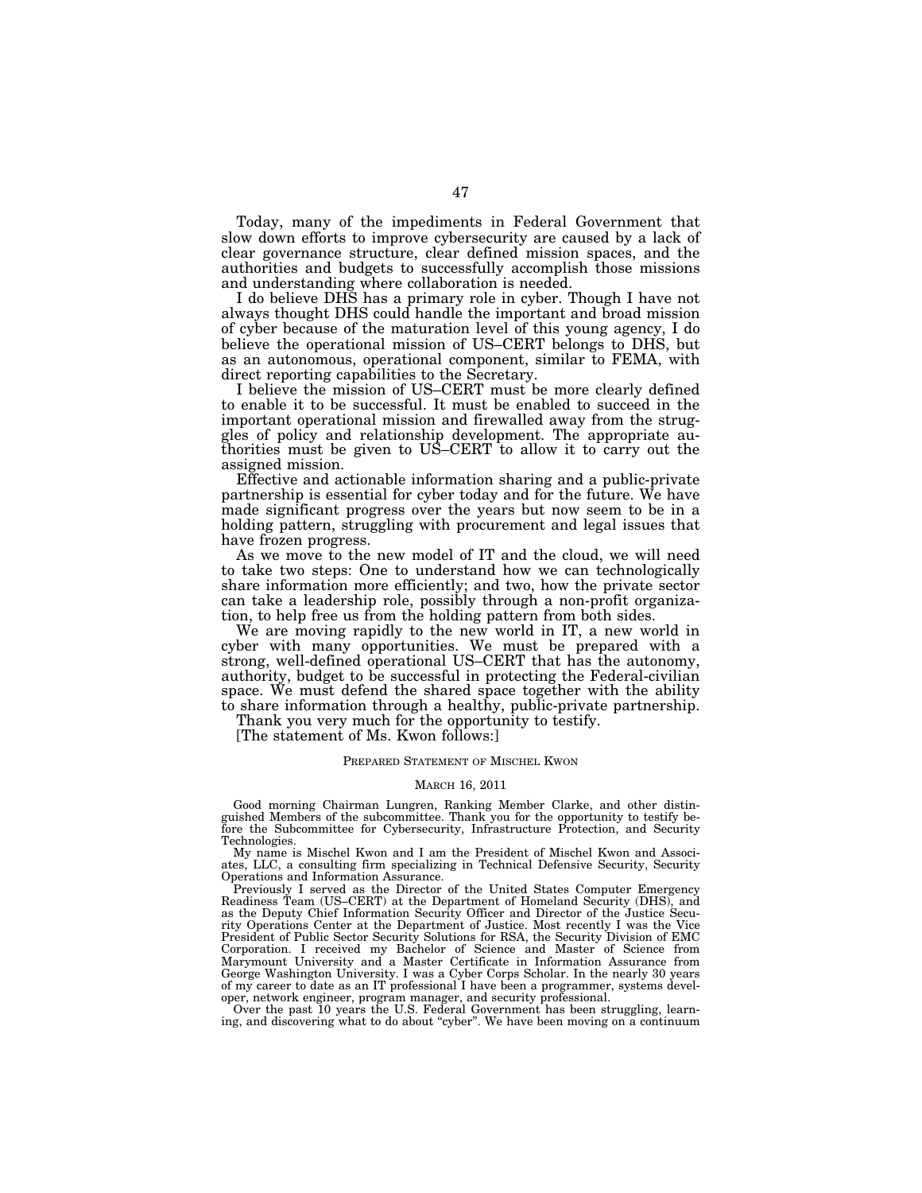Today, many of the impediments in Federal Government that slow down efforts to improve cybersecurity are caused by a lack of clear governance structure, clear defined mission spaces, and the authorities and budgets to successfully accomplish those missions and understanding where collaboration is needed.

I do believe DHS has a primary role in cyber. Though I have not always thought DHS could handle the important and broad mission of cyber because of the maturation level of this young agency, I do believe the operational mission of US–CERT belongs to DHS, but as an autonomous, operational component, similar to FEMA, with direct reporting capabilities to the Secretary.

I believe the mission of US–CERT must be more clearly defined to enable it to be successful. It must be enabled to succeed in the important operational mission and firewalled away from the struggles of policy and relationship development. The appropriate authorities must be given to US–CERT to allow it to carry out the assigned mission.

Effective and actionable information sharing and a public-private partnership is essential for cyber today and for the future. We have made significant progress over the years but now seem to be in a holding pattern, struggling with procurement and legal issues that have frozen progress.

As we move to the new model of IT and the cloud, we will need to take two steps: One to understand how we can technologically share information more efficiently; and two, how the private sector can take a leadership role, possibly through a non-profit organization, to help free us from the holding pattern from both sides.

We are moving rapidly to the new world in IT, a new world in cyber with many opportunities. We must be prepared with a strong, well-defined operational US–CERT that has the autonomy, authority, budget to be successful in protecting the Federal-civilian space. We must defend the shared space together with the ability to share information through a healthy, public-private partnership.

Thank you very much for the opportunity to testify.

[The statement of Ms. Kwon follows:]

PREPARED STATEMENT OF MISCHEL KWON

MARCH 16, 2011

Good morning Chairman Lungren, Ranking Member Clarke, and other distinguished Members of the subcommittee. Thank you for the opportunity to testify before the Subcommittee for Cybersecurity, Infrastructure Protection, and Security Technologies.

My name is Mischel Kwon and I am the President of Mischel Kwon and Associates, LLC, a consulting firm specializing in Technical Defensive Security, Security Operations and Information Assurance.

Previously I served as the Director of the United States Computer Emergency Readiness Team (US–CERT) at the Department of Homeland Security (DHS), and as the Deputy Chief Information Security Officer and Director of the Justice Security Operations Center at the Department of Justice. Most recently I was the Vice President of Public Sector Security Solutions for RSA, the Security Division of EMC Corporation. I received my Bachelor of Science and Master of Science from Marymount University and a Master Certificate in Information Assurance from George Washington University. I was a Cyber Corps Scholar. In the nearly 30 years of my career to date as an IT professional I have been a programmer, systems developer, network engineer, program manager, and security professional.

Over the past 10 years the U.S. Federal Government has been struggling, learning, and discovering what to do about "cyber". We have been moving on a continuum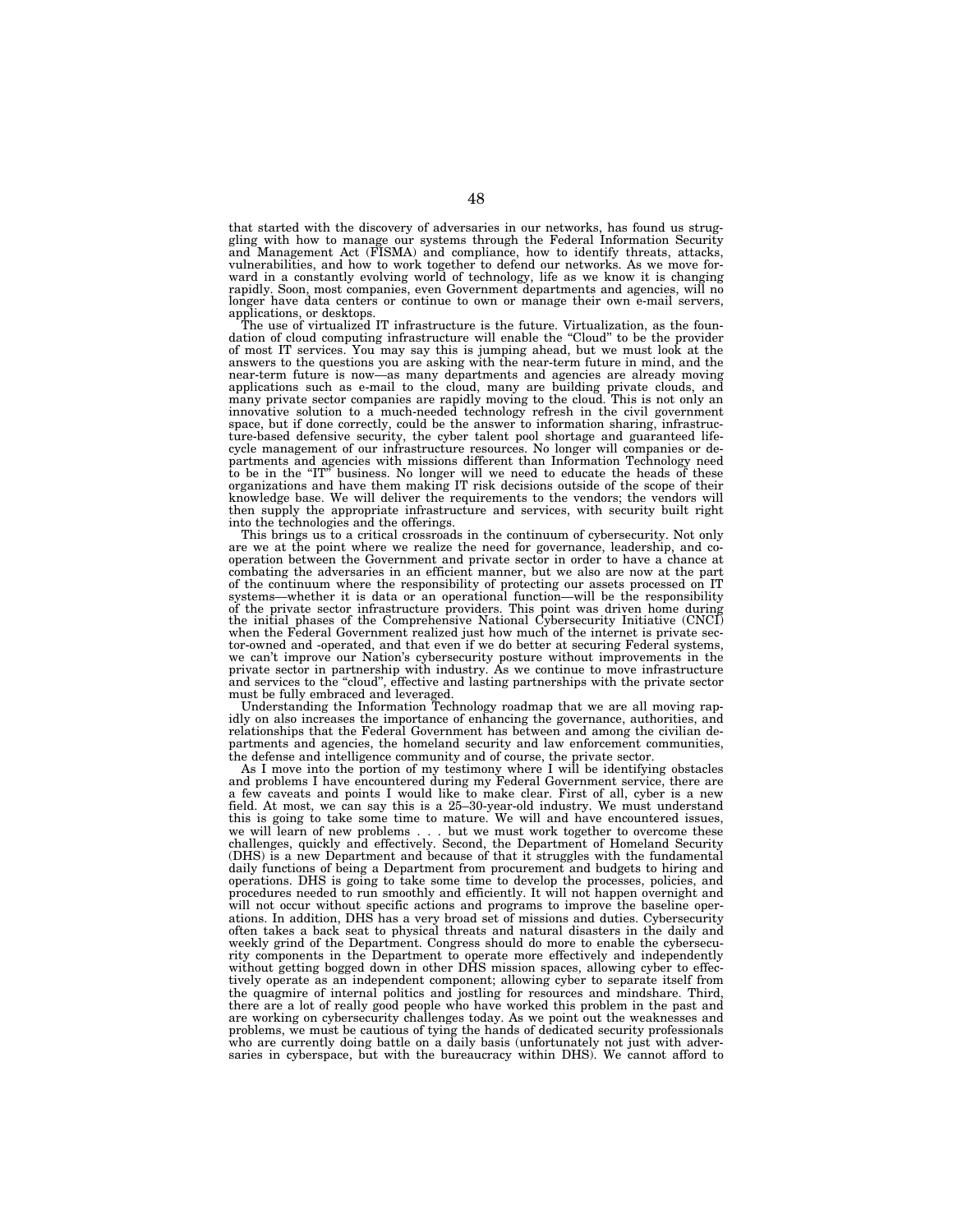that started with the discovery of adversaries in our networks, has found us struggling with how to manage our systems through the Federal Information Security and Management Act (FISMA) and compliance, how to identify threats, attacks, vulnerabilities, and how to work together to defend our networks. As we move forward in a constantly evolving world of technology, life as we know it is changing rapidly. Soon, most companies, even Government departments and agencies, will no longer have data centers or continue to own or manage their own e-mail servers, applications, or desktops.

The use of virtualized IT infrastructure is the future. Virtualization, as the foundation of cloud computing infrastructure will enable the "Cloud" to be the provider of most IT services. You may say this is jumping ahead, but we must look at the answers to the questions you are asking with the near-term future in mind, and the near-term future is now—as many departments and agencies are already moving applications such as e-mail to the cloud, many are building private clouds, and many private sector companies are rapidly moving to the cloud. This is not only an innovative solution to a much-needed technology refresh in the civil government space, but if done correctly, could be the answer to information sharing, infrastructure-based defensive security, the cyber talent pool shortage and guaranteed life-cycle management of our infrastructure resources. No longer will companies or departments and agencies with missions different than Information Technology need to be in the "IT" business. No longer will we need to educate the heads of these organizations and have them making IT risk decisions outside of the scope of their knowledge base. We will deliver the requirements to the vendors; the vendors will then supply the appropriate infrastructure and services, with security built right into the technologies and the offerings.

This brings us to a critical crossroads in the continuum of cybersecurity. Not only are we at the point where we realize the need for governance, leadership, and cooperation between the Government and private sector in order to have a chance at combating the adversaries in an efficient manner, but we also are now at the part of the continuum where the responsibility of protecting our assets processed on IT systems—whether it is data or an operational function—will be the responsibility of the private sector infrastructure providers. This point was driven home during the initial phases of the Comprehensive National Cybersecurity Initiative (CNCI) when the Federal Government realized just how much of the internet is private sector-owned and -operated, and that even if we do better at securing Federal systems, we can't improve our Nation's cybersecurity posture without improvements in the private sector in partnership with industry. As we continue to move infrastructure and services to the "cloud", effective and lasting partnerships with the private sector must be fully embraced and leveraged.

Understanding the Information Technology roadmap that we are all moving rapidly on also increases the importance of enhancing the governance, authorities, and relationships that the Federal Government has between and among the civilian departments and agencies, the homeland security and law enforcement communities, the defense and intelligence community and of course, the private sector.

As I move into the portion of my testimony where I will be identifying obstacles and problems I have encountered during my Federal Government service, there are a few caveats and points I would like to make clear. First of all, cyber is a new field. At most, we can say this is a 25–30-year-old industry. We must understand this is going to take some time to mature. We will and have encountered issues, we will learn of new problems . . . but we must work together to overcome these challenges, quickly and effectively. Second, the Department of Homeland Security (DHS) is a new Department and because of that it struggles with the fundamental daily functions of being a Department from procurement and budgets to hiring and operations. DHS is going to take some time to develop the processes, policies, and procedures needed to run smoothly and efficiently. It will not happen overnight and will not occur without specific actions and programs to improve the baseline operations. In addition, DHS has a very broad set of missions and duties. Cybersecurity often takes a back seat to physical threats and natural disasters in the daily and weekly grind of the Department. Congress should do more to enable the cybersecurity components in the Department to operate more effectively and independently without getting bogged down in other DHS mission spaces, allowing cyber to effectively operate as an independent component; allowing cyber to separate itself from the quagmire of internal politics and jostling for resources and mindshare. Third, there are a lot of really good people who have worked this problem in the past and are working on cybersecurity challenges today. As we point out the weaknesses and problems, we must be cautious of tying the hands of dedicated security professionals who are currently doing battle on a daily basis (unfortunately not just with adversaries in cyberspace, but with the bureaucracy within DHS). We cannot afford to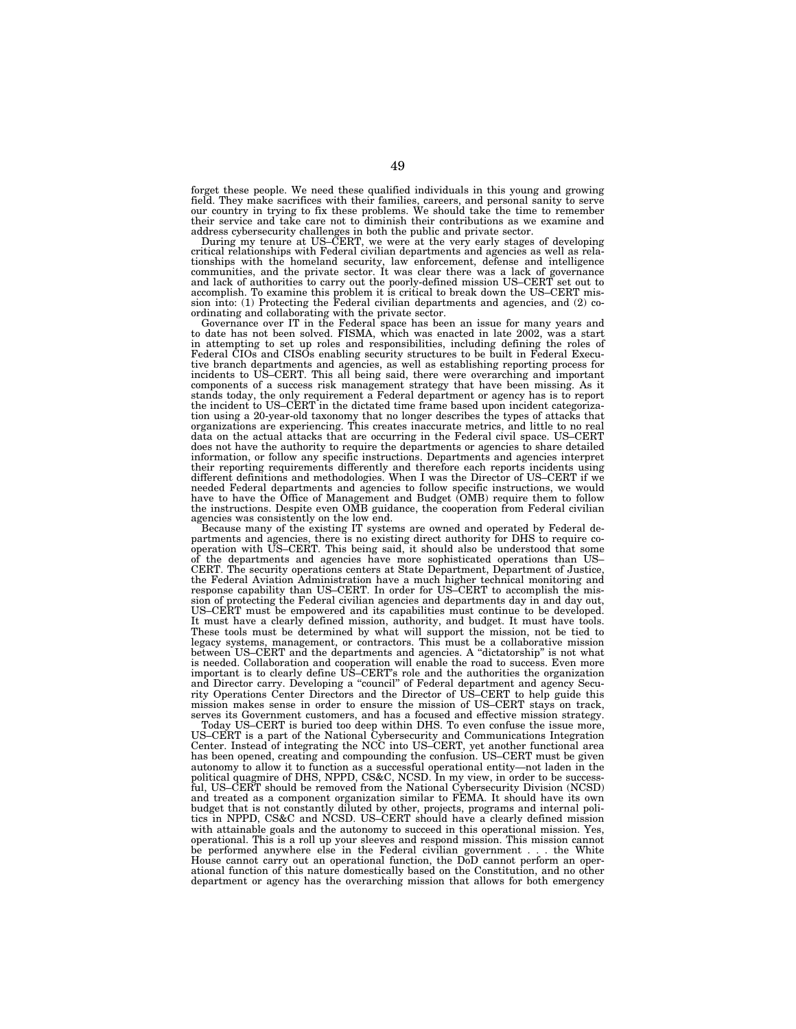forget these people. We need these qualified individuals in this young and growing field. They make sacrifices with their families, careers, and personal sanity to serve our country in trying to fix these problems. We should take the time to remember their service and take care not to diminish their contributions as we examine and address cybersecurity challenges in both the public and private sector.

During my tenure at US–CERT, we were at the very early stages of developing critical relationships with Federal civilian departments and agencies as well as relationships with the homeland security, law enforcement, defense and intelligence communities, and the private sector. It was clear there was a lack of governance and lack of authorities to carry out the poorly-defined mission US–CERT set out to accomplish. To examine this problem it is critical to break down the US–CERT mission into: (1) Protecting the Federal civilian departments and agencies, and (2) coordinating and collaborating with the private sector.

Governance over IT in the Federal space has been an issue for many years and to date has not been solved. FISMA, which was enacted in late 2002, was a start in attempting to set up roles and responsibilities, including defining the roles of Federal CIOs and CISOs enabling security structures to be built in Federal Executive branch departments and agencies, as well as establishing reporting process for incidents to US–CERT. This all being said, there were overarching and important components of a success risk management strategy that have been missing. As it stands today, the only requirement a Federal department or agency has is to report the incident to US–CERT in the dictated time frame based upon incident categorization using a 20-year-old taxonomy that no longer describes the types of attacks that organizations are experiencing. This creates inaccurate metrics, and little to no real data on the actual attacks that are occurring in the Federal civil space. US–CERT does not have the authority to require the departments or agencies to share detailed information, or follow any specific instructions. Departments and agencies interpret their reporting requirements differently and therefore each reports incidents using different definitions and methodologies. When I was the Director of US–CERT if we needed Federal departments and agencies to follow specific instructions, we would have to have the Office of Management and Budget (OMB) require them to follow the instructions. Despite even OMB guidance, the cooperation from Federal civilian agencies was consistently on the low end.

Because many of the existing IT systems are owned and operated by Federal departments and agencies, there is no existing direct authority for DHS to require cooperation with US–CERT. This being said, it should also be understood that some of the departments and agencies have more sophisticated operations than US–CERT. The security operations centers at State Department, Department of Justice, the Federal Aviation Administration have a much higher technical monitoring and response capability than US–CERT. In order for US–CERT to accomplish the mission of protecting the Federal civilian agencies and departments day in and day out, US–CERT must be empowered and its capabilities must continue to be developed. It must have a clearly defined mission, authority, and budget. It must have tools. These tools must be determined by what will support the mission, not be tied to legacy systems, management, or contractors. This must be a collaborative mission between US–CERT and the departments and agencies. A "dictatorship" is not what is needed. Collaboration and cooperation will enable the road to success. Even more important is to clearly define US–CERT's role and the authorities the organization and Director carry. Developing a "council" of Federal department and agency Security Operations Center Directors and the Director of US–CERT to help guide this mission makes sense in order to ensure the mission of US–CERT stays on track, serves its Government customers, and has a focused and effective mission strategy.

Today US–CERT is buried too deep within DHS. To even confuse the issue more, US–CERT is a part of the National Cybersecurity and Communications Integration Center. Instead of integrating the NCC into US–CERT, yet another functional area has been opened, creating and compounding the confusion. US–CERT must be given autonomy to allow it to function as a successful operational entity—not laden in the political quagmire of DHS, NPPD, CS&C, NCSD. In my view, in order to be successful, US–CERT should be removed from the National Cybersecurity Division (NCSD) and treated as a component organization similar to FEMA. It should have its own budget that is not constantly diluted by other, projects, programs and internal politics in NPPD, CS&C and NCSD. US–CERT should have a clearly defined mission with attainable goals and the autonomy to succeed in this operational mission. Yes, operational. This is a roll up your sleeves and respond mission. This mission cannot be performed anywhere else in the Federal civilian government . . . the White House cannot carry out an operational function, the DoD cannot perform an operational function of this nature domestically based on the Constitution, and no other department or agency has the overarching mission that allows for both emergency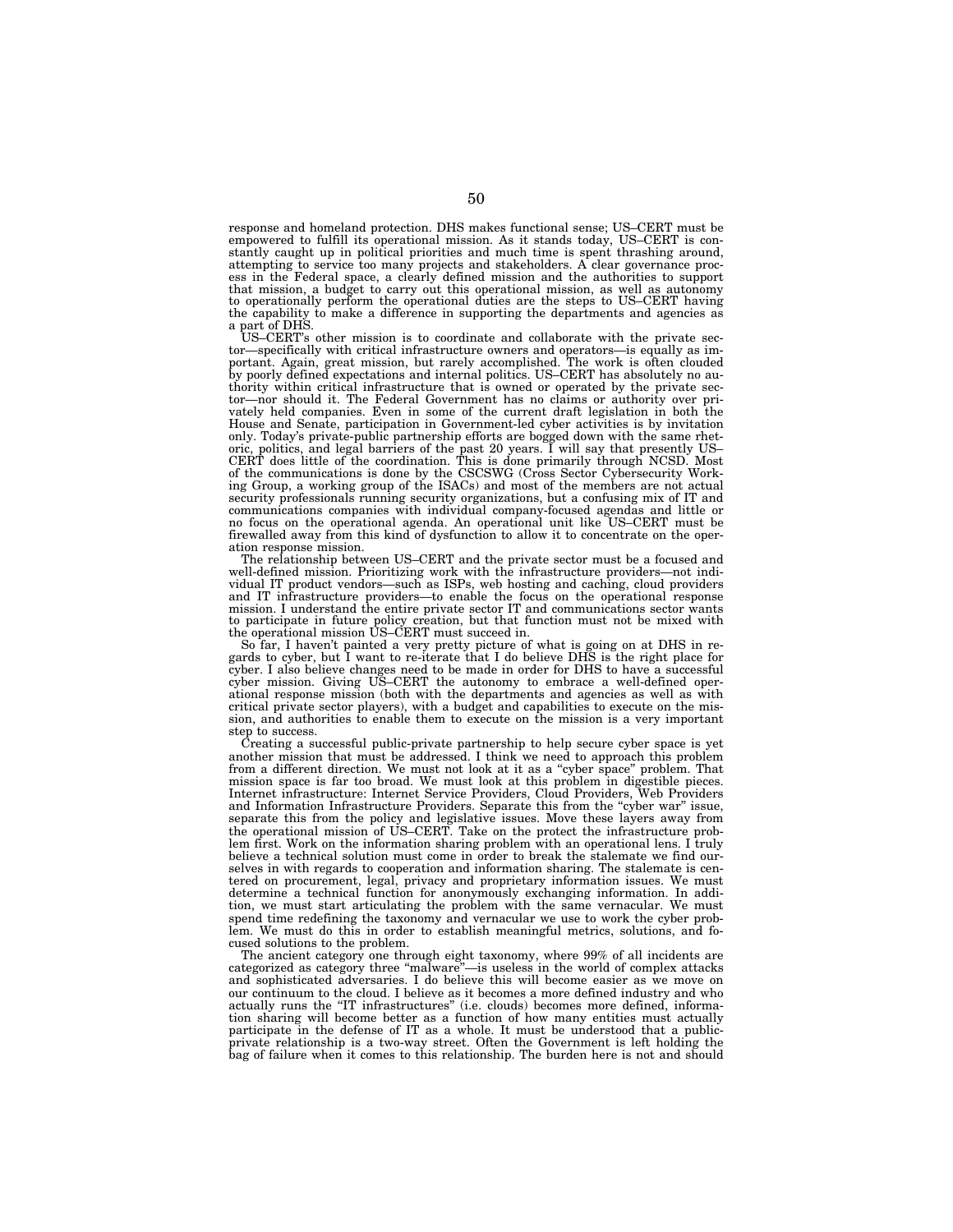response and homeland protection. DHS makes functional sense; US–CERT must be empowered to fulfill its operational mission. As it stands today, US–CERT is constantly caught up in political priorities and much time is spent thrashing around, attempting to service too many projects and stakeholders. A clear governance process in the Federal space, a clearly defined mission and the authorities to support that mission, a budget to carry out this operational mission, as well as autonomy to operationally perform the operational duties are the steps to US–CERT having the capability to make a difference in supporting the departments and agencies as a part of DHS.

US–CERT's other mission is to coordinate and collaborate with the private sector—specifically with critical infrastructure owners and operators—is equally as important. Again, great mission, but rarely accomplished. The work is often clouded by poorly defined expectations and internal politics. US–CERT has absolutely no authority within critical infrastructure that is owned or operated by the private sector—nor should it. The Federal Government has no claims or authority over privately held companies. Even in some of the current draft legislation in both the House and Senate, participation in Government-led cyber activities is by invitation only. Today's private-public partnership efforts are bogged down with the same rhetoric, politics, and legal barriers of the past 20 years. I will say that presently US–CERT does little of the coordination. This is done primarily through NCSD. Most of the communications is done by the CSCSWG (Cross Sector Cybersecurity Working Group, a working group of the ISACs) and most of the members are not actual security professionals running security organizations, but a confusing mix of IT and communications companies with individual company-focused agendas and little or no focus on the operational agenda. An operational unit like US–CERT must be firewalled away from this kind of dysfunction to allow it to concentrate on the operation response mission.

The relationship between US–CERT and the private sector must be a focused and well-defined mission. Prioritizing work with the infrastructure providers—not individual IT product vendors—such as ISPs, web hosting and caching, cloud providers and IT infrastructure providers—to enable the focus on the operational response mission. I understand the entire private sector IT and communications sector wants to participate in future policy creation, but that function must not be mixed with the operational mission US–CERT must succeed in.

So far, I haven't painted a very pretty picture of what is going on at DHS in regards to cyber, but I want to re-iterate that I do believe DHS is the right place for cyber. I also believe changes need to be made in order for DHS to have a successful cyber mission. Giving US–CERT the autonomy to embrace a well-defined operational response mission (both with the departments and agencies as well as with critical private sector players), with a budget and capabilities to execute on the mission, and authorities to enable them to execute on the mission is a very important step to success.

Creating a successful public-private partnership to help secure cyber space is yet another mission that must be addressed. I think we need to approach this problem from a different direction. We must not look at it as a "cyber space" problem. That mission space is far too broad. We must look at this problem in digestible pieces. Internet infrastructure: Internet Service Providers, Cloud Providers, Web Providers and Information Infrastructure Providers. Separate this from the "cyber war" issue, separate this from the policy and legislative issues. Move these layers away from the operational mission of US–CERT. Take on the protect the infrastructure problem first. Work on the information sharing problem with an operational lens. I truly believe a technical solution must come in order to break the stalemate we find ourselves in with regards to cooperation and information sharing. The stalemate is centered on procurement, legal, privacy and proprietary information issues. We must determine a technical function for anonymously exchanging information. In addition, we must start articulating the problem with the same vernacular. We must spend time redefining the taxonomy and vernacular we use to work the cyber problem. We must do this in order to establish meaningful metrics, solutions, and focused solutions to the problem.

The ancient category one through eight taxonomy, where 99% of all incidents are categorized as category three "malware"—is useless in the world of complex attacks and sophisticated adversaries. I do believe this will become easier as we move on our continuum to the cloud. I believe as it becomes a more defined industry and who actually runs the "IT infrastructures" (i.e. clouds) becomes more defined, information sharing will become better as a function of how many entities must actually participate in the defense of IT as a whole. It must be understood that a public-private relationship is a two-way street. Often the Government is left holding the bag of failure when it comes to this relationship. The burden here is not and should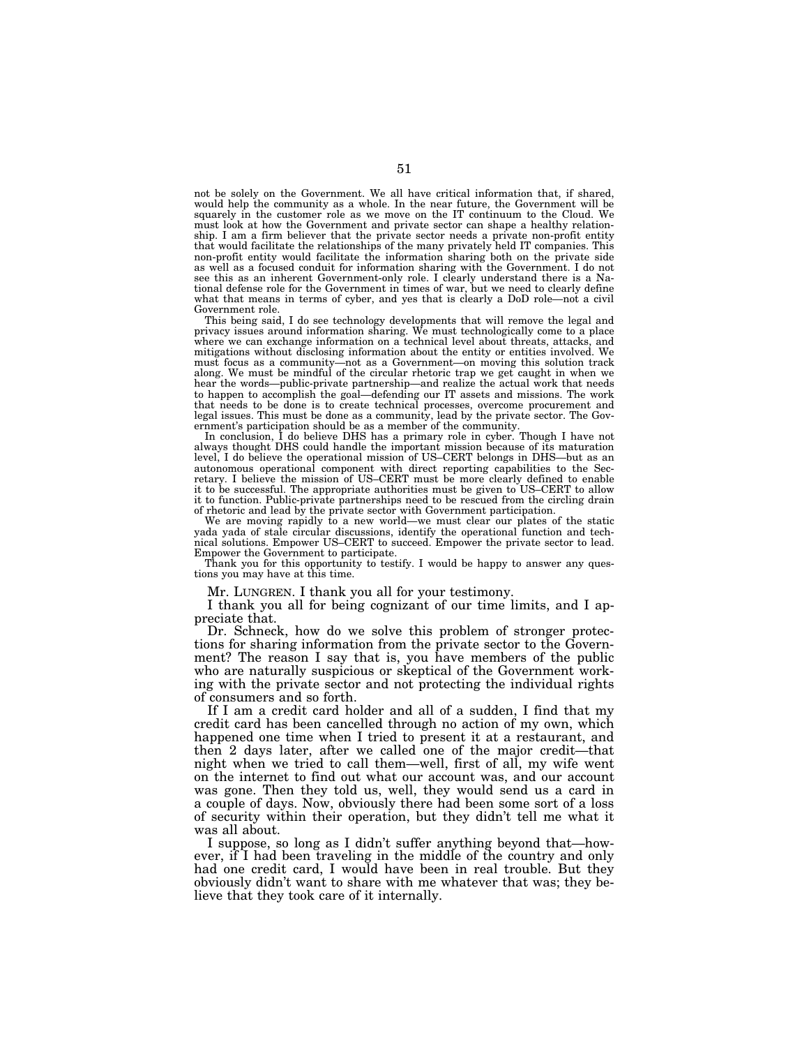not be solely on the Government. We all have critical information that, if shared, would help the community as a whole. In the near future, the Government will be squarely in the customer role as we move on the IT continuum to the Cloud. We must look at how the Government and private sector can shape a healthy relationship. I am a firm believer that the private sector needs a private non-profit entity that would facilitate the relationships of the many privately held IT companies. This non-profit entity would facilitate the information sharing both on the private side as well as a focused conduit for information sharing with the Government. I do not see this as an inherent Government-only role. I clearly understand there is a National defense role for the Government in times of war, but we need to clearly define what that means in terms of cyber, and yes that is clearly a DoD role—not a civil Government role.

This being said, I do see technology developments that will remove the legal and privacy issues around information sharing. We must technologically come to a place where we can exchange information on a technical level about threats, attacks, and mitigations without disclosing information about the entity or entities involved. We must focus as a community—not as a Government—on moving this solution track along. We must be mindful of the circular rhetoric trap we get caught in when we hear the words—public-private partnership—and realize the actual work that needs to happen to accomplish the goal—defending our IT assets and missions. The work that needs to be done is to create technical processes, overcome procurement and legal issues. This must be done as a community, lead by the private sector. The Government's participation should be as a member of the community.

In conclusion, I do believe DHS has a primary role in cyber. Though I have not always thought DHS could handle the important mission because of its maturation level, I do believe the operational mission of US–CERT belongs in DHS—but as an autonomous operational component with direct reporting capabilities to the Secretary. I believe the mission of US–CERT must be more clearly defined to enable it to be successful. The appropriate authorities must be given to US–CERT to allow it to function. Public-private partnerships need to be rescued from the circling drain of rhetoric and lead by the private sector with Government participation.

We are moving rapidly to a new world—we must clear our plates of the static yada yada of stale circular discussions, identify the operational function and technical solutions. Empower US–CERT to succeed. Empower the private sector to lead. Empower the Government to participate.

Thank you for this opportunity to testify. I would be happy to answer any questions you may have at this time.

Mr. LUNGREN. I thank you all for your testimony.

I thank you all for being cognizant of our time limits, and I appreciate that.

Dr. Schneck, how do we solve this problem of stronger protections for sharing information from the private sector to the Government? The reason I say that is, you have members of the public who are naturally suspicious or skeptical of the Government working with the private sector and not protecting the individual rights of consumers and so forth.

If I am a credit card holder and all of a sudden, I find that my credit card has been cancelled through no action of my own, which happened one time when I tried to present it at a restaurant, and then 2 days later, after we called one of the major credit—that night when we tried to call them—well, first of all, my wife went on the internet to find out what our account was, and our account was gone. Then they told us, well, they would send us a card in a couple of days. Now, obviously there had been some sort of a loss of security within their operation, but they didn't tell me what it was all about.

I suppose, so long as I didn't suffer anything beyond that—however, if I had been traveling in the middle of the country and only had one credit card, I would have been in real trouble. But they obviously didn't want to share with me whatever that was; they believe that they took care of it internally.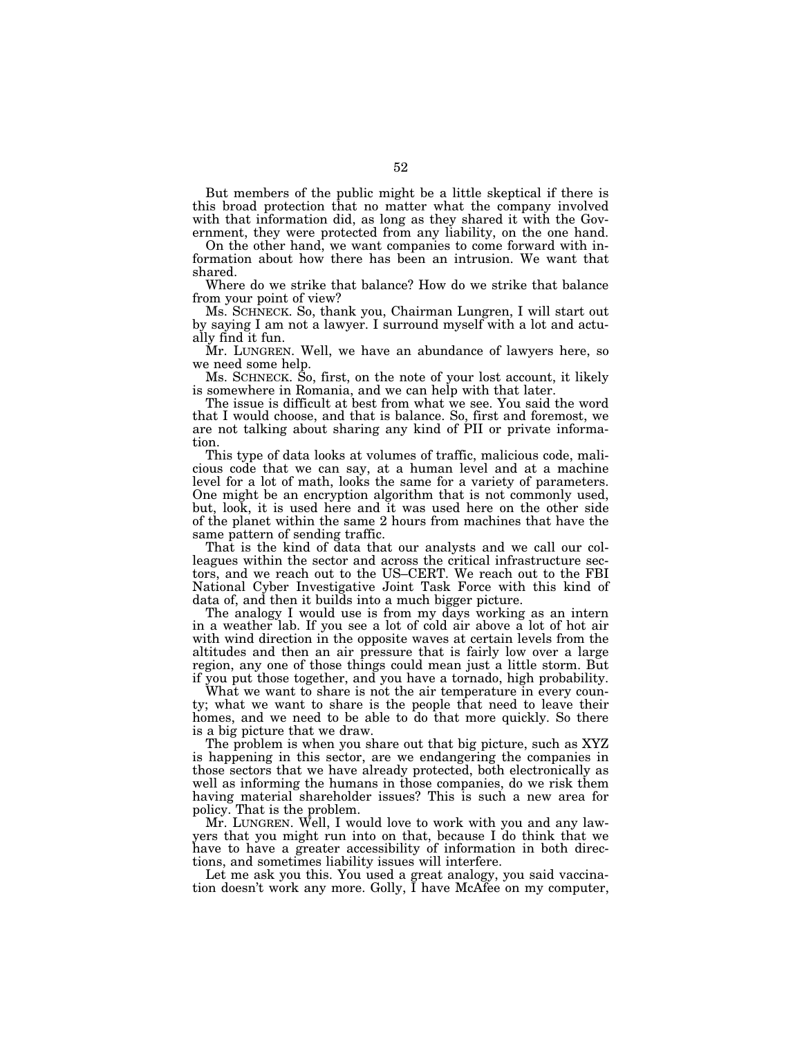But members of the public might be a little skeptical if there is this broad protection that no matter what the company involved with that information did, as long as they shared it with the Government, they were protected from any liability, on the one hand.

On the other hand, we want companies to come forward with information about how there has been an intrusion. We want that shared.

Where do we strike that balance? How do we strike that balance from your point of view?

Ms. SCHNECK. So, thank you, Chairman Lungren, I will start out by saying I am not a lawyer. I surround myself with a lot and actually find it fun.

Mr. LUNGREN. Well, we have an abundance of lawyers here, so we need some help.

Ms. SCHNECK. So, first, on the note of your lost account, it likely is somewhere in Romania, and we can help with that later.

The issue is difficult at best from what we see. You said the word that I would choose, and that is balance. So, first and foremost, we are not talking about sharing any kind of PII or private information.

This type of data looks at volumes of traffic, malicious code, malicious code that we can say, at a human level and at a machine level for a lot of math, looks the same for a variety of parameters. One might be an encryption algorithm that is not commonly used, but, look, it is used here and it was used here on the other side of the planet within the same 2 hours from machines that have the same pattern of sending traffic.

That is the kind of data that our analysts and we call our colleagues within the sector and across the critical infrastructure sectors, and we reach out to the US–CERT. We reach out to the FBI National Cyber Investigative Joint Task Force with this kind of data of, and then it builds into a much bigger picture.

The analogy I would use is from my days working as an intern in a weather lab. If you see a lot of cold air above a lot of hot air with wind direction in the opposite waves at certain levels from the altitudes and then an air pressure that is fairly low over a large region, any one of those things could mean just a little storm. But if you put those together, and you have a tornado, high probability.

What we want to share is not the air temperature in every county; what we want to share is the people that need to leave their homes, and we need to be able to do that more quickly. So there is a big picture that we draw.

The problem is when you share out that big picture, such as XYZ is happening in this sector, are we endangering the companies in those sectors that we have already protected, both electronically as well as informing the humans in those companies, do we risk them having material shareholder issues? This is such a new area for policy. That is the problem.

Mr. LUNGREN. Well, I would love to work with you and any lawyers that you might run into on that, because I do think that we have to have a greater accessibility of information in both directions, and sometimes liability issues will interfere.

Let me ask you this. You used a great analogy, you said vaccination doesn't work any more. Golly, I have McAfee on my computer,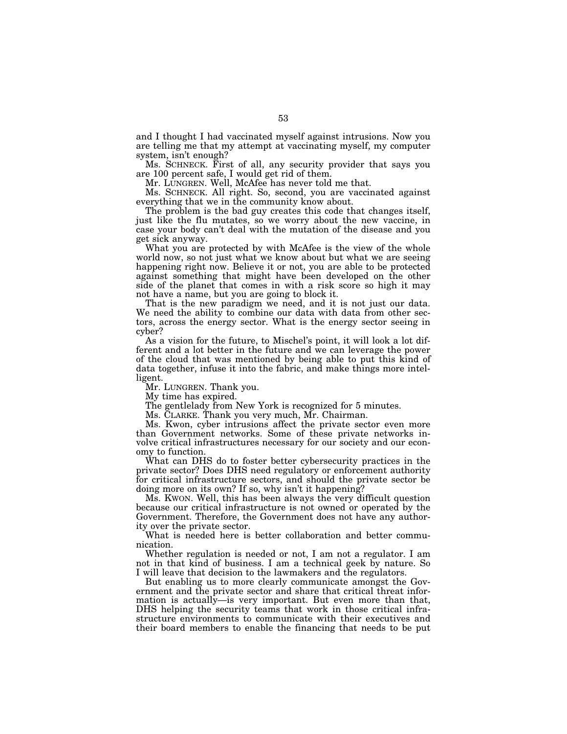and I thought I had vaccinated myself against intrusions. Now you are telling me that my attempt at vaccinating myself, my computer system, isn't enough?

Ms. SCHNECK. First of all, any security provider that says you are 100 percent safe, I would get rid of them.

Mr. LUNGREN. Well, McAfee has never told me that.

Ms. SCHNECK. All right. So, second, you are vaccinated against everything that we in the community know about.

The problem is the bad guy creates this code that changes itself, just like the flu mutates, so we worry about the new vaccine, in case your body can't deal with the mutation of the disease and you get sick anyway.

What you are protected by with McAfee is the view of the whole world now, so not just what we know about but what we are seeing happening right now. Believe it or not, you are able to be protected against something that might have been developed on the other side of the planet that comes in with a risk score so high it may not have a name, but you are going to block it.

That is the new paradigm we need, and it is not just our data. We need the ability to combine our data with data from other sectors, across the energy sector. What is the energy sector seeing in cyber?

As a vision for the future, to Mischel's point, it will look a lot different and a lot better in the future and we can leverage the power of the cloud that was mentioned by being able to put this kind of data together, infuse it into the fabric, and make things more intelligent.

Mr. LUNGREN. Thank you.

My time has expired.

The gentlelady from New York is recognized for 5 minutes.

Ms. CLARKE. Thank you very much, Mr. Chairman.

Ms. Kwon, cyber intrusions affect the private sector even more than Government networks. Some of these private networks involve critical infrastructures necessary for our society and our economy to function.

What can DHS do to foster better cybersecurity practices in the private sector? Does DHS need regulatory or enforcement authority for critical infrastructure sectors, and should the private sector be doing more on its own? If so, why isn't it happening?

Ms. KWON. Well, this has been always the very difficult question because our critical infrastructure is not owned or operated by the Government. Therefore, the Government does not have any authority over the private sector.

What is needed here is better collaboration and better communication.

Whether regulation is needed or not, I am not a regulator. I am not in that kind of business. I am a technical geek by nature. So I will leave that decision to the lawmakers and the regulators.

But enabling us to more clearly communicate amongst the Government and the private sector and share that critical threat information is actually—is very important. But even more than that, DHS helping the security teams that work in those critical infrastructure environments to communicate with their executives and their board members to enable the financing that needs to be put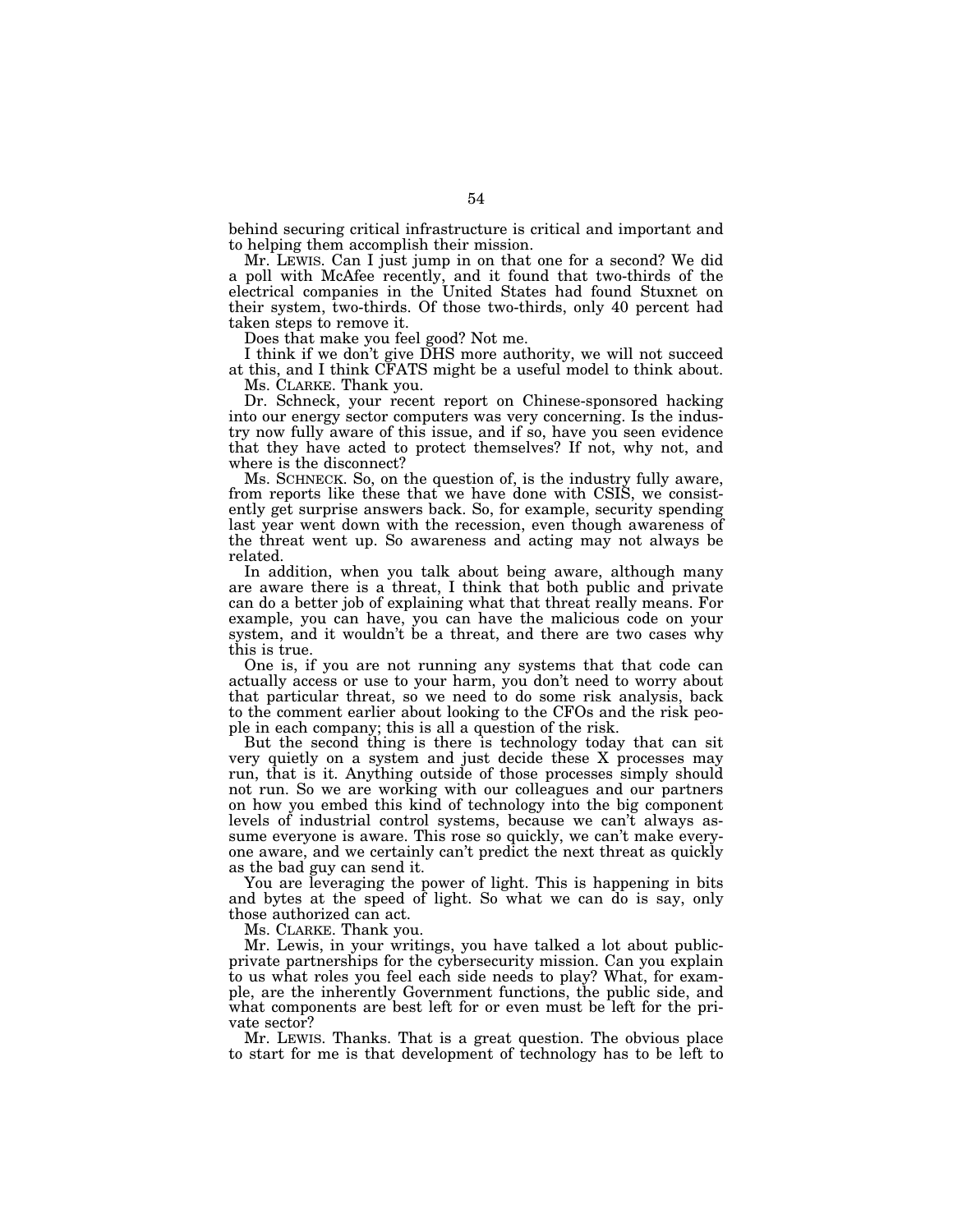behind securing critical infrastructure is critical and important and to helping them accomplish their mission.

Mr. LEWIS. Can I just jump in on that one for a second? We did a poll with McAfee recently, and it found that two-thirds of the electrical companies in the United States had found Stuxnet on their system, two-thirds. Of those two-thirds, only 40 percent had taken steps to remove it.

Does that make you feel good? Not me.

I think if we don't give DHS more authority, we will not succeed at this, and I think CFATS might be a useful model to think about.

Ms. CLARKE. Thank you.

Dr. Schneck, your recent report on Chinese-sponsored hacking into our energy sector computers was very concerning. Is the industry now fully aware of this issue, and if so, have you seen evidence that they have acted to protect themselves? If not, why not, and where is the disconnect?

Ms. SCHNECK. So, on the question of, is the industry fully aware, from reports like these that we have done with CSIS, we consistently get surprise answers back. So, for example, security spending last year went down with the recession, even though awareness of the threat went up. So awareness and acting may not always be related.

In addition, when you talk about being aware, although many are aware there is a threat, I think that both public and private can do a better job of explaining what that threat really means. For example, you can have, you can have the malicious code on your system, and it wouldn't be a threat, and there are two cases why this is true.

One is, if you are not running any systems that that code can actually access or use to your harm, you don't need to worry about that particular threat, so we need to do some risk analysis, back to the comment earlier about looking to the CFOs and the risk people in each company; this is all a question of the risk.

But the second thing is there is technology today that can sit very quietly on a system and just decide these X processes may run, that is it. Anything outside of those processes simply should not run. So we are working with our colleagues and our partners on how you embed this kind of technology into the big component levels of industrial control systems, because we can't always assume everyone is aware. This rose so quickly, we can't make everyone aware, and we certainly can't predict the next threat as quickly as the bad guy can send it.

You are leveraging the power of light. This is happening in bits and bytes at the speed of light. So what we can do is say, only those authorized can act.

Ms. CLARKE. Thank you.

Mr. Lewis, in your writings, you have talked a lot about public-private partnerships for the cybersecurity mission. Can you explain to us what roles you feel each side needs to play? What, for example, are the inherently Government functions, the public side, and what components are best left for or even must be left for the private sector?

Mr. LEWIS. Thanks. That is a great question. The obvious place to start for me is that development of technology has to be left to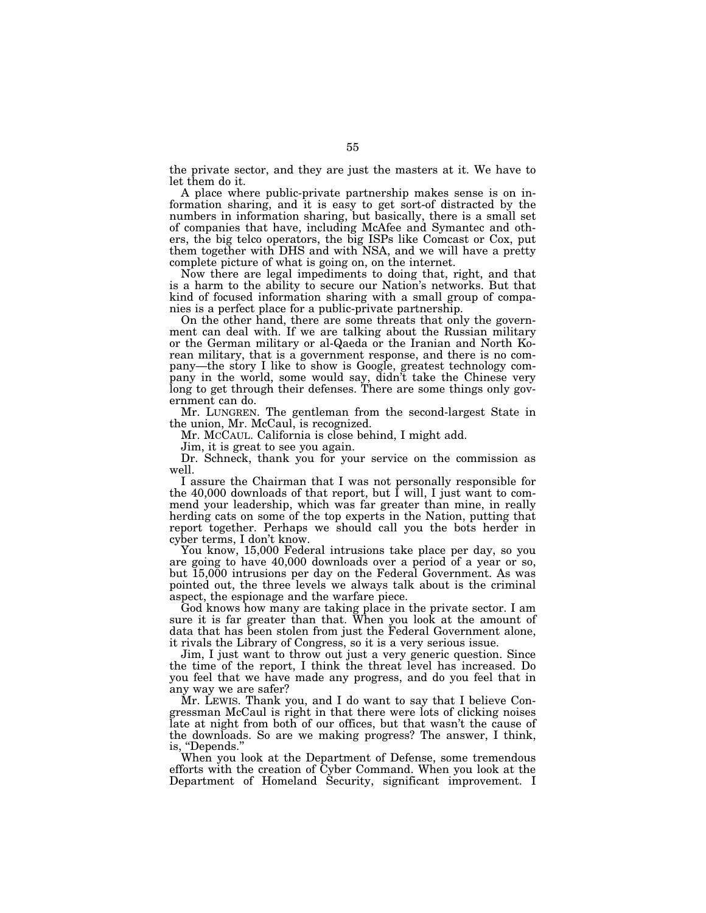the private sector, and they are just the masters at it. We have to let them do it.

A place where public-private partnership makes sense is on information sharing, and it is easy to get sort-of distracted by the numbers in information sharing, but basically, there is a small set of companies that have, including McAfee and Symantec and others, the big telco operators, the big ISPs like Comcast or Cox, put them together with DHS and with NSA, and we will have a pretty complete picture of what is going on, on the internet.

Now there are legal impediments to doing that, right, and that is a harm to the ability to secure our Nation's networks. But that kind of focused information sharing with a small group of companies is a perfect place for a public-private partnership.

On the other hand, there are some threats that only the government can deal with. If we are talking about the Russian military or the German military or al-Qaeda or the Iranian and North Korean military, that is a government response, and there is no company—the story I like to show is Google, greatest technology company in the world, some would say, didn't take the Chinese very long to get through their defenses. There are some things only government can do.

Mr. LUNGREN. The gentleman from the second-largest State in the union, Mr. McCaul, is recognized.

Mr. MCCAUL. California is close behind, I might add.

Jim, it is great to see you again.

Dr. Schneck, thank you for your service on the commission as well.

I assure the Chairman that I was not personally responsible for the 40,000 downloads of that report, but I will, I just want to commend your leadership, which was far greater than mine, in really herding cats on some of the top experts in the Nation, putting that report together. Perhaps we should call you the bots herder in cyber terms, I don't know.

You know, 15,000 Federal intrusions take place per day, so you are going to have 40,000 downloads over a period of a year or so, but 15,000 intrusions per day on the Federal Government. As was pointed out, the three levels we always talk about is the criminal aspect, the espionage and the warfare piece.

God knows how many are taking place in the private sector. I am sure it is far greater than that. When you look at the amount of data that has been stolen from just the Federal Government alone, it rivals the Library of Congress, so it is a very serious issue.

Jim, I just want to throw out just a very generic question. Since the time of the report, I think the threat level has increased. Do you feel that we have made any progress, and do you feel that in any way we are safer?

Mr. LEWIS. Thank you, and I do want to say that I believe Congressman McCaul is right in that there were lots of clicking noises late at night from both of our offices, but that wasn't the cause of the downloads. So are we making progress? The answer, I think, is, "Depends."

When you look at the Department of Defense, some tremendous efforts with the creation of Cyber Command. When you look at the Department of Homeland Security, significant improvement. I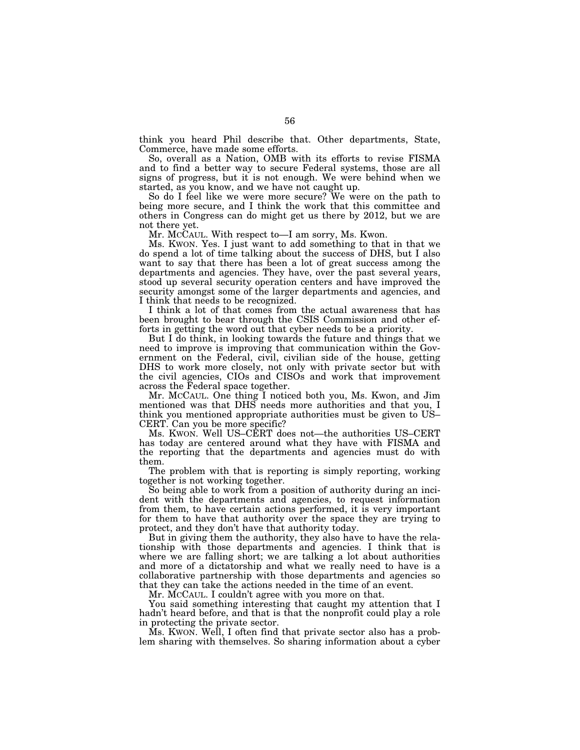think you heard Phil describe that. Other departments, State, Commerce, have made some efforts.

So, overall as a Nation, OMB with its efforts to revise FISMA and to find a better way to secure Federal systems, those are all signs of progress, but it is not enough. We were behind when we started, as you know, and we have not caught up.

So do I feel like we were more secure? We were on the path to being more secure, and I think the work that this committee and others in Congress can do might get us there by 2012, but we are not there yet.

Mr. MCCAUL. With respect to—I am sorry, Ms. Kwon.

Ms. KWON. Yes. I just want to add something to that in that we do spend a lot of time talking about the success of DHS, but I also want to say that there has been a lot of great success among the departments and agencies. They have, over the past several years, stood up several security operation centers and have improved the security amongst some of the larger departments and agencies, and I think that needs to be recognized.

I think a lot of that comes from the actual awareness that has been brought to bear through the CSIS Commission and other efforts in getting the word out that cyber needs to be a priority.

But I do think, in looking towards the future and things that we need to improve is improving that communication within the Government on the Federal, civil, civilian side of the house, getting DHS to work more closely, not only with private sector but with the civil agencies, CIOs and CISOs and work that improvement across the Federal space together.

Mr. MCCAUL. One thing I noticed both you, Ms. Kwon, and Jim mentioned was that DHS needs more authorities and that you, I think you mentioned appropriate authorities must be given to US–CERT. Can you be more specific?

Ms. KWON. Well US–CERT does not—the authorities US–CERT has today are centered around what they have with FISMA and the reporting that the departments and agencies must do with them.

The problem with that is reporting is simply reporting, working together is not working together.

So being able to work from a position of authority during an incident with the departments and agencies, to request information from them, to have certain actions performed, it is very important for them to have that authority over the space they are trying to protect, and they don't have that authority today.

But in giving them the authority, they also have to have the relationship with those departments and agencies. I think that is where we are falling short; we are talking a lot about authorities and more of a dictatorship and what we really need to have is a collaborative partnership with those departments and agencies so that they can take the actions needed in the time of an event.

Mr. MCCAUL. I couldn't agree with you more on that.

You said something interesting that caught my attention that I hadn't heard before, and that is that the nonprofit could play a role in protecting the private sector.

Ms. KWON. Well, I often find that private sector also has a problem sharing with themselves. So sharing information about a cyber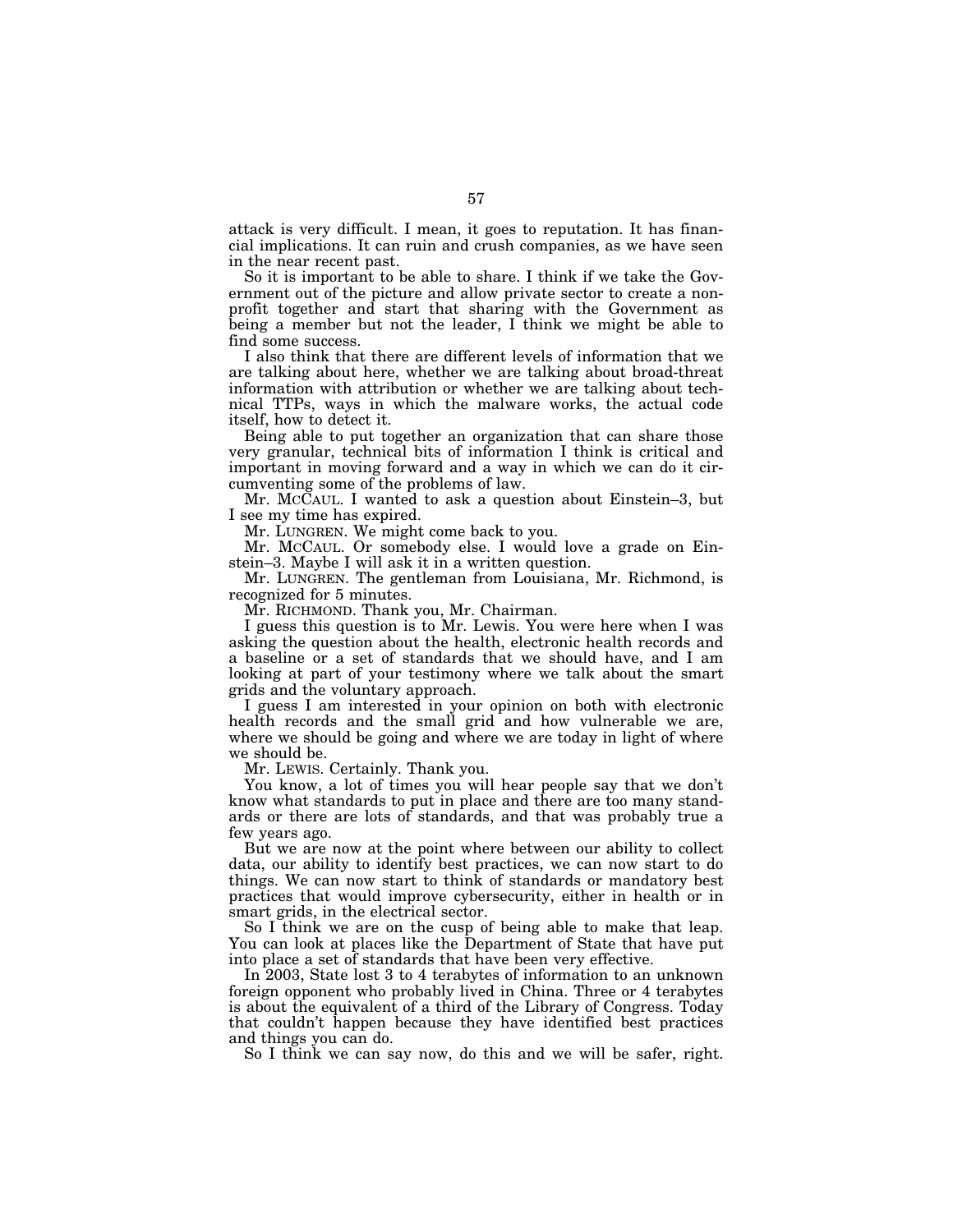attack is very difficult. I mean, it goes to reputation. It has financial implications. It can ruin and crush companies, as we have seen in the near recent past.

So it is important to be able to share. I think if we take the Government out of the picture and allow private sector to create a non-profit together and start that sharing with the Government as being a member but not the leader, I think we might be able to find some success.

I also think that there are different levels of information that we are talking about here, whether we are talking about broad-threat information with attribution or whether we are talking about technical TTPs, ways in which the malware works, the actual code itself, how to detect it.

Being able to put together an organization that can share those very granular, technical bits of information I think is critical and important in moving forward and a way in which we can do it circumventing some of the problems of law.

Mr. McCAUL. I wanted to ask a question about Einstein–3, but I see my time has expired.

Mr. LUNGREN. We might come back to you.

Mr. McCAUL. Or somebody else. I would love a grade on Einstein–3. Maybe I will ask it in a written question.

Mr. LUNGREN. The gentleman from Louisiana, Mr. Richmond, is recognized for 5 minutes.

Mr. RICHMOND. Thank you, Mr. Chairman.

I guess this question is to Mr. Lewis. You were here when I was asking the question about the health, electronic health records and a baseline or a set of standards that we should have, and I am looking at part of your testimony where we talk about the smart grids and the voluntary approach.

I guess I am interested in your opinion on both with electronic health records and the small grid and how vulnerable we are, where we should be going and where we are today in light of where we should be.

Mr. LEWIS. Certainly. Thank you.

You know, a lot of times you will hear people say that we don't know what standards to put in place and there are too many standards or there are lots of standards, and that was probably true a few years ago.

But we are now at the point where between our ability to collect data, our ability to identify best practices, we can now start to do things. We can now start to think of standards or mandatory best practices that would improve cybersecurity, either in health or in smart grids, in the electrical sector.

So I think we are on the cusp of being able to make that leap. You can look at places like the Department of State that have put into place a set of standards that have been very effective.

In 2003, State lost 3 to 4 terabytes of information to an unknown foreign opponent who probably lived in China. Three or 4 terabytes is about the equivalent of a third of the Library of Congress. Today that couldn't happen because they have identified best practices and things you can do.

So I think we can say now, do this and we will be safer, right.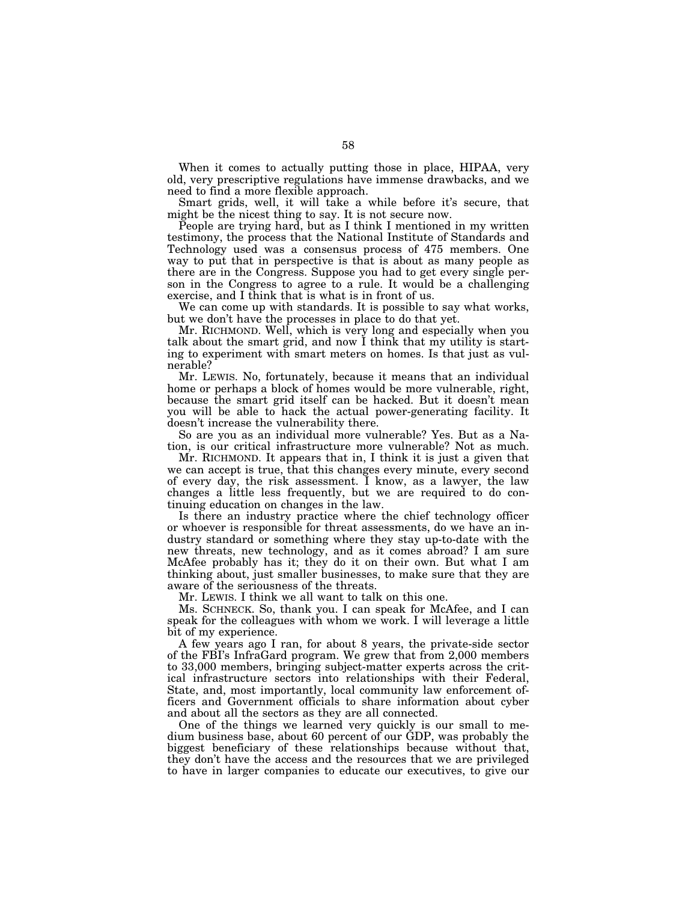When it comes to actually putting those in place, HIPAA, very old, very prescriptive regulations have immense drawbacks, and we need to find a more flexible approach.

Smart grids, well, it will take a while before it's secure, that might be the nicest thing to say. It is not secure now.

People are trying hard, but as I think I mentioned in my written testimony, the process that the National Institute of Standards and Technology used was a consensus process of 475 members. One way to put that in perspective is that is about as many people as there are in the Congress. Suppose you had to get every single person in the Congress to agree to a rule. It would be a challenging exercise, and I think that is what is in front of us.

We can come up with standards. It is possible to say what works, but we don't have the processes in place to do that yet.

Mr. RICHMOND. Well, which is very long and especially when you talk about the smart grid, and now I think that my utility is starting to experiment with smart meters on homes. Is that just as vulnerable?

Mr. LEWIS. No, fortunately, because it means that an individual home or perhaps a block of homes would be more vulnerable, right, because the smart grid itself can be hacked. But it doesn't mean you will be able to hack the actual power-generating facility. It doesn't increase the vulnerability there.

So are you as an individual more vulnerable? Yes. But as a Nation, is our critical infrastructure more vulnerable? Not as much.

Mr. RICHMOND. It appears that in, I think it is just a given that we can accept is true, that this changes every minute, every second of every day, the risk assessment. I know, as a lawyer, the law changes a little less frequently, but we are required to do continuing education on changes in the law.

Is there an industry practice where the chief technology officer or whoever is responsible for threat assessments, do we have an industry standard or something where they stay up-to-date with the new threats, new technology, and as it comes abroad? I am sure McAfee probably has it; they do it on their own. But what I am thinking about, just smaller businesses, to make sure that they are aware of the seriousness of the threats.

Mr. LEWIS. I think we all want to talk on this one.

Ms. SCHNECK. So, thank you. I can speak for McAfee, and I can speak for the colleagues with whom we work. I will leverage a little bit of my experience.

A few years ago I ran, for about 8 years, the private-side sector of the FBI's InfraGard program. We grew that from 2,000 members to 33,000 members, bringing subject-matter experts across the critical infrastructure sectors into relationships with their Federal, State, and, most importantly, local community law enforcement officers and Government officials to share information about cyber and about all the sectors as they are all connected.

One of the things we learned very quickly is our small to medium business base, about 60 percent of our GDP, was probably the biggest beneficiary of these relationships because without that, they don't have the access and the resources that we are privileged to have in larger companies to educate our executives, to give our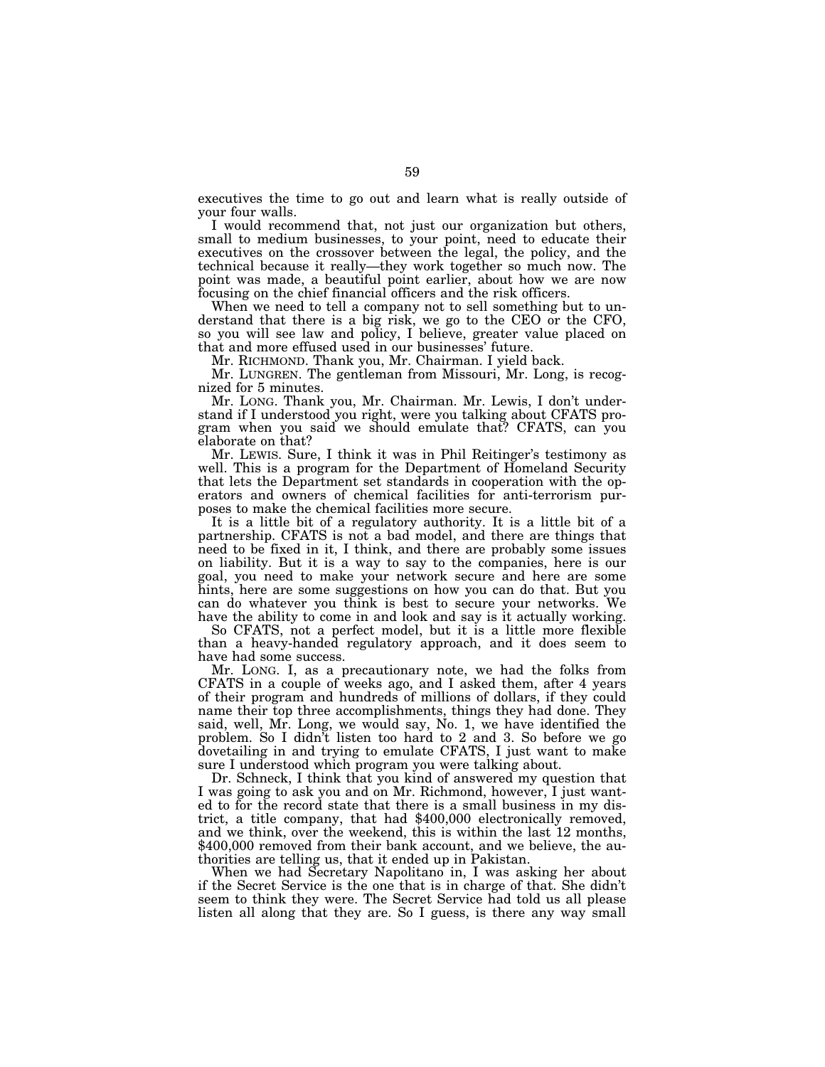executives the time to go out and learn what is really outside of your four walls.

I would recommend that, not just our organization but others, small to medium businesses, to your point, need to educate their executives on the crossover between the legal, the policy, and the technical because it really—they work together so much now. The point was made, a beautiful point earlier, about how we are now focusing on the chief financial officers and the risk officers.

When we need to tell a company not to sell something but to understand that there is a big risk, we go to the CEO or the CFO, so you will see law and policy, I believe, greater value placed on that and more effused used in our businesses' future.

Mr. RICHMOND. Thank you, Mr. Chairman. I yield back.

Mr. LUNGREN. The gentleman from Missouri, Mr. Long, is recognized for 5 minutes.

Mr. LONG. Thank you, Mr. Chairman. Mr. Lewis, I don't understand if I understood you right, were you talking about CFATS program when you said we should emulate that? CFATS, can you elaborate on that?

Mr. LEWIS. Sure, I think it was in Phil Reitinger's testimony as well. This is a program for the Department of Homeland Security that lets the Department set standards in cooperation with the operators and owners of chemical facilities for anti-terrorism purposes to make the chemical facilities more secure.

It is a little bit of a regulatory authority. It is a little bit of a partnership. CFATS is not a bad model, and there are things that need to be fixed in it, I think, and there are probably some issues on liability. But it is a way to say to the companies, here is our goal, you need to make your network secure and here are some hints, here are some suggestions on how you can do that. But you can do whatever you think is best to secure your networks. We have the ability to come in and look and say is it actually working.

So CFATS, not a perfect model, but it is a little more flexible than a heavy-handed regulatory approach, and it does seem to have had some success.

Mr. LONG. I, as a precautionary note, we had the folks from CFATS in a couple of weeks ago, and I asked them, after 4 years of their program and hundreds of millions of dollars, if they could name their top three accomplishments, things they had done. They said, well, Mr. Long, we would say, No. 1, we have identified the problem. So I didn't listen too hard to 2 and 3. So before we go dovetailing in and trying to emulate CFATS, I just want to make sure I understood which program you were talking about.

Dr. Schneck, I think that you kind of answered my question that I was going to ask you and on Mr. Richmond, however, I just wanted to for the record state that there is a small business in my district, a title company, that had $400,000 electronically removed, and we think, over the weekend, this is within the last 12 months, $400,000 removed from their bank account, and we believe, the authorities are telling us, that it ended up in Pakistan.

When we had Secretary Napolitano in, I was asking her about if the Secret Service is the one that is in charge of that. She didn't seem to think they were. The Secret Service had told us all please listen all along that they are. So I guess, is there any way small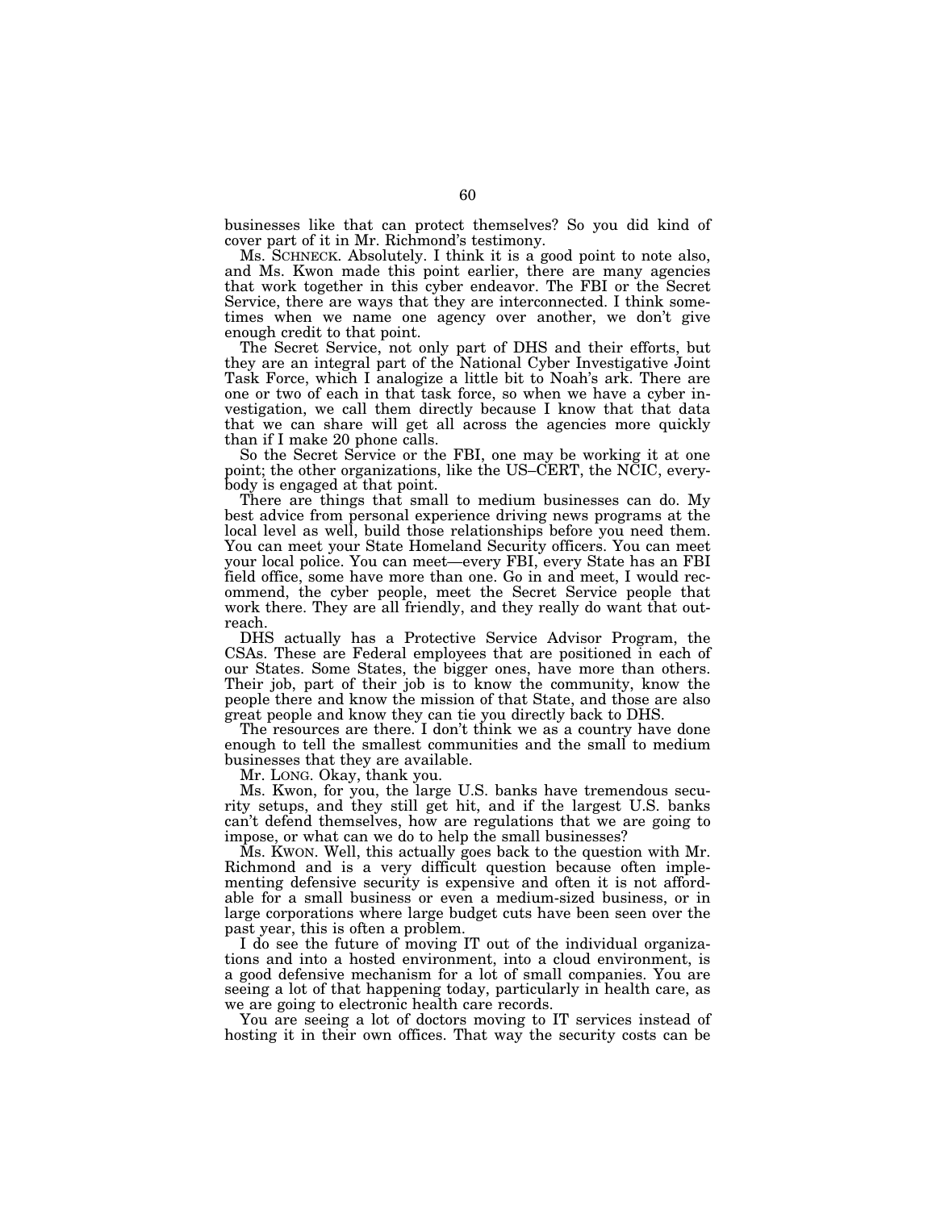businesses like that can protect themselves? So you did kind of cover part of it in Mr. Richmond's testimony.

Ms. SCHNECK. Absolutely. I think it is a good point to note also, and Ms. Kwon made this point earlier, there are many agencies that work together in this cyber endeavor. The FBI or the Secret Service, there are ways that they are interconnected. I think sometimes when we name one agency over another, we don't give enough credit to that point.

The Secret Service, not only part of DHS and their efforts, but they are an integral part of the National Cyber Investigative Joint Task Force, which I analogize a little bit to Noah's ark. There are one or two of each in that task force, so when we have a cyber investigation, we call them directly because I know that that data that we can share will get all across the agencies more quickly than if I make 20 phone calls.

So the Secret Service or the FBI, one may be working it at one point; the other organizations, like the US–CERT, the NCIC, everybody is engaged at that point.

There are things that small to medium businesses can do. My best advice from personal experience driving news programs at the local level as well, build those relationships before you need them. You can meet your State Homeland Security officers. You can meet your local police. You can meet—every FBI, every State has an FBI field office, some have more than one. Go in and meet, I would recommend, the cyber people, meet the Secret Service people that work there. They are all friendly, and they really do want that outreach.

DHS actually has a Protective Service Advisor Program, the CSAs. These are Federal employees that are positioned in each of our States. Some States, the bigger ones, have more than others. Their job, part of their job is to know the community, know the people there and know the mission of that State, and those are also great people and know they can tie you directly back to DHS.

The resources are there. I don't think we as a country have done enough to tell the smallest communities and the small to medium businesses that they are available.

Mr. LONG. Okay, thank you.

Ms. Kwon, for you, the large U.S. banks have tremendous security setups, and they still get hit, and if the largest U.S. banks can't defend themselves, how are regulations that we are going to impose, or what can we do to help the small businesses?

Ms. KWON. Well, this actually goes back to the question with Mr. Richmond and is a very difficult question because often implementing defensive security is expensive and often it is not affordable for a small business or even a medium-sized business, or in large corporations where large budget cuts have been seen over the past year, this is often a problem.

I do see the future of moving IT out of the individual organizations and into a hosted environment, into a cloud environment, is a good defensive mechanism for a lot of small companies. You are seeing a lot of that happening today, particularly in health care, as we are going to electronic health care records.

You are seeing a lot of doctors moving to IT services instead of hosting it in their own offices. That way the security costs can be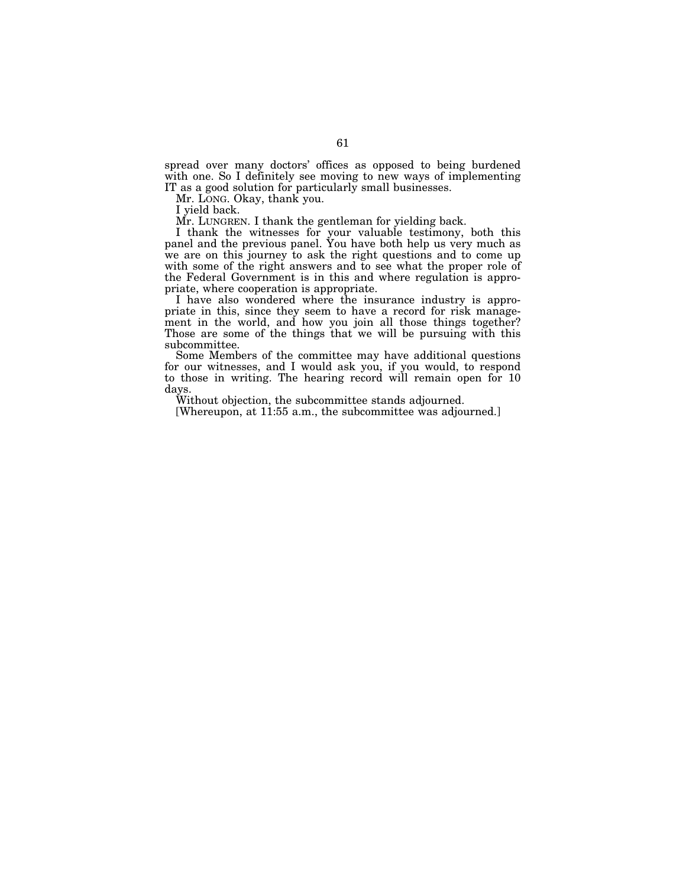spread over many doctors' offices as opposed to being burdened with one. So I definitely see moving to new ways of implementing IT as a good solution for particularly small businesses.

Mr. LONG. Okay, thank you.

I yield back.

Mr. LUNGREN. I thank the gentleman for yielding back.

I thank the witnesses for your valuable testimony, both this panel and the previous panel. You have both help us very much as we are on this journey to ask the right questions and to come up with some of the right answers and to see what the proper role of the Federal Government is in this and where regulation is appropriate, where cooperation is appropriate.

I have also wondered where the insurance industry is appropriate in this, since they seem to have a record for risk management in the world, and how you join all those things together? Those are some of the things that we will be pursuing with this subcommittee.

Some Members of the committee may have additional questions for our witnesses, and I would ask you, if you would, to respond to those in writing. The hearing record will remain open for 10 days.

Without objection, the subcommittee stands adjourned.

[Whereupon, at 11:55 a.m., the subcommittee was adjourned.]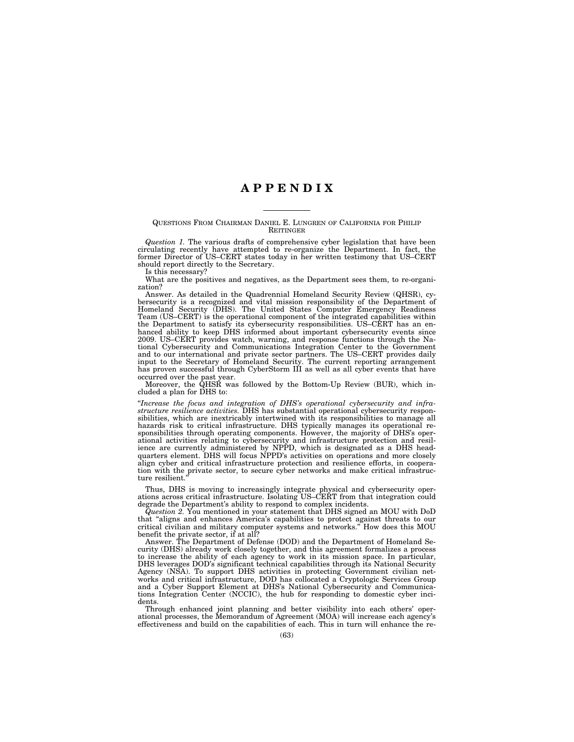# APPENDIX

QUESTIONS FROM CHAIRMAN DANIEL E. LUNGREN OF CALIFORNIA FOR PHILIP REITINGER

*Question 1.* The various drafts of comprehensive cyber legislation that have been circulating recently have attempted to re-organize the Department. In fact, the former Director of US–CERT states today in her written testimony that US–CERT should report directly to the Secretary.

Is this necessary?

What are the positives and negatives, as the Department sees them, to re-organization?

Answer. As detailed in the Quadrennial Homeland Security Review (QHSR), cybersecurity is a recognized and vital mission responsibility of the Department of Homeland Security (DHS). The United States Computer Emergency Readiness Team (US–CERT) is the operational component of the integrated capabilities within the Department to satisfy its cybersecurity responsibilities. US–CERT has an enhanced ability to keep DHS informed about important cybersecurity events since 2009. US–CERT provides watch, warning, and response functions through the National Cybersecurity and Communications Integration Center to the Government and to our international and private sector partners. The US–CERT provides daily input to the Secretary of Homeland Security. The current reporting arrangement has proven successful through CyberStorm III as well as all cyber events that have occurred over the past year.

Moreover, the QHSR was followed by the Bottom-Up Review (BUR), which included a plan for DHS to:

"*Increase the focus and integration of DHS's operational cybersecurity and infrastructure resilience activities.* DHS has substantial operational cybersecurity responsibilities, which are inextricably intertwined with its responsibilities to manage all hazards risk to critical infrastructure. DHS typically manages its operational responsibilities through operating components. However, the majority of DHS's operational activities relating to cybersecurity and infrastructure protection and resilience are currently administered by NPPD, which is designated as a DHS headquarters element. DHS will focus NPPD's activities on operations and more closely align cyber and critical infrastructure protection and resilience efforts, in cooperation with the private sector, to secure cyber networks and make critical infrastructure resilient."

Thus, DHS is moving to increasingly integrate physical and cybersecurity operations across critical infrastructure. Isolating US–CERT from that integration could degrade the Department's ability to respond to complex incidents.

*Question 2.* You mentioned in your statement that DHS signed an MOU with DoD that "aligns and enhances America's capabilities to protect against threats to our critical civilian and military computer systems and networks." How does this MOU benefit the private sector, if at all?

Answer. The Department of Defense (DOD) and the Department of Homeland Security (DHS) already work closely together, and this agreement formalizes a process to increase the ability of each agency to work in its mission space. In particular, DHS leverages DOD's significant technical capabilities through its National Security Agency (NSA). To support DHS activities in protecting Government civilian networks and critical infrastructure, DOD has collocated a Cryptologic Services Group and a Cyber Support Element at DHS's National Cybersecurity and Communications Integration Center (NCCIC), the hub for responding to domestic cyber incidents.

Through enhanced joint planning and better visibility into each others' operational processes, the Memorandum of Agreement (MOA) will increase each agency's effectiveness and build on the capabilities of each. This in turn will enhance the re-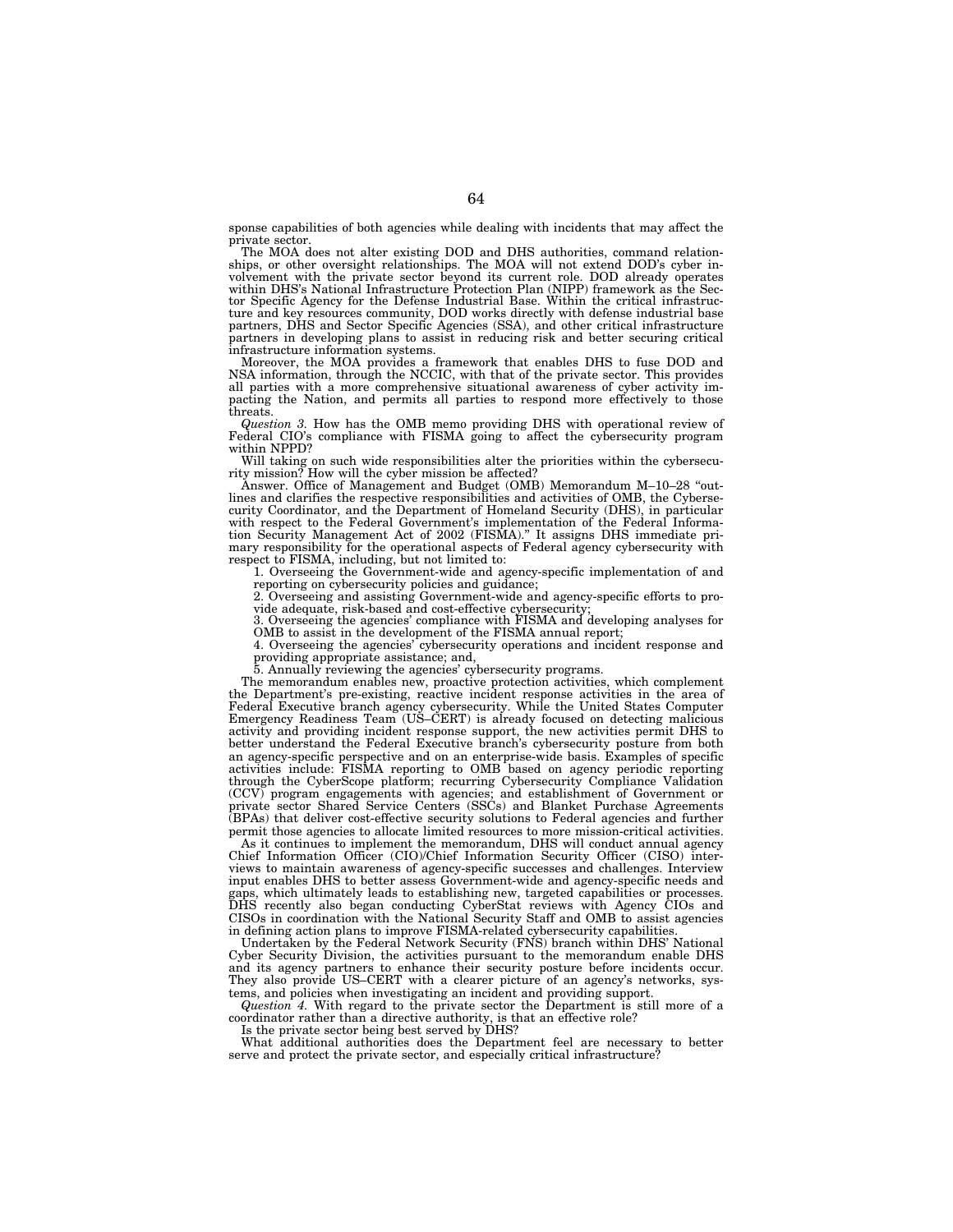sponse capabilities of both agencies while dealing with incidents that may affect the private sector.

The MOA does not alter existing DOD and DHS authorities, command relationships, or other oversight relationships. The MOA will not extend DOD's cyber involvement with the private sector beyond its current role. DOD already operates within DHS's National Infrastructure Protection Plan (NIPP) framework as the Sector Specific Agency for the Defense Industrial Base. Within the critical infrastructure and key resources community, DOD works directly with defense industrial base partners, DHS and Sector Specific Agencies (SSA), and other critical infrastructure partners in developing plans to assist in reducing risk and better securing critical infrastructure information systems.

Moreover, the MOA provides a framework that enables DHS to fuse DOD and NSA information, through the NCCIC, with that of the private sector. This provides all parties with a more comprehensive situational awareness of cyber activity impacting the Nation, and permits all parties to respond more effectively to those threats.

*Question 3.* How has the OMB memo providing DHS with operational review of Federal CIO's compliance with FISMA going to affect the cybersecurity program within NPPD?

Will taking on such wide responsibilities alter the priorities within the cybersecurity mission? How will the cyber mission be affected?

Answer. Office of Management and Budget (OMB) Memorandum M–10–28 "outlines and clarifies the respective responsibilities and activities of OMB, the Cybersecurity Coordinator, and the Department of Homeland Security (DHS), in particular with respect to the Federal Government's implementation of the Federal Information Security Management Act of 2002 (FISMA)." It assigns DHS immediate primary responsibility for the operational aspects of Federal agency cybersecurity with respect to FISMA, including, but not limited to:

1. Overseeing the Government-wide and agency-specific implementation of and reporting on cybersecurity policies and guidance;
2. Overseeing and assisting Government-wide and agency-specific efforts to provide adequate, risk-based and cost-effective cybersecurity;
3. Overseeing the agencies' compliance with FISMA and developing analyses for OMB to assist in the development of the FISMA annual report;
4. Overseeing the agencies' cybersecurity operations and incident response and providing appropriate assistance; and,
5. Annually reviewing the agencies' cybersecurity programs.

The memorandum enables new, proactive protection activities, which complement the Department's pre-existing, reactive incident response activities in the area of Federal Executive branch agency cybersecurity. While the United States Computer Emergency Readiness Team (US–CERT) is already focused on detecting malicious activity and providing incident response support, the new activities permit DHS to better understand the Federal Executive branch's cybersecurity posture from both an agency-specific perspective and on an enterprise-wide basis. Examples of specific activities include: FISMA reporting to OMB based on agency periodic reporting through the CyberScope platform; recurring Cybersecurity Compliance Validation (CCV) program engagements with agencies; and establishment of Government or private sector Shared Service Centers (SSCs) and Blanket Purchase Agreements (BPAs) that deliver cost-effective security solutions to Federal agencies and further permit those agencies to allocate limited resources to more mission-critical activities.

As it continues to implement the memorandum, DHS will conduct annual agency Chief Information Officer (CIO)/Chief Information Security Officer (CISO) interviews to maintain awareness of agency-specific successes and challenges. Interview input enables DHS to better assess Government-wide and agency-specific needs and gaps, which ultimately leads to establishing new, targeted capabilities or processes. DHS recently also began conducting CyberStat reviews with Agency CIOs and CISOs in coordination with the National Security Staff and OMB to assist agencies in defining action plans to improve FISMA-related cybersecurity capabilities.

Undertaken by the Federal Network Security (FNS) branch within DHS' National Cyber Security Division, the activities pursuant to the memorandum enable DHS and its agency partners to enhance their security posture before incidents occur. They also provide US–CERT with a clearer picture of an agency's networks, systems, and policies when investigating an incident and providing support.

*Question 4.* With regard to the private sector the Department is still more of a coordinator rather than a directive authority, is that an effective role?

Is the private sector being best served by DHS?

What additional authorities does the Department feel are necessary to better serve and protect the private sector, and especially critical infrastructure?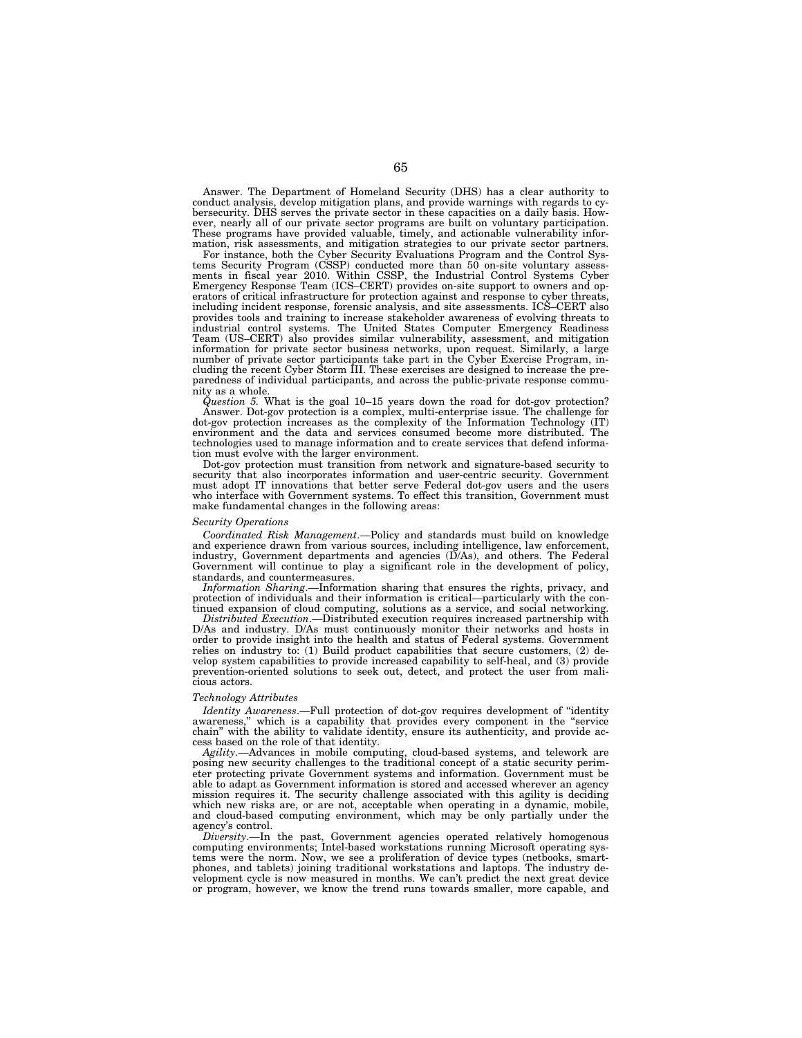Answer. The Department of Homeland Security (DHS) has a clear authority to conduct analysis, develop mitigation plans, and provide warnings with regards to cybersecurity. DHS serves the private sector in these capacities on a daily basis. However, nearly all of our private sector programs are built on voluntary participation. These programs have provided valuable, timely, and actionable vulnerability information, risk assessments, and mitigation strategies to our private sector partners.

For instance, both the Cyber Security Evaluations Program and the Control Systems Security Program (CSSP) conducted more than 50 on-site voluntary assessments in fiscal year 2010. Within CSSP, the Industrial Control Systems Cyber Emergency Response Team (ICS–CERT) provides on-site support to owners and operators of critical infrastructure for protection against and response to cyber threats, including incident response, forensic analysis, and site assessments. ICS–CERT also provides tools and training to increase stakeholder awareness of evolving threats to industrial control systems. The United States Computer Emergency Readiness Team (US–CERT) also provides similar vulnerability, assessment, and mitigation information for private sector business networks, upon request. Similarly, a large number of private sector participants take part in the Cyber Exercise Program, including the recent Cyber Storm III. These exercises are designed to increase the preparedness of individual participants, and across the public-private response community as a whole.

*Question 5.* What is the goal 10–15 years down the road for dot-gov protection?

Answer. Dot-gov protection is a complex, multi-enterprise issue. The challenge for dot-gov protection increases as the complexity of the Information Technology (IT) environment and the data and services consumed become more distributed. The technologies used to manage information and to create services that defend information must evolve with the larger environment.

Dot-gov protection must transition from network and signature-based security to security that also incorporates information and user-centric security. Government must adopt IT innovations that better serve Federal dot-gov users and the users who interface with Government systems. To effect this transition, Government must make fundamental changes in the following areas:

*Security Operations*

*Coordinated Risk Management*.—Policy and standards must build on knowledge and experience drawn from various sources, including intelligence, law enforcement, industry, Government departments and agencies (D/As), and others. The Federal Government will continue to play a significant role in the development of policy, standards, and countermeasures.

*Information Sharing*.—Information sharing that ensures the rights, privacy, and protection of individuals and their information is critical—particularly with the continued expansion of cloud computing, solutions as a service, and social networking.

*Distributed Execution*.—Distributed execution requires increased partnership with D/As and industry. D/As must continuously monitor their networks and hosts in order to provide insight into the health and status of Federal systems. Government relies on industry to: (1) Build product capabilities that secure customers, (2) develop system capabilities to provide increased capability to self-heal, and (3) provide prevention-oriented solutions to seek out, detect, and protect the user from malicious actors.

*Technology Attributes*

*Identity Awareness*.—Full protection of dot-gov requires development of "identity awareness," which is a capability that provides every component in the "service chain" with the ability to validate identity, ensure its authenticity, and provide access based on the role of that identity.

*Agility*.—Advances in mobile computing, cloud-based systems, and telework are posing new security challenges to the traditional concept of a static security perimeter protecting private Government systems and information. Government must be able to adapt as Government information is stored and accessed wherever an agency mission requires it. The security challenge associated with this agility is deciding which new risks are, or are not, acceptable when operating in a dynamic, mobile, and cloud-based computing environment, which may be only partially under the agency's control.

*Diversity*.—In the past, Government agencies operated relatively homogenous computing environments; Intel-based workstations running Microsoft operating systems were the norm. Now, we see a proliferation of device types (netbooks, smartphones, and tablets) joining traditional workstations and laptops. The industry development cycle is now measured in months. We can't predict the next great device or program, however, we know the trend runs towards smaller, more capable, and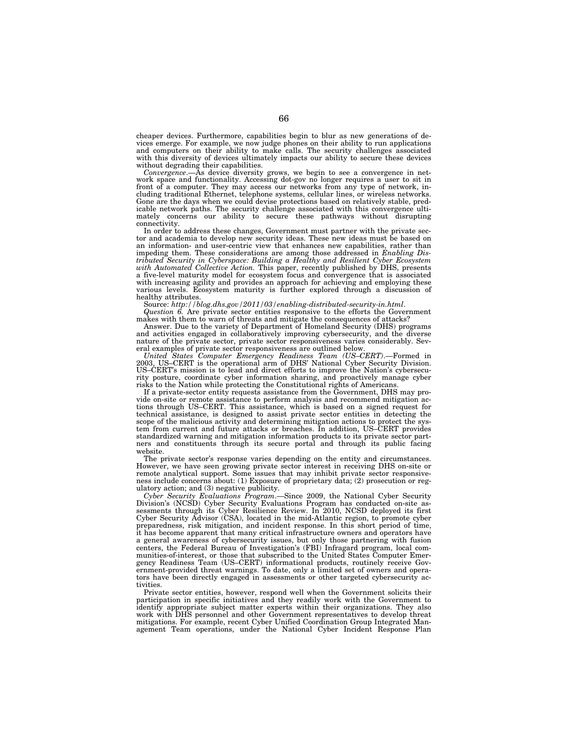cheaper devices. Furthermore, capabilities begin to blur as new generations of devices emerge. For example, we now judge phones on their ability to run applications and computers on their ability to make calls. The security challenges associated with this diversity of devices ultimately impacts our ability to secure these devices without degrading their capabilities.

*Convergence*.—As device diversity grows, we begin to see a convergence in network space and functionality. Accessing dot-gov no longer requires a user to sit in front of a computer. They may access our networks from any type of network, including traditional Ethernet, telephone systems, cellular lines, or wireless networks. Gone are the days when we could devise protections based on relatively stable, predictable network paths. The security challenge associated with this convergence ultimately concerns our ability to secure these pathways without disrupting connectivity.

In order to address these changes, Government must partner with the private sector and academia to develop new security ideas. These new ideas must be based on an information- and user-centric view that enhances new capabilities, rather than impeding them. These considerations are among those addressed in *Enabling Distributed Security in Cyberspace: Building a Healthy and Resilient Cyber Ecosystem with Automated Collective Action*. This paper, recently published by DHS, presents a five-level maturity model for ecosystem focus and convergence that is associated with increasing agility and provides an approach for achieving and employing these various levels. Ecosystem maturity is further explored through a discussion of healthy attributes.

Source: *http://blog.dhs.gov/2011/03/enabling-distributed-security-in.html*.

*Question 6*. Are private sector entities responsive to the efforts the Government makes with them to warn of threats and mitigate the consequences of attacks?

Answer. Due to the variety of Department of Homeland Security (DHS) programs and activities engaged in collaboratively improving cybersecurity, and the diverse nature of the private sector, private sector responsiveness varies considerably. Several examples of private sector responsiveness are outlined below.

*United States Computer Emergency Readiness Team (US–CERT)*.—Formed in 2003, US–CERT is the operational arm of DHS' National Cyber Security Division. US–CERT's mission is to lead and direct efforts to improve the Nation's cybersecurity posture, coordinate cyber information sharing, and proactively manage cyber risks to the Nation while protecting the Constitutional rights of Americans.

If a private-sector entity requests assistance from the Government, DHS may provide on-site or remote assistance to perform analysis and recommend mitigation actions through US–CERT. This assistance, which is based on a signed request for technical assistance, is designed to assist private sector entities in detecting the scope of the malicious activity and determining mitigation actions to protect the system from current and future attacks or breaches. In addition, US–CERT provides standardized warning and mitigation information products to its private sector partners and constituents through its secure portal and through its public facing website.

The private sector's response varies depending on the entity and circumstances. However, we have seen growing private sector interest in receiving DHS on-site or remote analytical support. Some issues that may inhibit private sector responsiveness include concerns about: (1) Exposure of proprietary data; (2) prosecution or regulatory action; and (3) negative publicity.

*Cyber Security Evaluations Program*.—Since 2009, the National Cyber Security Division's (NCSD) Cyber Security Evaluations Program has conducted on-site assessments through its Cyber Resilience Review. In 2010, NCSD deployed its first Cyber Security Advisor (CSA), located in the mid-Atlantic region, to promote cyber preparedness, risk mitigation, and incident response. In this short period of time, it has become apparent that many critical infrastructure owners and operators have a general awareness of cybersecurity issues, but only those partnering with fusion centers, the Federal Bureau of Investigation's (FBI) Infragard program, local communities-of-interest, or those that subscribed to the United States Computer Emergency Readiness Team (US–CERT) informational products, routinely receive Government-provided threat warnings. To date, only a limited set of owners and operators have been directly engaged in assessments or other targeted cybersecurity activities.

Private sector entities, however, respond well when the Government solicits their participation in specific initiatives and they readily work with the Government to identify appropriate subject matter experts within their organizations. They also work with DHS personnel and other Government representatives to develop threat mitigations. For example, recent Cyber Unified Coordination Group Integrated Management Team operations, under the National Cyber Incident Response Plan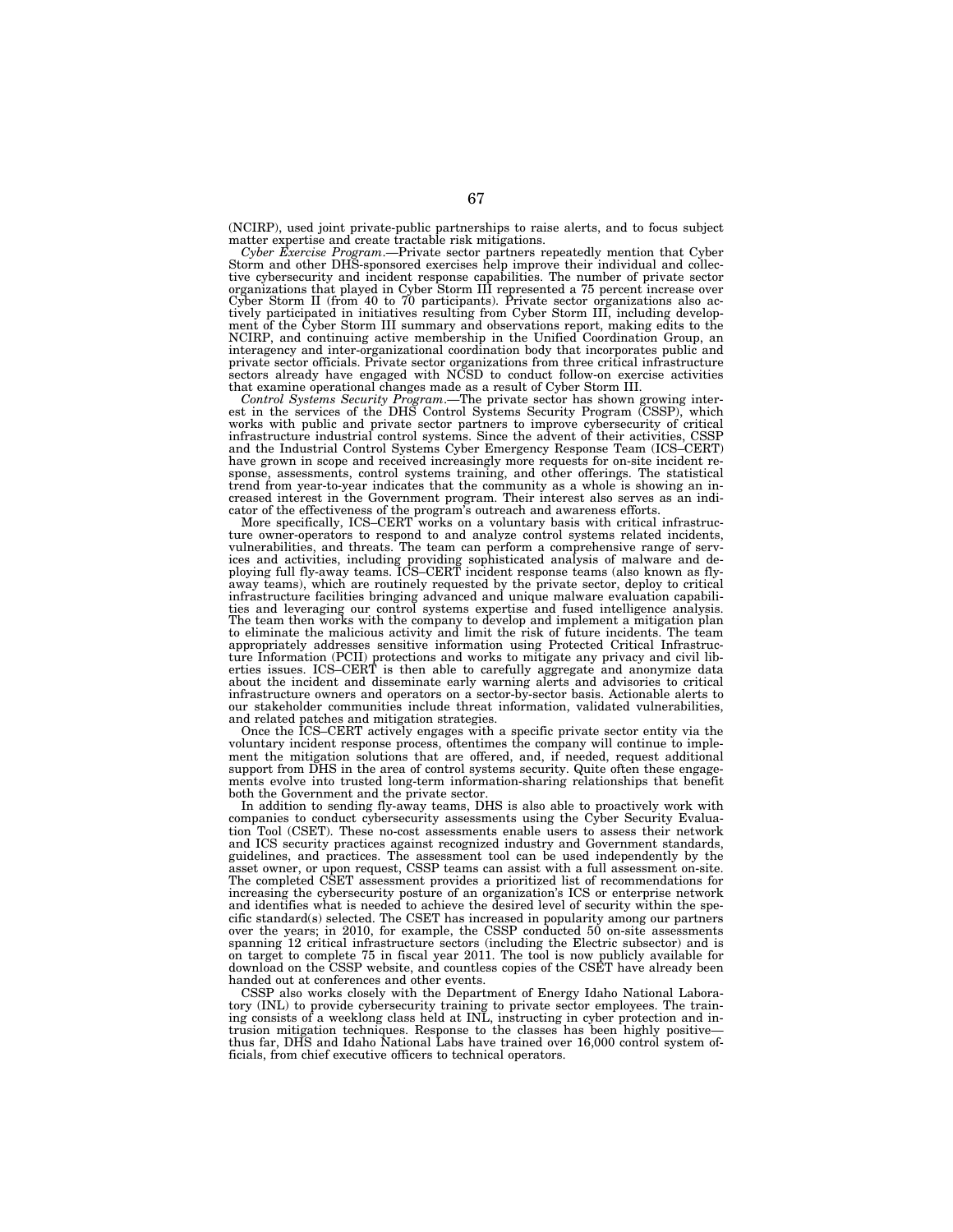(NCIRP), used joint private-public partnerships to raise alerts, and to focus subject matter expertise and create tractable risk mitigations.

*Cyber Exercise Program*.—Private sector partners repeatedly mention that Cyber Storm and other DHS-sponsored exercises help improve their individual and collective cybersecurity and incident response capabilities. The number of private sector organizations that played in Cyber Storm III represented a 75 percent increase over Cyber Storm II (from 40 to 70 participants). Private sector organizations also actively participated in initiatives resulting from Cyber Storm III, including development of the Cyber Storm III summary and observations report, making edits to the NCIRP, and continuing active membership in the Unified Coordination Group, an interagency and inter-organizational coordination body that incorporates public and private sector officials. Private sector organizations from three critical infrastructure sectors already have engaged with NCSD to conduct follow-on exercise activities that examine operational changes made as a result of Cyber Storm III.

*Control Systems Security Program*.—The private sector has shown growing interest in the services of the DHS Control Systems Security Program (CSSP), which works with public and private sector partners to improve cybersecurity of critical infrastructure industrial control systems. Since the advent of their activities, CSSP and the Industrial Control Systems Cyber Emergency Response Team (ICS–CERT) have grown in scope and received increasingly more requests for on-site incident response, assessments, control systems training, and other offerings. The statistical trend from year-to-year indicates that the community as a whole is showing an increased interest in the Government program. Their interest also serves as an indicator of the effectiveness of the program's outreach and awareness efforts.

More specifically, ICS–CERT works on a voluntary basis with critical infrastructure owner-operators to respond to and analyze control systems related incidents, vulnerabilities, and threats. The team can perform a comprehensive range of services and activities, including providing sophisticated analysis of malware and deploying full fly-away teams. ICS–CERT incident response teams (also known as fly-away teams), which are routinely requested by the private sector, deploy to critical infrastructure facilities bringing advanced and unique malware evaluation capabilities and leveraging our control systems expertise and fused intelligence analysis. The team then works with the company to develop and implement a mitigation plan to eliminate the malicious activity and limit the risk of future incidents. The team appropriately addresses sensitive information using Protected Critical Infrastructure Information (PCII) protections and works to mitigate any privacy and civil liberties issues. ICS–CERT is then able to carefully aggregate and anonymize data about the incident and disseminate early warning alerts and advisories to critical infrastructure owners and operators on a sector-by-sector basis. Actionable alerts to our stakeholder communities include threat information, validated vulnerabilities, and related patches and mitigation strategies.

Once the ICS–CERT actively engages with a specific private sector entity via the voluntary incident response process, oftentimes the company will continue to implement the mitigation solutions that are offered, and, if needed, request additional support from DHS in the area of control systems security. Quite often these engagements evolve into trusted long-term information-sharing relationships that benefit both the Government and the private sector.

In addition to sending fly-away teams, DHS is also able to proactively work with companies to conduct cybersecurity assessments using the Cyber Security Evaluation Tool (CSET). These no-cost assessments enable users to assess their network and ICS security practices against recognized industry and Government standards, guidelines, and practices. The assessment tool can be used independently by the asset owner, or upon request, CSSP teams can assist with a full assessment on-site. The completed CSET assessment provides a prioritized list of recommendations for increasing the cybersecurity posture of an organization's ICS or enterprise network and identifies what is needed to achieve the desired level of security within the specific standard(s) selected. The CSET has increased in popularity among our partners over the years; in 2010, for example, the CSSP conducted 50 on-site assessments spanning 12 critical infrastructure sectors (including the Electric subsector) and is on target to complete 75 in fiscal year 2011. The tool is now publicly available for download on the CSSP website, and countless copies of the CSET have already been handed out at conferences and other events.

CSSP also works closely with the Department of Energy Idaho National Laboratory (INL) to provide cybersecurity training to private sector employees. The training consists of a weeklong class held at INL, instructing in cyber protection and intrusion mitigation techniques. Response to the classes has been highly positive—thus far, DHS and Idaho National Labs have trained over 16,000 control system officials, from chief executive officers to technical operators.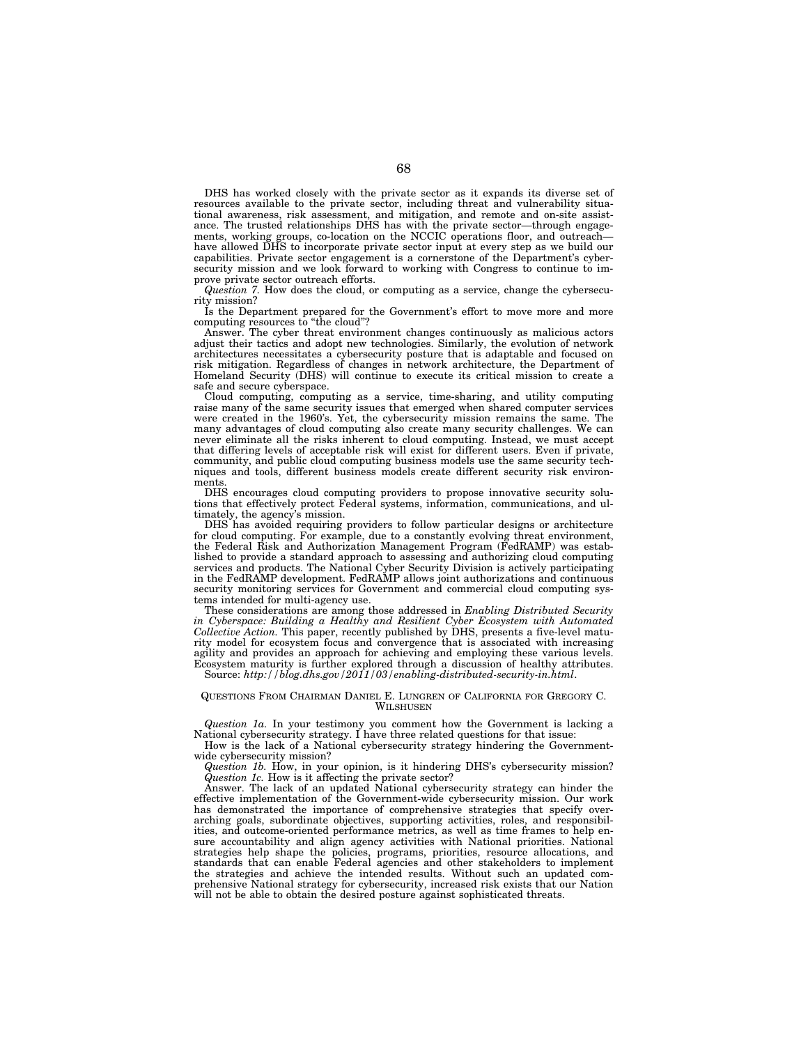DHS has worked closely with the private sector as it expands its diverse set of resources available to the private sector, including threat and vulnerability situational awareness, risk assessment, and mitigation, and remote and on-site assistance. The trusted relationships DHS has with the private sector—through engagements, working groups, co-location on the NCCIC operations floor, and outreach—have allowed DHS to incorporate private sector input at every step as we build our capabilities. Private sector engagement is a cornerstone of the Department's cybersecurity mission and we look forward to working with Congress to continue to improve private sector outreach efforts.

*Question 7.* How does the cloud, or computing as a service, change the cybersecurity mission?

Is the Department prepared for the Government's effort to move more and more computing resources to "the cloud"?

Answer. The cyber threat environment changes continuously as malicious actors adjust their tactics and adopt new technologies. Similarly, the evolution of network architectures necessitates a cybersecurity posture that is adaptable and focused on risk mitigation. Regardless of changes in network architecture, the Department of Homeland Security (DHS) will continue to execute its critical mission to create a safe and secure cyberspace.

Cloud computing, computing as a service, time-sharing, and utility computing raise many of the same security issues that emerged when shared computer services were created in the 1960's. Yet, the cybersecurity mission remains the same. The many advantages of cloud computing also create many security challenges. We can never eliminate all the risks inherent to cloud computing. Instead, we must accept that differing levels of acceptable risk will exist for different users. Even if private, community, and public cloud computing business models use the same security techniques and tools, different business models create different security risk environments.

DHS encourages cloud computing providers to propose innovative security solutions that effectively protect Federal systems, information, communications, and ultimately, the agency's mission.

DHS has avoided requiring providers to follow particular designs or architecture for cloud computing. For example, due to a constantly evolving threat environment, the Federal Risk and Authorization Management Program (FedRAMP) was established to provide a standard approach to assessing and authorizing cloud computing services and products. The National Cyber Security Division is actively participating in the FedRAMP development. FedRAMP allows joint authorizations and continuous security monitoring services for Government and commercial cloud computing systems intended for multi-agency use.

These considerations are among those addressed in *Enabling Distributed Security in Cyberspace: Building a Healthy and Resilient Cyber Ecosystem with Automated Collective Action.* This paper, recently published by DHS, presents a five-level maturity model for ecosystem focus and convergence that is associated with increasing agility and provides an approach for achieving and employing these various levels. Ecosystem maturity is further explored through a discussion of healthy attributes.

Source: *http://blog.dhs.gov/2011/03/enabling-distributed-security-in.html*.

## QUESTIONS FROM CHAIRMAN DANIEL E. LUNGREN OF CALIFORNIA FOR GREGORY C. WILSHUSEN

*Question 1a.* In your testimony you comment how the Government is lacking a National cybersecurity strategy. I have three related questions for that issue:

How is the lack of a National cybersecurity strategy hindering the Government-wide cybersecurity mission?

*Question 1b.* How, in your opinion, is it hindering DHS's cybersecurity mission?

*Question 1c.* How is it affecting the private sector?

Answer. The lack of an updated National cybersecurity strategy can hinder the effective implementation of the Government-wide cybersecurity mission. Our work has demonstrated the importance of comprehensive strategies that specify overarching goals, subordinate objectives, supporting activities, roles, and responsibilities, and outcome-oriented performance metrics, as well as time frames to help ensure accountability and align agency activities with National priorities. National strategies help shape the policies, programs, priorities, resource allocations, and standards that can enable Federal agencies and other stakeholders to implement the strategies and achieve the intended results. Without such an updated comprehensive National strategy for cybersecurity, increased risk exists that our Nation will not be able to obtain the desired posture against sophisticated threats.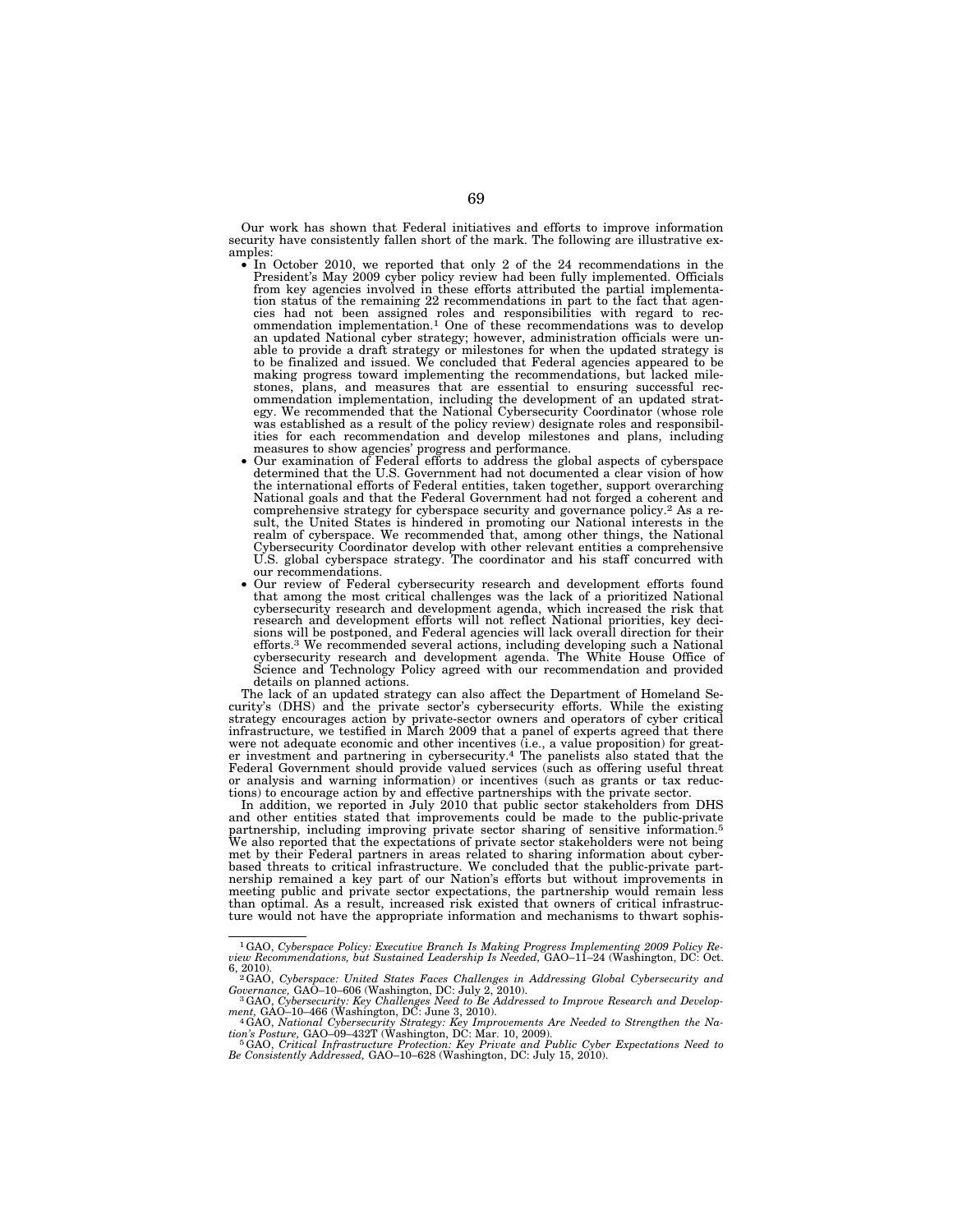Our work has shown that Federal initiatives and efforts to improve information security have consistently fallen short of the mark. The following are illustrative examples:

- In October 2010, we reported that only 2 of the 24 recommendations in the President's May 2009 cyber policy review had been fully implemented. Officials from key agencies involved in these efforts attributed the partial implementation status of the remaining 22 recommendations in part to the fact that agencies had not been assigned roles and responsibilities with regard to recommendation implementation.[1] One of these recommendations was to develop an updated National cyber strategy; however, administration officials were unable to provide a draft strategy or milestones for when the updated strategy is to be finalized and issued. We concluded that Federal agencies appeared to be making progress toward implementing the recommendations, but lacked milestones, plans, and measures that are essential to ensuring successful recommendation implementation, including the development of an updated strategy. We recommended that the National Cybersecurity Coordinator (whose role was established as a result of the policy review) designate roles and responsibilities for each recommendation and develop milestones and plans, including measures to show agencies' progress and performance.
- Our examination of Federal efforts to address the global aspects of cyberspace determined that the U.S. Government had not documented a clear vision of how the international efforts of Federal entities, taken together, support overarching National goals and that the Federal Government had not forged a coherent and comprehensive strategy for cyberspace security and governance policy.[2] As a result, the United States is hindered in promoting our National interests in the realm of cyberspace. We recommended that, among other things, the National Cybersecurity Coordinator develop with other relevant entities a comprehensive U.S. global cyberspace strategy. The coordinator and his staff concurred with our recommendations.
- Our review of Federal cybersecurity research and development efforts found that among the most critical challenges was the lack of a prioritized National cybersecurity research and development agenda, which increased the risk that research and development efforts will not reflect National priorities, key decisions will be postponed, and Federal agencies will lack overall direction for their efforts.[3] We recommended several actions, including developing such a National cybersecurity research and development agenda. The White House Office of Science and Technology Policy agreed with our recommendation and provided details on planned actions.

The lack of an updated strategy can also affect the Department of Homeland Security's (DHS) and the private sector's cybersecurity efforts. While the existing strategy encourages action by private-sector owners and operators of cyber critical infrastructure, we testified in March 2009 that a panel of experts agreed that there were not adequate economic and other incentives (i.e., a value proposition) for greater investment and partnering in cybersecurity.[4] The panelists also stated that the Federal Government should provide valued services (such as offering useful threat or analysis and warning information) or incentives (such as grants or tax reductions) to encourage action by and effective partnerships with the private sector.

In addition, we reported in July 2010 that public sector stakeholders from DHS and other entities stated that improvements could be made to the public-private partnership, including improving private sector sharing of sensitive information.[5] We also reported that the expectations of private sector stakeholders were not being met by their Federal partners in areas related to sharing information about cyber-based threats to critical infrastructure. We concluded that the public-private partnership remained a key part of our Nation's efforts but without improvements in meeting public and private sector expectations, the partnership would remain less than optimal. As a result, increased risk existed that owners of critical infrastructure would not have the appropriate information and mechanisms to thwart sophis-

---

[1] GAO, *Cyberspace Policy: Executive Branch Is Making Progress Implementing 2009 Policy Review Recommendations, but Sustained Leadership Is Needed,* GAO–11–24 (Washington, DC: Oct. 6, 2010).

[2] GAO, *Cyberspace: United States Faces Challenges in Addressing Global Cybersecurity and Governance,* GAO–10–606 (Washington, DC: July 2, 2010).

[3] GAO, *Cybersecurity: Key Challenges Need to Be Addressed to Improve Research and Development,* GAO–10–466 (Washington, DC: June 3, 2010).

[4] GAO, *National Cybersecurity Strategy: Key Improvements Are Needed to Strengthen the Nation's Posture,* GAO–09–432T (Washington, DC: Mar. 10, 2009).

[5] GAO, *Critical Infrastructure Protection: Key Private and Public Cyber Expectations Need to Be Consistently Addressed,* GAO–10–628 (Washington, DC: July 15, 2010).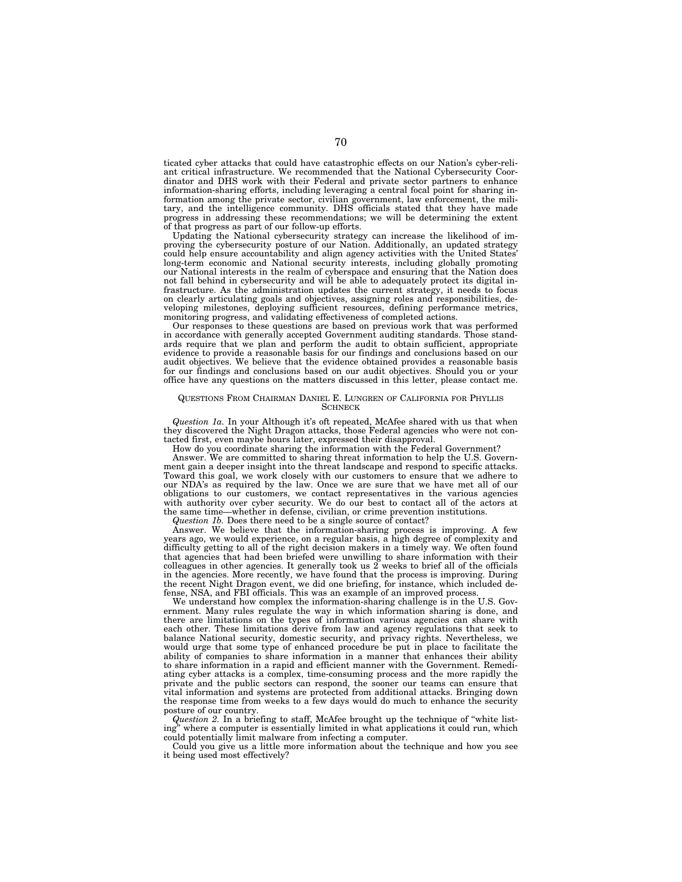ticated cyber attacks that could have catastrophic effects on our Nation's cyber-reliant critical infrastructure. We recommended that the National Cybersecurity Coordinator and DHS work with their Federal and private sector partners to enhance information-sharing efforts, including leveraging a central focal point for sharing information among the private sector, civilian government, law enforcement, the military, and the intelligence community. DHS officials stated that they have made progress in addressing these recommendations; we will be determining the extent of that progress as part of our follow-up efforts.

Updating the National cybersecurity strategy can increase the likelihood of improving the cybersecurity posture of our Nation. Additionally, an updated strategy could help ensure accountability and align agency activities with the United States' long-term economic and National security interests, including globally promoting our National interests in the realm of cyberspace and ensuring that the Nation does not fall behind in cybersecurity and will be able to adequately protect its digital infrastructure. As the administration updates the current strategy, it needs to focus on clearly articulating goals and objectives, assigning roles and responsibilities, developing milestones, deploying sufficient resources, defining performance metrics, monitoring progress, and validating effectiveness of completed actions.

Our responses to these questions are based on previous work that was performed in accordance with generally accepted Government auditing standards. Those standards require that we plan and perform the audit to obtain sufficient, appropriate evidence to provide a reasonable basis for our findings and conclusions based on our audit objectives. We believe that the evidence obtained provides a reasonable basis for our findings and conclusions based on our audit objectives. Should you or your office have any questions on the matters discussed in this letter, please contact me.

QUESTIONS FROM CHAIRMAN DANIEL E. LUNGREN OF CALIFORNIA FOR PHYLLIS SCHNECK

*Question 1a.* In your Although it's oft repeated, McAfee shared with us that when they discovered the Night Dragon attacks, those Federal agencies who were not contacted first, even maybe hours later, expressed their disapproval.

How do you coordinate sharing the information with the Federal Government?

Answer. We are committed to sharing threat information to help the U.S. Government gain a deeper insight into the threat landscape and respond to specific attacks. Toward this goal, we work closely with our customers to ensure that we adhere to our NDA's as required by the law. Once we are sure that we have met all of our obligations to our customers, we contact representatives in the various agencies with authority over cyber security. We do our best to contact all of the actors at the same time—whether in defense, civilian, or crime prevention institutions.

*Question 1b.* Does there need to be a single source of contact?

Answer. We believe that the information-sharing process is improving. A few years ago, we would experience, on a regular basis, a high degree of complexity and difficulty getting to all of the right decision makers in a timely way. We often found that agencies that had been briefed were unwilling to share information with their colleagues in other agencies. It generally took us 2 weeks to brief all of the officials in the agencies. More recently, we have found that the process is improving. During the recent Night Dragon event, we did one briefing, for instance, which included defense, NSA, and FBI officials. This was an example of an improved process.

We understand how complex the information-sharing challenge is in the U.S. Government. Many rules regulate the way in which information sharing is done, and there are limitations on the types of information various agencies can share with each other. These limitations derive from law and agency regulations that seek to balance National security, domestic security, and privacy rights. Nevertheless, we would urge that some type of enhanced procedure be put in place to facilitate the ability of companies to share information in a manner that enhances their ability to share information in a rapid and efficient manner with the Government. Remediating cyber attacks is a complex, time-consuming process and the more rapidly the private and the public sectors can respond, the sooner our teams can ensure that vital information and systems are protected from additional attacks. Bringing down the response time from weeks to a few days would do much to enhance the security posture of our country.

*Question 2.* In a briefing to staff, McAfee brought up the technique of "white listing" where a computer is essentially limited in what applications it could run, which could potentially limit malware from infecting a computer.

Could you give us a little more information about the technique and how you see it being used most effectively?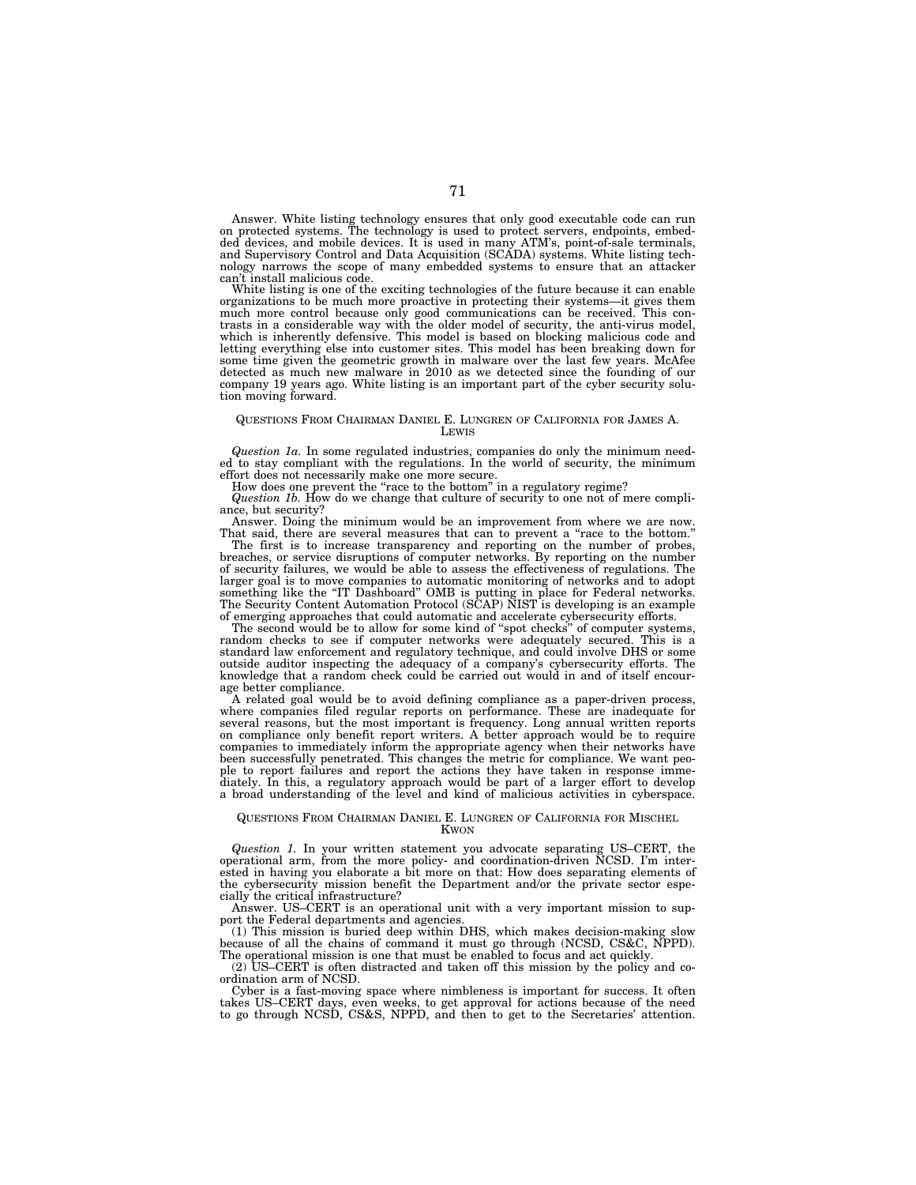Answer. White listing technology ensures that only good executable code can run on protected systems. The technology is used to protect servers, endpoints, embedded devices, and mobile devices. It is used in many ATM's, point-of-sale terminals, and Supervisory Control and Data Acquisition (SCADA) systems. White listing technology narrows the scope of many embedded systems to ensure that an attacker can't install malicious code.

White listing is one of the exciting technologies of the future because it can enable organizations to be much more proactive in protecting their systems—it gives them much more control because only good communications can be received. This contrasts in a considerable way with the older model of security, the anti-virus model, which is inherently defensive. This model is based on blocking malicious code and letting everything else into customer sites. This model has been breaking down for some time given the geometric growth in malware over the last few years. McAfee detected as much new malware in 2010 as we detected since the founding of our company 19 years ago. White listing is an important part of the cyber security solution moving forward.

## Questions From Chairman Daniel E. Lungren of California for James A. Lewis

*Question 1a.* In some regulated industries, companies do only the minimum needed to stay compliant with the regulations. In the world of security, the minimum effort does not necessarily make one more secure.

How does one prevent the "race to the bottom" in a regulatory regime?

*Question 1b.* How do we change that culture of security to one not of mere compliance, but security?

Answer. Doing the minimum would be an improvement from where we are now. That said, there are several measures that can to prevent a "race to the bottom."

The first is to increase transparency and reporting on the number of probes, breaches, or service disruptions of computer networks. By reporting on the number of security failures, we would be able to assess the effectiveness of regulations. The larger goal is to move companies to automatic monitoring of networks and to adopt something like the "IT Dashboard" OMB is putting in place for Federal networks. The Security Content Automation Protocol (SCAP) NIST is developing is an example of emerging approaches that could automatic and accelerate cybersecurity efforts.

The second would be to allow for some kind of "spot checks" of computer systems, random checks to see if computer networks were adequately secured. This is a standard law enforcement and regulatory technique, and could involve DHS or some outside auditor inspecting the adequacy of a company's cybersecurity efforts. The knowledge that a random check could be carried out would in and of itself encourage better compliance.

A related goal would be to avoid defining compliance as a paper-driven process, where companies filed regular reports on performance. These are inadequate for several reasons, but the most important is frequency. Long annual written reports on compliance only benefit report writers. A better approach would be to require companies to immediately inform the appropriate agency when their networks have been successfully penetrated. This changes the metric for compliance. We want people to report failures and report the actions they have taken in response immediately. In this, a regulatory approach would be part of a larger effort to develop a broad understanding of the level and kind of malicious activities in cyberspace.

## Questions From Chairman Daniel E. Lungren of California for Mischel Kwon

*Question 1.* In your written statement you advocate separating US–CERT, the operational arm, from the more policy- and coordination-driven NCSD. I'm interested in having you elaborate a bit more on that: How does separating elements of the cybersecurity mission benefit the Department and/or the private sector especially the critical infrastructure?

Answer. US–CERT is an operational unit with a very important mission to support the Federal departments and agencies.

(1) This mission is buried deep within DHS, which makes decision-making slow because of all the chains of command it must go through (NCSD, CS&C, NPPD). The operational mission is one that must be enabled to focus and act quickly.

(2) US–CERT is often distracted and taken off this mission by the policy and coordination arm of NCSD.

Cyber is a fast-moving space where nimbleness is important for success. It often takes US–CERT days, even weeks, to get approval for actions because of the need to go through NCSD, CS&S, NPPD, and then to get to the Secretaries' attention.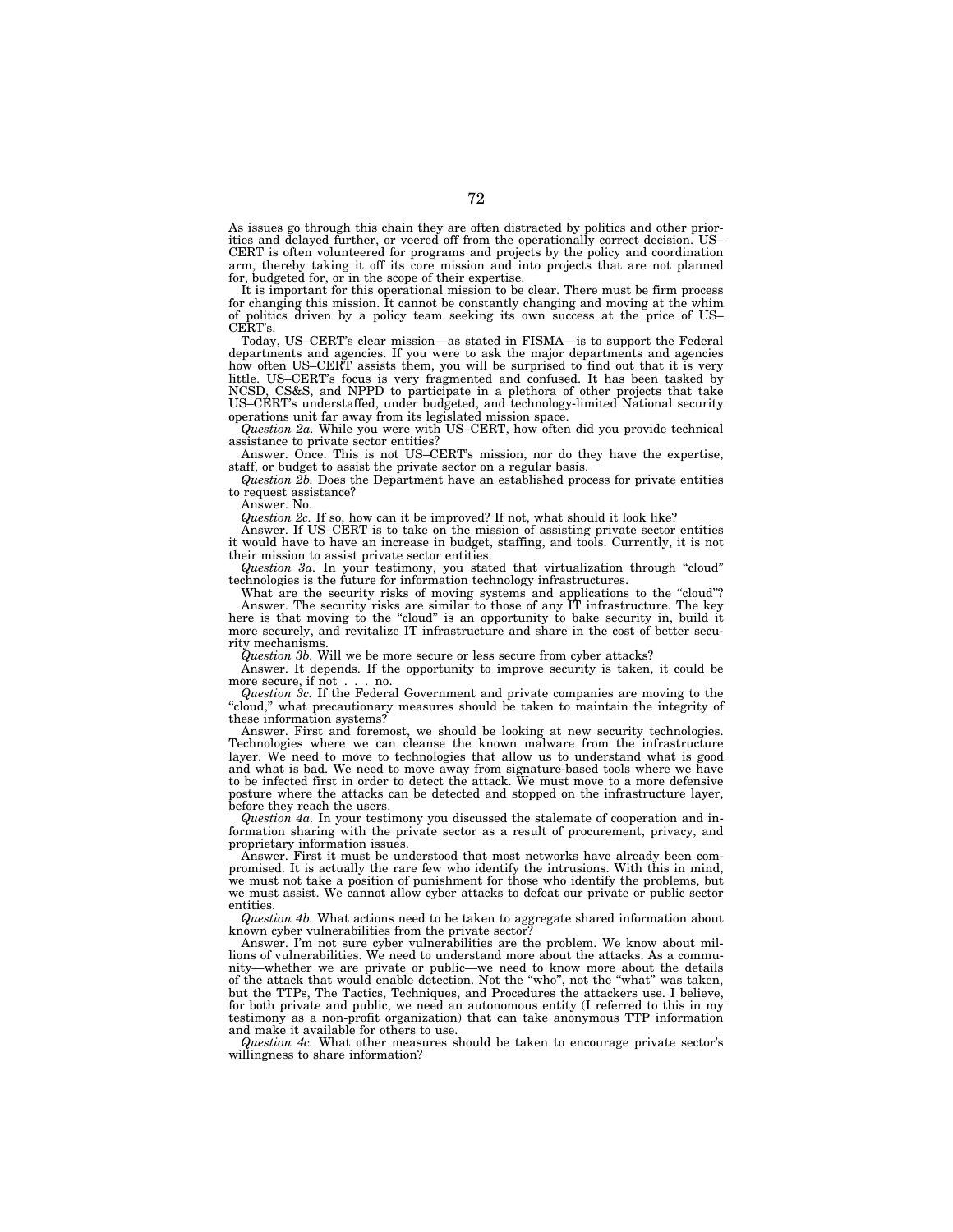As issues go through this chain they are often distracted by politics and other priorities and delayed further, or veered off from the operationally correct decision. US–CERT is often volunteered for programs and projects by the policy and coordination arm, thereby taking it off its core mission and into projects that are not planned for, budgeted for, or in the scope of their expertise.

It is important for this operational mission to be clear. There must be firm process for changing this mission. It cannot be constantly changing and moving at the whim of politics driven by a policy team seeking its own success at the price of US–CERT's.

Today, US–CERT's clear mission—as stated in FISMA—is to support the Federal departments and agencies. If you were to ask the major departments and agencies how often US–CERT assists them, you will be surprised to find out that it is very little. US–CERT's focus is very fragmented and confused. It has been tasked by NCSD, CS&S, and NPPD to participate in a plethora of other projects that take US–CERT's understaffed, under budgeted, and technology-limited National security operations unit far away from its legislated mission space.

*Question 2a.* While you were with US–CERT, how often did you provide technical assistance to private sector entities?

Answer. Once. This is not US–CERT's mission, nor do they have the expertise, staff, or budget to assist the private sector on a regular basis.

*Question 2b.* Does the Department have an established process for private entities to request assistance?

Answer. No.

*Question 2c.* If so, how can it be improved? If not, what should it look like?

Answer. If US–CERT is to take on the mission of assisting private sector entities it would have to have an increase in budget, staffing, and tools. Currently, it is not their mission to assist private sector entities.

*Question 3a.* In your testimony, you stated that virtualization through "cloud" technologies is the future for information technology infrastructures.

What are the security risks of moving systems and applications to the "cloud"?

Answer. The security risks are similar to those of any IT infrastructure. The key here is that moving to the "cloud" is an opportunity to bake security in, build it more securely, and revitalize IT infrastructure and share in the cost of better security mechanisms.

*Question 3b.* Will we be more secure or less secure from cyber attacks?

Answer. It depends. If the opportunity to improve security is taken, it could be more secure, if not . . . no.

*Question 3c.* If the Federal Government and private companies are moving to the "cloud," what precautionary measures should be taken to maintain the integrity of these information systems?

Answer. First and foremost, we should be looking at new security technologies. Technologies where we can cleanse the known malware from the infrastructure layer. We need to move to technologies that allow us to understand what is good and what is bad. We need to move away from signature-based tools where we have to be infected first in order to detect the attack. We must move to a more defensive posture where the attacks can be detected and stopped on the infrastructure layer, before they reach the users.

*Question 4a.* In your testimony you discussed the stalemate of cooperation and information sharing with the private sector as a result of procurement, privacy, and proprietary information issues.

Answer. First it must be understood that most networks have already been compromised. It is actually the rare few who identify the intrusions. With this in mind, we must not take a position of punishment for those who identify the problems, but we must assist. We cannot allow cyber attacks to defeat our private or public sector entities.

*Question 4b.* What actions need to be taken to aggregate shared information about known cyber vulnerabilities from the private sector?

Answer. I'm not sure cyber vulnerabilities are the problem. We know about millions of vulnerabilities. We need to understand more about the attacks. As a community—whether we are private or public—we need to know more about the details of the attack that would enable detection. Not the "who", not the "what" was taken, but the TTPs, The Tactics, Techniques, and Procedures the attackers use. I believe, for both private and public, we need an autonomous entity (I referred to this in my testimony as a non-profit organization) that can take anonymous TTP information and make it available for others to use.

*Question 4c.* What other measures should be taken to encourage private sector's willingness to share information?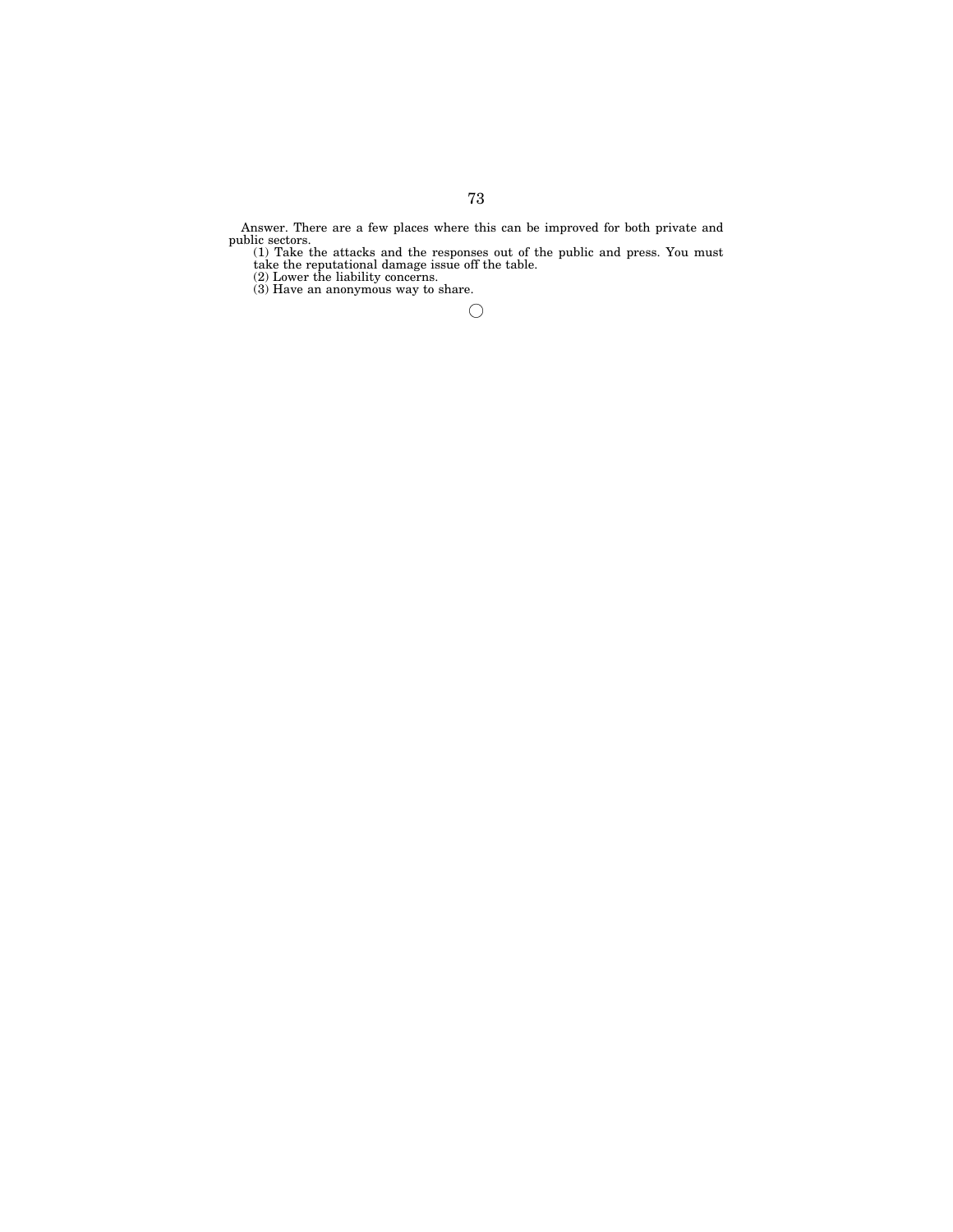Answer. There are a few places where this can be improved for both private and public sectors.

(1) Take the attacks and the responses out of the public and press. You must take the reputational damage issue off the table.

(2) Lower the liability concerns.

(3) Have an anonymous way to share.